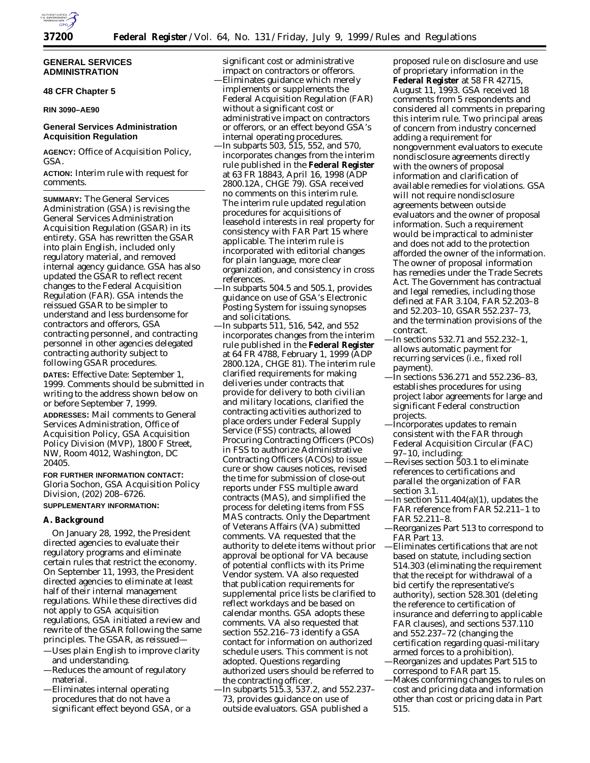## GENERAL SERVICES ADMINISTRATION

### 48 CFR Chapter 5

**RIN 3090–AE90**

### General Services Administration Acquisition Regulation

**AGENCY:** Office of Acquisition Policy, GSA.

**ACTION:** Interim rule with request for comments.

**SUMMARY:** The General Services Administration (GSA) is revising the General Services Administration Acquisition Regulation (GSAR) in its entirety. GSA has rewritten the GSAR into plain English, included only regulatory material, and removed internal agency guidance. GSA has also updated the GSAR to reflect recent changes to the Federal Acquisition Regulation (FAR). GSA intends the reissued GSAR to be simpler to understand and less burdensome for contractors and offerors, GSA contracting personnel, and contracting personnel in other agencies delegated contracting authority subject to following GSAR procedures.

**DATES:** Effective Date: September 1, 1999. Comments should be submitted in writing to the address shown below on or before September 7, 1999.

**ADDRESSES:** Mail comments to General Services Administration, Office of Acquisition Policy, GSA Acquisition Policy Division (MVP), 1800 F Street, NW, Room 4012, Washington, DC 20405.

**FOR FURTHER INFORMATION CONTACT:** Gloria Sochon, GSA Acquisition Policy Division, (202) 208–6726.

**SUPPLEMENTARY INFORMATION:**

#### A. Background

On January 28, 1992, the President directed agencies to evaluate their regulatory programs and eliminate certain rules that restrict the economy. On September 11, 1993, the President directed agencies to eliminate at least half of their internal management regulations. While these directives did not apply to GSA acquisition regulations, GSA initiated a review and rewrite of the GSAR following the same principles. The GSAR, as reissued—

—Uses plain English to improve clarity and understanding.

—Reduces the amount of regulatory material.

—Eliminates internal operating procedures that do not have a significant effect beyond GSA, or a significant cost or administrative impact on contractors or offerors.

—Eliminates guidance which merely implements or supplements the Federal Acquisition Regulation (FAR) without a significant cost or administrative impact on contractors or offerors, or an effect beyond GSA's internal operating procedures.

—In subparts 503, 515, 552, and 570, incorporates changes from the interim rule published in the **Federal Register** at 63 FR 18843, April 16, 1998 (ADP 2800.12A, CHGE 79). GSA received no comments on this interim rule. The interim rule updated regulation procedures for acquisitions of leasehold interests in real property for consistency with FAR Part 15 where applicable. The interim rule is incorporated with editorial changes for plain language, more clear organization, and consistency in cross references.

—In subparts 504.5 and 505.1, provides guidance on use of GSA's Electronic Posting System for issuing synopses and solicitations.

—In subparts 511, 516, 542, and 552 incorporates changes from the interim rule published in the **Federal Register** at 64 FR 4788, February 1, 1999 (ADP 2800.12A, CHGE 81). The interim rule clarified requirements for making deliveries under contracts that provide for delivery to both civilian and military locations, clarified the contracting activities authorized to place orders under Federal Supply Service (FSS) contracts, allowed Procuring Contracting Officers (PCOs) in FSS to authorize Administrative Contracting Officers (ACOs) to issue cure or show causes notices, revised the time for submission of close-out reports under FSS multiple award contracts (MAS), and simplified the process for deleting items from FSS MAS contracts. Only the Department of Veterans Affairs (VA) submitted comments. VA requested that the authority to delete items without prior approval be optional for VA because of potential conflicts with its Prime Vendor system. VA also requested that publication requirements for supplemental price lists be clarified to reflect workdays and be based on calendar months. GSA adopts these comments. VA also requested that section 552.216–73 identify a GSA contact for information on authorized schedule users. This comment is not adopted. Questions regarding authorized users should be referred to the contracting officer.

—In subparts 515.3, 537.2, and 552.237–73, provides guidance on use of outside evaluators. GSA published a proposed rule on disclosure and use of proprietary information in the **Federal Register** at 58 FR 42715, August 11, 1993. GSA received 18 comments from 5 respondents and considered all comments in preparing this interim rule. Two principal areas of concern from industry concerned adding a requirement for nongovernment evaluators to execute nondisclosure agreements directly with the owners of proposal information and clarification of available remedies for violations. GSA will not require nondisclosure agreements between outside evaluators and the owner of proposal information. Such a requirement would be impractical to administer and does not add to the protection afforded the owner of the information. The owner of proposal information has remedies under the Trade Secrets Act. The Government has contractual and legal remedies, including those defined at FAR 3.104, FAR 52.203–8 and 52.203–10, GSAR 552.237–73, and the termination provisions of the contract.

—In sections 532.71 and 552.232–1, allows automatic payment for recurring services (i.e., fixed roll payment).

—In sections 536.271 and 552.236–83, establishes procedures for using project labor agreements for large and significant Federal construction projects.

—Incorporates updates to remain consistent with the FAR through Federal Acquisition Circular (FAC) 97–10, including:

—Revises section 503.1 to eliminate references to certifications and parallel the organization of FAR section 3.1.

—In section 511.404(a)(1), updates the FAR reference from FAR 52.211–1 to FAR 52.211–8.

—Reorganizes Part 513 to correspond to FAR Part 13.

—Eliminates certifications that are not based on statute, including section 514.303 (eliminating the requirement that the receipt for withdrawal of a bid certify the representative's authority), section 528.301 (deleting the reference to certification of insurance and deferring to applicable FAR clauses), and sections 537.110 and 552.237–72 (changing the certification regarding quasi-military armed forces to a prohibition).

—Reorganizes and updates Part 515 to correspond to FAR part 15.

—Makes conforming changes to rules on cost and pricing data and information other than cost or pricing data in Part 515.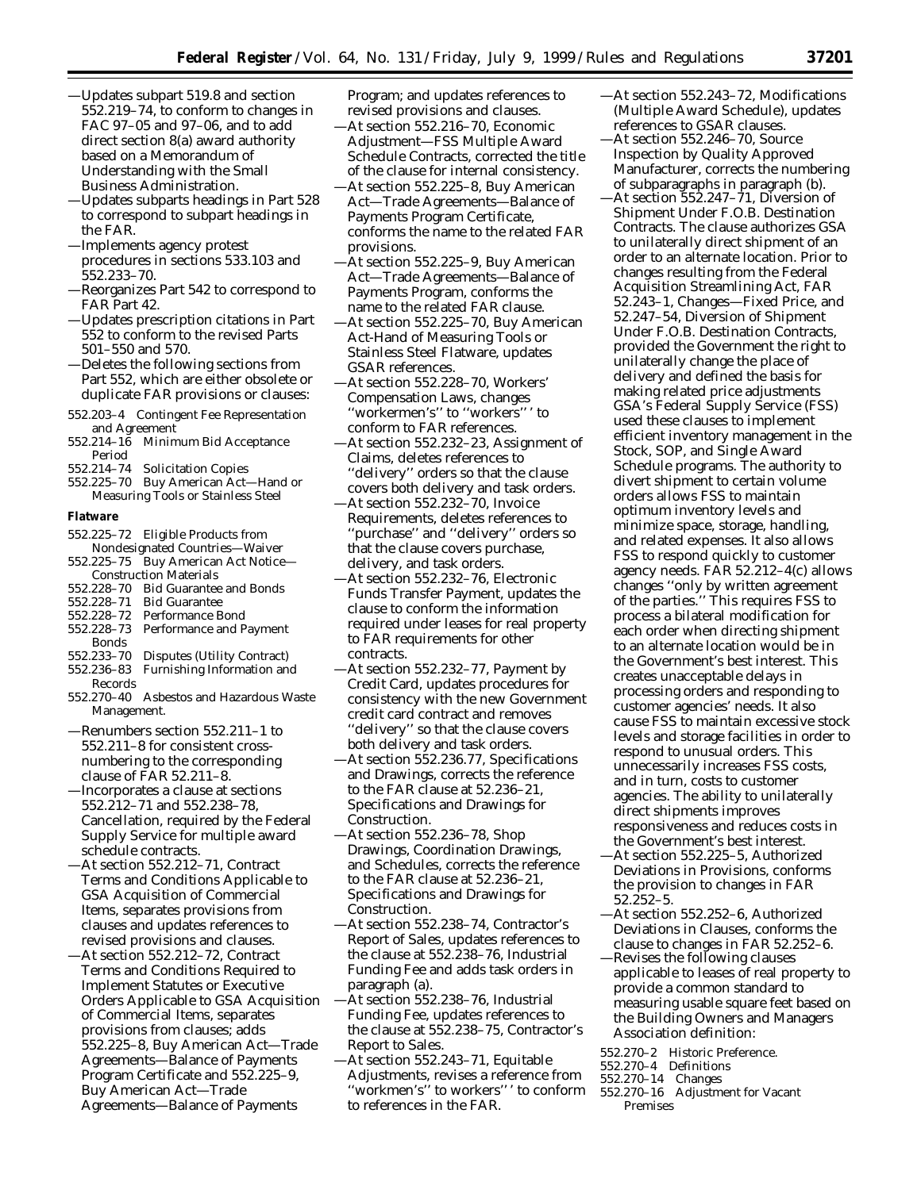—Updates subpart 519.8 and section 552.219–74, to conform to changes in FAC 97–05 and 97–06, and to add direct section 8(a) award authority based on a Memorandum of Understanding with the Small Business Administration.

—Updates subparts headings in Part 528 to correspond to subpart headings in the FAR.

—Implements agency protest procedures in sections 533.103 and 552.233–70.

—Reorganizes Part 542 to correspond to FAR Part 42.

—Updates prescription citations in Part 552 to conform to the revised Parts 501–550 and 570.

—Deletes the following sections from Part 552, which are either obsolete or duplicate FAR provisions or clauses:

552.203–4 Contingent Fee Representation and Agreement
552.214–16 Minimum Bid Acceptance Period
552.214–74 Solicitation Copies
552.225–70 Buy American Act—Hand or Measuring Tools or Stainless Steel

**Flatware**

552.225–72 Eligible Products from Nondesignated Countries—Waiver
552.225–75 Buy American Act Notice—Construction Materials
552.228–70 Bid Guarantee and Bonds
552.228–71 Bid Guarantee
552.228–72 Performance Bond
552.228–73 Performance and Payment Bonds
552.233–70 Disputes (Utility Contract)
552.236–83 Furnishing Information and Records
552.270–40 Asbestos and Hazardous Waste Management.

—Renumbers section 552.211–1 to 552.211–8 for consistent cross-numbering to the corresponding clause of FAR 52.211–8.

—Incorporates a clause at sections 552.212–71 and 552.238–78, Cancellation, required by the Federal Supply Service for multiple award schedule contracts.

—At section 552.212–71, Contract Terms and Conditions Applicable to GSA Acquisition of Commercial Items, separates provisions from clauses and updates references to revised provisions and clauses.

—At section 552.212–72, Contract Terms and Conditions Required to Implement Statutes or Executive Orders Applicable to GSA Acquisition of Commercial Items, separates provisions from clauses; adds 552.225–8, Buy American Act—Trade Agreements—Balance of Payments Program Certificate and 552.225–9, Buy American Act—Trade Agreements—Balance of Payments Program; and updates references to revised provisions and clauses.

—At section 552.216–70, Economic Adjustment—FSS Multiple Award Schedule Contracts, corrected the title of the clause for internal consistency.

—At section 552.225–8, Buy American Act—Trade Agreements—Balance of Payments Program Certificate, conforms the name to the related FAR provisions.

—At section 552.225–9, Buy American Act—Trade Agreements—Balance of Payments Program, conforms the name to the related FAR clause.

—At section 552.225–70, Buy American Act-Hand of Measuring Tools or Stainless Steel Flatware, updates GSAR references.

—At section 552.228–70, Workers' Compensation Laws, changes ''workermen's'' to ''workers' '' to conform to FAR references.

—At section 552.232–23, Assignment of Claims, deletes references to ''delivery'' orders so that the clause covers both delivery and task orders.

—At section 552.232–70, Invoice Requirements, deletes references to ''purchase'' and ''delivery'' orders so that the clause covers purchase, delivery, and task orders.

—At section 552.232–76, Electronic Funds Transfer Payment, updates the clause to conform the information required under leases for real property to FAR requirements for other contracts.

—At section 552.232–77, Payment by Credit Card, updates procedures for consistency with the new Government credit card contract and removes ''delivery'' so that the clause covers both delivery and task orders.

—At section 552.236.77, Specifications and Drawings, corrects the reference to the FAR clause at 52.236–21, Specifications and Drawings for Construction.

—At section 552.236–78, Shop Drawings, Coordination Drawings, and Schedules, corrects the reference to the FAR clause at 52.236–21, Specifications and Drawings for Construction.

—At section 552.238–74, Contractor's Report of Sales, updates references to the clause at 552.238–76, Industrial Funding Fee and adds task orders in paragraph (a).

—At section 552.238–76, Industrial Funding Fee, updates references to the clause at 552.238–75, Contractor's Report to Sales.

—At section 552.243–71, Equitable Adjustments, revises a reference from ''workmen's'' to workers'' ' to conform to references in the FAR.

—At section 552.243–72, Modifications (Multiple Award Schedule), updates references to GSAR clauses.

—At section 552.246–70, Source Inspection by Quality Approved Manufacturer, corrects the numbering of subparagraphs in paragraph (b).

—At section 552.247–71, Diversion of Shipment Under F.O.B. Destination Contracts. The clause authorizes GSA to unilaterally direct shipment of an order to an alternate location. Prior to changes resulting from the Federal Acquisition Streamlining Act, FAR 52.243–1, Changes—Fixed Price, and 52.247–54, Diversion of Shipment Under F.O.B. Destination Contracts, provided the Government the right to unilaterally change the place of delivery and defined the basis for making related price adjustments GSA's Federal Supply Service (FSS) used these clauses to implement efficient inventory management in the Stock, SOP, and Single Award Schedule programs. The authority to divert shipment to certain volume orders allows FSS to maintain optimum inventory levels and minimize space, storage, handling, and related expenses. It also allows FSS to respond quickly to customer agency needs. FAR 52.212–4(c) allows changes ''only by written agreement of the parties.'' This requires FSS to process a bilateral modification for each order when directing shipment to an alternate location would be in the Government's best interest. This creates unacceptable delays in processing orders and responding to customer agencies' needs. It also cause FSS to maintain excessive stock levels and storage facilities in order to respond to unusual orders. This unnecessarily increases FSS costs, and in turn, costs to customer agencies. The ability to unilaterally direct shipments improves responsiveness and reduces costs in the Government's best interest.

—At section 552.225–5, Authorized Deviations in Provisions, conforms the provision to changes in FAR 52.252–5.

—At section 552.252–6, Authorized Deviations in Clauses, conforms the clause to changes in FAR 52.252–6.

—Revises the following clauses applicable to leases of real property to provide a common standard to measuring usable square feet based on the Building Owners and Managers Association definition:

552.270–2 Historic Preference.
552.270–4 Definitions
552.270–14 Changes
552.270–16 Adjustment for Vacant Premises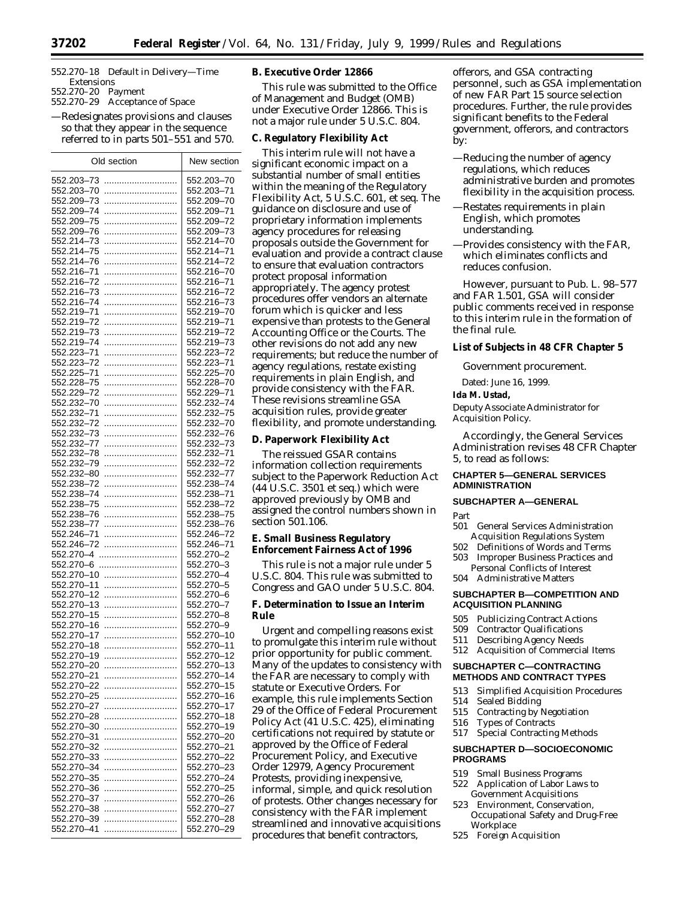552.270–18 Default in Delivery—Time Extensions
552.270–20 Payment
552.270–29 Acceptance of Space

—Redesignates provisions and clauses so that they appear in the sequence referred to in parts 501–551 and 570.

| Old section | New section |
|---|---|
| 552.203–73 | 552.203–70 |
| 552.203–70 | 552.203–71 |
| 552.209–73 | 552.209–70 |
| 552.209–74 | 552.209–71 |
| 552.209–75 | 552.209–72 |
| 552.209–76 | 552.209–73 |
| 552.214–73 | 552.214–70 |
| 552.214–75 | 552.214–71 |
| 552.214–76 | 552.214–72 |
| 552.216–71 | 552.216–70 |
| 552.216–72 | 552.216–71 |
| 552.216–73 | 552.216–72 |
| 552.216–74 | 552.216–73 |
| 552.219–71 | 552.219–70 |
| 552.219–72 | 552.219–71 |
| 552.219–73 | 552.219–72 |
| 552.219–74 | 552.219–73 |
| 552.223–71 | 552.223–72 |
| 552.223–72 | 552.223–71 |
| 552.225–71 | 552.225–70 |
| 552.228–75 | 552.228–70 |
| 552.229–72 | 552.229–71 |
| 552.232–70 | 552.232–74 |
| 552.232–71 | 552.232–75 |
| 552.232–72 | 552.232–70 |
| 552.232–73 | 552.232–76 |
| 552.232–77 | 552.232–73 |
| 552.232–78 | 552.232–71 |
| 552.232–79 | 552.232–72 |
| 552.232–80 | 552.232–77 |
| 552.238–72 | 552.238–74 |
| 552.238–74 | 552.238–71 |
| 552.238–75 | 552.238–72 |
| 552.238–76 | 552.238–75 |
| 552.238–77 | 552.238–76 |
| 552.246–71 | 552.246–72 |
| 552.246–72 | 552.246–71 |
| 552.270–4 | 552.270–2 |
| 552.270–6 | 552.270–3 |
| 552.270–10 | 552.270–4 |
| 552.270–11 | 552.270–5 |
| 552.270–12 | 552.270–6 |
| 552.270–13 | 552.270–7 |
| 552.270–15 | 552.270–8 |
| 552.270–16 | 552.270–9 |
| 552.270–17 | 552.270–10 |
| 552.270–18 | 552.270–11 |
| 552.270–19 | 552.270–12 |
| 552.270–20 | 552.270–13 |
| 552.270–21 | 552.270–14 |
| 552.270–22 | 552.270–15 |
| 552.270–25 | 552.270–16 |
| 552.270–27 | 552.270–17 |
| 552.270–28 | 552.270–18 |
| 552.270–30 | 552.270–19 |
| 552.270–31 | 552.270–20 |
| 552.270–32 | 552.270–21 |
| 552.270–33 | 552.270–22 |
| 552.270–34 | 552.270–23 |
| 552.270–35 | 552.270–24 |
| 552.270–36 | 552.270–25 |
| 552.270–37 | 552.270–26 |
| 552.270–38 | 552.270–27 |
| 552.270–39 | 552.270–28 |
| 552.270–41 | 552.270–29 |

### B. Executive Order 12866

This rule was submitted to the Office of Management and Budget (OMB) under Executive Order 12866. This is not a major rule under 5 U.S.C. 804.

### C. Regulatory Flexibility Act

This interim rule will not have a significant economic impact on a substantial number of small entities within the meaning of the Regulatory Flexibility Act, 5 U.S.C. 601, et seq. The guidance on disclosure and use of proprietary information implements agency procedures for releasing proposals outside the Government for evaluation and provide a contract clause to ensure that evaluation contractors protect proposal information appropriately. The agency protest procedures offer vendors an alternate forum which is quicker and less expensive than protests to the General Accounting Office or the Courts. The other revisions do not add any new requirements; but reduce the number of agency regulations, restate existing requirements in plain English, and provide consistency with the FAR. These revisions streamline GSA acquisition rules, provide greater flexibility, and promote understanding.

### D. Paperwork Flexibility Act

The reissued GSAR contains information collection requirements subject to the Paperwork Reduction Act (44 U.S.C. 3501 et seq.) which were approved previously by OMB and assigned the control numbers shown in section 501.106.

### E. Small Business Regulatory Enforcement Fairness Act of 1996

This rule is not a major rule under 5 U.S.C. 804. This rule was submitted to Congress and GAO under 5 U.S.C. 804.

### F. Determination to Issue an Interim Rule

Urgent and compelling reasons exist to promulgate this interim rule without prior opportunity for public comment. Many of the updates to consistency with the FAR are necessary to comply with statute or Executive Orders. For example, this rule implements Section 29 of the Office of Federal Procurement Policy Act (41 U.S.C. 425), eliminating certifications not required by statute or approved by the Office of Federal Procurement Policy, and Executive Order 12979, Agency Procurement Protests, providing inexpensive, informal, simple, and quick resolution of protests. Other changes necessary for consistency with the FAR implement streamlined and innovative acquisitions procedures that benefit contractors, offerors, and GSA contracting personnel, such as GSA implementation of new FAR Part 15 source selection procedures. Further, the rule provides significant benefits to the Federal government, offerors, and contractors by:

—Reducing the number of agency regulations, which reduces administrative burden and promotes flexibility in the acquisition process.

—Restates requirements in plain English, which promotes understanding.

—Provides consistency with the FAR, which eliminates conflicts and reduces confusion.

However, pursuant to Pub. L. 98–577 and FAR 1.501, GSA will consider public comments received in response to this interim rule in the formation of the final rule.

**List of Subjects in 48 CFR Chapter 5**

Government procurement.

Dated: June 16, 1999.

**Ida M. Ustad,**

*Deputy Associate Administrator for Acquisition Policy.*

Accordingly, the General Services Administration revises 48 CFR Chapter 5, to read as follows:

**CHAPTER 5—GENERAL SERVICES ADMINISTRATION**

**SUBCHAPTER A—GENERAL**

Part
501 General Services Administration Acquisition Regulations System
502 Definitions of Words and Terms
503 Improper Business Practices and Personal Conflicts of Interest
504 Administrative Matters

**SUBCHAPTER B—COMPETITION AND ACQUISITION PLANNING**

505 Publicizing Contract Actions
509 Contractor Qualifications
511 Describing Agency Needs
512 Acquisition of Commercial Items

**SUBCHAPTER C—CONTRACTING METHODS AND CONTRACT TYPES**

513 Simplified Acquisition Procedures
514 Sealed Bidding
515 Contracting by Negotiation
516 Types of Contracts
517 Special Contracting Methods

**SUBCHAPTER D—SOCIOECONOMIC PROGRAMS**

519 Small Business Programs
522 Application of Labor Laws to Government Acquisitions
523 Environment, Conservation, Occupational Safety and Drug-Free Workplace
525 Foreign Acquisition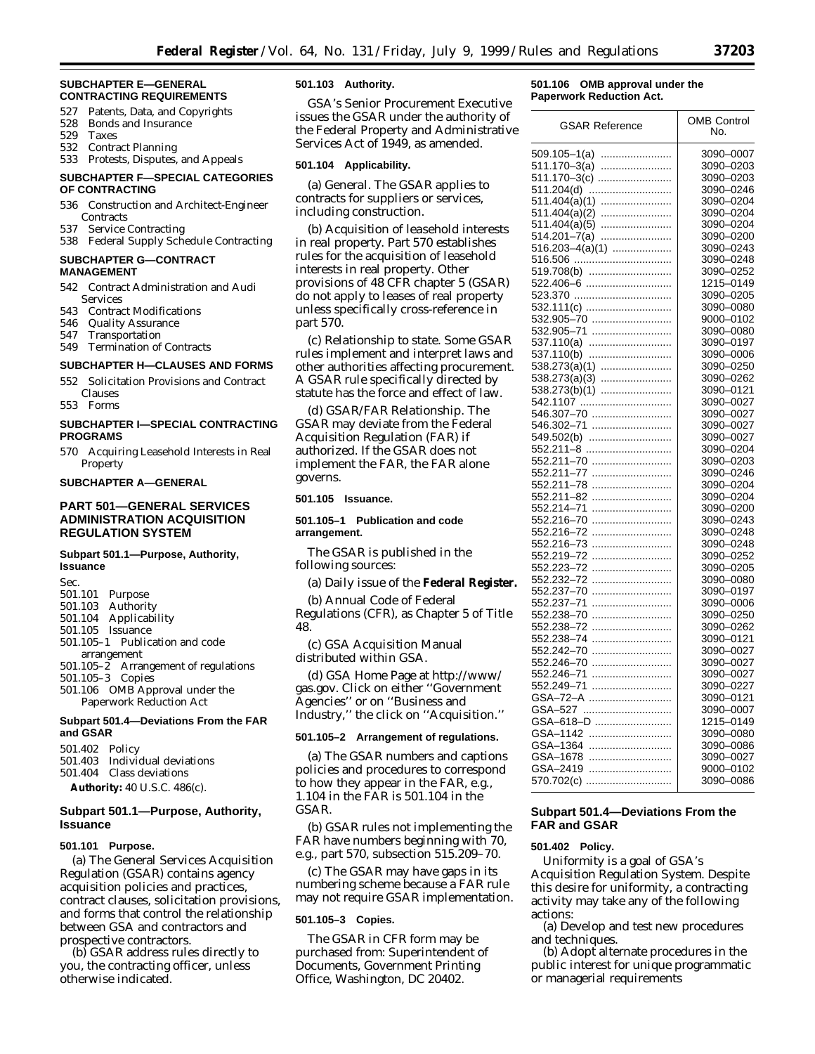#### SUBCHAPTER E—GENERAL CONTRACTING REQUIREMENTS

527 Patents, Data, and Copyrights
528 Bonds and Insurance
529 Taxes
532 Contract Planning
533 Protests, Disputes, and Appeals

#### SUBCHAPTER F—SPECIAL CATEGORIES OF CONTRACTING

536 Construction and Architect-Engineer Contracts
537 Service Contracting
538 Federal Supply Schedule Contracting

#### SUBCHAPTER G—CONTRACT MANAGEMENT

542 Contract Administration and Audi Services
543 Contract Modifications
546 Quality Assurance
547 Transportation
549 Termination of Contracts

#### SUBCHAPTER H—CLAUSES AND FORMS

552 Solicitation Provisions and Contract Clauses
553 Forms

#### SUBCHAPTER I—SPECIAL CONTRACTING PROGRAMS

570 Acquiring Leasehold Interests in Real Property

#### SUBCHAPTER A—GENERAL

## PART 501—GENERAL SERVICES ADMINISTRATION ACQUISITION REGULATION SYSTEM

#### Subpart 501.1—Purpose, Authority, Issuance

Sec.
501.101 Purpose
501.103 Authority
501.104 Applicability
501.105 Issuance
501.105–1 Publication and code arrangement
501.105–2 Arrangement of regulations
501.105–3 Copies
501.106 OMB Approval under the Paperwork Reduction Act

#### Subpart 501.4—Deviations From the FAR and GSAR

501.402 Policy
501.403 Individual deviations
501.404 Class deviations

**Authority:** 40 U.S.C. 486(c).

### Subpart 501.1—Purpose, Authority, Issuance

#### 501.101 Purpose.

(a) The General Services Acquisition Regulation (GSAR) contains agency acquisition policies and practices, contract clauses, solicitation provisions, and forms that control the relationship between GSA and contractors and prospective contractors.

(b) GSAR address rules directly to you, the contracting officer, unless otherwise indicated.

#### 501.103 Authority.

GSA's Senior Procurement Executive issues the GSAR under the authority of the Federal Property and Administrative Services Act of 1949, as amended.

#### 501.104 Applicability.

(a) *General.* The GSAR applies to contracts for suppliers or services, including construction.

(b) Acquisition of leasehold interests in real property. Part 570 establishes rules for the acquisition of leasehold interests in real property. Other provisions of 48 CFR chapter 5 (GSAR) do not apply to leases of real property unless specifically cross-reference in part 570.

(c) Relationship to state. Some GSAR rules implement and interpret laws and other authorities affecting procurement. A GSAR rule specifically directed by statute has the force and effect of law.

(d) GSAR/FAR Relationship. The GSAR may deviate from the Federal Acquisition Regulation (FAR) if authorized. If the GSAR does not implement the FAR, the FAR alone governs.

#### 501.105 Issuance.

#### 501.105–1 Publication and code arrangement.

The GSAR is published in the following sources:

(a) Daily issue of the **Federal Register.**

(b) Annual Code of Federal Regulations (CFR), as Chapter 5 of Title 48.

(c) GSA Acquisition Manual distributed within GSA.

(d) GSA Home Page at http://www/gas.gov. Click on either ''Government Agencies'' or on ''Business and Industry,'' the click on ''Acquisition.''

#### 501.105–2 Arrangement of regulations.

(a) The GSAR numbers and captions policies and procedures to correspond to how they appear in the FAR, e.g., 1.104 in the FAR is 501.104 in the GSAR.

(b) GSAR rules not implementing the FAR have numbers beginning with 70, e.g., part 570, subsection 515.209–70.

(c) The GSAR may have gaps in its numbering scheme because a FAR rule may not require GSAR implementation.

#### 501.105–3 Copies.

The GSAR in CFR form may be purchased from: Superintendent of Documents, Government Printing Office, Washington, DC 20402.

#### 501.106 OMB approval under the Paperwork Reduction Act.

| GSAR Reference | OMB Control No. |
|---|---|
| 509.105–1(a) | 3090–0007 |
| 511.170–3(a) | 3090–0203 |
| 511.170–3(c) | 3090–0203 |
| 511.204(d) | 3090–0246 |
| 511.404(a)(1) | 3090–0204 |
| 511.404(a)(2) | 3090–0204 |
| 511.404(a)(5) | 3090–0204 |
| 514.201–7(a) | 3090–0200 |
| 516.203–4(a)(1) | 3090–0243 |
| 516.506 | 3090–0248 |
| 519.708(b) | 3090–0252 |
| 522.406–6 | 1215–0149 |
| 523.370 | 3090–0205 |
| 532.111(c) | 3090–0080 |
| 532.905–70 | 9000–0102 |
| 532.905–71 | 3090–0080 |
| 537.110(a) | 3090–0197 |
| 537.110(b) | 3090–0006 |
| 538.273(a)(1) | 3090–0250 |
| 538.273(a)(3) | 3090–0262 |
| 538.273(b)(1) | 3090–0121 |
| 542.1107 | 3090–0027 |
| 546.307–70 | 3090–0027 |
| 546.302–71 | 3090–0027 |
| 549.502(b) | 3090–0027 |
| 552.211–8 | 3090–0204 |
| 552.211–70 | 3090–0203 |
| 552.211–77 | 3090–0246 |
| 552.211–78 | 3090–0204 |
| 552.211–82 | 3090–0204 |
| 552.214–71 | 3090–0200 |
| 552.216–70 | 3090–0243 |
| 552.216–72 | 3090–0248 |
| 552.216–73 | 3090–0248 |
| 552.219–72 | 3090–0252 |
| 552.223–72 | 3090–0205 |
| 552.232–72 | 3090–0080 |
| 552.237–70 | 3090–0197 |
| 552.237–71 | 3090–0006 |
| 552.238–70 | 3090–0250 |
| 552.238–72 | 3090–0262 |
| 552.238–74 | 3090–0121 |
| 552.242–70 | 3090–0027 |
| 552.246–70 | 3090–0027 |
| 552.246–71 | 3090–0027 |
| 552.249–71 | 3090–0227 |
| GSA–72–A | 3090–0121 |
| GSA–527 | 3090–0007 |
| GSA–618–D | 1215–0149 |
| GSA–1142 | 3090–0080 |
| GSA–1364 | 3090–0086 |
| GSA–1678 | 3090–0027 |
| GSA–2419 | 9000–0102 |
| 570.702(c) | 3090–0086 |

### Subpart 501.4—Deviations From the FAR and GSAR

#### 501.402 Policy.

Uniformity is a goal of GSA's Acquisition Regulation System. Despite this desire for uniformity, a contracting activity may take any of the following actions:

(a) Develop and test new procedures and techniques.

(b) Adopt alternate procedures in the public interest for unique programmatic or managerial requirements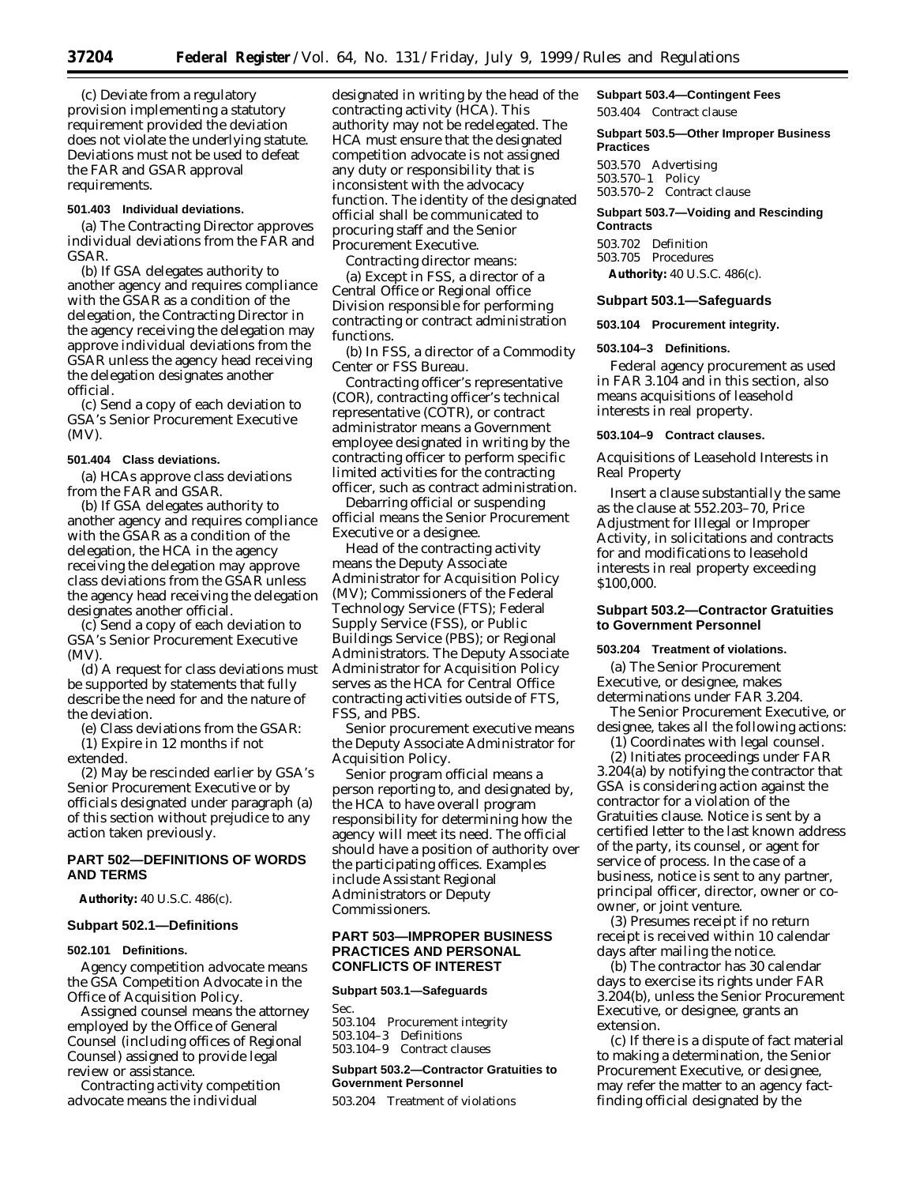(c) Deviate from a regulatory provision implementing a statutory requirement provided the deviation does not violate the underlying statute. Deviations must not be used to defeat the FAR and GSAR approval requirements.

**501.403 Individual deviations.**

(a) The Contracting Director approves individual deviations from the FAR and GSAR.

(b) If GSA delegates authority to another agency and requires compliance with the GSAR as a condition of the delegation, the Contracting Director in the agency receiving the delegation may approve individual deviations from the GSAR unless the agency head receiving the delegation designates another official.

(c) Send a copy of each deviation to GSA's Senior Procurement Executive (MV).

**501.404 Class deviations.**

(a) HCAs approve class deviations from the FAR and GSAR.

(b) If GSA delegates authority to another agency and requires compliance with the GSAR as a condition of the delegation, the HCA in the agency receiving the delegation may approve class deviations from the GSAR unless the agency head receiving the delegation designates another official.

(c) Send a copy of each deviation to GSA's Senior Procurement Executive (MV).

(d) A request for class deviations must be supported by statements that fully describe the need for and the nature of the deviation.

(e) Class deviations from the GSAR:

(1) Expire in 12 months if not extended.

(2) May be rescinded earlier by GSA's Senior Procurement Executive or by officials designated under paragraph (a) of this section without prejudice to any action taken previously.

## PART 502—DEFINITIONS OF WORDS AND TERMS

**Authority:** 40 U.S.C. 486(c).

### Subpart 502.1—Definitions

**502.101 Definitions.**

*Agency competition advocate* means the GSA Competition Advocate in the Office of Acquisition Policy.

*Assigned counsel* means the attorney employed by the Office of General Counsel (including offices of Regional Counsel) assigned to provide legal review or assistance.

*Contracting activity competition advocate* means the individual designated in writing by the head of the contracting activity (HCA). This authority may not be redelegated. The HCA must ensure that the designated competition advocate is not assigned any duty or responsibility that is inconsistent with the advocacy function. The identity of the designated official shall be communicated to procuring staff and the Senior Procurement Executive.

*Contracting director* means:

(a) Except in FSS, a director of a Central Office or Regional office Division responsible for performing contracting or contract administration functions.

(b) In FSS, a director of a Commodity Center or FSS Bureau.

*Contracting officer's representative (COR), contracting officer's technical representative (COTR), or contract administrator* means a Government employee designated in writing by the contracting officer to perform specific limited activities for the contracting officer, such as contract administration.

*Debarring official or suspending official* means the Senior Procurement Executive or a designee.

*Head of the contracting activity* means the Deputy Associate Administrator for Acquisition Policy (MV); Commissioners of the Federal Technology Service (FTS); Federal Supply Service (FSS), or Public Buildings Service (PBS); or Regional Administrators. The Deputy Associate Administrator for Acquisition Policy serves as the HCA for Central Office contracting activities outside of FTS, FSS, and PBS.

*Senior procurement executive* means the Deputy Associate Administrator for Acquisition Policy.

*Senior program official* means a person reporting to, and designated by, the HCA to have overall program responsibility for determining how the agency will meet its need. The official should have a position of authority over the participating offices. Examples include Assistant Regional Administrators or Deputy Commissioners.

## PART 503—IMPROPER BUSINESS PRACTICES AND PERSONAL CONFLICTS OF INTEREST

**Subpart 503.1—Safeguards**

Sec.
503.104 Procurement integrity
503.104–3 Definitions
503.104–9 Contract clauses

**Subpart 503.2—Contractor Gratuities to Government Personnel**

503.204 Treatment of violations

**Subpart 503.4—Contingent Fees**

503.404 Contract clause

**Subpart 503.5—Other Improper Business Practices**

503.570 Advertising
503.570–1 Policy
503.570–2 Contract clause

**Subpart 503.7—Voiding and Rescinding Contracts**

503.702 Definition
503.705 Procedures

**Authority:** 40 U.S.C. 486(c).

### Subpart 503.1—Safeguards

**503.104 Procurement integrity.**

**503.104–3 Definitions.**

*Federal agency procurement* as used in FAR 3.104 and in this section, also means acquisitions of leasehold interests in real property.

**503.104–9 Contract clauses.**

*Acquisitions of Leasehold Interests in Real Property*

Insert a clause substantially the same as the clause at 552.203–70, Price Adjustment for Illegal or Improper Activity, in solicitations and contracts for and modifications to leasehold interests in real property exceeding $100,000.

### Subpart 503.2—Contractor Gratuities to Government Personnel

**503.204 Treatment of violations.**

(a) The Senior Procurement Executive, or designee, makes determinations under FAR 3.204.

The Senior Procurement Executive, or designee, takes all the following actions:

(1) Coordinates with legal counsel.

(2) Initiates proceedings under FAR 3.204(a) by notifying the contractor that GSA is considering action against the contractor for a violation of the Gratuities clause. Notice is sent by a certified letter to the last known address of the party, its counsel, or agent for service of process. In the case of a business, notice is sent to any partner, principal officer, director, owner or co-owner, or joint venture.

(3) Presumes receipt if no return receipt is received within 10 calendar days after mailing the notice.

(b) The contractor has 30 calendar days to exercise its rights under FAR 3.204(b), unless the Senior Procurement Executive, or designee, grants an extension.

(c) If there is a dispute of fact material to making a determination, the Senior Procurement Executive, or designee, may refer the matter to an agency fact-finding official designated by the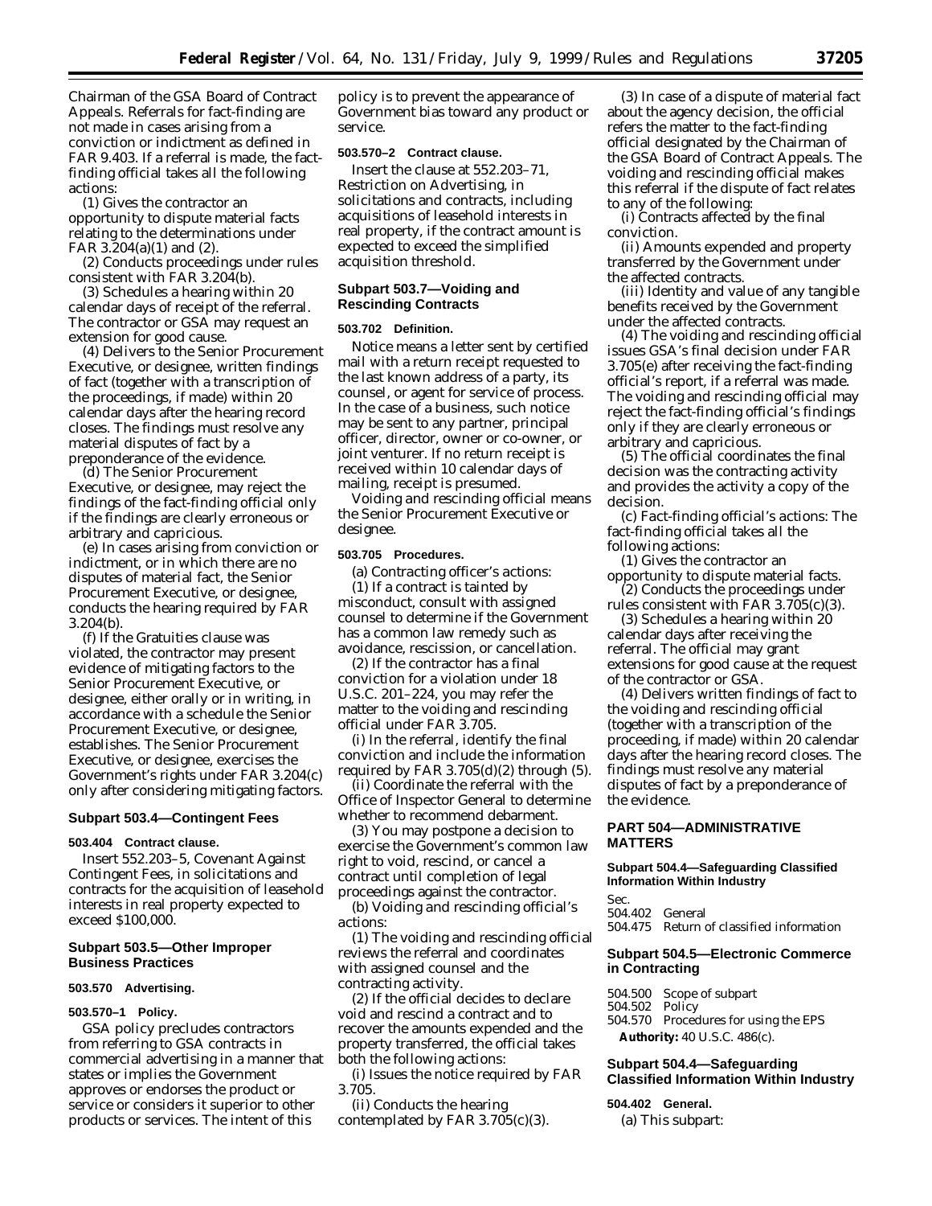Chairman of the GSA Board of Contract Appeals. Referrals for fact-finding are not made in cases arising from a conviction or indictment as defined in FAR 9.403. If a referral is made, the fact-finding official takes all the following actions:

(1) Gives the contractor an opportunity to dispute material facts relating to the determinations under FAR 3.204(a)(1) and (2).

(2) Conducts proceedings under rules consistent with FAR 3.204(b).

(3) Schedules a hearing within 20 calendar days of receipt of the referral. The contractor or GSA may request an extension for good cause.

(4) Delivers to the Senior Procurement Executive, or designee, written findings of fact (together with a transcription of the proceedings, if made) within 20 calendar days after the hearing record closes. The findings must resolve any material disputes of fact by a preponderance of the evidence.

(d) The Senior Procurement Executive, or designee, may reject the findings of the fact-finding official only if the findings are clearly erroneous or arbitrary and capricious.

(e) In cases arising from conviction or indictment, or in which there are no disputes of material fact, the Senior Procurement Executive, or designee, conducts the hearing required by FAR 3.204(b).

(f) If the Gratuities clause was violated, the contractor may present evidence of mitigating factors to the Senior Procurement Executive, or designee, either orally or in writing, in accordance with a schedule the Senior Procurement Executive, or designee, establishes. The Senior Procurement Executive, or designee, exercises the Government's rights under FAR 3.204(c) only after considering mitigating factors.

## Subpart 503.4—Contingent Fees

**503.404 Contract clause.**

Insert 552.203–5, Covenant Against Contingent Fees, in solicitations and contracts for the acquisition of leasehold interests in real property expected to exceed $100,000.

## Subpart 503.5—Other Improper Business Practices

**503.570 Advertising.**

**503.570–1 Policy.**

GSA policy precludes contractors from referring to GSA contracts in commercial advertising in a manner that states or implies the Government approves or endorses the product or service or considers it superior to other products or services. The intent of this policy is to prevent the appearance of Government bias toward any product or service.

**503.570–2 Contract clause.**

Insert the clause at 552.203–71, Restriction on Advertising, in solicitations and contracts, including acquisitions of leasehold interests in real property, if the contract amount is expected to exceed the simplified acquisition threshold.

## Subpart 503.7—Voiding and Rescinding Contracts

**503.702 Definition.**

*Notice* means a letter sent by certified mail with a return receipt requested to the last known address of a party, its counsel, or agent for service of process. In the case of a business, such notice may be sent to any partner, principal officer, director, owner or co-owner, or joint venturer. If no return receipt is received within 10 calendar days of mailing, receipt is presumed.

*Voiding and rescinding official* means the Senior Procurement Executive or designee.

**503.705 Procedures.**

(a) *Contracting officer's actions:*

(1) If a contract is tainted by misconduct, consult with assigned counsel to determine if the Government has a common law remedy such as avoidance, rescission, or cancellation.

(2) If the contractor has a final conviction for a violation under 18 U.S.C. 201–224, you may refer the matter to the voiding and rescinding official under FAR 3.705.

(i) In the referral, identify the final conviction and include the information required by FAR 3.705(d)(2) through (5).

(ii) Coordinate the referral with the Office of Inspector General to determine whether to recommend debarment.

(3) You may postpone a decision to exercise the Government's common law right to void, rescind, or cancel a contract until completion of legal proceedings against the contractor.

(b) *Voiding and rescinding official's actions:*

(1) The voiding and rescinding official reviews the referral and coordinates with assigned counsel and the contracting activity.

(2) If the official decides to declare void and rescind a contract and to recover the amounts expended and the property transferred, the official takes both the following actions:

(i) Issues the notice required by FAR 3.705.

(ii) Conducts the hearing contemplated by FAR 3.705(c)(3).

(3) In case of a dispute of material fact about the agency decision, the official refers the matter to the fact-finding official designated by the Chairman of the GSA Board of Contract Appeals. The voiding and rescinding official makes this referral if the dispute of fact relates to any of the following:

(i) Contracts affected by the final conviction.

(ii) Amounts expended and property transferred by the Government under the affected contracts.

(iii) Identity and value of any tangible benefits received by the Government under the affected contracts.

(4) The voiding and rescinding official issues GSA's final decision under FAR 3.705(e) after receiving the fact-finding official's report, if a referral was made. The voiding and rescinding official may reject the fact-finding official's findings only if they are clearly erroneous or arbitrary and capricious.

(5) The official coordinates the final decision was the contracting activity and provides the activity a copy of the decision.

(c) *Fact-finding official's actions:* The fact-finding official takes all the following actions:

(1) Gives the contractor an opportunity to dispute material facts.

(2) Conducts the proceedings under rules consistent with FAR 3.705(c)(3).

(3) Schedules a hearing within 20 calendar days after receiving the referral. The official may grant extensions for good cause at the request of the contractor or GSA.

(4) Delivers written findings of fact to the voiding and rescinding official (together with a transcription of the proceeding, if made) within 20 calendar days after the hearing record closes. The findings must resolve any material disputes of fact by a preponderance of the evidence.

# PART 504—ADMINISTRATIVE MATTERS

**Subpart 504.4—Safeguarding Classified Information Within Industry**

Sec.
504.402 General
504.475 Return of classified information

**Subpart 504.5—Electronic Commerce in Contracting**

504.500 Scope of subpart
504.502 Policy
504.570 Procedures for using the EPS

**Authority:** 40 U.S.C. 486(c).

## Subpart 504.4—Safeguarding Classified Information Within Industry

**504.402 General.**

(a) This subpart: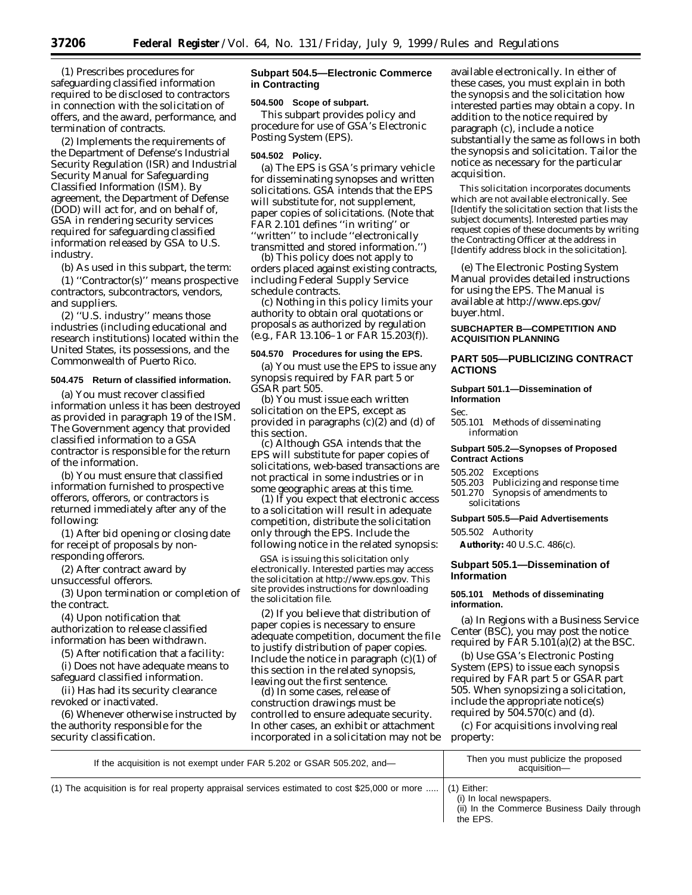(1) Prescribes procedures for safeguarding classified information required to be disclosed to contractors in connection with the solicitation of offers, and the award, performance, and termination of contracts.

(2) Implements the requirements of the Department of Defense's Industrial Security Regulation (ISR) and Industrial Security Manual for Safeguarding Classified Information (ISM). By agreement, the Department of Defense (DOD) will act for, and on behalf of, GSA in rendering security services required for safeguarding classified information released by GSA to U.S. industry.

(b) As used in this subpart, the term:

(1) ''Contractor(s)'' means prospective contractors, subcontractors, vendors, and suppliers.

(2) ''U.S. industry'' means those industries (including educational and research institutions) located within the United States, its possessions, and the Commonwealth of Puerto Rico.

**504.475 Return of classified information.**

(a) You must recover classified information unless it has been destroyed as provided in paragraph 19 of the ISM. The Government agency that provided classified information to a GSA contractor is responsible for the return of the information.

(b) You must ensure that classified information furnished to prospective offerors, offerors, or contractors is returned immediately after any of the following:

(1) After bid opening or closing date for receipt of proposals by non-responding offerors.

(2) After contract award by unsuccessful offerors.

(3) Upon termination or completion of the contract.

(4) Upon notification that authorization to release classified information has been withdrawn.

(5) After notification that a facility:

(i) Does not have adequate means to safeguard classified information.

(ii) Has had its security clearance revoked or inactivated.

(6) Whenever otherwise instructed by the authority responsible for the security classification.

### Subpart 504.5—Electronic Commerce in Contracting

**504.500 Scope of subpart.**

This subpart provides policy and procedure for use of GSA's Electronic Posting System (EPS).

**504.502 Policy.**

(a) The EPS is GSA's primary vehicle for disseminating synopses and written solicitations. GSA intends that the EPS will substitute for, not supplement, paper copies of solicitations. (Note that FAR 2.101 defines ''in writing'' or ''written'' to include ''electronically transmitted and stored information.'')

(b) This policy does not apply to orders placed against existing contracts, including Federal Supply Service schedule contracts.

(c) Nothing in this policy limits your authority to obtain oral quotations or proposals as authorized by regulation (e.g., FAR 13.106–1 or FAR 15.203(f)).

**504.570 Procedures for using the EPS.**

(a) You must use the EPS to issue any synopsis required by FAR part 5 or GSAR part 505.

(b) You must issue each written solicitation on the EPS, except as provided in paragraphs (c)(2) and (d) of this section.

(c) Although GSA intends that the EPS will substitute for paper copies of solicitations, web-based transactions are not practical in some industries or in some geographic areas at this time.

(1) If you expect that electronic access to a solicitation will result in adequate competition, distribute the solicitation only through the EPS. Include the following notice in the related synopsis:

> GSA is issuing this solicitation only electronically. Interested parties may access the solicitation at http://www.eps.gov. This site provides instructions for downloading the solicitation file.

(2) If you believe that distribution of paper copies is necessary to ensure adequate competition, document the file to justify distribution of paper copies. Include the notice in paragraph (c)(1) of this section in the related synopsis, leaving out the first sentence.

(d) In some cases, release of construction drawings must be controlled to ensure adequate security. In other cases, an exhibit or attachment incorporated in a solicitation may not be available electronically. In either of these cases, you must explain in both the synopsis and the solicitation how interested parties may obtain a copy. In addition to the notice required by paragraph (c), include a notice substantially the same as follows in both the synopsis and solicitation. Tailor the notice as necessary for the particular acquisition.

> This solicitation incorporates documents which are not available electronically. See [Identify the solicitation section that lists the subject documents]. Interested parties may request copies of these documents by writing the Contracting Officer at the address in [Identify address block in the solicitation].

(e) The Electronic Posting System Manual provides detailed instructions for using the EPS. The Manual is available at http://www.eps.gov/buyer.html.

## SUBCHAPTER B—COMPETITION AND ACQUISITION PLANNING

## PART 505—PUBLICIZING CONTRACT ACTIONS

**Subpart 501.1—Dissemination of Information**

Sec.
505.101 Methods of disseminating information

**Subpart 505.2—Synopses of Proposed Contract Actions**

505.202 Exceptions
505.203 Publicizing and response time
501.270 Synopsis of amendments to solicitations

**Subpart 505.5—Paid Advertisements**

505.502 Authority

**Authority:** 40 U.S.C. 486(c).

### Subpart 505.1—Dissemination of Information

**505.101 Methods of disseminating information.**

(a) In Regions with a Business Service Center (BSC), you may post the notice required by FAR 5.101(a)(2) at the BSC.

(b) Use GSA's Electronic Posting System (EPS) to issue each synopsis required by FAR part 5 or GSAR part 505. When synopsizing a solicitation, include the appropriate notice(s) required by 504.570(c) and (d).

(c) For acquisitions involving real property:

| If the acquisition is not exempt under FAR 5.202 or GSAR 505.202, and— | Then you must publicize the proposed acquisition— |
|---|---|
| (1) The acquisition is for real property appraisal services estimated to cost $25,000 or more ..... | (1) Either:<br>(i) In local newspapers.<br>(ii) In the Commerce Business Daily through the EPS. |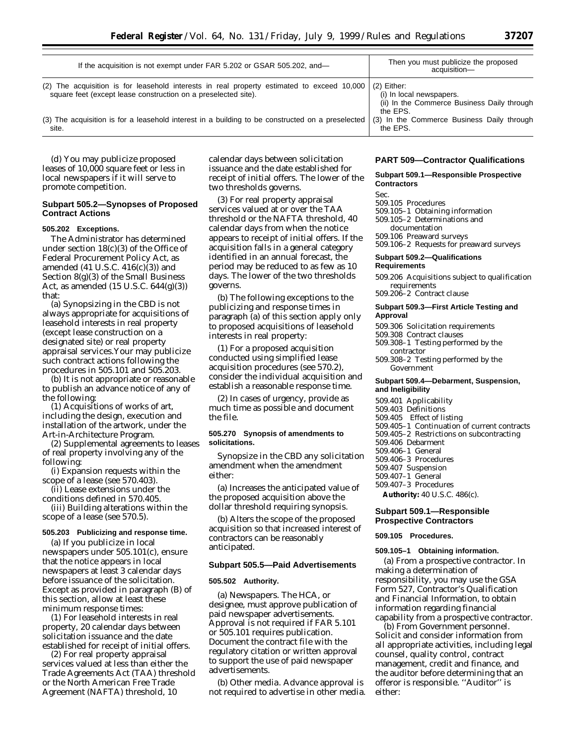| If the acquisition is not exempt under FAR 5.202 or GSAR 505.202, and— | Then you must publicize the proposed acquisition— |
|---|---|
| (2) The acquisition is for leasehold interests in real property estimated to exceed 10,000 square feet (except lease construction on a preselected site). | (2) Either: (i) In local newspapers. (ii) In the Commerce Business Daily through the EPS. |
| (3) The acquisition is for a leasehold interest in a building to be constructed on a preselected site. | (3) In the Commerce Business Daily through the EPS. |

(d) You may publicize proposed leases of 10,000 square feet or less in local newspapers if it will serve to promote competition.

### Subpart 505.2—Synopses of Proposed Contract Actions

**505.202 Exceptions.**

The Administrator has determined under section 18(c)(3) of the Office of Federal Procurement Policy Act, as amended (41 U.S.C. 416(c)(3)) and Section 8(g)(3) of the Small Business Act, as amended (15 U.S.C. 644(g)(3)) that:

(a) Synopsizing in the CBD is not always appropriate for acquisitions of leasehold interests in real property (except lease construction on a designated site) or real property appraisal services.Your may publicize such contract actions following the procedures in 505.101 and 505.203.

(b) It is not appropriate or reasonable to publish an advance notice of any of the following:

(1) Acquisitions of works of art, including the design, execution and installation of the artwork, under the Art-in-Architecture Program.

(2) Supplemental agreements to leases of real property involving any of the following:

(i) Expansion requests within the scope of a lease (see 570.403).

(ii) Lease extensions under the conditions defined in 570.405.

(iii) Building alterations within the scope of a lease (see 570.5).

**505.203 Publicizing and response time.**

(a) If you publicize in local newspapers under 505.101(c), ensure that the notice appears in local newspapers at least 3 calendar days before issuance of the solicitation. Except as provided in paragraph (B) of this section, allow at least these minimum response times:

(1) For leasehold interests in real property, 20 calendar days between solicitation issuance and the date established for receipt of initial offers.

(2) For real property appraisal services valued at less than either the Trade Agreements Act (TAA) threshold or the North American Free Trade Agreement (NAFTA) threshold, 10 calendar days between solicitation issuance and the date established for receipt of initial offers. The lower of the two thresholds governs.

(3) For real property appraisal services valued at or over the TAA threshold or the NAFTA threshold, 40 calendar days from when the notice appears to receipt of initial offers. If the acquisition falls in a general category identified in an annual forecast, the period may be reduced to as few as 10 days. The lower of the two thresholds governs.

(b) The following exceptions to the publicizing and response times in paragraph (a) of this section apply only to proposed acquisitions of leasehold interests in real property:

(1) For a proposed acquisition conducted using simplified lease acquisition procedures (see 570.2), consider the individual acquisition and establish a reasonable response time.

(2) In cases of urgency, provide as much time as possible and document the file.

**505.270 Synopsis of amendments to solicitations.**

Synopsize in the CBD any solicitation amendment when the amendment either:

(a) Increases the anticipated value of the proposed acquisition above the dollar threshold requiring synopsis.

(b) Alters the scope of the proposed acquisition so that increased interest of contractors can be reasonably anticipated.

### Subpart 505.5—Paid Advertisements

**505.502 Authority.**

(a) *Newspapers.* The HCA, or designee, must approve publication of paid newspaper advertisements. Approval is not required if FAR 5.101 or 505.101 requires publication. Document the contract file with the regulatory citation or written approval to support the use of paid newspaper advertisements.

(b) *Other media.* Advance approval is not required to advertise in other media.

## PART 509—Contractor Qualifications

**Subpart 509.1—Responsible Prospective Contractors**

Sec.
509.105 Procedures
509.105–1 Obtaining information
509.105–2 Determinations and documentation
509.106 Preaward surveys
509.106–2 Requests for preaward surveys

**Subpart 509.2—Qualifications Requirements**

509.206 Acquisitions subject to qualification requirements
509.206–2 Contract clause

**Subpart 509.3—First Article Testing and Approval**

509.306 Solicitation requirements
509.308 Contract clauses
509.308–1 Testing performed by the contractor
509.308–2 Testing performed by the Government

**Subpart 509.4—Debarment, Suspension, and Ineligibility**

509.401 Applicability
509.403 Definitions
509.405 Effect of listing
509.405–1 Continuation of current contracts
509.405–2 Restrictions on subcontracting
509.406 Debarment
509.406–1 General
509.406–3 Procedures
509.407 Suspension
509.407–1 General
509.407–3 Procedures

**Authority:** 40 U.S.C. 486(c).

### Subpart 509.1—Responsible Prospective Contractors

**509.105 Procedures.**

**509.105–1 Obtaining information.**

(a) *From a prospective contractor.* In making a determination of responsibility, you may use the GSA Form 527, Contractor's Qualification and Financial Information, to obtain information regarding financial capability from a prospective contractor.

(b) *From Government personnel.* Solicit and consider information from all appropriate activities, including legal counsel, quality control, contract management, credit and finance, and the auditor before determining that an offeror is responsible. ''Auditor'' is either: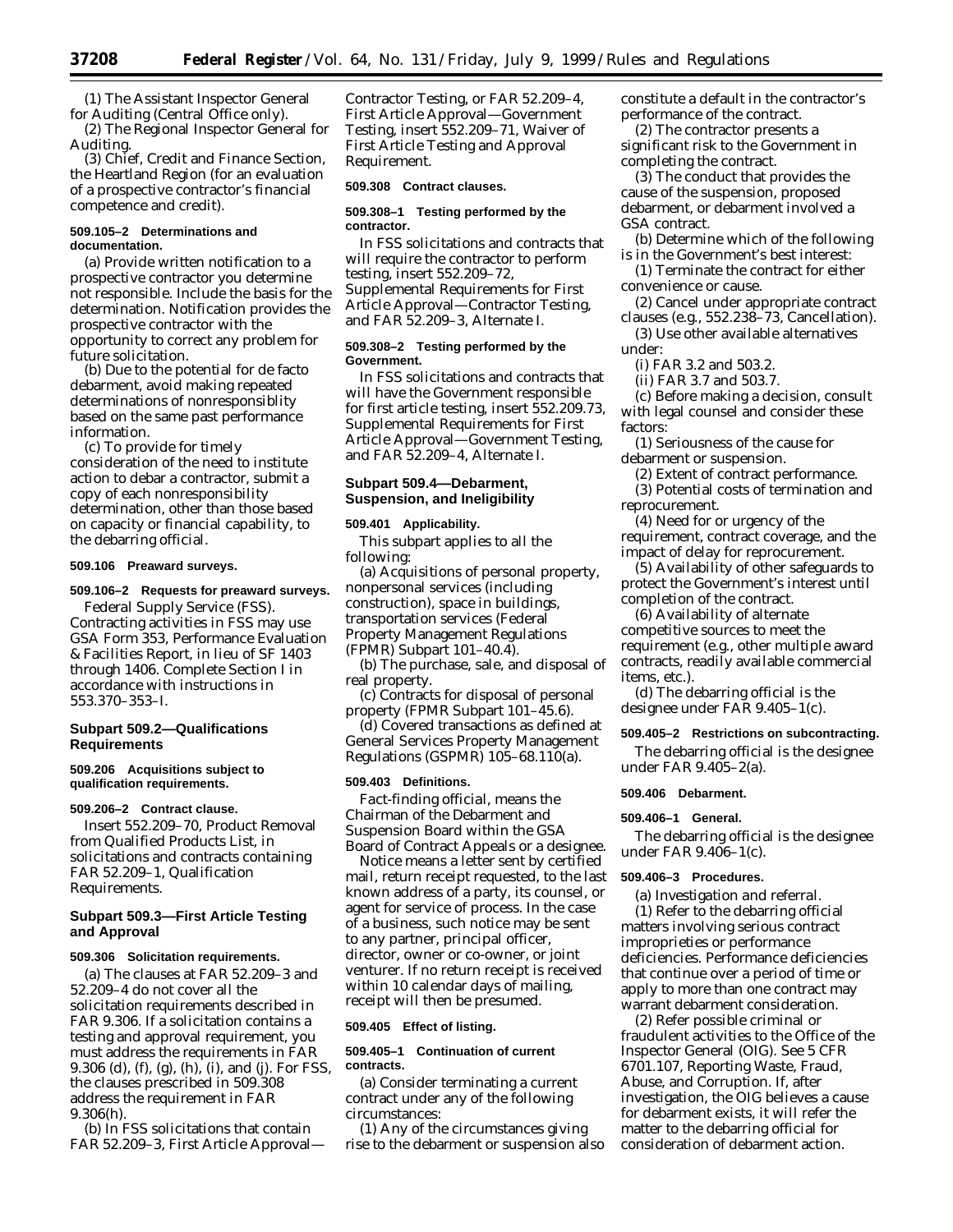(1) The Assistant Inspector General for Auditing (Central Office only).

(2) The Regional Inspector General for Auditing.

(3) Chief, Credit and Finance Section, the Heartland Region (for an evaluation of a prospective contractor's financial competence and credit).

**509.105–2 Determinations and documentation.**

(a) Provide written notification to a prospective contractor you determine not responsible. Include the basis for the determination. Notification provides the prospective contractor with the opportunity to correct any problem for future solicitation.

(b) Due to the potential for de facto debarment, avoid making repeated determinations of nonresponsiblity based on the same past performance information.

(c) To provide for timely consideration of the need to institute action to debar a contractor, submit a copy of each nonresponsibility determination, other than those based on capacity or financial capability, to the debarring official.

**509.106 Preaward surveys.**

**509.106–2 Requests for preaward surveys.**

Federal Supply Service (FSS). Contracting activities in FSS may use GSA Form 353, Performance Evaluation & Facilities Report, in lieu of SF 1403 through 1406. Complete Section I in accordance with instructions in 553.370–353–I.

## Subpart 509.2—Qualifications Requirements

**509.206 Acquisitions subject to qualification requirements.**

**509.206–2 Contract clause.**

Insert 552.209–70, Product Removal from Qualified Products List, in solicitations and contracts containing FAR 52.209–1, Qualification Requirements.

## Subpart 509.3—First Article Testing and Approval

**509.306 Solicitation requirements.**

(a) The clauses at FAR 52.209–3 and 52.209–4 do not cover all the solicitation requirements described in FAR 9.306. If a solicitation contains a testing and approval requirement, you must address the requirements in FAR 9.306 (d), (f), (g), (h), (i), and (j). For FSS, the clauses prescribed in 509.308 address the requirement in FAR 9.306(h).

(b) In FSS solicitations that contain FAR 52.209–3, First Article Approval—Contractor Testing, or FAR 52.209–4, First Article Approval—Government Testing, insert 552.209–71, Waiver of First Article Testing and Approval Requirement.

**509.308 Contract clauses.**

**509.308–1 Testing performed by the contractor.**

In FSS solicitations and contracts that will require the contractor to perform testing, insert 552.209–72, Supplemental Requirements for First Article Approval—Contractor Testing, and FAR 52.209–3, Alternate I.

**509.308–2 Testing performed by the Government.**

In FSS solicitations and contracts that will have the Government responsible for first article testing, insert 552.209.73, Supplemental Requirements for First Article Approval—Government Testing, and FAR 52.209–4, Alternate I.

## Subpart 509.4—Debarment, Suspension, and Ineligibility

**509.401 Applicability.**

This subpart applies to all the following:

(a) Acquisitions of personal property, nonpersonal services (including construction), space in buildings, transportation services (Federal Property Management Regulations (FPMR) Subpart 101–40.4).

(b) The purchase, sale, and disposal of real property.

(c) Contracts for disposal of personal property (FPMR Subpart 101–45.6).

(d) Covered transactions as defined at General Services Property Management Regulations (GSPMR) 105–68.110(a).

**509.403 Definitions.**

*Fact-finding official*, means the Chairman of the Debarment and Suspension Board within the GSA Board of Contract Appeals or a designee.

*Notice* means a letter sent by certified mail, return receipt requested, to the last known address of a party, its counsel, or agent for service of process. In the case of a business, such notice may be sent to any partner, principal officer, director, owner or co-owner, or joint venturer. If no return receipt is received within 10 calendar days of mailing, receipt will then be presumed.

**509.405 Effect of listing.**

**509.405–1 Continuation of current contracts.**

(a) Consider terminating a current contract under any of the following circumstances:

(1) Any of the circumstances giving rise to the debarment or suspension also constitute a default in the contractor's performance of the contract.

(2) The contractor presents a significant risk to the Government in completing the contract.

(3) The conduct that provides the cause of the suspension, proposed debarment, or debarment involved a GSA contract.

(b) Determine which of the following is in the Government's best interest:

(1) Terminate the contract for either convenience or cause.

(2) Cancel under appropriate contract clauses (e.g., 552.238–73, Cancellation).

(3) Use other available alternatives under:

(i) FAR 3.2 and 503.2.

(ii) FAR 3.7 and 503.7.

(c) Before making a decision, consult with legal counsel and consider these factors:

(1) Seriousness of the cause for debarment or suspension.

(2) Extent of contract performance.

(3) Potential costs of termination and reprocurement.

(4) Need for or urgency of the requirement, contract coverage, and the impact of delay for reprocurement.

(5) Availability of other safeguards to protect the Government's interest until completion of the contract.

(6) Availability of alternate competitive sources to meet the requirement (e.g., other multiple award contracts, readily available commercial items, etc.).

(d) The debarring official is the designee under FAR 9.405–1(c).

**509.405–2 Restrictions on subcontracting.**

The debarring official is the designee under FAR 9.405–2(a).

**509.406 Debarment.**

**509.406–1 General.**

The debarring official is the designee under FAR 9.406–1(c).

**509.406–3 Procedures.**

(a) *Investigation and referral.*

(1) Refer to the debarring official matters involving serious contract improprieties or performance deficiencies. Performance deficiencies that continue over a period of time or apply to more than one contract may warrant debarment consideration.

(2) Refer possible criminal or fraudulent activities to the Office of the Inspector General (OIG). See 5 CFR 6701.107, Reporting Waste, Fraud, Abuse, and Corruption. If, after investigation, the OIG believes a cause for debarment exists, it will refer the matter to the debarring official for consideration of debarment action.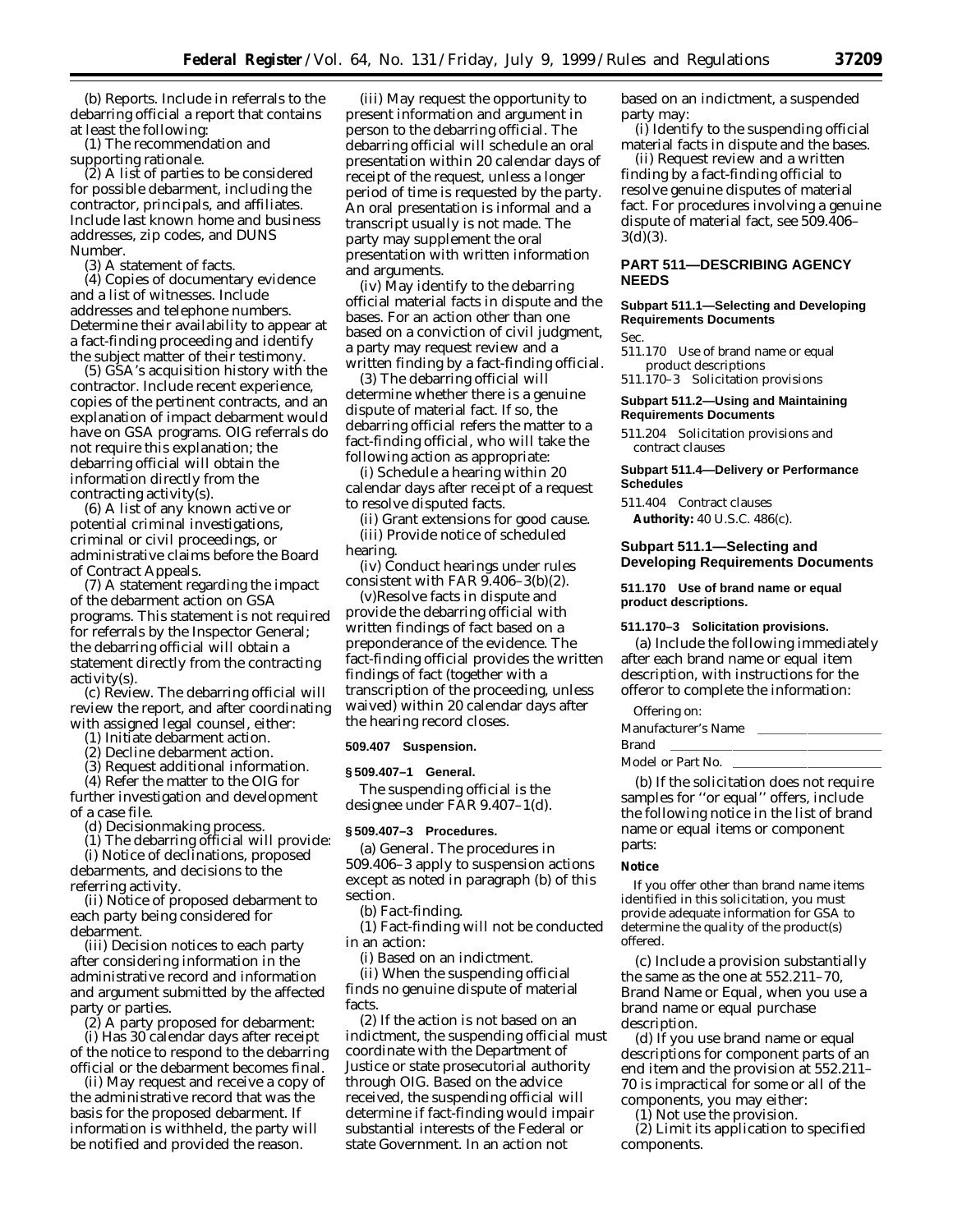(b) Reports. Include in referrals to the debarring official a report that contains at least the following:

(1) The recommendation and supporting rationale.

(2) A list of parties to be considered for possible debarment, including the contractor, principals, and affiliates. Include last known home and business addresses, zip codes, and DUNS Number.

(3) A statement of facts.

(4) Copies of documentary evidence and a list of witnesses. Include addresses and telephone numbers. Determine their availability to appear at a fact-finding proceeding and identify the subject matter of their testimony.

(5) GSA's acquisition history with the contractor. Include recent experience, copies of the pertinent contracts, and an explanation of impact debarment would have on GSA programs. OIG referrals do not require this explanation; the debarring official will obtain the information directly from the contracting activity(s).

(6) A list of any known active or potential criminal investigations, criminal or civil proceedings, or administrative claims before the Board of Contract Appeals.

(7) A statement regarding the impact of the debarment action on GSA programs. This statement is not required for referrals by the Inspector General; the debarring official will obtain a statement directly from the contracting activity(s).

(c) Review. The debarring official will review the report, and after coordinating with assigned legal counsel, either:

(1) Initiate debarment action.

(2) Decline debarment action.

(3) Request additional information.

(4) Refer the matter to the OIG for further investigation and development of a case file.

(d) Decisionmaking process.

(1) The debarring official will provide:

(i) Notice of declinations, proposed debarments, and decisions to the referring activity.

(ii) Notice of proposed debarment to each party being considered for debarment.

(iii) Decision notices to each party after considering information in the administrative record and information and argument submitted by the affected party or parties.

(2) A party proposed for debarment:

(i) Has 30 calendar days after receipt of the notice to respond to the debarring official or the debarment becomes final.

(ii) May request and receive a copy of the administrative record that was the basis for the proposed debarment. If information is withheld, the party will be notified and provided the reason.

(iii) May request the opportunity to present information and argument in person to the debarring official. The debarring official will schedule an oral presentation within 20 calendar days of receipt of the request, unless a longer period of time is requested by the party. An oral presentation is informal and a transcript usually is not made. The party may supplement the oral presentation with written information and arguments.

(iv) May identify to the debarring official material facts in dispute and the bases. For an action other than one based on a conviction of civil judgment, a party may request review and a written finding by a fact-finding official.

(3) The debarring official will determine whether there is a genuine dispute of material fact. If so, the debarring official refers the matter to a fact-finding official, who will take the following action as appropriate:

(i) Schedule a hearing within 20 calendar days after receipt of a request to resolve disputed facts.

(ii) Grant extensions for good cause.

(iii) Provide notice of scheduled hearing.

(iv) Conduct hearings under rules consistent with FAR 9.406–3(b)(2).

(v)Resolve facts in dispute and provide the debarring official with written findings of fact based on a preponderance of the evidence. The fact-finding official provides the written findings of fact (together with a transcription of the proceeding, unless waived) within 20 calendar days after the hearing record closes.

**509.407 Suspension.**

**§ 509.407–1 General.**

The suspending official is the designee under FAR 9.407–1(d).

**§ 509.407–3 Procedures.**

(a) General. The procedures in 509.406–3 apply to suspension actions except as noted in paragraph (b) of this section.

(b) Fact-finding.

(1) Fact-finding will not be conducted in an action:

(i) Based on an indictment.

(ii) When the suspending official finds no genuine dispute of material facts.

(2) If the action is not based on an indictment, the suspending official must coordinate with the Department of Justice or state prosecutorial authority through OIG. Based on the advice received, the suspending official will determine if fact-finding would impair substantial interests of the Federal or state Government. In an action not based on an indictment, a suspended party may:

(i) Identify to the suspending official material facts in dispute and the bases.

(ii) Request review and a written finding by a fact-finding official to resolve genuine disputes of material fact. For procedures involving a genuine dispute of material fact, see 509.406–3(d)(3).

## PART 511—DESCRIBING AGENCY NEEDS

**Subpart 511.1—Selecting and Developing Requirements Documents**

Sec.
511.170 Use of brand name or equal product descriptions
511.170–3 Solicitation provisions

**Subpart 511.2—Using and Maintaining Requirements Documents**

511.204 Solicitation provisions and contract clauses

**Subpart 511.4—Delivery or Performance Schedules**

511.404 Contract clauses

**Authority:** 40 U.S.C. 486(c).

### Subpart 511.1—Selecting and Developing Requirements Documents

**511.170 Use of brand name or equal product descriptions.**

**511.170–3 Solicitation provisions.**

(a) Include the following immediately after each brand name or equal item description, with instructions for the offeror to complete the information:

Offering on:
Manufacturer's Name \_\_\_\_\_\_\_\_\_\_\_\_\_\_\_\_\_\_
Brand \_\_\_\_\_\_\_\_\_\_\_\_\_\_\_\_\_\_\_\_\_\_\_\_\_\_\_\_\_\_
Model or Part No. \_\_\_\_\_\_\_\_\_\_\_\_\_\_\_\_\_\_\_\_

(b) If the solicitation does not require samples for ''or equal'' offers, include the following notice in the list of brand name or equal items or component parts:

**Notice**

If you offer other than brand name items identified in this solicitation, you must provide adequate information for GSA to determine the quality of the product(s) offered.

(c) Include a provision substantially the same as the one at 552.211–70, Brand Name or Equal, when you use a brand name or equal purchase description.

(d) If you use brand name or equal descriptions for component parts of an end item and the provision at 552.211–70 is impractical for some or all of the components, you may either:

(1) Not use the provision.

(2) Limit its application to specified components.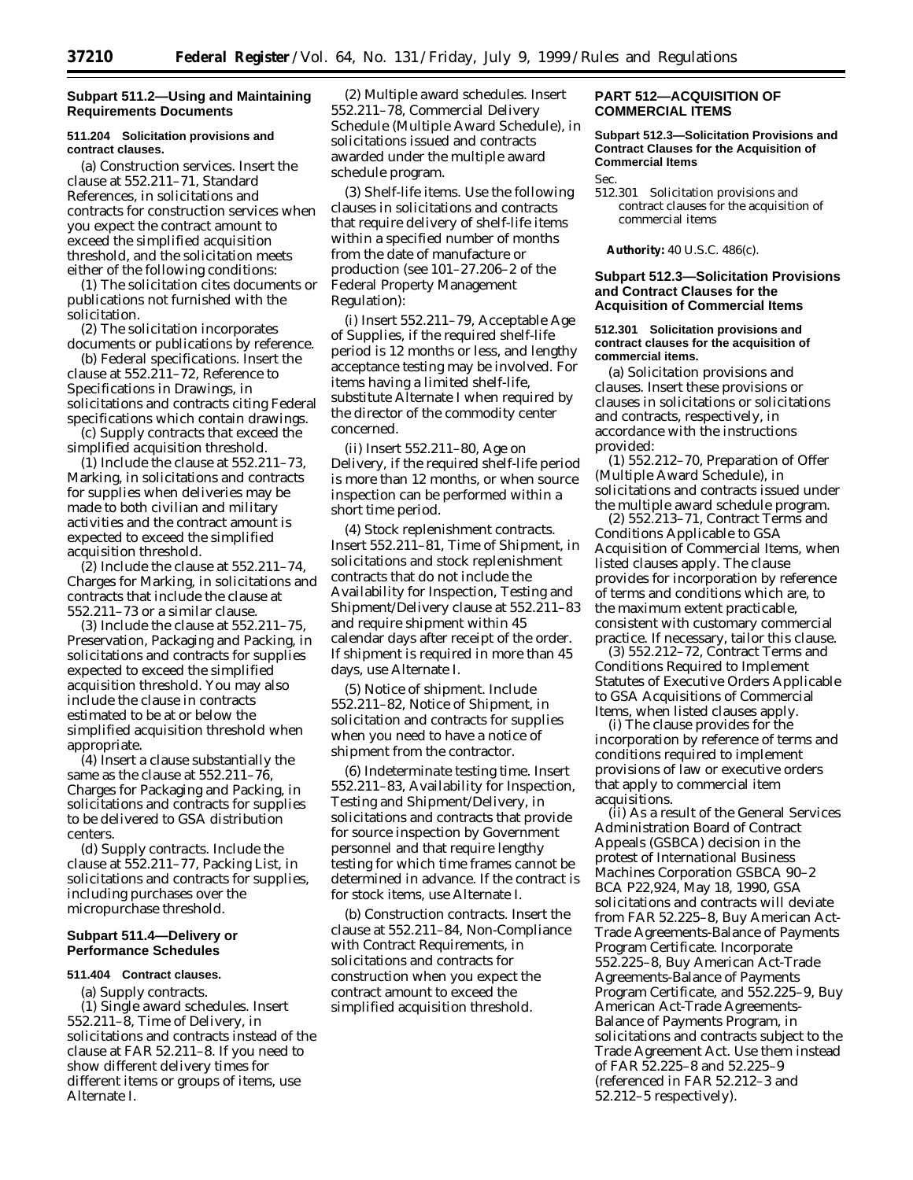## Subpart 511.2—Using and Maintaining Requirements Documents

### 511.204 Solicitation provisions and contract clauses.

(a) *Construction services.* Insert the clause at 552.211–71, Standard References, in solicitations and contracts for construction services when you expect the contract amount to exceed the simplified acquisition threshold, and the solicitation meets either of the following conditions:

(1) The solicitation cites documents or publications not furnished with the solicitation.

(2) The solicitation incorporates documents or publications by reference.

(b) *Federal specifications.* Insert the clause at 552.211–72, Reference to Specifications in Drawings, in solicitations and contracts citing Federal specifications which contain drawings.

(c) *Supply contracts that exceed the simplified acquisition threshold.*

(1) Include the clause at 552.211–73, Marking, in solicitations and contracts for supplies when deliveries may be made to both civilian and military activities and the contract amount is expected to exceed the simplified acquisition threshold.

(2) Include the clause at 552.211–74, Charges for Marking, in solicitations and contracts that include the clause at 552.211–73 or a similar clause.

(3) Include the clause at 552.211–75, Preservation, Packaging and Packing, in solicitations and contracts for supplies expected to exceed the simplified acquisition threshold. You may also include the clause in contracts estimated to be at or below the simplified acquisition threshold when appropriate.

(4) Insert a clause substantially the same as the clause at 552.211–76, Charges for Packaging and Packing, in solicitations and contracts for supplies to be delivered to GSA distribution centers.

(d) *Supply contracts.* Include the clause at 552.211–77, Packing List, in solicitations and contracts for supplies, including purchases over the micropurchase threshold.

## Subpart 511.4—Delivery or Performance Schedules

### 511.404 Contract clauses.

(a) *Supply contracts.*

(1) *Single award schedules.* Insert 552.211–8, Time of Delivery, in solicitations and contracts instead of the clause at FAR 52.211–8. If you need to show different delivery times for different items or groups of items, use Alternate I.

(2) *Multiple award schedules.* Insert 552.211–78, Commercial Delivery Schedule (Multiple Award Schedule), in solicitations issued and contracts awarded under the multiple award schedule program.

(3) *Shelf-life items.* Use the following clauses in solicitations and contracts that require delivery of shelf-life items within a specified number of months from the date of manufacture or production (see 101–27.206–2 of the Federal Property Management Regulation):

(i) Insert 552.211–79, Acceptable Age of Supplies, if the required shelf-life period is 12 months or less, and lengthy acceptance testing may be involved. For items having a limited shelf-life, substitute Alternate I when required by the director of the commodity center concerned.

(ii) Insert 552.211–80, Age on Delivery, if the required shelf-life period is more than 12 months, or when source inspection can be performed within a short time period.

(4) *Stock replenishment contracts.* Insert 552.211–81, Time of Shipment, in solicitations and stock replenishment contracts that do not include the Availability for Inspection, Testing and Shipment/Delivery clause at 552.211–83 and require shipment within 45 calendar days after receipt of the order. If shipment is required in more than 45 days, use Alternate I.

(5) *Notice of shipment.* Include 552.211–82, Notice of Shipment, in solicitation and contracts for supplies when you need to have a notice of shipment from the contractor.

(6) *Indeterminate testing time.* Insert 552.211–83, Availability for Inspection, Testing and Shipment/Delivery, in solicitations and contracts that provide for source inspection by Government personnel and that require lengthy testing for which time frames cannot be determined in advance. If the contract is for stock items, use Alternate I.

(b) *Construction contracts.* Insert the clause at 552.211–84, Non-Compliance with Contract Requirements, in solicitations and contracts for construction when you expect the contract amount to exceed the simplified acquisition threshold.

## PART 512—ACQUISITION OF COMMERCIAL ITEMS

### Subpart 512.3—Solicitation Provisions and Contract Clauses for the Acquisition of Commercial Items

Sec.
512.301 Solicitation provisions and contract clauses for the acquisition of commercial items

**Authority:** 40 U.S.C. 486(c).

## Subpart 512.3—Solicitation Provisions and Contract Clauses for the Acquisition of Commercial Items

### 512.301 Solicitation provisions and contract clauses for the acquisition of commercial items.

(a) *Solicitation provisions and clauses.* Insert these provisions or clauses in solicitations or solicitations and contracts, respectively, in accordance with the instructions provided:

(1) 552.212–70, Preparation of Offer (Multiple Award Schedule), in solicitations and contracts issued under the multiple award schedule program.

(2) 552.213–71, Contract Terms and Conditions Applicable to GSA Acquisition of Commercial Items, when listed clauses apply. The clause provides for incorporation by reference of terms and conditions which are, to the maximum extent practicable, consistent with customary commercial practice. If necessary, tailor this clause.

(3) 552.212–72, Contract Terms and Conditions Required to Implement Statutes of Executive Orders Applicable to GSA Acquisitions of Commercial Items, when listed clauses apply.

(i) The clause provides for the incorporation by reference of terms and conditions required to implement provisions of law or executive orders that apply to commercial item acquisitions.

(ii) As a result of the General Services Administration Board of Contract Appeals (GSBCA) decision in the protest of International Business Machines Corporation GSBCA 90–2 BCA P22,924, May 18, 1990, GSA solicitations and contracts will deviate from FAR 52.225–8, Buy American Act-Trade Agreements-Balance of Payments Program Certificate. Incorporate 552.225–8, Buy American Act-Trade Agreements-Balance of Payments Program Certificate, and 552.225–9, Buy American Act-Trade Agreements-Balance of Payments Program, in solicitations and contracts subject to the Trade Agreement Act. Use them instead of FAR 52.225–8 and 52.225–9 (referenced in FAR 52.212–3 and 52.212–5 respectively).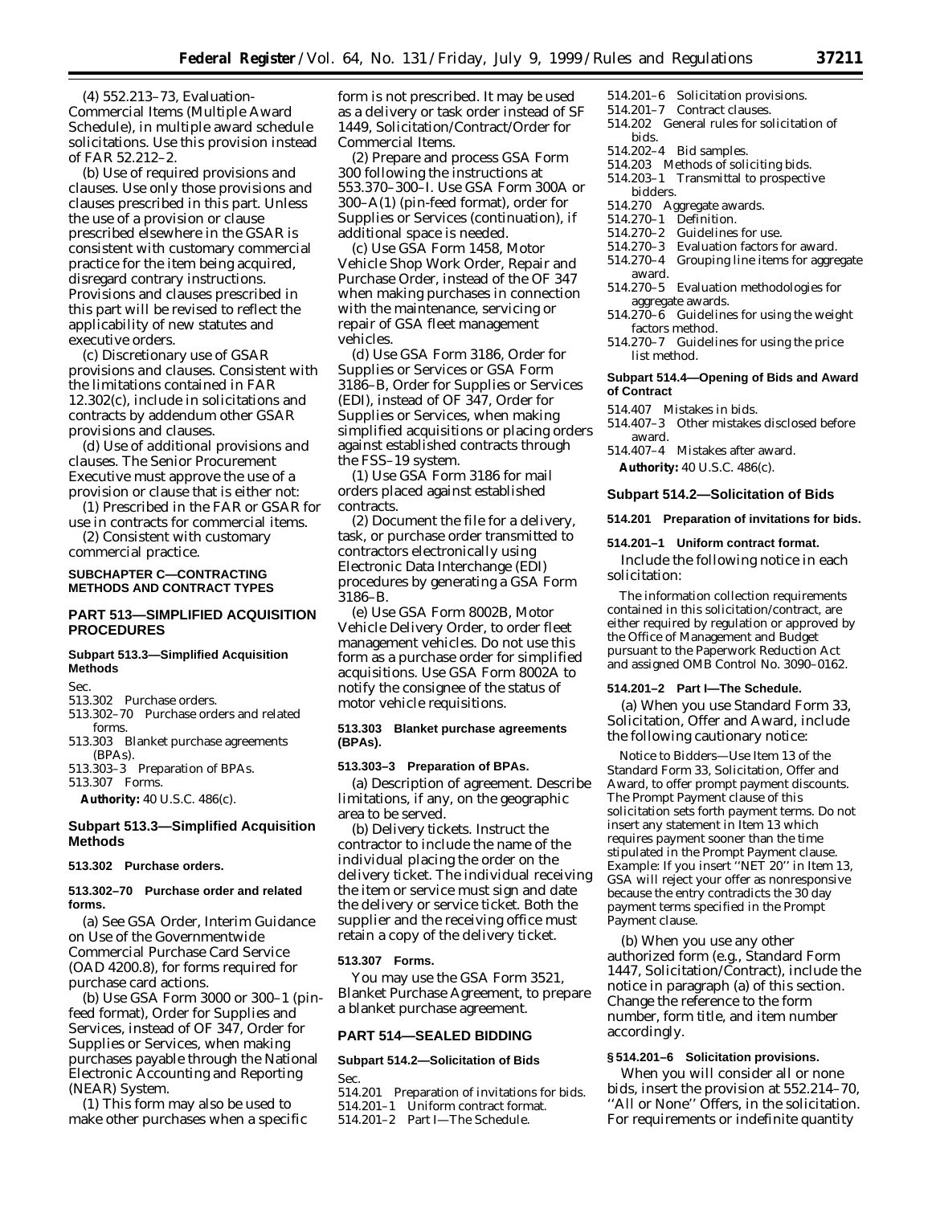(4) 552.213–73, Evaluation-Commercial Items (Multiple Award Schedule), in multiple award schedule solicitations. Use this provision instead of FAR 52.212–2.

(b) *Use of required provisions and clauses.* Use only those provisions and clauses prescribed in this part. Unless the use of a provision or clause prescribed elsewhere in the GSAR is consistent with customary commercial practice for the item being acquired, disregard contrary instructions. Provisions and clauses prescribed in this part will be revised to reflect the applicability of new statutes and executive orders.

(c) *Discretionary use of GSAR provisions and clauses.* Consistent with the limitations contained in FAR 12.302(c), include in solicitations and contracts by addendum other GSAR provisions and clauses.

(d) *Use of additional provisions and clauses.* The Senior Procurement Executive must approve the use of a provision or clause that is either not:

(1) Prescribed in the FAR or GSAR for use in contracts for commercial items.

(2) Consistent with customary commercial practice.

## SUBCHAPTER C—CONTRACTING METHODS AND CONTRACT TYPES

## PART 513—SIMPLIFIED ACQUISITION PROCEDURES

### Subpart 513.3—Simplified Acquisition Methods

Sec.
513.302 Purchase orders.
513.302–70 Purchase orders and related forms.
513.303 Blanket purchase agreements (BPAs).
513.303–3 Preparation of BPAs.
513.307 Forms.

**Authority:** 40 U.S.C. 486(c).

### Subpart 513.3—Simplified Acquisition Methods

#### 513.302 Purchase orders.

#### 513.302–70 Purchase order and related forms.

(a) See GSA Order, Interim Guidance on Use of the Governmentwide Commercial Purchase Card Service (OAD 4200.8), for forms required for purchase card actions.

(b) Use GSA Form 3000 or 300–1 (pin-feed format), Order for Supplies and Services, instead of OF 347, Order for Supplies or Services, when making purchases payable through the National Electronic Accounting and Reporting (NEAR) System.

(1) This form may also be used to make other purchases when a specific form is not prescribed. It may be used as a delivery or task order instead of SF 1449, Solicitation/Contract/Order for Commercial Items.

(2) Prepare and process GSA Form 300 following the instructions at 553.370–300–I. Use GSA Form 300A or 300–A(1) (pin-feed format), order for Supplies or Services (continuation), if additional space is needed.

(c) Use GSA Form 1458, Motor Vehicle Shop Work Order, Repair and Purchase Order, instead of the OF 347 when making purchases in connection with the maintenance, servicing or repair of GSA fleet management vehicles.

(d) Use GSA Form 3186, Order for Supplies or Services or GSA Form 3186–B, Order for Supplies or Services (EDI), instead of OF 347, Order for Supplies or Services, when making simplified acquisitions or placing orders against established contracts through the FSS–19 system.

(1) Use GSA Form 3186 for mail orders placed against established contracts.

(2) Document the file for a delivery, task, or purchase order transmitted to contractors electronically using Electronic Data Interchange (EDI) procedures by generating a GSA Form 3186–B.

(e) Use GSA Form 8002B, Motor Vehicle Delivery Order, to order fleet management vehicles. Do not use this form as a purchase order for simplified acquisitions. Use GSA Form 8002A to notify the consignee of the status of motor vehicle requisitions.

#### 513.303 Blanket purchase agreements (BPAs).

#### 513.303–3 Preparation of BPAs.

(a) *Description of agreement.* Describe limitations, if any, on the geographic area to be served.

(b) *Delivery tickets.* Instruct the contractor to include the name of the individual placing the order on the delivery ticket. The individual receiving the item or service must sign and date the delivery or service ticket. Both the supplier and the receiving office must retain a copy of the delivery ticket.

#### 513.307 Forms.

You may use the GSA Form 3521, Blanket Purchase Agreement, to prepare a blanket purchase agreement.

## PART 514—SEALED BIDDING

### Subpart 514.2—Solicitation of Bids

Sec.
514.201 Preparation of invitations for bids.
514.201–1 Uniform contract format.
514.201–2 Part I—The Schedule.
514.201–6 Solicitation provisions.
514.201–7 Contract clauses.
514.202 General rules for solicitation of bids.
514.202–4 Bid samples.
514.203 Methods of soliciting bids.
514.203–1 Transmittal to prospective bidders.
514.270 Aggregate awards.
514.270–1 Definition.
514.270–2 Guidelines for use.
514.270–3 Evaluation factors for award.
514.270–4 Grouping line items for aggregate award.
514.270–5 Evaluation methodologies for aggregate awards.
514.270–6 Guidelines for using the weight factors method.
514.270–7 Guidelines for using the price list method.

### Subpart 514.4—Opening of Bids and Award of Contract

514.407 Mistakes in bids.
514.407–3 Other mistakes disclosed before award.
514.407–4 Mistakes after award.

**Authority:** 40 U.S.C. 486(c).

### Subpart 514.2—Solicitation of Bids

#### 514.201 Preparation of invitations for bids.

#### 514.201–1 Uniform contract format.

Include the following notice in each solicitation:

The information collection requirements contained in this solicitation/contract, are either required by regulation or approved by the Office of Management and Budget pursuant to the Paperwork Reduction Act and assigned OMB Control No. 3090–0162.

#### 514.201–2 Part I—The Schedule.

(a) When you use Standard Form 33, Solicitation, Offer and Award, include the following cautionary notice:

Notice to Bidders—Use Item 13 of the Standard Form 33, Solicitation, Offer and Award, to offer prompt payment discounts. The Prompt Payment clause of this solicitation sets forth payment terms. Do not insert any statement in Item 13 which requires payment sooner than the time stipulated in the Prompt Payment clause. Example: If you insert ''NET 20'' in Item 13, GSA will reject your offer as nonresponsive because the entry contradicts the 30 day payment terms specified in the Prompt Payment clause.

(b) When you use any other authorized form (e.g., Standard Form 1447, Solicitation/Contract), include the notice in paragraph (a) of this section. Change the reference to the form number, form title, and item number accordingly.

#### § 514.201–6 Solicitation provisions.

When you will consider all or none bids, insert the provision at 552.214–70, ''All or None'' Offers, in the solicitation. For requirements or indefinite quantity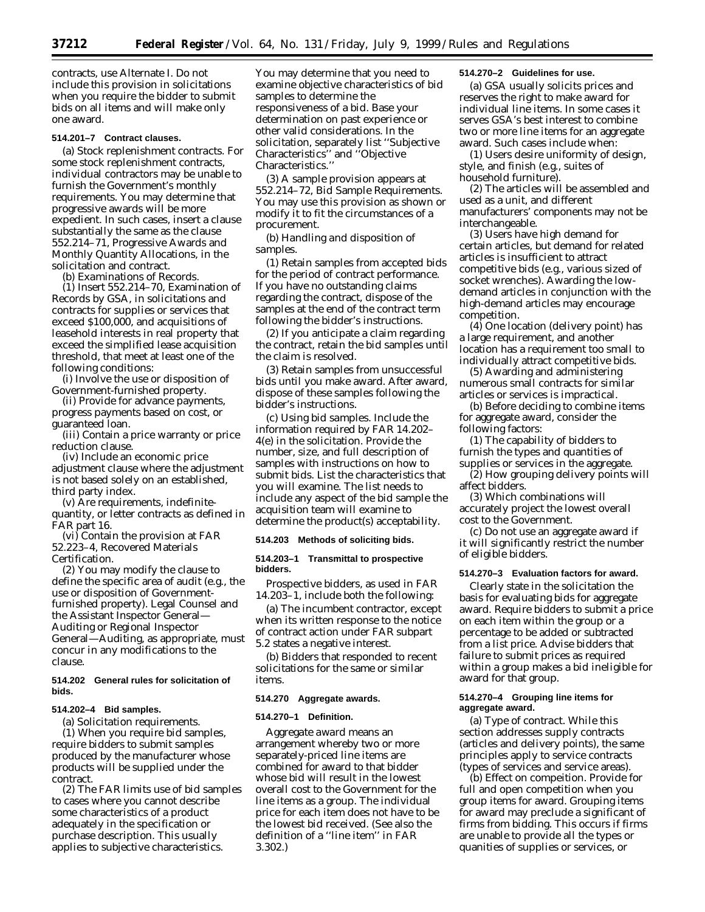contracts, use Alternate I. Do not include this provision in solicitations when you require the bidder to submit bids on all items and will make only one award.

**514.201–7 Contract clauses.**

(a) Stock replenishment contracts. For some stock replenishment contracts, individual contractors may be unable to furnish the Government's monthly requirements. You may determine that progressive awards will be more expedient. In such cases, insert a clause substantially the same as the clause 552.214–71, Progressive Awards and Monthly Quantity Allocations, in the solicitation and contract.

(b) Examinations of Records.

(1) Insert 552.214–70, Examination of Records by GSA, in solicitations and contracts for supplies or services that exceed $100,000, and acquisitions of leasehold interests in real property that exceed the simplified lease acquisition threshold, that meet at least one of the following conditions:

(i) Involve the use or disposition of Government-furnished property.

(ii) Provide for advance payments, progress payments based on cost, or guaranteed loan.

(iii) Contain a price warranty or price reduction clause.

(iv) Include an economic price adjustment clause where the adjustment is not based solely on an established, third party index.

(v) Are requirements, indefinite-quantity, or letter contracts as defined in FAR part 16.

(vi) Contain the provision at FAR 52.223–4, Recovered Materials Certification.

(2) You may modify the clause to define the specific area of audit (e.g., the use or disposition of Government-furnished property). Legal Counsel and the Assistant Inspector General—Auditing or Regional Inspector General—Auditing, as appropriate, must concur in any modifications to the clause.

**514.202 General rules for solicitation of bids.**

**514.202–4 Bid samples.**

(a) Solicitation requirements.

(1) When you require bid samples, require bidders to submit samples produced by the manufacturer whose products will be supplied under the contract.

(2) The FAR limits use of bid samples to cases where you cannot describe some characteristics of a product adequately in the specification or purchase description. This usually applies to subjective characteristics. You may determine that you need to examine objective characteristics of bid samples to determine the responsiveness of a bid. Base your determination on past experience or other valid considerations. In the solicitation, separately list ''Subjective Characteristics'' and ''Objective Characteristics.''

(3) A sample provision appears at 552.214–72, Bid Sample Requirements. You may use this provision as shown or modify it to fit the circumstances of a procurement.

(b) *Handling and disposition of samples.*

(1) Retain samples from accepted bids for the period of contract performance. If you have no outstanding claims regarding the contract, dispose of the samples at the end of the contract term following the bidder's instructions.

(2) If you anticipate a claim regarding the contract, retain the bid samples until the claim is resolved.

(3) Retain samples from unsuccessful bids until you make award. After award, dispose of these samples following the bidder's instructions.

(c) *Using bid samples.* Include the information required by FAR 14.202–4(e) in the solicitation. Provide the number, size, and full description of samples with instructions on how to submit bids. List the characteristics that you will examine. The list needs to include any aspect of the bid sample the acquisition team will examine to determine the product(s) acceptability.

**514.203 Methods of soliciting bids.**

**514.203–1 Transmittal to prospective bidders.**

Prospective bidders, as used in FAR 14.203–1, include both the following:

(a) The incumbent contractor, except when its written response to the notice of contract action under FAR subpart 5.2 states a negative interest.

(b) Bidders that responded to recent solicitations for the same or similar items.

**514.270 Aggregate awards.**

**514.270–1 Definition.**

*Aggregate award* means an arrangement whereby two or more separately-priced line items are combined for award to that bidder whose bid will result in the lowest overall cost to the Government for the line items as a group. The individual price for each item does not have to be the lowest bid received. (See also the definition of a ''line item'' in FAR 3.302.)

**514.270–2 Guidelines for use.**

(a) GSA usually solicits prices and reserves the right to make award for individual line items. In some cases it serves GSA's best interest to combine two or more line items for an aggregate award. Such cases include when:

(1) Users desire uniformity of design, style, and finish (e.g., suites of household furniture).

(2) The articles will be assembled and used as a unit, and different manufacturers' components may not be interchangeable.

(3) Users have high demand for certain articles, but demand for related articles is insufficient to attract competitive bids (e.g., various sized of socket wrenches). Awarding the low-demand articles in conjunction with the high-demand articles may encourage competition.

(4) One location (delivery point) has a large requirement, and another location has a requirement too small to individually attract competitive bids.

(5) Awarding and administering numerous small contracts for similar articles or services is impractical.

(b) Before deciding to combine items for aggregate award, consider the following factors:

(1) The capability of bidders to furnish the types and quantities of supplies or services in the aggregate.

(2) How grouping delivery points will affect bidders.

(3) Which combinations will accurately project the lowest overall cost to the Government.

(c) Do not use an aggregate award if it will significantly restrict the number of eligible bidders.

**514.270–3 Evaluation factors for award.**

Clearly state in the solicitation the basis for evaluating bids for aggregate award. Require bidders to submit a price on each item within the group or a percentage to be added or subtracted from a list price. Advise bidders that failure to submit prices as required within a group makes a bid ineligible for award for that group.

**514.270–4 Grouping line items for aggregate award.**

(a) Type of contract. While this section addresses supply contracts (articles and delivery points), the same principles apply to service contracts (types of services and service areas).

(b) Effect on compeition. Provide for full and open competition when you group items for award. Grouping items for award may preclude a significant of firms from bidding. This occurs if firms are unable to provide all the types or quanities of supplies or services, or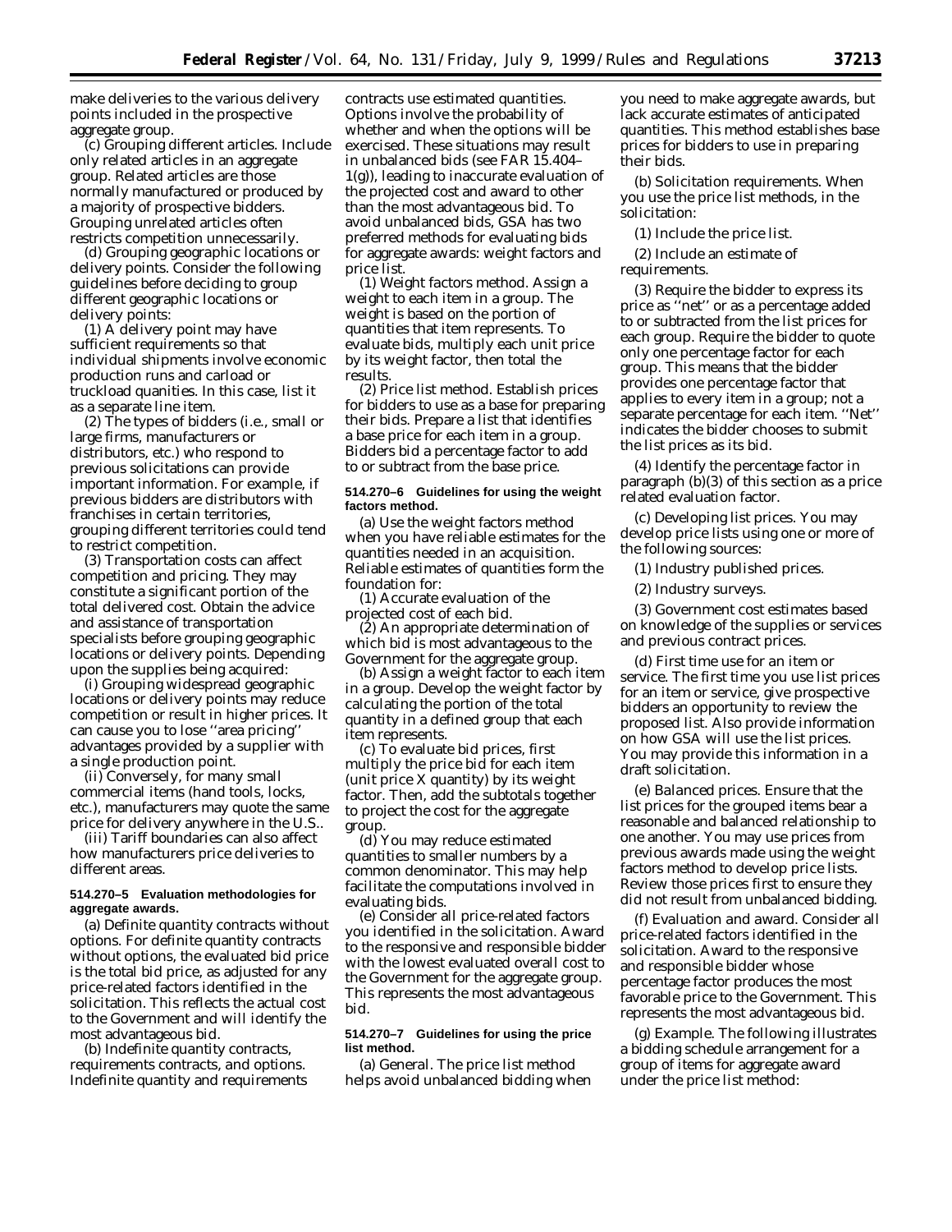make deliveries to the various delivery points included in the prospective aggregate group.

(c) *Grouping different articles.* Include only related articles in an aggregate group. Related articles are those normally manufactured or produced by a majority of prospective bidders. Grouping unrelated articles often restricts competition unnecessarily.

(d) *Grouping geographic locations or delivery points.* Consider the following guidelines before deciding to group different geographic locations or delivery points:

(1) A delivery point may have sufficient requirements so that individual shipments involve economic production runs and carload or truckload quanities. In this case, list it as a separate line item.

(2) The types of bidders (i.e., small or large firms, manufacturers or distributors, etc.) who respond to previous solicitations can provide important information. For example, if previous bidders are distributors with franchises in certain territories, grouping different territories could tend to restrict competition.

(3) Transportation costs can affect competition and pricing. They may constitute a significant portion of the total delivered cost. Obtain the advice and assistance of transportation specialists before grouping geographic locations or delivery points. Depending upon the supplies being acquired:

(i) Grouping widespread geographic locations or delivery points may reduce competition or result in higher prices. It can cause you to lose ''area pricing'' advantages provided by a supplier with a single production point.

(ii) Conversely, for many small commercial items (hand tools, locks, etc.), manufacturers may quote the same price for delivery anywhere in the U.S..

(iii) Tariff boundaries can also affect how manufacturers price deliveries to different areas.

**514.270–5 Evaluation methodologies for aggregate awards.**

(a) *Definite quantity contracts without options.* For definite quantity contracts without options, the evaluated bid price is the total bid price, as adjusted for any price-related factors identified in the solicitation. This reflects the actual cost to the Government and will identify the most advantageous bid.

(b) *Indefinite quantity contracts, requirements contracts, and options.* Indefinite quantity and requirements contracts use estimated quantities. Options involve the probability of whether and when the options will be exercised. These situations may result in unbalanced bids (see FAR 15.404–1(g)), leading to inaccurate evaluation of the projected cost and award to other than the most advantageous bid. To avoid unbalanced bids, GSA has two preferred methods for evaluating bids for aggregate awards: weight factors and price list.

(1) *Weight factors method.* Assign a weight to each item in a group. The weight is based on the portion of quantities that item represents. To evaluate bids, multiply each unit price by its weight factor, then total the results.

(2) *Price list method.* Establish prices for bidders to use as a base for preparing their bids. Prepare a list that identifies a base price for each item in a group. Bidders bid a percentage factor to add to or subtract from the base price.

**514.270–6 Guidelines for using the weight factors method.**

(a) Use the weight factors method when you have reliable estimates for the quantities needed in an acquisition. Reliable estimates of quantities form the foundation for:

(1) Accurate evaluation of the projected cost of each bid.

(2) An appropriate determination of which bid is most advantageous to the Government for the aggregate group.

(b) Assign a weight factor to each item in a group. Develop the weight factor by calculating the portion of the total quantity in a defined group that each item represents.

(c) To evaluate bid prices, first multiply the price bid for each item (unit price X quantity) by its weight factor. Then, add the subtotals together to project the cost for the aggregate group.

(d) You may reduce estimated quantities to smaller numbers by a common denominator. This may help facilitate the computations involved in evaluating bids.

(e) Consider all price-related factors you identified in the solicitation. Award to the responsive and responsible bidder with the lowest evaluated overall cost to the Government for the aggregate group. This represents the most advantageous bid.

**514.270–7 Guidelines for using the price list method.**

(a) *General.* The price list method helps avoid unbalanced bidding when you need to make aggregate awards, but lack accurate estimates of anticipated quantities. This method establishes base prices for bidders to use in preparing their bids.

(b) *Solicitation requirements.* When you use the price list methods, in the solicitation:

(1) Include the price list.

(2) Include an estimate of requirements.

(3) Require the bidder to express its price as ''net'' or as a percentage added to or subtracted from the list prices for each group. Require the bidder to quote only one percentage factor for each group. This means that the bidder provides one percentage factor that applies to every item in a group; not a separate percentage for each item. ''Net'' indicates the bidder chooses to submit the list prices as its bid.

(4) Identify the percentage factor in paragraph (b)(3) of this section as a price related evaluation factor.

(c) *Developing list prices.* You may develop price lists using one or more of the following sources:

(1) Industry published prices.

(2) Industry surveys.

(3) Government cost estimates based on knowledge of the supplies or services and previous contract prices.

(d) *First time use for an item or service.* The first time you use list prices for an item or service, give prospective bidders an opportunity to review the proposed list. Also provide information on how GSA will use the list prices. You may provide this information in a draft solicitation.

(e) *Balanced prices.* Ensure that the list prices for the grouped items bear a reasonable and balanced relationship to one another. You may use prices from previous awards made using the weight factors method to develop price lists. Review those prices first to ensure they did not result from unbalanced bidding.

(f) *Evaluation and award.* Consider all price-related factors identified in the solicitation. Award to the responsive and responsible bidder whose percentage factor produces the most favorable price to the Government. This represents the most advantageous bid.

(g) *Example.* The following illustrates a bidding schedule arrangement for a group of items for aggregate award under the price list method: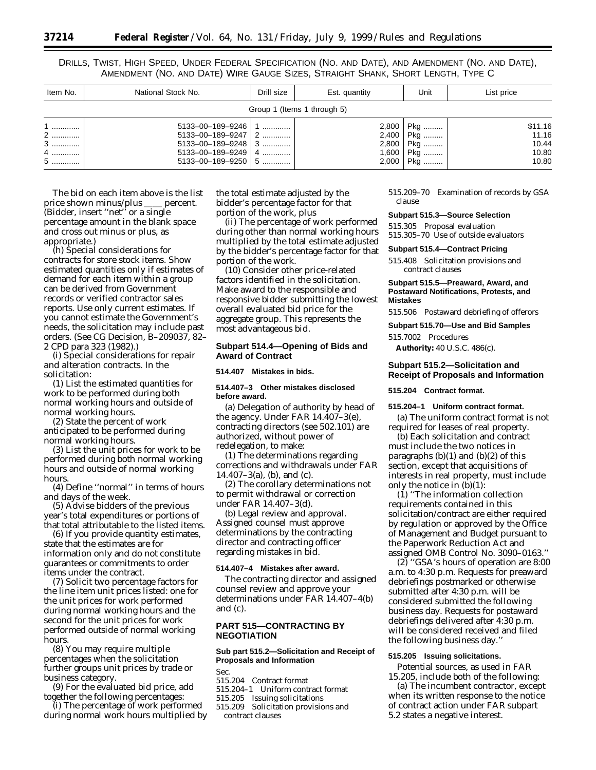DRILLS, TWIST, HIGH SPEED, UNDER FEDERAL SPECIFICATION (NO. AND DATE), AND AMENDMENT (NO. AND DATE), AMENDMENT (NO. AND DATE) WIRE GAUGE SIZES, STRAIGHT SHANK, SHORT LENGTH, TYPE C

| Item No. | National Stock No. | Drill size | Est. quantity | Unit | List price |
|---|---|---|---|---|---|
| Group 1 (Items 1 through 5) | | | | | |
| 1 ............ | 5133–00–189–9246 | 1 ............ | 2,800 | Pkg ......... | $11.16 |
| 2 ............ | 5133–00–189–9247 | 2 ............ | 2,400 | Pkg ......... | 11.16 |
| 3 ............ | 5133–00–189–9248 | 3 ............ | 2,800 | Pkg ......... | 10.44 |
| 4 ............ | 5133–00–189–9249 | 4 ............ | 1,600 | Pkg ......... | 10.80 |
| 5 ............ | 5133–00–189–9250 | 5 ............ | 2,000 | Pkg ......... | 10.80 |

The bid on each item above is the list price shown minus/plus ____ percent. (Bidder, insert ''net'' or a single percentage amount in the blank space and cross out minus or plus, as appropriate.)

(h) *Special considerations for contracts for store stock items.* Show estimated quantities only if estimates of demand for each item within a group can be derived from Government records or verified contractor sales reports. Use only current estimates. If you cannot estimate the Government's needs, the solicitation may include past orders. (See CG Decision, B–209037, 82–2 CPD para 323 (1982).)

(i) *Special considerations for repair and alteration contracts.* In the solicitation:

(1) List the estimated quantities for work to be performed during both normal working hours and outside of normal working hours.

(2) State the percent of work anticipated to be performed during normal working hours.

(3) List the unit prices for work to be performed during both normal working hours and outside of normal working hours.

(4) Define ''normal'' in terms of hours and days of the week.

(5) Advise bidders of the previous year's total expenditures or portions of that total attributable to the listed items.

(6) If you provide quantity estimates, state that the estimates are for information only and do not constitute guarantees or commitments to order items under the contract.

(7) Solicit two percentage factors for the line item unit prices listed: one for the unit prices for work performed during normal working hours and the second for the unit prices for work performed outside of normal working hours.

(8) You may require multiple percentages when the solicitation further groups unit prices by trade or business category.

(9) For the evaluated bid price, add together the following percentages:

(i) The percentage of work performed during normal work hours multiplied by the total estimate adjusted by the bidder's percentage factor for that portion of the work, plus

(ii) The percentage of work performed during other than normal working hours multiplied by the total estimate adjusted by the bidder's percentage factor for that portion of the work.

(10) Consider other price-related factors identified in the solicitation. Make award to the responsible and responsive bidder submitting the lowest overall evaluated bid price for the aggregate group. This represents the most advantageous bid.

## Subpart 514.4—Opening of Bids and Award of Contract

**514.407 Mistakes in bids.**

**514.407–3 Other mistakes disclosed before award.**

(a) *Delegation of authority by head of the agency.* Under FAR 14.407–3(e), contracting directors (see 502.101) are authorized, without power of redelegation, to make:

(1) The determinations regarding corrections and withdrawals under FAR 14.407–3(a), (b), and (c).

(2) The corollary determinations not to permit withdrawal or correction under FAR 14.407–3(d).

(b) *Legal review and approval.* Assigned counsel must approve determinations by the contracting director and contracting officer regarding mistakes in bid.

**514.407–4 Mistakes after award.**

The contracting director and assigned counsel review and approve your determinations under FAR 14.407–4(b) and (c).

## PART 515—CONTRACTING BY NEGOTIATION

**Sub part 515.2—Solicitation and Receipt of Proposals and Information**

Sec.
515.204 Contract format
515.204–1 Uniform contract format
515.205 Issuing solicitations
515.209 Solicitation provisions and contract clauses
515.209–70 Examination of records by GSA clause

**Subpart 515.3—Source Selection**

515.305 Proposal evaluation
515.305–70 Use of outside evaluators

**Subpart 515.4—Contract Pricing**

515.408 Solicitation provisions and contract clauses

**Subpart 515.5—Preaward, Award, and Postaward Notifications, Protests, and Mistakes**

515.506 Postaward debriefing of offerors

**Subpart 515.70—Use and Bid Samples**

515.7002 Procedures

**Authority:** 40 U.S.C. 486(c).

## Subpart 515.2—Solicitation and Receipt of Proposals and Information

**515.204 Contract format.**

**515.204–1 Uniform contract format.**

(a) The uniform contract format is not required for leases of real property.

(b) Each solicitation and contract must include the two notices in paragraphs (b)(1) and (b)(2) of this section, except that acquisitions of interests in real property, must include only the notice in (b)(1):

(1) ''The information collection requirements contained in this solicitation/contract are either required by regulation or approved by the Office of Management and Budget pursuant to the Paperwork Reduction Act and assigned OMB Control No. 3090–0163.''

(2) ''GSA's hours of operation are 8:00 a.m. to 4:30 p.m. Requests for preaward debriefings postmarked or otherwise submitted after 4:30 p.m. will be considered submitted the following business day. Requests for postaward debriefings delivered after 4:30 p.m. will be considered received and filed the following business day.''

**515.205 Issuing solicitations.**

Potential sources, as used in FAR 15.205, include both of the following:

(a) The incumbent contractor, except when its written response to the notice of contract action under FAR subpart 5.2 states a negative interest.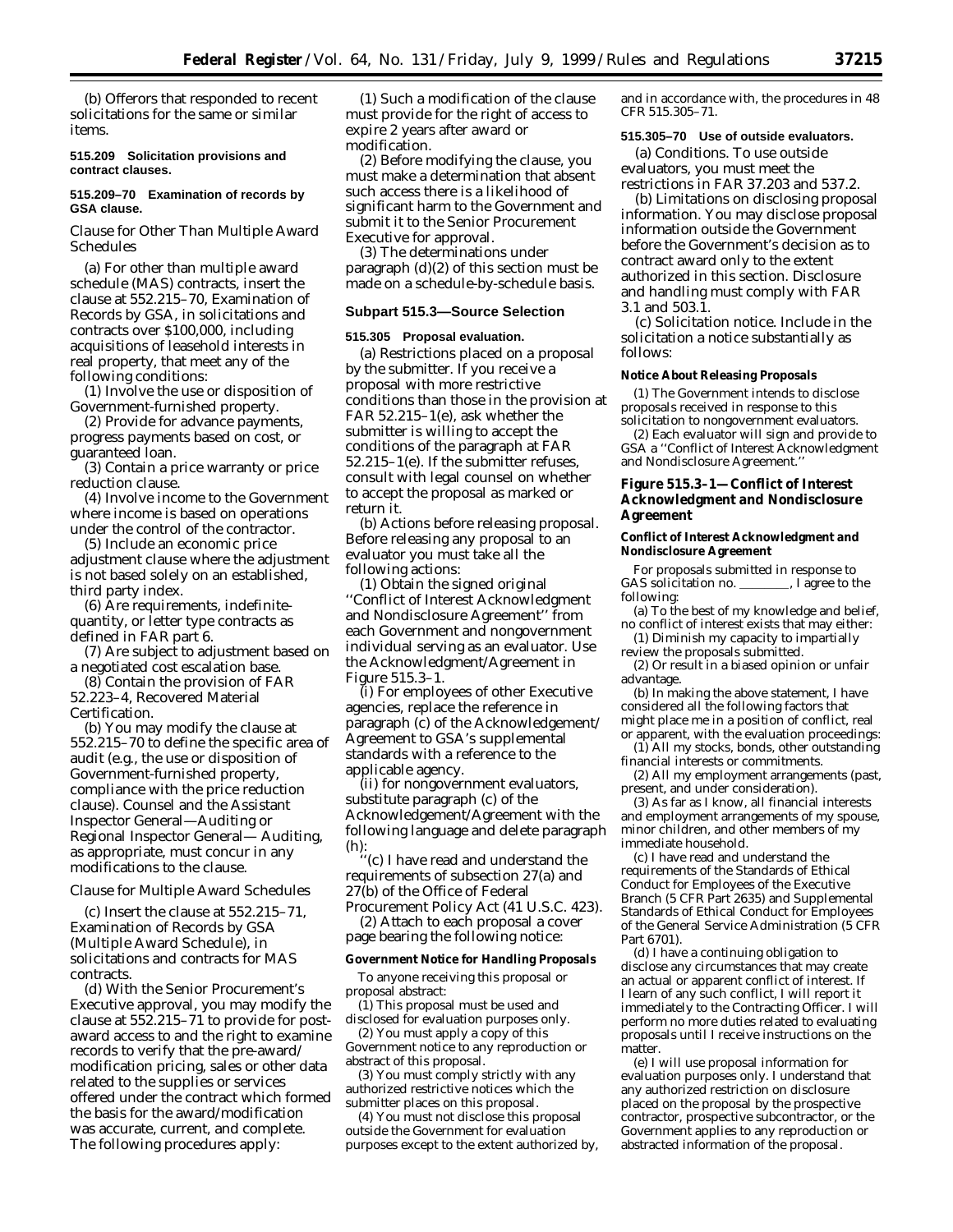(b) Offerors that responded to recent solicitations for the same or similar items.

**515.209 Solicitation provisions and contract clauses.**

**515.209–70 Examination of records by GSA clause.**

*Clause for Other Than Multiple Award Schedules*

(a) For other than multiple award schedule (MAS) contracts, insert the clause at 552.215–70, Examination of Records by GSA, in solicitations and contracts over $100,000, including acquisitions of leasehold interests in real property, that meet any of the following conditions:

(1) Involve the use or disposition of Government-furnished property.

(2) Provide for advance payments, progress payments based on cost, or guaranteed loan.

(3) Contain a price warranty or price reduction clause.

(4) Involve income to the Government where income is based on operations under the control of the contractor.

(5) Include an economic price adjustment clause where the adjustment is not based solely on an established, third party index.

(6) Are requirements, indefinite-quantity, or letter type contracts as defined in FAR part 6.

(7) Are subject to adjustment based on a negotiated cost escalation base.

(8) Contain the provision of FAR 52.223–4, Recovered Material Certification.

(b) You may modify the clause at 552.215–70 to define the specific area of audit (e.g., the use or disposition of Government-furnished property, compliance with the price reduction clause). Counsel and the Assistant Inspector General—Auditing or Regional Inspector General— Auditing, as appropriate, must concur in any modifications to the clause.

*Clause for Multiple Award Schedules*

(c) Insert the clause at 552.215–71, Examination of Records by GSA (Multiple Award Schedule), in solicitations and contracts for MAS contracts.

(d) With the Senior Procurement's Executive approval, you may modify the clause at 552.215–71 to provide for post-award access to and the right to examine records to verify that the pre-award/modification pricing, sales or other data related to the supplies or services offered under the contract which formed the basis for the award/modification was accurate, current, and complete. The following procedures apply:

(1) Such a modification of the clause must provide for the right of access to expire 2 years after award or modification.

(2) Before modifying the clause, you must make a determination that absent such access there is a likelihood of significant harm to the Government and submit it to the Senior Procurement Executive for approval.

(3) The determinations under paragraph (d)(2) of this section must be made on a schedule-by-schedule basis.

## Subpart 515.3—Source Selection

**515.305 Proposal evaluation.**

(a) *Restrictions placed on a proposal by the submitter.* If you receive a proposal with more restrictive conditions than those in the provision at FAR 52.215–1(e), ask whether the submitter is willing to accept the conditions of the paragraph at FAR 52.215–1(e). If the submitter refuses, consult with legal counsel on whether to accept the proposal as marked or return it.

(b) *Actions before releasing proposal.* Before releasing any proposal to an evaluator you must take all the following actions:

(1) Obtain the signed original ''Conflict of Interest Acknowledgment and Nondisclosure Agreement'' from each Government and nongovernment individual serving as an evaluator. Use the Acknowledgment/Agreement in Figure 515.3–1.

(i) For employees of other Executive agencies, replace the reference in paragraph (c) of the Acknowledgement/Agreement to GSA's supplemental standards with a reference to the applicable agency.

(ii) for nongovernment evaluators, substitute paragraph (c) of the Acknowledgement/Agreement with the following language and delete paragraph (h):

''(c) I have read and understand the requirements of subsection 27(a) and 27(b) of the Office of Federal Procurement Policy Act (41 U.S.C. 423).

(2) Attach to each proposal a cover page bearing the following notice:

**Government Notice for Handling Proposals**

To anyone receiving this proposal or proposal abstract:

(1) This proposal must be used and disclosed for evaluation purposes only.

(2) You must apply a copy of this Government notice to any reproduction or abstract of this proposal.

(3) You must comply strictly with any authorized restrictive notices which the submitter places on this proposal.

(4) You must not disclose this proposal outside the Government for evaluation purposes except to the extent authorized by, and in accordance with, the procedures in 48 CFR 515.305–71.

**515.305–70 Use of outside evaluators.**

(a) *Conditions.* To use outside evaluators, you must meet the restrictions in FAR 37.203 and 537.2.

(b) *Limitations on disclosing proposal information.* You may disclose proposal information outside the Government before the Government's decision as to contract award only to the extent authorized in this section. Disclosure and handling must comply with FAR 3.1 and 503.1.

(c) *Solicitation notice.* Include in the solicitation a notice substantially as follows:

**Notice About Releasing Proposals**

(1) The Government intends to disclose proposals received in response to this solicitation to nongovernment evaluators.

(2) Each evaluator will sign and provide to GSA a ''Conflict of Interest Acknowledgment and Nondisclosure Agreement.''

### Figure 515.3–1—Conflict of Interest Acknowledgment and Nondisclosure Agreement

**Conflict of Interest Acknowledgment and Nondisclosure Agreement**

For proposals submitted in response to GAS solicitation no. \_\_\_\_\_\_\_\_, I agree to the following:

(a) To the best of my knowledge and belief, no conflict of interest exists that may either:

(1) Diminish my capacity to impartially review the proposals submitted.

(2) Or result in a biased opinion or unfair advantage.

(b) In making the above statement, I have considered all the following factors that might place me in a position of conflict, real or apparent, with the evaluation proceedings:

(1) All my stocks, bonds, other outstanding financial interests or commitments.

(2) All my employment arrangements (past, present, and under consideration).

(3) As far as I know, all financial interests and employment arrangements of my spouse, minor children, and other members of my immediate household.

(c) I have read and understand the requirements of the Standards of Ethical Conduct for Employees of the Executive Branch (5 CFR Part 2635) and Supplemental Standards of Ethical Conduct for Employees of the General Service Administration (5 CFR Part 6701).

(d) I have a continuing obligation to disclose any circumstances that may create an actual or apparent conflict of interest. If I learn of any such conflict, I will report it immediately to the Contracting Officer. I will perform no more duties related to evaluating proposals until I receive instructions on the matter.

(e) I will use proposal information for evaluation purposes only. I understand that any authorized restriction on disclosure placed on the proposal by the prospective contractor, prospective subcontractor, or the Government applies to any reproduction or abstracted information of the proposal.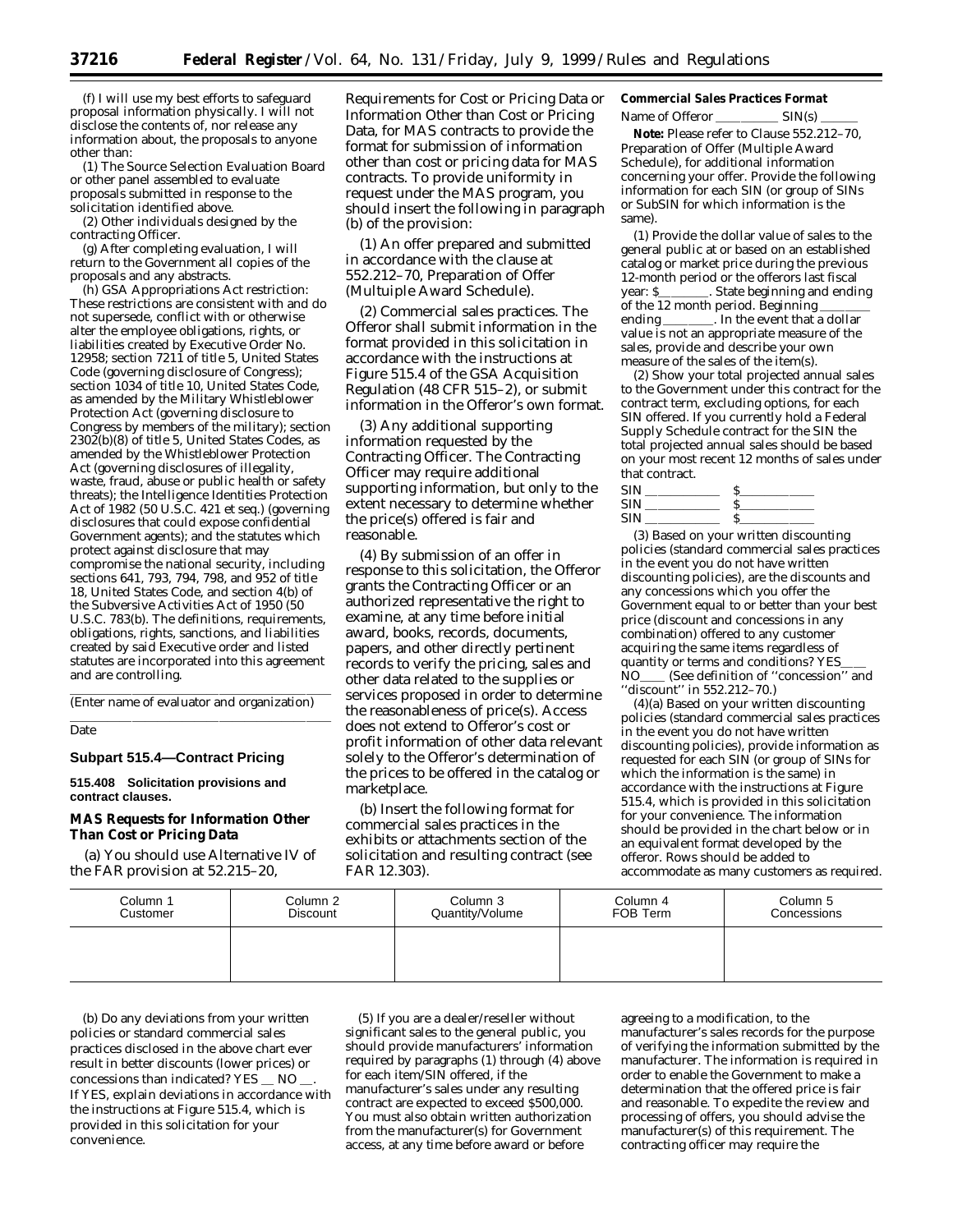(f) I will use my best efforts to safeguard proposal information physically. I will not disclose the contents of, nor release any information about, the proposals to anyone other than:

(1) The Source Selection Evaluation Board or other panel assembled to evaluate proposals submitted in response to the solicitation identified above.

(2) Other individuals designed by the contracting Officer.

(g) After completing evaluation, I will return to the Government all copies of the proposals and any abstracts.

(h) GSA Appropriations Act restriction: These restrictions are consistent with and do not supersede, conflict with or otherwise alter the employee obligations, rights, or liabilities created by Executive Order No. 12958; section 7211 of title 5, United States Code (governing disclosure of Congress); section 1034 of title 10, United States Code, as amended by the Military Whistleblower Protection Act (governing disclosure to Congress by members of the military); section 2302(b)(8) of title 5, United States Codes, as amended by the Whistleblower Protection Act (governing disclosures of illegality, waste, fraud, abuse or public health or safety threats); the Intelligence Identities Protection Act of 1982 (50 U.S.C. 421 et seq.) (governing disclosures that could expose confidential Government agents); and the statutes which protect against disclosure that may compromise the national security, including sections 641, 793, 794, 798, and 952 of title 18, United States Code, and section 4(b) of the Subversive Activities Act of 1950 (50 U.S.C. 783(b). The definitions, requirements, obligations, rights, sanctions, and liabilities created by said Executive order and listed statutes are incorporated into this agreement and are controlling.

\_\_\_\_\_\_\_\_\_\_\_\_\_\_\_\_\_\_\_\_\_\_\_\_\_\_\_\_\_\_\_\_\_\_\_\_\_\_\_\_

(Enter name of evaluator and organization)

\_\_\_\_\_\_\_\_\_\_\_\_\_\_\_\_\_\_\_\_\_\_\_\_\_\_\_\_\_\_\_\_\_\_\_\_\_\_\_\_

Date

## Subpart 515.4—Contract Pricing

### 515.408 Solicitation provisions and contract clauses.

**MAS Requests for Information Other Than Cost or Pricing Data**

(a) You should use Alternative IV of the FAR provision at 52.215–20, Requirements for Cost or Pricing Data or Information Other than Cost or Pricing Data, for MAS contracts to provide the format for submission of information other than cost or pricing data for MAS contracts. To provide uniformity in request under the MAS program, you should insert the following in paragraph (b) of the provision:

(1) An offer prepared and submitted in accordance with the clause at 552.212–70, Preparation of Offer (Multuiple Award Schedule).

(2) Commercial sales practices. The Offeror shall submit information in the format provided in this solicitation in accordance with the instructions at Figure 515.4 of the GSA Acquisition Regulation (48 CFR 515–2), or submit information in the Offeror's own format.

(3) Any additional supporting information requested by the Contracting Officer. The Contracting Officer may require additional supporting information, but only to the extent necessary to determine whether the price(s) offered is fair and reasonable.

(4) By submission of an offer in response to this solicitation, the Offeror grants the Contracting Officer or an authorized representative the right to examine, at any time before initial award, books, records, documents, papers, and other directly pertinent records to verify the pricing, sales and other data related to the supplies or services proposed in order to determine the reasonableness of price(s). Access does not extend to Offeror's cost or profit information of other data relevant solely to the Offeror's determination of the prices to be offered in the catalog or marketplace.

(b) Insert the following format for commercial sales practices in the exhibits or attachments section of the solicitation and resulting contract (see FAR 12.303).

**Commercial Sales Practices Format**

Name of Offeror \_\_\_\_\_\_\_\_\_\_ SIN(s) \_\_\_\_\_\_

**Note:** Please refer to Clause 552.212–70, Preparation of Offer (Multiple Award Schedule), for additional information concerning your offer. Provide the following information for each SIN (or group of SINs or SubSIN for which information is the same).

(1) Provide the dollar value of sales to the general public at or based on an established catalog or market price during the previous 12-month period or the offerors last fiscal year: $\_\_\_\_\_\_\_\_. State beginning and ending of the 12 month period. Beginning \_\_\_\_\_\_\_\_ ending \_\_\_\_\_\_\_\_. In the event that a dollar value is not an appropriate measure of the sales, provide and describe your own measure of the sales of the item(s).

(2) Show your total projected annual sales to the Government under this contract for the contract term, excluding options, for each SIN offered. If you currently hold a Federal Supply Schedule contract for the SIN the total projected annual sales should be based on your most recent 12 months of sales under that contract.

SIN \_\_\_\_\_\_\_\_\_\_\_\_ $\_\_\_\_\_\_\_\_\_\_\_\_
SIN \_\_\_\_\_\_\_\_\_\_\_\_ $\_\_\_\_\_\_\_\_\_\_\_\_
SIN \_\_\_\_\_\_\_\_\_\_\_\_ $\_\_\_\_\_\_\_\_\_\_\_\_

(3) Based on your written discounting policies (standard commercial sales practices in the event you do not have written discounting policies), are the discounts and any concessions which you offer the Government equal to or better than your best price (discount and concessions in any combination) offered to any customer acquiring the same items regardless of quantity or terms and conditions? YES\_\_\_\_ NO\_\_\_\_ (See definition of ''concession'' and ''discount'' in 552.212–70.)

(4)(a) Based on your written discounting policies (standard commercial sales practices in the event you do not have written discounting policies), provide information as requested for each SIN (or group of SINs for which the information is the same) in accordance with the instructions at Figure 515.4, which is provided in this solicitation for your convenience. The information should be provided in the chart below or in an equivalent format developed by the offeror. Rows should be added to accommodate as many customers as required.

| Column 1 Customer | Column 2 Discount | Column 3 Quantity/Volume | Column 4 FOB Term | Column 5 Concessions |
|---|---|---|---|---|
| | | | | |

(b) Do any deviations from your written policies or standard commercial sales practices disclosed in the above chart ever result in better discounts (lower prices) or concessions than indicated? YES \_\_ NO \_\_. If YES, explain deviations in accordance with the instructions at Figure 515.4, which is provided in this solicitation for your convenience.

(5) If you are a dealer/reseller without significant sales to the general public, you should provide manufacturers' information required by paragraphs (1) through (4) above for each item/SIN offered, if the manufacturer's sales under any resulting contract are expected to exceed $500,000. You must also obtain written authorization from the manufacturer(s) for Government access, at any time before award or before agreeing to a modification, to the manufacturer's sales records for the purpose of verifying the information submitted by the manufacturer. The information is required in order to enable the Government to make a determination that the offered price is fair and reasonable. To expedite the review and processing of offers, you should advise the manufacturer(s) of this requirement. The contracting officer may require the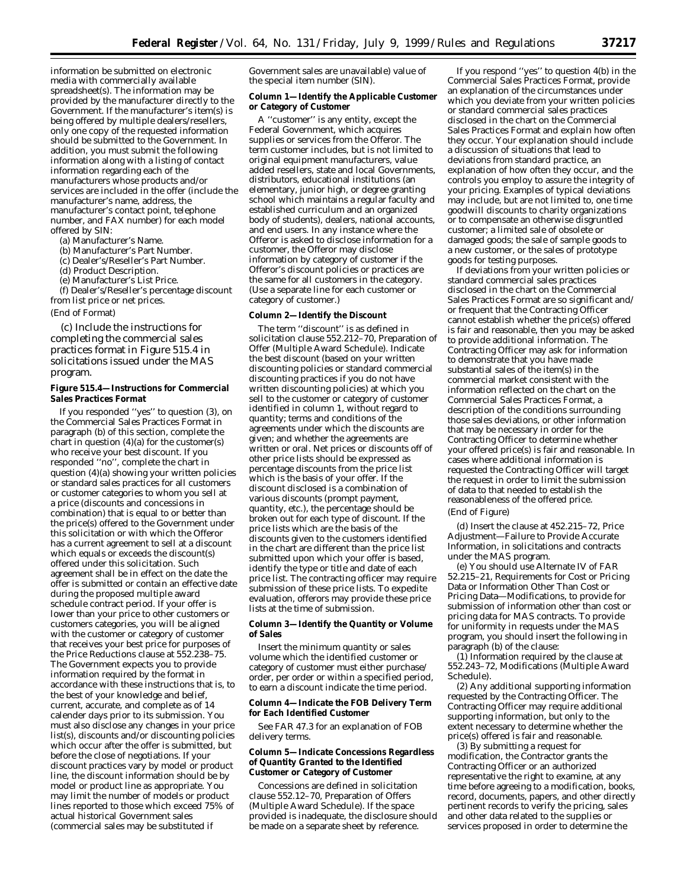information be submitted on electronic media with commercially available spreadsheet(s). The information may be provided by the manufacturer directly to the Government. If the manufacturer's item(s) is being offered by multiple dealers/resellers, only one copy of the requested information should be submitted to the Government. In addition, you must submit the following information along with a listing of contact information regarding each of the manufacturers whose products and/or services are included in the offer (include the manufacturer's name, address, the manufacturer's contact point, telephone number, and FAX number) for each model offered by SIN:

(a) Manufacturer's Name.

(b) Manufacturer's Part Number.

(c) Dealer's/Reseller's Part Number.

(d) Product Description.

(e) Manufacturer's List Price.

(f) Dealer's/Reseller's percentage discount from list price or net prices.

(End of Format)

(c) Include the instructions for completing the commercial sales practices format in Figure 515.4 in solicitations issued under the MAS program.

**Figure 515.4—Instructions for Commercial Sales Practices Format**

If you responded ''yes'' to question (3), on the Commercial Sales Practices Format in paragraph (b) of this section, complete the chart in question (4)(a) for the customer(s) who receive your best discount. If you responded ''no'', complete the chart in question (4)(a) showing your written policies or standard sales practices for all customers or customer categories to whom you sell at a price (discounts and concessions in combination) that is equal to or better than the price(s) offered to the Government under this solicitation or with which the Offeror has a current agreement to sell at a discount which equals or exceeds the discount(s) offered under this solicitation. Such agreement shall be in effect on the date the offer is submitted or contain an effective date during the proposed multiple award schedule contract period. If your offer is lower than your price to other customers or customers categories, you will be aligned with the customer or category of customer that receives your best price for purposes of the Price Reductions clause at 552.238–75. The Government expects you to provide information required by the format in accordance with these instructions that is, to the best of your knowledge and belief, current, accurate, and complete as of 14 calender days prior to its submission. You must also disclose any changes in your price list(s), discounts and/or discounting policies which occur after the offer is submitted, but before the close of negotiations. If your discount practices vary by model or product line, the discount information should be by model or product line as appropriate. You may limit the number of models or product lines reported to those which exceed 75% of actual historical Government sales (commercial sales may be substituted if Government sales are unavailable) value of the special item number (SIN).

**Column 1—Identify the Applicable Customer or Category of Customer**

A ''customer'' is any entity, except the Federal Government, which acquires supplies or services from the Offeror. The term customer includes, but is not limited to original equipment manufacturers, value added resellers, state and local Governments, distributors, educational institutions (an elementary, junior high, or degree granting school which maintains a regular faculty and established curriculum and an organized body of students), dealers, national accounts, and end users. In any instance where the Offeror is asked to disclose information for a customer, the Offeror may disclose information by category of customer if the Offeror's discount policies or practices are the same for all customers in the category. (Use a separate line for each customer or category of customer.)

**Column 2—Identify the Discount**

The term ''discount'' is as defined in solicitation clause 552.212–70, Preparation of Offer (Multiple Award Schedule). Indicate the best discount (based on your written discounting policies or standard commercial discounting practices if you do not have written discounting policies) at which you sell to the customer or category of customer identified in column 1, without regard to quantity; terms and conditions of the agreements under which the discounts are given; and whether the agreements are written or oral. Net prices or discounts off of other price lists should be expressed as percentage discounts from the price list which is the basis of your offer. If the discount disclosed is a combination of various discounts (prompt payment, quantity, etc.), the percentage should be broken out for each type of discount. If the price lists which are the basis of the discounts given to the customers identified in the chart are different than the price list submitted upon which your offer is based, identify the type or title and date of each price list. The contracting officer may require submission of these price lists. To expedite evaluation, offerors may provide these price lists at the time of submission.

**Column 3—Identify the Quantity or Volume of Sales**

Insert the minimum quantity or sales volume which the identified customer or category of customer must either purchase/order, per order or within a specified period, to earn a discount indicate the time period.

**Column 4—Indicate the FOB Delivery Term for Each Identified Customer**

See FAR 47.3 for an explanation of FOB delivery terms.

**Column 5—Indicate Concessions Regardless of Quantity Granted to the Identified Customer or Category of Customer**

Concessions are defined in solicitation clause 552.12–70, Preparation of Offers (Multiple Award Schedule). If the space provided is inadequate, the disclosure should be made on a separate sheet by reference.

If you respond ''yes'' to question 4(b) in the Commercial Sales Practices Format, provide an explanation of the circumstances under which you deviate from your written policies or standard commercial sales practices disclosed in the chart on the Commercial Sales Practices Format and explain how often they occur. Your explanation should include a discussion of situations that lead to deviations from standard practice, an explanation of how often they occur, and the controls you employ to assure the integrity of your pricing. Examples of typical deviations may include, but are not limited to, one time goodwill discounts to charity organizations or to compensate an otherwise disgruntled customer; a limited sale of obsolete or damaged goods; the sale of sample goods to a new customer, or the sales of prototype goods for testing purposes.

If deviations from your written policies or standard commercial sales practices disclosed in the chart on the Commercial Sales Practices Format are so significant and/or frequent that the Contracting Officer cannot establish whether the price(s) offered is fair and reasonable, then you may be asked to provide additional information. The Contracting Officer may ask for information to demonstrate that you have made substantial sales of the item(s) in the commercial market consistent with the information reflected on the chart on the Commercial Sales Practices Format, a description of the conditions surrounding those sales deviations, or other information that may be necessary in order for the Contracting Officer to determine whether your offered price(s) is fair and reasonable. In cases where additional information is requested the Contracting Officer will target the request in order to limit the submission of data to that needed to establish the reasonableness of the offered price.

(End of Figure)

(d) Insert the clause at 452.215–72, Price Adjustment—Failure to Provide Accurate Information, in solicitations and contracts under the MAS program.

(e) You should use Alternate IV of FAR 52.215–21, Requirements for Cost or Pricing Data or Information Other Than Cost or Pricing Data—Modifications, to provide for submission of information other than cost or pricing data for MAS contracts. To provide for uniformity in requests under the MAS program, you should insert the following in paragraph (b) of the clause:

(1) Information required by the clause at 552.243–72, Modifications (Multiple Award Schedule).

(2) Any additional supporting information requested by the Contracting Officer. The Contracting Officer may require additional supporting information, but only to the extent necessary to determine whether the price(s) offered is fair and reasonable.

(3) By submitting a request for modification, the Contractor grants the Contracting Officer or an authorized representative the right to examine, at any time before agreeing to a modification, books, record, documents, papers, and other directly pertinent records to verify the pricing, sales and other data related to the supplies or services proposed in order to determine the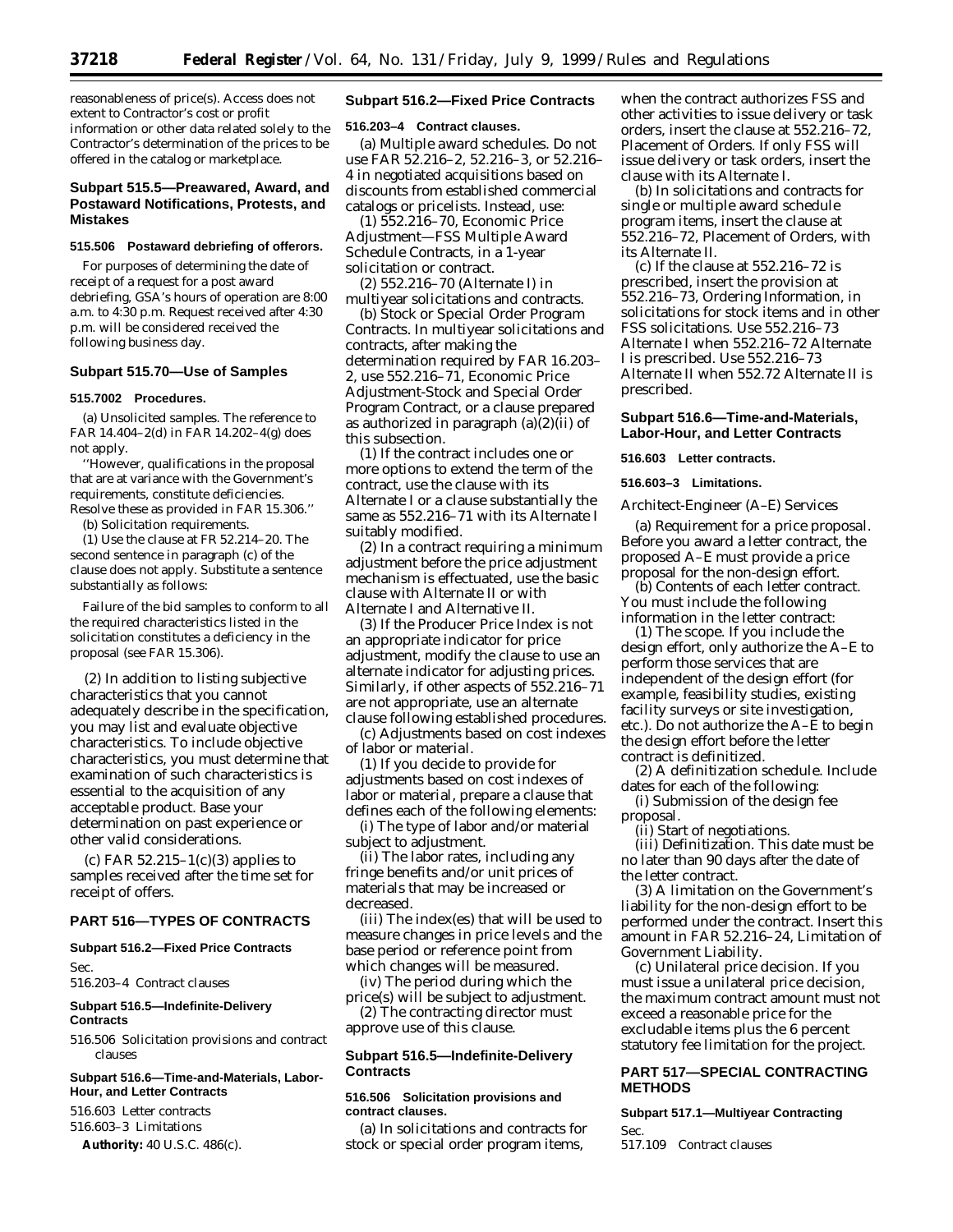reasonableness of price(s). Access does not extent to Contractor's cost or profit information or other data related solely to the Contractor's determination of the prices to be offered in the catalog or marketplace.

### Subpart 515.5—Preawared, Award, and Postaward Notifications, Protests, and Mistakes

**515.506 Postaward debriefing of offerors.**

For purposes of determining the date of receipt of a request for a post award debriefing, GSA's hours of operation are 8:00 a.m. to 4:30 p.m. Request received after 4:30 p.m. will be considered received the following business day.

### Subpart 515.70—Use of Samples

**515.7002 Procedures.**

(a) *Unsolicited samples.* The reference to FAR 14.404–2(d) in FAR 14.202–4(g) does not apply.

''However, qualifications in the proposal that are at variance with the Government's requirements, constitute deficiencies. Resolve these as provided in FAR 15.306.''

(b) *Solicitation requirements.*

(1) Use the clause at FR 52.214–20. The second sentence in paragraph (c) of the clause does not apply. Substitute a sentence substantially as follows:

Failure of the bid samples to conform to all the required characteristics listed in the solicitation constitutes a deficiency in the proposal (see FAR 15.306).

(2) In addition to listing subjective characteristics that you cannot adequately describe in the specification, you may list and evaluate objective characteristics. To include objective characteristics, you must determine that examination of such characteristics is essential to the acquisition of any acceptable product. Base your determination on past experience or other valid considerations.

(c) FAR 52.215–1(c)(3) applies to samples received after the time set for receipt of offers.

## PART 516—TYPES OF CONTRACTS

**Subpart 516.2—Fixed Price Contracts**

Sec.
516.203–4 Contract clauses

**Subpart 516.5—Indefinite-Delivery Contracts**

516.506 Solicitation provisions and contract clauses

**Subpart 516.6—Time-and-Materials, Labor-Hour, and Letter Contracts**

516.603 Letter contracts
516.603–3 Limitations

**Authority:** 40 U.S.C. 486(c).

### Subpart 516.2—Fixed Price Contracts

**516.203–4 Contract clauses.**

(a) *Multiple award schedules.* Do not use FAR 52.216–2, 52.216–3, or 52.216–4 in negotiated acquisitions based on discounts from established commercial catalogs or pricelists. Instead, use:

(1) 552.216–70, Economic Price Adjustment—FSS Multiple Award Schedule Contracts, in a 1-year solicitation or contract.

(2) 552.216–70 (Alternate I) in multiyear solicitations and contracts.

(b) *Stock or Special Order Program Contracts.* In multiyear solicitations and contracts, after making the determination required by FAR 16.203–2, use 552.216–71, Economic Price Adjustment-Stock and Special Order Program Contract, or a clause prepared as authorized in paragraph (a)(2)(ii) of this subsection.

(1) If the contract includes one or more options to extend the term of the contract, use the clause with its Alternate I or a clause substantially the same as 552.216–71 with its Alternate I suitably modified.

(2) In a contract requiring a minimum adjustment before the price adjustment mechanism is effectuated, use the basic clause with Alternate II or with Alternate I and Alternative II.

(3) If the Producer Price Index is not an appropriate indicator for price adjustment, modify the clause to use an alternate indicator for adjusting prices. Similarly, if other aspects of 552.216–71 are not appropriate, use an alternate clause following established procedures.

(c) *Adjustments based on cost indexes of labor or material.*

(1) If you decide to provide for adjustments based on cost indexes of labor or material, prepare a clause that defines each of the following elements:

(i) The type of labor and/or material subject to adjustment.

(ii) The labor rates, including any fringe benefits and/or unit prices of materials that may be increased or decreased.

(iii) The index(es) that will be used to measure changes in price levels and the base period or reference point from which changes will be measured.

(iv) The period during which the price(s) will be subject to adjustment.

(2) The contracting director must approve use of this clause.

### Subpart 516.5—Indefinite-Delivery Contracts

**516.506 Solicitation provisions and contract clauses.**

(a) In solicitations and contracts for stock or special order program items, when the contract authorizes FSS and other activities to issue delivery or task orders, insert the clause at 552.216–72, Placement of Orders. If only FSS will issue delivery or task orders, insert the clause with its Alternate I.

(b) In solicitations and contracts for single or multiple award schedule program items, insert the clause at 552.216–72, Placement of Orders, with its Alternate II.

(c) If the clause at 552.216–72 is prescribed, insert the provision at 552.216–73, Ordering Information, in solicitations for stock items and in other FSS solicitations. Use 552.216–73 Alternate I when 552.216–72 Alternate I is prescribed. Use 552.216–73 Alternate II when 552.72 Alternate II is prescribed.

### Subpart 516.6—Time-and-Materials, Labor-Hour, and Letter Contracts

**516.603 Letter contracts.**

**516.603–3 Limitations.**

*Architect-Engineer (A–E) Services*

(a) *Requirement for a price proposal.* Before you award a letter contract, the proposed A–E must provide a price proposal for the non-design effort.

(b) *Contents of each letter contract.* You must include the following information in the letter contract:

(1) The scope. If you include the design effort, only authorize the A–E to perform those services that are independent of the design effort (for example, feasibility studies, existing facility surveys or site investigation, etc.). Do not authorize the A–E to begin the design effort before the letter contract is definitized.

(2) A definitization schedule. Include dates for each of the following:

(i) Submission of the design fee proposal.

(ii) Start of negotiations.

(iii) Definitization. This date must be no later than 90 days after the date of the letter contract.

(3) A limitation on the Government's liability for the non-design effort to be performed under the contract. Insert this amount in FAR 52.216–24, Limitation of Government Liability.

(c) *Unilateral price decision.* If you must issue a unilateral price decision, the maximum contract amount must not exceed a reasonable price for the excludable items plus the 6 percent statutory fee limitation for the project.

## PART 517—SPECIAL CONTRACTING METHODS

**Subpart 517.1—Multiyear Contracting**

Sec.
517.109 Contract clauses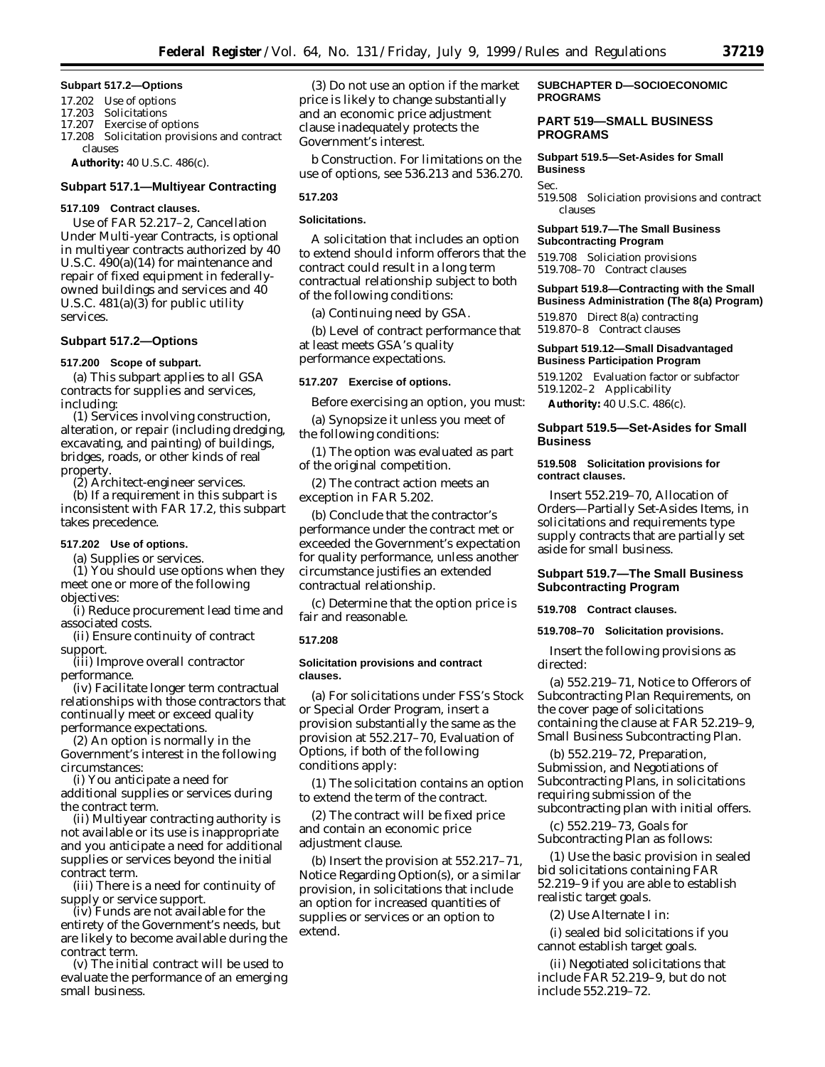**Subpart 517.2—Options**

17.202 Use of options
17.203 Solicitations
17.207 Exercise of options
17.208 Solicitation provisions and contract clauses

**Authority:** 40 U.S.C. 486(c).

## Subpart 517.1—Multiyear Contracting

### 517.109 Contract clauses.

Use of FAR 52.217–2, Cancellation Under Multi-year Contracts, is optional in multiyear contracts authorized by 40 U.S.C. 490(a)(14) for maintenance and repair of fixed equipment in federally-owned buildings and services and 40 U.S.C. 481(a)(3) for public utility services.

## Subpart 517.2—Options

### 517.200 Scope of subpart.

(a) This subpart applies to all GSA contracts for supplies and services, including:

(1) Services involving construction, alteration, or repair (including dredging, excavating, and painting) of buildings, bridges, roads, or other kinds of real property.

(2) Architect-engineer services.

(b) If a requirement in this subpart is inconsistent with FAR 17.2, this subpart takes precedence.

### 517.202 Use of options.

(a) Supplies or services.

(1) You should use options when they meet one or more of the following objectives:

(i) Reduce procurement lead time and associated costs.

(ii) Ensure continuity of contract support.

(iii) Improve overall contractor performance.

(iv) Facilitate longer term contractual relationships with those contractors that continually meet or exceed quality performance expectations.

(2) An option is normally in the Government's interest in the following circumstances:

(i) You anticipate a need for additional supplies or services during the contract term.

(ii) Multiyear contracting authority is not available or its use is inappropriate and you anticipate a need for additional supplies or services beyond the initial contract term.

(iii) There is a need for continuity of supply or service support.

(iv) Funds are not available for the entirety of the Government's needs, but are likely to become available during the contract term.

(v) The initial contract will be used to evaluate the performance of an emerging small business.

(3) Do not use an option if the market price is likely to change substantially and an economic price adjustment clause inadequately protects the Government's interest.

b Construction. For limitations on the use of options, see 536.213 and 536.270.

### 517.203

### Solicitations.

A solicitation that includes an option to extend should inform offerors that the contract could result in a long term contractual relationship subject to both of the following conditions:

(a) Continuing need by GSA.

(b) Level of contract performance that at least meets GSA's quality performance expectations.

### 517.207 Exercise of options.

Before exercising an option, you must:

(a) Synopsize it unless you meet of the following conditions:

(1) The option was evaluated as part of the original competition.

(2) The contract action meets an exception in FAR 5.202.

(b) Conclude that the contractor's performance under the contract met or exceeded the Government's expectation for quality performance, unless another circumstance justifies an extended contractual relationship.

(c) Determine that the option price is fair and reasonable.

### 517.208

### Solicitation provisions and contract clauses.

(a) For solicitations under FSS's Stock or Special Order Program, insert a provision substantially the same as the provision at 552.217–70, Evaluation of Options, if both of the following conditions apply:

(1) The solicitation contains an option to extend the term of the contract.

(2) The contract will be fixed price and contain an economic price adjustment clause.

(b) Insert the provision at 552.217–71, Notice Regarding Option(s), or a similar provision, in solicitations that include an option for increased quantities of supplies or services or an option to extend.

**SUBCHAPTER D—SOCIOECONOMIC PROGRAMS**

## PART 519—SMALL BUSINESS PROGRAMS

**Subpart 519.5—Set-Asides for Small Business**

Sec.
519.508 Soliciation provisions and contract clauses

**Subpart 519.7—The Small Business Subcontracting Program**

519.708 Soliciation provisions
519.708–70 Contract clauses

**Subpart 519.8—Contracting with the Small Business Administration (The 8(a) Program)**

519.870 Direct 8(a) contracting
519.870–8 Contract clauses

**Subpart 519.12—Small Disadvantaged Business Participation Program**

519.1202 Evaluation factor or subfactor
519.1202–2 Applicability

**Authority:** 40 U.S.C. 486(c).

## Subpart 519.5—Set-Asides for Small Business

### 519.508 Solicitation provisions for contract clauses.

Insert 552.219–70, Allocation of Orders—Partially Set-Asides Items, in solicitations and requirements type supply contracts that are partially set aside for small business.

## Subpart 519.7—The Small Business Subcontracting Program

### 519.708 Contract clauses.

### 519.708–70 Solicitation provisions.

Insert the following provisions as directed:

(a) 552.219–71, Notice to Offerors of Subcontracting Plan Requirements, on the cover page of solicitations containing the clause at FAR 52.219–9, Small Business Subcontracting Plan.

(b) 552.219–72, Preparation, Submission, and Negotiations of Subcontracting Plans, in solicitations requiring submission of the subcontracting plan with initial offers.

(c) 552.219–73, Goals for Subcontracting Plan as follows:

(1) Use the basic provision in sealed bid solicitations containing FAR 52.219–9 if you are able to establish realistic target goals.

(2) Use Alternate I in:

(i) sealed bid solicitations if you cannot establish target goals.

(ii) Negotiated solicitations that include FAR 52.219–9, but do not include 552.219–72.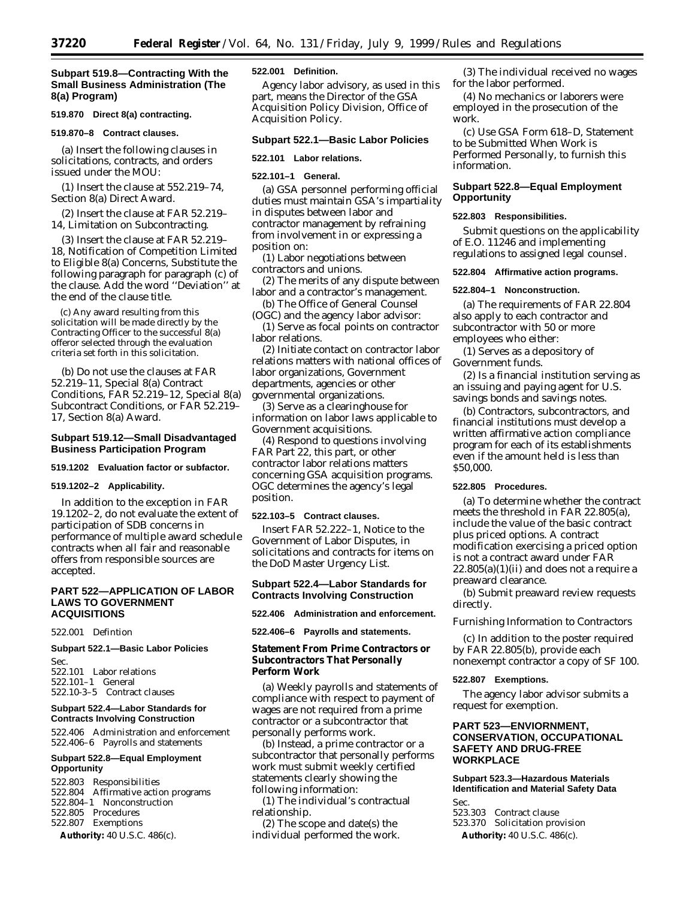### Subpart 519.8—Contracting With the Small Business Administration (The 8(a) Program)

**519.870 Direct 8(a) contracting.**

**519.870–8 Contract clauses.**

(a) Insert the following clauses in solicitations, contracts, and orders issued under the MOU:

(1) Insert the clause at 552.219–74, Section 8(a) Direct Award.

(2) Insert the clause at FAR 52.219–14, Limitation on Subcontracting.

(3) Insert the clause at FAR 52.219–18, Notification of Competition Limited to Eligible 8(a) Concerns, Substitute the following paragraph for paragraph (c) of the clause. Add the word ''Deviation'' at the end of the clause title.

(c) Any award resulting from this solicitation will be made directly by the Contracting Officer to the successful 8(a) offeror selected through the evaluation criteria set forth in this solicitation.

(b) Do not use the clauses at FAR 52.219–11, Special 8(a) Contract Conditions, FAR 52.219–12, Special 8(a) Subcontract Conditions, or FAR 52.219–17, Section 8(a) Award.

### Subpart 519.12—Small Disadvantaged Business Participation Program

**519.1202 Evaluation factor or subfactor.**

**519.1202–2 Applicability.**

In addition to the exception in FAR 19.1202–2, do not evaluate the extent of participation of SDB concerns in performance of multiple award schedule contracts when all fair and reasonable offers from responsible sources are accepted.

## PART 522—APPLICATION OF LABOR LAWS TO GOVERNMENT ACQUISITIONS

522.001 Defintion

### Subpart 522.1—Basic Labor Policies

Sec.
522.101 Labor relations
522.101–1 General
522.10-3–5 Contract clauses

### Subpart 522.4—Labor Standards for Contracts Involving Construction

522.406 Administration and enforcement
522.406–6 Payrolls and statements

### Subpart 522.8—Equal Employment Opportunity

522.803 Responsibilities
522.804 Affirmative action programs
522.804–1 Nonconstruction
522.805 Procedures
522.807 Exemptions

**Authority:** 40 U.S.C. 486(c).

**522.001 Definition.**

*Agency labor advisory,* as used in this part, means the Director of the GSA Acquisition Policy Division, Office of Acquisition Policy.

### Subpart 522.1—Basic Labor Policies

**522.101 Labor relations.**

**522.101–1 General.**

(a) GSA personnel performing official duties must maintain GSA's impartiality in disputes between labor and contractor management by refraining from involvement in or expressing a position on:

(1) Labor negotiations between contractors and unions.

(2) The merits of any dispute between labor and a contractor's management.

(b) The Office of General Counsel (OGC) and the agency labor advisor:

(1) Serve as focal points on contractor labor relations.

(2) Initiate contact on contractor labor relations matters with national offices of labor organizations, Government departments, agencies or other governmental organizations.

(3) Serve as a clearinghouse for information on labor laws applicable to Government acquisitions.

(4) Respond to questions involving FAR Part 22, this part, or other contractor labor relations matters concerning GSA acquisition programs. OGC determines the agency's legal position.

**522.103–5 Contract clauses.**

Insert FAR 52.222–1, Notice to the Government of Labor Disputes, in solicitations and contracts for items on the DoD Master Urgency List.

### Subpart 522.4—Labor Standards for Contracts Involving Construction

**522.406 Administration and enforcement.**

**522.406–6 Payrolls and statements.**

**Statement From Prime Contractors or Subcontractors That Personally Perform Work**

(a) Weekly payrolls and statements of compliance with respect to payment of wages are not required from a prime contractor or a subcontractor that personally performs work.

(b) Instead, a prime contractor or a subcontractor that personally performs work must submit weekly certified statements clearly showing the following information:

(1) The individual's contractual relationship.

(2) The scope and date(s) the individual performed the work.

(3) The individual received no wages for the labor performed.

(4) No mechanics or laborers were employed in the prosecution of the work.

(c) Use GSA Form 618–D, Statement to be Submitted When Work is Performed Personally, to furnish this information.

### Subpart 522.8—Equal Employment Opportunity

**522.803 Responsibilities.**

Submit questions on the applicability of E.O. 11246 and implementing regulations to assigned legal counsel.

**522.804 Affirmative action programs.**

**522.804–1 Nonconstruction.**

(a) The requirements of FAR 22.804 also apply to each contractor and subcontractor with 50 or more employees who either:

(1) Serves as a depository of Government funds.

(2) Is a financial institution serving as an issuing and paying agent for U.S. savings bonds and savings notes.

(b) Contractors, subcontractors, and financial institutions must develop a written affirmative action compliance program for each of its establishments even if the amount held is less than $50,000.

**522.805 Procedures.**

(a) To determine whether the contract meets the threshold in FAR 22.805(a), include the value of the basic contract plus priced options. A contract modification exercising a priced option is not a contract award under FAR 22.805(a)(1)(ii) and does not a require a preaward clearance.

(b) Submit preaward review requests directly.

*Furnishing Information to Contractors*

(c) In addition to the poster required by FAR 22.805(b), provide each nonexempt contractor a copy of SF 100.

**522.807 Exemptions.**

The agency labor advisor submits a request for exemption.

## PART 523—ENVIORNMENT, CONSERVATION, OCCUPATIONAL SAFETY AND DRUG-FREE WORKPLACE

### Subpart 523.3—Hazardous Materials Identification and Material Safety Data

Sec.
523.303 Contract clause
523.370 Solicitation provision

**Authority:** 40 U.S.C. 486(c).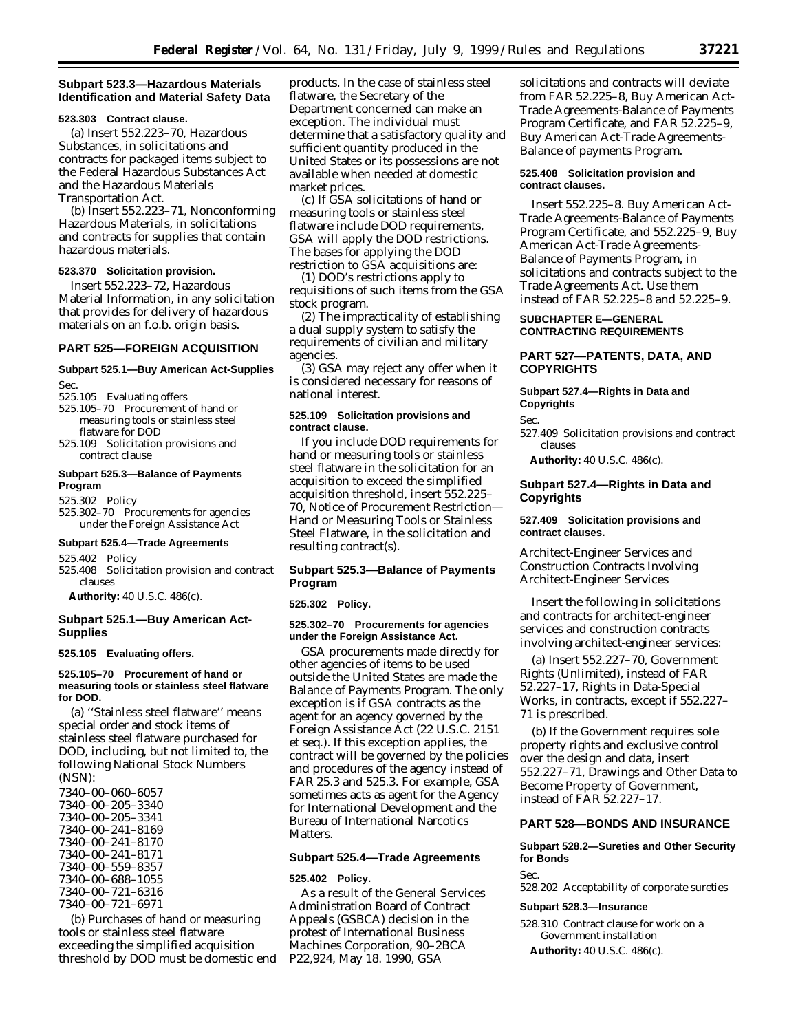### Subpart 523.3—Hazardous Materials Identification and Material Safety Data

**523.303 Contract clause.**

(a) Insert 552.223–70, Hazardous Substances, in solicitations and contracts for packaged items subject to the Federal Hazardous Substances Act and the Hazardous Materials Transportation Act.

(b) Insert 552.223–71, Nonconforming Hazardous Materials, in solicitations and contracts for supplies that contain hazardous materials.

**523.370 Solicitation provision.**

Insert 552.223–72, Hazardous Material Information, in any solicitation that provides for delivery of hazardous materials on an f.o.b. origin basis.

## PART 525—FOREIGN ACQUISITION

### Subpart 525.1—Buy American Act-Supplies

Sec.

525.105 Evaluating offers

525.105–70 Procurement of hand or measuring tools or stainless steel flatware for DOD

525.109 Solicitation provisions and contract clause

### Subpart 525.3—Balance of Payments Program

525.302 Policy

525.302–70 Procurements for agencies under the Foreign Assistance Act

### Subpart 525.4—Trade Agreements

525.402 Policy

525.408 Solicitation provision and contract clauses

**Authority:** 40 U.S.C. 486(c).

### Subpart 525.1—Buy American Act-Supplies

**525.105 Evaluating offers.**

**525.105–70 Procurement of hand or measuring tools or stainless steel flatware for DOD.**

(a) ''Stainless steel flatware'' means special order and stock items of stainless steel flatware purchased for DOD, including, but not limited to, the following National Stock Numbers (NSN):

7340–00–060–6057
7340–00–205–3340
7340–00–205–3341
7340–00–241–8169
7340–00–241–8170
7340–00–241–8171
7340–00–559–8357
7340–00–688–1055
7340–00–721–6316
7340–00–721–6971

(b) Purchases of hand or measuring tools or stainless steel flatware exceeding the simplified acquisition threshold by DOD must be domestic end products. In the case of stainless steel flatware, the Secretary of the Department concerned can make an exception. The individual must determine that a satisfactory quality and sufficient quantity produced in the United States or its possessions are not available when needed at domestic market prices.

(c) If GSA solicitations of hand or measuring tools or stainless steel flatware include DOD requirements, GSA will apply the DOD restrictions. The bases for applying the DOD restriction to GSA acquisitions are:

(1) DOD's restrictions apply to requisitions of such items from the GSA stock program.

(2) The impracticality of establishing a dual supply system to satisfy the requirements of civilian and military agencies.

(3) GSA may reject any offer when it is considered necessary for reasons of national interest.

**525.109 Solicitation provisions and contract clause.**

If you include DOD requirements for hand or measuring tools or stainless steel flatware in the solicitation for an acquisition to exceed the simplified acquisition threshold, insert 552.225–70, Notice of Procurement Restriction—Hand or Measuring Tools or Stainless Steel Flatware, in the solicitation and resulting contract(s).

### Subpart 525.3—Balance of Payments Program

**525.302 Policy.**

**525.302–70 Procurements for agencies under the Foreign Assistance Act.**

GSA procurements made directly for other agencies of items to be used outside the United States are made the Balance of Payments Program. The only exception is if GSA contracts as the agent for an agency governed by the Foreign Assistance Act (22 U.S.C. 2151 et seq.). If this exception applies, the contract will be governed by the policies and procedures of the agency instead of FAR 25.3 and 525.3. For example, GSA sometimes acts as agent for the Agency for International Development and the Bureau of International Narcotics Matters.

### Subpart 525.4—Trade Agreements

**525.402 Policy.**

As a result of the General Services Administration Board of Contract Appeals (GSBCA) decision in the protest of International Business Machines Corporation, 90–2BCA P22,924, May 18. 1990, GSA solicitations and contracts will deviate from FAR 52.225–8, Buy American Act-Trade Agreements-Balance of Payments Program Certificate, and FAR 52.225–9, Buy American Act-Trade Agreements-Balance of payments Program.

**525.408 Solicitation provision and contract clauses.**

Insert 552.225–8. Buy American Act-Trade Agreements-Balance of Payments Program Certificate, and 552.225–9, Buy American Act-Trade Agreements-Balance of Payments Program, in solicitations and contracts subject to the Trade Agreements Act. Use them instead of FAR 52.225–8 and 52.225–9.

**SUBCHAPTER E—GENERAL CONTRACTING REQUIREMENTS**

## PART 527—PATENTS, DATA, AND COPYRIGHTS

### Subpart 527.4—Rights in Data and Copyrights

Sec.

527.409 Solicitation provisions and contract clauses

**Authority:** 40 U.S.C. 486(c).

### Subpart 527.4—Rights in Data and Copyrights

**527.409 Solicitation provisions and contract clauses.**

*Architect-Engineer Services and Construction Contracts Involving Architect-Engineer Services*

Insert the following in solicitations and contracts for architect-engineer services and construction contracts involving architect-engineer services:

(a) Insert 552.227–70, Government Rights (Unlimited), instead of FAR 52.227–17, Rights in Data-Special Works, in contracts, except if 552.227–71 is prescribed.

(b) If the Government requires sole property rights and exclusive control over the design and data, insert 552.227–71, Drawings and Other Data to Become Property of Government, instead of FAR 52.227–17.

## PART 528—BONDS AND INSURANCE

### Subpart 528.2—Sureties and Other Security for Bonds

Sec.

528.202 Acceptability of corporate sureties

### Subpart 528.3—Insurance

528.310 Contract clause for work on a Government installation

**Authority:** 40 U.S.C. 486(c).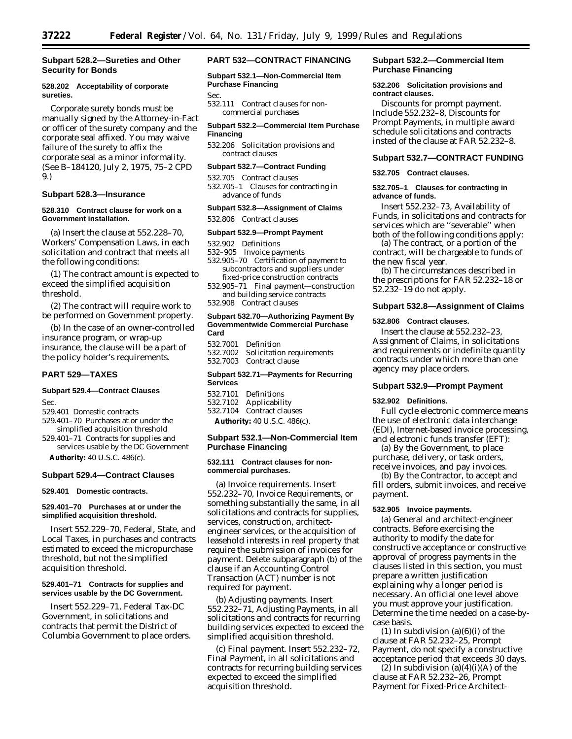## Subpart 528.2—Sureties and Other Security for Bonds

### 528.202 Acceptability of corporate sureties.

Corporate surety bonds must be manually signed by the Attorney-in-Fact or officer of the surety company and the corporate seal affixed. You may waive failure of the surety to affix the corporate seal as a minor informality. (See B–184120, July 2, 1975, 75–2 CPD 9.)

## Subpart 528.3—Insurance

### 528.310 Contract clause for work on a Government installation.

(a) Insert the clause at 552.228–70, Workers' Compensation Laws, in each solicitation and contract that meets all the following conditions:

(1) The contract amount is expected to exceed the simplified acquisition threshold.

(2) The contract will require work to be performed on Government property.

(b) In the case of an owner-controlled insurance program, or wrap-up insurance, the clause will be a part of the policy holder's requirements.

# PART 529—TAXES

## Subpart 529.4—Contract Clauses

Sec.

529.401 Domestic contracts

529.401–70 Purchases at or under the simplified acquisition threshold

529.401–71 Contracts for supplies and services usable by the DC Government

**Authority:** 40 U.S.C. 486(c).

## Subpart 529.4—Contract Clauses

### 529.401 Domestic contracts.

### 529.401–70 Purchases at or under the simplified acquisition threshold.

Insert 552.229–70, Federal, State, and Local Taxes, in purchases and contracts estimated to exceed the micropurchase threshold, but not the simplified acquisition threshold.

### 529.401–71 Contracts for supplies and services usable by the DC Government.

Insert 552.229–71, Federal Tax-DC Government, in solicitations and contracts that permit the District of Columbia Government to place orders.

# PART 532—CONTRACT FINANCING

## Subpart 532.1—Non-Commercial Item Purchase Financing

Sec.

532.111 Contract clauses for non-commercial purchases

**Subpart 532.2—Commercial Item Purchase Financing**

532.206 Solicitation provisions and contract clauses

**Subpart 532.7—Contract Funding**

532.705 Contract clauses

532.705–1 Clauses for contracting in advance of funds

**Subpart 532.8—Assignment of Claims**

532.806 Contract clauses

**Subpart 532.9—Prompt Payment**

532.902 Definitions

532–905 Invoice payments

532.905–70 Certification of payment to subcontractors and suppliers under fixed-price construction contracts

532.905–71 Final payment—construction and building service contracts

532.908 Contract clauses

**Subpart 532.70—Authorizing Payment By Governmentwide Commercial Purchase Card**

532.7001 Definition

532.7002 Solicitation requirements

532.7003 Contract clause

**Subpart 532.71—Payments for Recurring Services**

532.7101 Definitions

532.7102 Applicability

532.7104 Contract clauses

**Authority:** 40 U.S.C. 486(c).

## Subpart 532.1—Non-Commercial Item Purchase Financing

### 532.111 Contract clauses for non-commercial purchases.

(a) *Invoice requirements.* Insert 552.232–70, Invoice Requirements, or something substantially the same, in all solicitations and contracts for supplies, services, construction, architect-engineer services, or the acquisition of leasehold interests in real property that require the submission of invoices for payment. Delete subparagraph (b) of the clause if an Accounting Control Transaction (ACT) number is not required for payment.

(b) *Adjusting payments.* Insert 552.232–71, Adjusting Payments, in all solicitations and contracts for recurring building services expected to exceed the simplified acquisition threshold.

(c) *Final payment.* Insert 552.232–72, Final Payment, in all solicitations and contracts for recurring building services expected to exceed the simplified acquisition threshold.

## Subpart 532.2—Commercial Item Purchase Financing

### 532.206 Solicitation provisions and contract clauses.

Discounts for prompt payment. Include 552.232–8, Discounts for Prompt Payments, in multiple award schedule solicitations and contracts insted of the clause at FAR 52.232–8.

## Subpart 532.7—CONTRACT FUNDING

### 532.705 Contract clauses.

### 532.705–1 Clauses for contracting in advance of funds.

Insert 552.232–73, Availability of Funds, in solicitations and contracts for services which are ''severable'' when both of the following conditions apply:

(a) The contract, or a portion of the contract, will be chargeable to funds of the new fiscal year.

(b) The circumstances described in the prescriptions for FAR 52.232–18 or 52.232–19 do not apply.

## Subpart 532.8—Assignment of Claims

### 532.806 Contract clauses.

Insert the clause at 552.232–23, Assignment of Claims, in solicitations and requirements or indefinite quantity contracts under which more than one agency may place orders.

## Subpart 532.9—Prompt Payment

### 532.902 Definitions.

*Full cycle electronic commerce* means the use of electronic data interchange (EDI), Internet-based invoice processing, and electronic funds transfer (EFT):

(a) By the Government, to place purchase, delivery, or task orders, receive invoices, and pay invoices.

(b) By the Contractor, to accept and fill orders, submit invoices, and receive payment.

### 532.905 Invoice payments.

(a) *General and architect-engineer contracts.* Before exercising the authority to modify the date for constructive acceptance or constructive approval of progress payments in the clauses listed in this section, you must prepare a written justification explaining why a longer period is necessary. An official one level above you must approve your justification. Determine the time needed on a case-by-case basis.

(1) In subdivision (a)(6)(i) of the clause at FAR 52.232–25, Prompt Payment, do not specify a constructive acceptance period that exceeds 30 days.

(2) In subdivision (a)(4)(i)(A) of the clause at FAR 52.232–26, Prompt Payment for Fixed-Price Architect-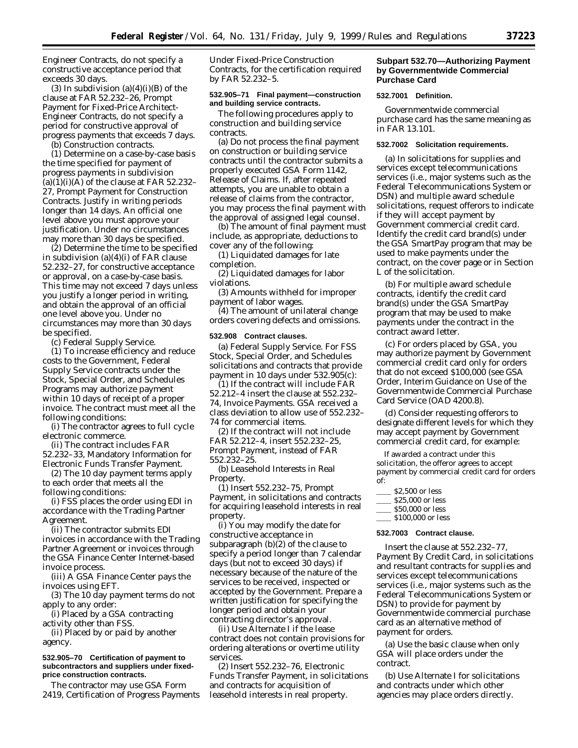Engineer Contracts, do not specify a constructive acceptance period that exceeds 30 days.

(3) In subdivision (a)(4)(i)(B) of the clause at FAR 52.232–26, Prompt Payment for Fixed-Price Architect-Engineer Contracts, do not specify a period for constructive approval of progress payments that exceeds 7 days.

(b) Construction contracts.

(1) Determine on a case-by-case basis the time specified for payment of progress payments in subdivision (a)(1)(i)(A) of the clause at FAR 52.232–27, Prompt Payment for Construction Contracts. Justify in writing periods longer than 14 days. An official one level above you must approve your justification. Under no circumstances may more than 30 days be specified.

(2) Determine the time to be specified in subdivision (a)(4)(i) of FAR clause 52.232–27, for constructive acceptance or approval, on a case-by-case basis. This time may not exceed 7 days unless you justify a longer period in writing, and obtain the approval of an official one level above you. Under no circumstances may more than 30 days be specified.

(c) Federal Supply Service.

(1) To increase efficiency and reduce costs to the Government, Federal Supply Service contracts under the Stock, Special Order, and Schedules Programs may authorize payment within 10 days of receipt of a proper invoice. The contract must meet all the following conditions:

(i) The contractor agrees to full cycle electronic commerce.

(ii) The contract includes FAR 52.232–33, Mandatory Information for Electronic Funds Transfer Payment.

(2) The 10 day payment terms apply to each order that meets all the following conditions:

(i) FSS places the order using EDI in accordance with the Trading Partner Agreement.

(ii) The contractor submits EDI invoices in accordance with the Trading Partner Agreement or invoices through the GSA Finance Center Internet-based invoice process.

(iii) A GSA Finance Center pays the invoices using EFT.

(3) The 10 day payment terms do not apply to any order:

(i) Placed by a GSA contracting activity other than FSS.

(ii) Placed by or paid by another agency.

**532.905–70 Certification of payment to subcontractors and suppliers under fixed-price construction contracts.**

The contractor may use GSA Form 2419, Certification of Progress Payments Under Fixed-Price Construction Contracts, for the certification required by FAR 52.232–5.

**532.905–71 Final payment—construction and building service contracts.**

The following procedures apply to construction and building service contracts.

(a) Do not process the final payment on construction or building service contracts until the contractor submits a properly executed GSA Form 1142, Release of Claims. If, after repeated attempts, you are unable to obtain a release of claims from the contractor, you may process the final payment with the approval of assigned legal counsel.

(b) The amount of final payment must include, as appropriate, deductions to cover any of the following:

(1) Liquidated damages for late completion.

(2) Liquidated damages for labor violations.

(3) Amounts withheld for improper payment of labor wages.

(4) The amount of unilateral change orders covering defects and omissions.

**532.908 Contract clauses.**

(a) Federal Supply Service. For FSS Stock, Special Order, and Schedules solicitations and contracts that provide payment in 10 days under 532.905(c):

(1) If the contract will include FAR 52.212–4 insert the clause at 552.232–74, Invoice Payments. GSA received a class deviation to allow use of 552.232–74 for commercial items.

(2) If the contract will not include FAR 52.212–4, insert 552.232–25, Prompt Payment, instead of FAR 552.232–25.

(b) Leasehold Interests in Real Property.

(1) Insert 552.232–75, Prompt Payment, in solicitations and contracts for acquiring leasehold interests in real property.

(i) You may modify the date for constructive acceptance in subparagraph (b)(2) of the clause to specify a period longer than 7 calendar days (but not to exceed 30 days) if necessary because of the nature of the services to be received, inspected or accepted by the Government. Prepare a written justification for specifying the longer period and obtain your contracting director's approval.

(ii) Use Alternate I if the lease contract does not contain provisions for ordering alterations or overtime utility services.

(2) Insert 552.232–76, Electronic Funds Transfer Payment, in solicitations and contracts for acquisition of leasehold interests in real property.

## Subpart 532.70—Authorizing Payment by Governmentwide Commercial Purchase Card

**532.7001 Definition.**

*Governmentwide commercial purchase card* has the same meaning as in FAR 13.101.

**532.7002 Solicitation requirements.**

(a) In solicitations for supplies and services except telecommunications services (i.e., major systems such as the Federal Telecommunications System or DSN) and multiple award schedule solicitations, request offerors to indicate if they will accept payment by Government commercial credit card. Identify the credit card brand(s) under the GSA SmartPay program that may be used to make payments under the contract, on the cover page or in Section L of the solicitation.

(b) For multiple award schedule contracts, identify the credit card brand(s) under the GSA SmartPay program that may be used to make payments under the contract in the contract award letter.

(c) For orders placed by GSA, you may authorize payment by Government commercial credit card only for orders that do not exceed $100,000 (see GSA Order, Interim Guidance on Use of the Governmentwide Commercial Purchase Card Service (OAD 4200.8).

(d) Consider requesting offerors to designate different levels for which they may accept payment by Government commercial credit card, for example:

If awarded a contract under this solicitation, the offeror agrees to accept payment by commercial credit card for orders of:

____ $2,500 or less
____ $25,000 or less
____ $50,000 or less
____ $100,000 or less

**532.7003 Contract clause.**

Insert the clause at 552.232–77, Payment By Credit Card, in solicitations and resultant contracts for supplies and services except telecommunications services (i.e., major systems such as the Federal Telecommunications System or DSN) to provide for payment by Governmentwide commercial purchase card as an alternative method of payment for orders.

(a) Use the basic clause when only GSA will place orders under the contract.

(b) Use Alternate I for solicitations and contracts under which other agencies may place orders directly.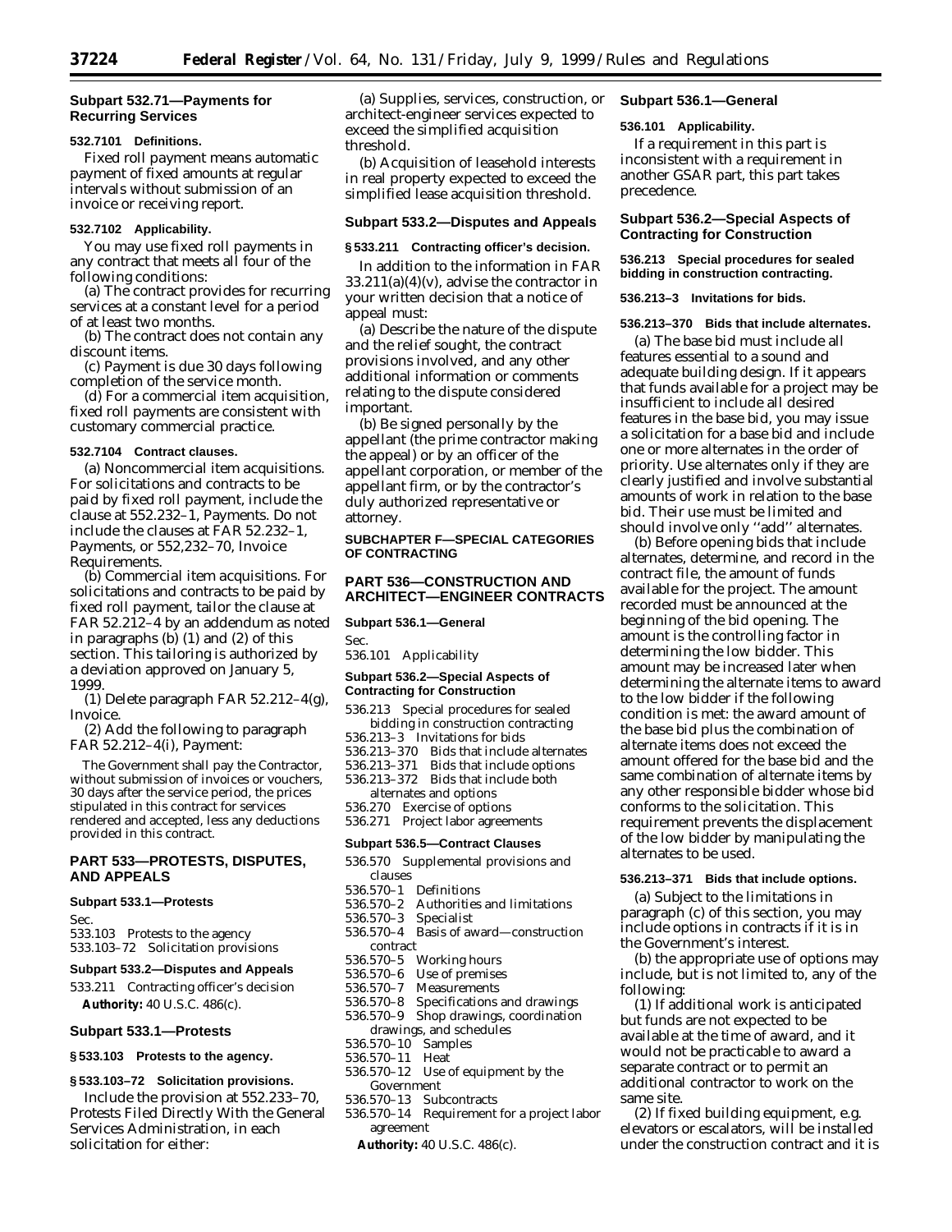## Subpart 532.71—Payments for Recurring Services

### 532.7101 Definitions.

*Fixed roll payment* means automatic payment of fixed amounts at regular intervals without submission of an invoice or receiving report.

### 532.7102 Applicability.

You may use fixed roll payments in any contract that meets all four of the following conditions:

(a) The contract provides for recurring services at a constant level for a period of at least two months.

(b) The contract does not contain any discount items.

(c) Payment is due 30 days following completion of the service month.

(d) For a commercial item acquisition, fixed roll payments are consistent with customary commercial practice.

### 532.7104 Contract clauses.

(a) *Noncommercial item acquisitions.* For solicitations and contracts to be paid by fixed roll payment, include the clause at 552.232–1, Payments. Do not include the clauses at FAR 52.232–1, Payments, or 552,232–70, Invoice Requirements.

(b) *Commercial item acquisitions.* For solicitations and contracts to be paid by fixed roll payment, tailor the clause at FAR 52.212–4 by an addendum as noted in paragraphs (b) (1) and (2) of this section. This tailoring is authorized by a deviation approved on January 5, 1999.

(1) Delete paragraph FAR 52.212–4(g), Invoice.

(2) Add the following to paragraph FAR 52.212–4(i), Payment:

The Government shall pay the Contractor, without submission of invoices or vouchers, 30 days after the service period, the prices stipulated in this contract for services rendered and accepted, less any deductions provided in this contract.

# PART 533—PROTESTS, DISPUTES, AND APPEALS

## Subpart 533.1—Protests

Sec.
533.103 Protests to the agency
533.103–72 Solicitation provisions

## Subpart 533.2—Disputes and Appeals

533.211 Contracting officer's decision

**Authority:** 40 U.S.C. 486(c).

## Subpart 533.1—Protests

### § 533.103 Protests to the agency.

### § 533.103–72 Solicitation provisions.

Include the provision at 552.233–70, Protests Filed Directly With the General Services Administration, in each solicitation for either:

(a) Supplies, services, construction, or architect-engineer services expected to exceed the simplified acquisition threshold.

(b) Acquisition of leasehold interests in real property expected to exceed the simplified lease acquisition threshold.

## Subpart 533.2—Disputes and Appeals

### § 533.211 Contracting officer's decision.

In addition to the information in FAR 33.211(a)(4)(v), advise the contractor in your written decision that a notice of appeal must:

(a) Describe the nature of the dispute and the relief sought, the contract provisions involved, and any other additional information or comments relating to the dispute considered important.

(b) Be signed personally by the appellant (the prime contractor making the appeal) or by an officer of the appellant corporation, or member of the appellant firm, or by the contractor's duly authorized representative or attorney.

## SUBCHAPTER F—SPECIAL CATEGORIES OF CONTRACTING

# PART 536—CONSTRUCTION AND ARCHITECT—ENGINEER CONTRACTS

## Subpart 536.1—General

Sec.
536.101 Applicability

## Subpart 536.2—Special Aspects of Contracting for Construction

536.213 Special procedures for sealed bidding in construction contracting
536.213–3 Invitations for bids
536.213–370 Bids that include alternates
536.213–371 Bids that include options
536.213–372 Bids that include both alternates and options
536.270 Exercise of options
536.271 Project labor agreements

## Subpart 536.5—Contract Clauses

536.570 Supplemental provisions and clauses
536.570–1 Definitions
536.570–2 Authorities and limitations
536.570–3 Specialist
536.570–4 Basis of award—construction contract
536.570–5 Working hours
536.570–6 Use of premises
536.570–7 Measurements
536.570–8 Specifications and drawings
536.570–9 Shop drawings, coordination drawings, and schedules
536.570–10 Samples
536.570–11 Heat
536.570–12 Use of equipment by the Government
536.570–13 Subcontracts
536.570–14 Requirement for a project labor agreement

**Authority:** 40 U.S.C. 486(c).

## Subpart 536.1—General

### 536.101 Applicability.

If a requirement in this part is inconsistent with a requirement in another GSAR part, this part takes precedence.

## Subpart 536.2—Special Aspects of Contracting for Construction

### 536.213 Special procedures for sealed bidding in construction contracting.

### 536.213–3 Invitations for bids.

### 536.213–370 Bids that include alternates.

(a) The base bid must include all features essential to a sound and adequate building design. If it appears that funds available for a project may be insufficient to include all desired features in the base bid, you may issue a solicitation for a base bid and include one or more alternates in the order of priority. Use alternates only if they are clearly justified and involve substantial amounts of work in relation to the base bid. Their use must be limited and should involve only ''add'' alternates.

(b) Before opening bids that include alternates, determine, and record in the contract file, the amount of funds available for the project. The amount recorded must be announced at the beginning of the bid opening. The amount is the controlling factor in determining the low bidder. This amount may be increased later when determining the alternate items to award to the low bidder if the following condition is met: the award amount of the base bid plus the combination of alternate items does not exceed the amount offered for the base bid and the same combination of alternate items by any other responsible bidder whose bid conforms to the solicitation. This requirement prevents the displacement of the low bidder by manipulating the alternates to be used.

### 536.213–371 Bids that include options.

(a) Subject to the limitations in paragraph (c) of this section, you may include options in contracts if it is in the Government's interest.

(b) the appropriate use of options may include, but is not limited to, any of the following:

(1) If additional work is anticipated but funds are not expected to be available at the time of award, and it would not be practicable to award a separate contract or to permit an additional contractor to work on the same site.

(2) If fixed building equipment, e.g. elevators or escalators, will be installed under the construction contract and it is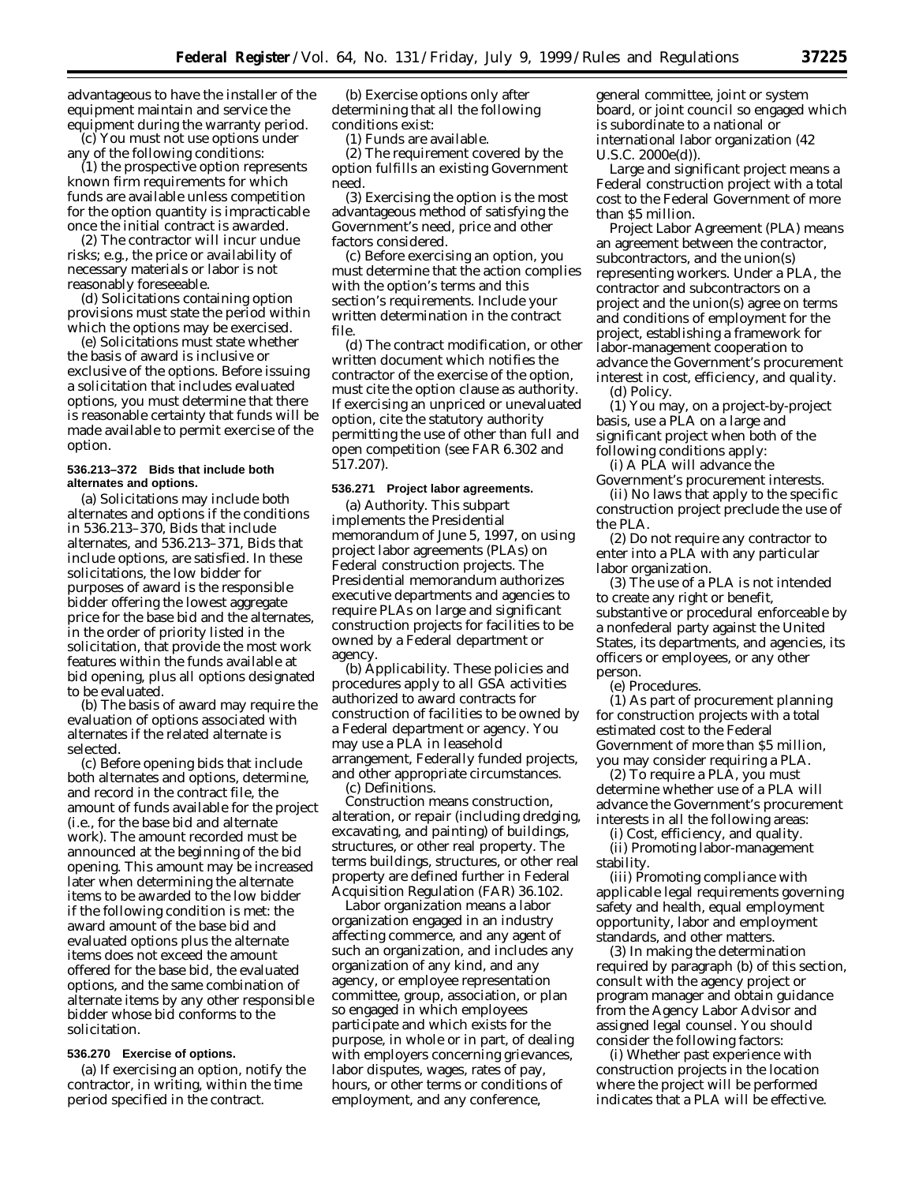advantageous to have the installer of the equipment maintain and service the equipment during the warranty period.

(c) You must not use options under any of the following conditions:

(1) the prospective option represents known firm requirements for which funds are available unless competition for the option quantity is impracticable once the initial contract is awarded.

(2) The contractor will incur undue risks; e.g., the price or availability of necessary materials or labor is not reasonably foreseeable.

(d) Solicitations containing option provisions must state the period within which the options may be exercised.

(e) Solicitations must state whether the basis of award is inclusive or exclusive of the options. Before issuing a solicitation that includes evaluated options, you must determine that there is reasonable certainty that funds will be made available to permit exercise of the option.

**536.213–372 Bids that include both alternates and options.**

(a) Solicitations may include both alternates and options if the conditions in 536.213–370, Bids that include alternates, and 536.213–371, Bids that include options, are satisfied. In these solicitations, the low bidder for purposes of award is the responsible bidder offering the lowest aggregate price for the base bid and the alternates, in the order of priority listed in the solicitation, that provide the most work features within the funds available at bid opening, plus all options designated to be evaluated.

(b) The basis of award may require the evaluation of options associated with alternates if the related alternate is selected.

(c) Before opening bids that include both alternates and options, determine, and record in the contract file, the amount of funds available for the project (i.e., for the base bid and alternate work). The amount recorded must be announced at the beginning of the bid opening. This amount may be increased later when determining the alternate items to be awarded to the low bidder if the following condition is met: the award amount of the base bid and evaluated options plus the alternate items does not exceed the amount offered for the base bid, the evaluated options, and the same combination of alternate items by any other responsible bidder whose bid conforms to the solicitation.

**536.270 Exercise of options.**

(a) If exercising an option, notify the contractor, in writing, within the time period specified in the contract.

(b) Exercise options only after determining that all the following conditions exist:

(1) Funds are available.

(2) The requirement covered by the option fulfills an existing Government need.

(3) Exercising the option is the most advantageous method of satisfying the Government's need, price and other factors considered.

(c) Before exercising an option, you must determine that the action complies with the option's terms and this section's requirements. Include your written determination in the contract file.

(d) The contract modification, or other written document which notifies the contractor of the exercise of the option, must cite the option clause as authority. If exercising an unpriced or unevaluated option, cite the statutory authority permitting the use of other than full and open competition (see FAR 6.302 and 517.207).

**536.271 Project labor agreements.**

(a) *Authority.* This subpart implements the Presidential memorandum of June 5, 1997, on using project labor agreements (PLAs) on Federal construction projects. The Presidential memorandum authorizes executive departments and agencies to require PLAs on large and significant construction projects for facilities to be owned by a Federal department or agency.

(b) *Applicability.* These policies and procedures apply to all GSA activities authorized to award contracts for construction of facilities to be owned by a Federal department or agency. You may use a PLA in leasehold arrangement, Federally funded projects, and other appropriate circumstances.

(c) *Definitions.*

*Construction* means construction, alteration, or repair (including dredging, excavating, and painting) of buildings, structures, or other real property. The terms buildings, structures, or other real property are defined further in Federal Acquisition Regulation (FAR) 36.102.

*Labor organization* means a labor organization engaged in an industry affecting commerce, and any agent of such an organization, and includes any organization of any kind, and any agency, or employee representation committee, group, association, or plan so engaged in which employees participate and which exists for the purpose, in whole or in part, of dealing with employers concerning grievances, labor disputes, wages, rates of pay, hours, or other terms or conditions of employment, and any conference, general committee, joint or system board, or joint council so engaged which is subordinate to a national or international labor organization (42 U.S.C. 2000e(d)).

*Large and significant project* means a Federal construction project with a total cost to the Federal Government of more than $5 million.

*Project Labor Agreement (PLA)* means an agreement between the contractor, subcontractors, and the union(s) representing workers. Under a PLA, the contractor and subcontractors on a project and the union(s) agree on terms and conditions of employment for the project, establishing a framework for labor-management cooperation to advance the Government's procurement interest in cost, efficiency, and quality.

(d) *Policy.*

(1) You may, on a project-by-project basis, use a PLA on a large and significant project when both of the following conditions apply:

(i) A PLA will advance the Government's procurement interests.

(ii) No laws that apply to the specific construction project preclude the use of the PLA.

(2) Do not require any contractor to enter into a PLA with any particular labor organization.

(3) The use of a PLA is not intended to create any right or benefit, substantive or procedural enforceable by a nonfederal party against the United States, its departments, and agencies, its officers or employees, or any other person.

(e) *Procedures.*

(1) As part of procurement planning for construction projects with a total estimated cost to the Federal Government of more than $5 million, you may consider requiring a PLA.

(2) To require a PLA, you must determine whether use of a PLA will advance the Government's procurement interests in all the following areas:

(i) Cost, efficiency, and quality.

(ii) Promoting labor-management stability.

(iii) Promoting compliance with applicable legal requirements governing safety and health, equal employment opportunity, labor and employment standards, and other matters.

(3) In making the determination required by paragraph (b) of this section, consult with the agency project or program manager and obtain guidance from the Agency Labor Advisor and assigned legal counsel. You should consider the following factors:

(i) Whether past experience with construction projects in the location where the project will be performed indicates that a PLA will be effective.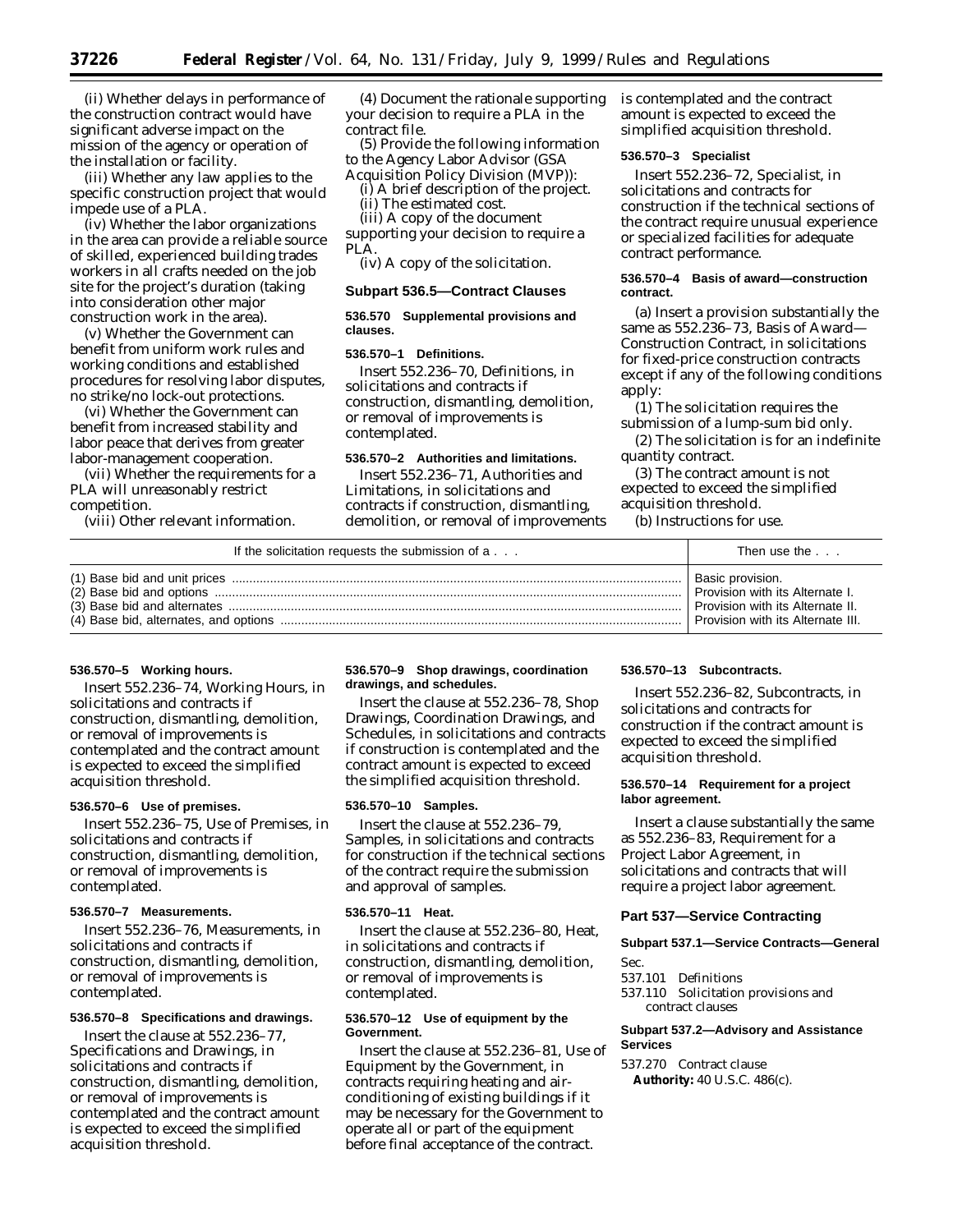(ii) Whether delays in performance of the construction contract would have significant adverse impact on the mission of the agency or operation of the installation or facility.

(iii) Whether any law applies to the specific construction project that would impede use of a PLA.

(iv) Whether the labor organizations in the area can provide a reliable source of skilled, experienced building trades workers in all crafts needed on the job site for the project's duration (taking into consideration other major construction work in the area).

(v) Whether the Government can benefit from uniform work rules and working conditions and established procedures for resolving labor disputes, no strike/no lock-out protections.

(vi) Whether the Government can benefit from increased stability and labor peace that derives from greater labor-management cooperation.

(vii) Whether the requirements for a PLA will unreasonably restrict competition.

(viii) Other relevant information.

(4) Document the rationale supporting your decision to require a PLA in the contract file.

(5) Provide the following information to the Agency Labor Advisor (GSA Acquisition Policy Division (MVP)):

(i) A brief description of the project.

(ii) The estimated cost.

(iii) A copy of the document supporting your decision to require a PLA.

(iv) A copy of the solicitation.

## Subpart 536.5—Contract Clauses

### 536.570 Supplemental provisions and clauses.

#### 536.570–1 Definitions.

Insert 552.236–70, Definitions, in solicitations and contracts if construction, dismantling, demolition, or removal of improvements is contemplated.

#### 536.570–2 Authorities and limitations.

Insert 552.236–71, Authorities and Limitations, in solicitations and contracts if construction, dismantling, demolition, or removal of improvements is contemplated and the contract amount is expected to exceed the simplified acquisition threshold.

#### 536.570–3 Specialist

Insert 552.236–72, Specialist, in solicitations and contracts for construction if the technical sections of the contract require unusual experience or specialized facilities for adequate contract performance.

#### 536.570–4 Basis of award—construction contract.

(a) Insert a provision substantially the same as 552.236–73, Basis of Award—Construction Contract, in solicitations for fixed-price construction contracts except if any of the following conditions apply:

(1) The solicitation requires the submission of a lump-sum bid only.

(2) The solicitation is for an indefinite quantity contract.

(3) The contract amount is not expected to exceed the simplified acquisition threshold.

(b) Instructions for use.

| If the solicitation requests the submission of a . . . | Then use the . . . |
|---|---|
| (1) Base bid and unit prices | Basic provision. |
| (2) Base bid and options | Provision with its Alternate I. |
| (3) Base bid and alternates | Provision with its Alternate II. |
| (4) Base bid, alternates, and options | Provision with its Alternate III. |

#### 536.570–5 Working hours.

Insert 552.236–74, Working Hours, in solicitations and contracts if construction, dismantling, demolition, or removal of improvements is contemplated and the contract amount is expected to exceed the simplified acquisition threshold.

#### 536.570–6 Use of premises.

Insert 552.236–75, Use of Premises, in solicitations and contracts if construction, dismantling, demolition, or removal of improvements is contemplated.

#### 536.570–7 Measurements.

Insert 552.236–76, Measurements, in solicitations and contracts if construction, dismantling, demolition, or removal of improvements is contemplated.

#### 536.570–8 Specifications and drawings.

Insert the clause at 552.236–77, Specifications and Drawings, in solicitations and contracts if construction, dismantling, demolition, or removal of improvements is contemplated and the contract amount is expected to exceed the simplified acquisition threshold.

#### 536.570–9 Shop drawings, coordination drawings, and schedules.

Insert the clause at 552.236–78, Shop Drawings, Coordination Drawings, and Schedules, in solicitations and contracts if construction is contemplated and the contract amount is expected to exceed the simplified acquisition threshold.

#### 536.570–10 Samples.

Insert the clause at 552.236–79, Samples, in solicitations and contracts for construction if the technical sections of the contract require the submission and approval of samples.

#### 536.570–11 Heat.

Insert the clause at 552.236–80, Heat, in solicitations and contracts if construction, dismantling, demolition, or removal of improvements is contemplated.

#### 536.570–12 Use of equipment by the Government.

Insert the clause at 552.236–81, Use of Equipment by the Government, in contracts requiring heating and air-conditioning of existing buildings if it may be necessary for the Government to operate all or part of the equipment before final acceptance of the contract.

#### 536.570–13 Subcontracts.

Insert 552.236–82, Subcontracts, in solicitations and contracts for construction if the contract amount is expected to exceed the simplified acquisition threshold.

#### 536.570–14 Requirement for a project labor agreement.

Insert a clause substantially the same as 552.236–83, Requirement for a Project Labor Agreement, in solicitations and contracts that will require a project labor agreement.

## Part 537—Service Contracting

### Subpart 537.1—Service Contracts—General

Sec.
537.101 Definitions
537.110 Solicitation provisions and contract clauses

### Subpart 537.2—Advisory and Assistance Services

537.270 Contract clause

**Authority:** 40 U.S.C. 486(c).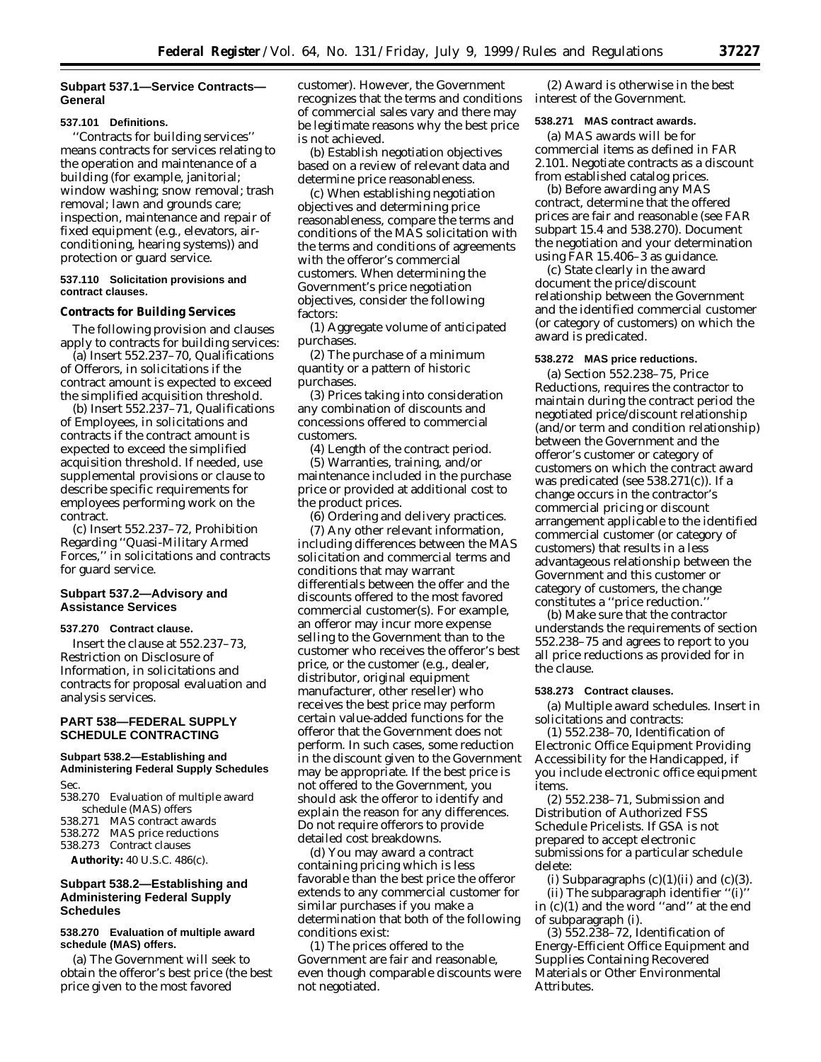## Subpart 537.1—Service Contracts—General

### 537.101 Definitions.

''Contracts for building services'' means contracts for services relating to the operation and maintenance of a building (for example, janitorial; window washing; snow removal; trash removal; lawn and grounds care; inspection, maintenance and repair of fixed equipment (e.g., elevators, air-conditioning, hearing systems)) and protection or guard service.

### 537.110 Solicitation provisions and contract clauses.

**Contracts for Building Services**

The following provision and clauses apply to contracts for building services:

(a) Insert 552.237–70, Qualifications of Offerors, in solicitations if the contract amount is expected to exceed the simplified acquisition threshold.

(b) Insert 552.237–71, Qualifications of Employees, in solicitations and contracts if the contract amount is expected to exceed the simplified acquisition threshold. If needed, use supplemental provisions or clause to describe specific requirements for employees performing work on the contract.

(c) Insert 552.237–72, Prohibition Regarding ''Quasi-Military Armed Forces,'' in solicitations and contracts for guard service.

## Subpart 537.2—Advisory and Assistance Services

### 537.270 Contract clause.

Insert the clause at 552.237–73, Restriction on Disclosure of Information, in solicitations and contracts for proposal evaluation and analysis services.

# PART 538—FEDERAL SUPPLY SCHEDULE CONTRACTING

## Subpart 538.2—Establishing and Administering Federal Supply Schedules

Sec.
538.270 Evaluation of multiple award schedule (MAS) offers
538.271 MAS contract awards
538.272 MAS price reductions
538.273 Contract clauses

**Authority:** 40 U.S.C. 486(c).

## Subpart 538.2—Establishing and Administering Federal Supply Schedules

### 538.270 Evaluation of multiple award schedule (MAS) offers.

(a) The Government will seek to obtain the offeror's best price (the best price given to the most favored customer). However, the Government recognizes that the terms and conditions of commercial sales vary and there may be legitimate reasons why the best price is not achieved.

(b) Establish negotiation objectives based on a review of relevant data and determine price reasonableness.

(c) When establishing negotiation objectives and determining price reasonableness, compare the terms and conditions of the MAS solicitation with the terms and conditions of agreements with the offeror's commercial customers. When determining the Government's price negotiation objectives, consider the following factors:

(1) Aggregate volume of anticipated purchases.

(2) The purchase of a minimum quantity or a pattern of historic purchases.

(3) Prices taking into consideration any combination of discounts and concessions offered to commercial customers.

(4) Length of the contract period.

(5) Warranties, training, and/or maintenance included in the purchase price or provided at additional cost to the product prices.

(6) Ordering and delivery practices.

(7) Any other relevant information, including differences between the MAS solicitation and commercial terms and conditions that may warrant differentials between the offer and the discounts offered to the most favored commercial customer(s). For example, an offeror may incur more expense selling to the Government than to the customer who receives the offeror's best price, or the customer (e.g., dealer, distributor, original equipment manufacturer, other reseller) who receives the best price may perform certain value-added functions for the offeror that the Government does not perform. In such cases, some reduction in the discount given to the Government may be appropriate. If the best price is not offered to the Government, you should ask the offeror to identify and explain the reason for any differences. Do not require offerors to provide detailed cost breakdowns.

(d) You may award a contract containing pricing which is less favorable than the best price the offeror extends to any commercial customer for similar purchases if you make a determination that both of the following conditions exist:

(1) The prices offered to the Government are fair and reasonable, even though comparable discounts were not negotiated.

(2) Award is otherwise in the best interest of the Government.

### 538.271 MAS contract awards.

(a) MAS awards will be for commercial items as defined in FAR 2.101. Negotiate contracts as a discount from established catalog prices.

(b) Before awarding any MAS contract, determine that the offered prices are fair and reasonable (see FAR subpart 15.4 and 538.270). Document the negotiation and your determination using FAR 15.406–3 as guidance.

(c) State clearly in the award document the price/discount relationship between the Government and the identified commercial customer (or category of customers) on which the award is predicated.

### 538.272 MAS price reductions.

(a) Section 552.238–75, Price Reductions, requires the contractor to maintain during the contract period the negotiated price/discount relationship (and/or term and condition relationship) between the Government and the offeror's customer or category of customers on which the contract award was predicated (see 538.271(c)). If a change occurs in the contractor's commercial pricing or discount arrangement applicable to the identified commercial customer (or category of customers) that results in a less advantageous relationship between the Government and this customer or category of customers, the change constitutes a ''price reduction.''

(b) Make sure that the contractor understands the requirements of section 552.238–75 and agrees to report to you all price reductions as provided for in the clause.

### 538.273 Contract clauses.

(a) *Multiple award schedules.* Insert in solicitations and contracts:

(1) 552.238–70, Identification of Electronic Office Equipment Providing Accessibility for the Handicapped, if you include electronic office equipment items.

(2) 552.238–71, Submission and Distribution of Authorized FSS Schedule Pricelists. If GSA is not prepared to accept electronic submissions for a particular schedule delete:

(i) Subparagraphs (c)(1)(ii) and (c)(3).

(ii) The subparagraph identifier ''(i)'' in (c)(1) and the word ''and'' at the end of subparagraph (i).

(3) 552.238–72, Identification of Energy-Efficient Office Equipment and Supplies Containing Recovered Materials or Other Environmental Attributes.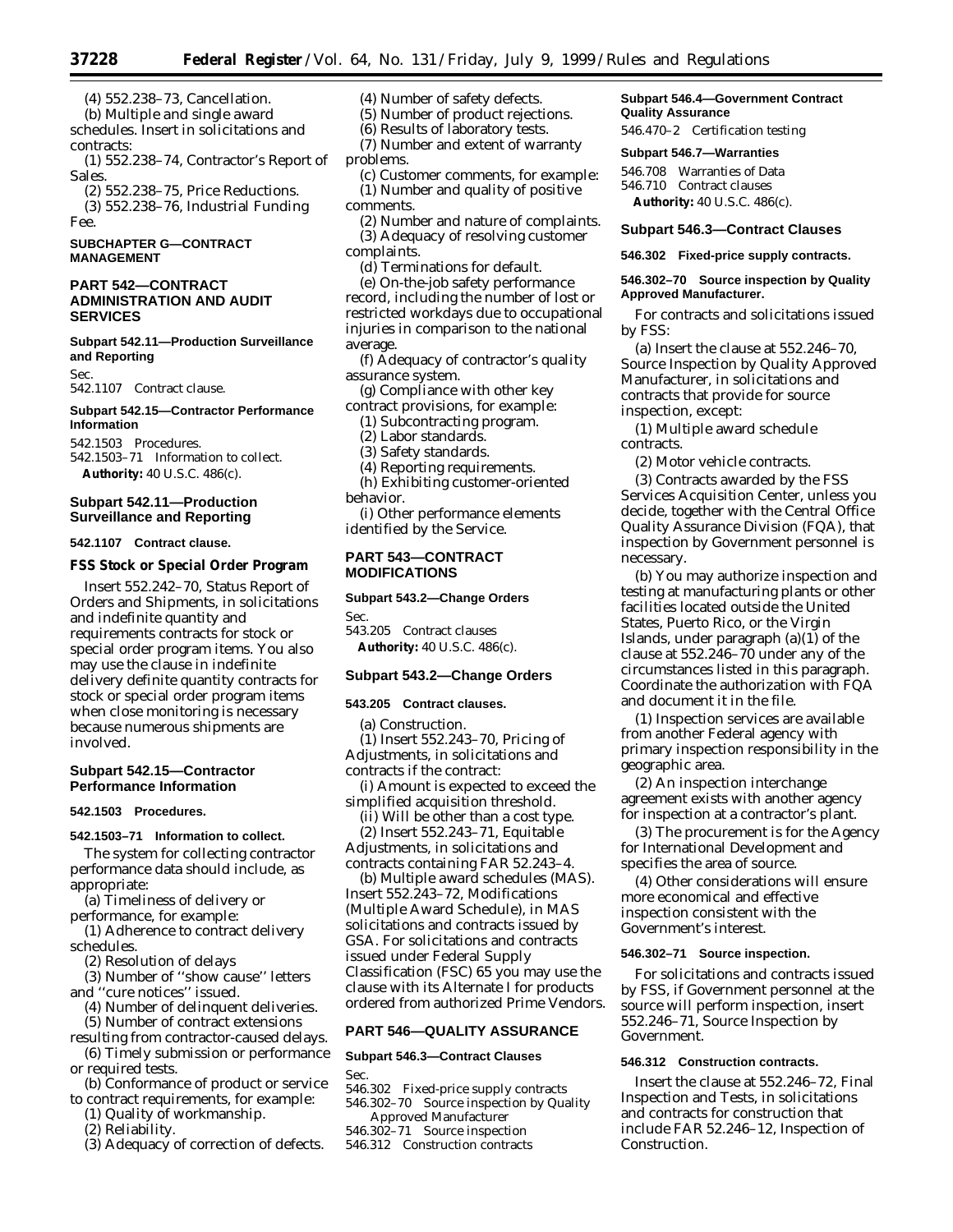(4) 552.238–73, Cancellation.

(b) Multiple and single award schedules. Insert in solicitations and contracts:

(1) 552.238–74, Contractor's Report of Sales.

(2) 552.238–75, Price Reductions.

(3) 552.238–76, Industrial Funding Fee.

**SUBCHAPTER G—CONTRACT MANAGEMENT**

## PART 542—CONTRACT ADMINISTRATION AND AUDIT SERVICES

**Subpart 542.11—Production Surveillance and Reporting**

Sec.
542.1107 Contract clause.

**Subpart 542.15—Contractor Performance Information**

542.1503 Procedures.
542.1503–71 Information to collect.

**Authority:** 40 U.S.C. 486(c).

### Subpart 542.11—Production Surveillance and Reporting

**542.1107 Contract clause.**

***FSS Stock or Special Order Program***

Insert 552.242–70, Status Report of Orders and Shipments, in solicitations and indefinite quantity and requirements contracts for stock or special order program items. You also may use the clause in indefinite delivery definite quantity contracts for stock or special order program items when close monitoring is necessary because numerous shipments are involved.

### Subpart 542.15—Contractor Performance Information

**542.1503 Procedures.**

**542.1503–71 Information to collect.**

The system for collecting contractor performance data should include, as appropriate:

(a) Timeliness of delivery or performance, for example:

(1) Adherence to contract delivery schedules.

(2) Resolution of delays

(3) Number of ''show cause'' letters and ''cure notices'' issued.

(4) Number of delinquent deliveries.

(5) Number of contract extensions resulting from contractor-caused delays.

(6) Timely submission or performance or required tests.

(b) Conformance of product or service to contract requirements, for example:

(1) Quality of workmanship.

(2) Reliability.

(3) Adequacy of correction of defects.

(4) Number of safety defects.

(5) Number of product rejections.

(6) Results of laboratory tests.

(7) Number and extent of warranty problems.

(c) Customer comments, for example:

(1) Number and quality of positive comments.

(2) Number and nature of complaints.

(3) Adequacy of resolving customer complaints.

(d) Terminations for default.

(e) On-the-job safety performance record, including the number of lost or restricted workdays due to occupational injuries in comparison to the national average.

(f) Adequacy of contractor's quality assurance system.

(g) Compliance with other key contract provisions, for example:

(1) Subcontracting program.

(2) Labor standards.

(3) Safety standards.

(4) Reporting requirements.

(h) Exhibiting customer-oriented behavior.

(i) Other performance elements identified by the Service.

## PART 543—CONTRACT MODIFICATIONS

**Subpart 543.2—Change Orders**

Sec.
543.205 Contract clauses

**Authority:** 40 U.S.C. 486(c).

### Subpart 543.2—Change Orders

**543.205 Contract clauses.**

(a) Construction.

(1) Insert 552.243–70, Pricing of Adjustments, in solicitations and contracts if the contract:

(i) Amount is expected to exceed the simplified acquisition threshold.

(ii) Will be other than a cost type.

(2) Insert 552.243–71, Equitable Adjustments, in solicitations and contracts containing FAR 52.243–4.

(b) Multiple award schedules (MAS). Insert 552.243–72, Modifications (Multiple Award Schedule), in MAS solicitations and contracts issued by GSA. For solicitations and contracts issued under Federal Supply Classification (FSC) 65 you may use the clause with its Alternate I for products ordered from authorized Prime Vendors.

## PART 546—QUALITY ASSURANCE

**Subpart 546.3—Contract Clauses**

Sec.
546.302 Fixed-price supply contracts
546.302–70 Source inspection by Quality Approved Manufacturer
546.302–71 Source inspection
546.312 Construction contracts

**Subpart 546.4—Government Contract Quality Assurance**

546.470–2 Certification testing

**Subpart 546.7—Warranties**

546.708 Warranties of Data
546.710 Contract clauses

**Authority:** 40 U.S.C. 486(c).

### Subpart 546.3—Contract Clauses

**546.302 Fixed-price supply contracts.**

**546.302–70 Source inspection by Quality Approved Manufacturer.**

For contracts and solicitations issued by FSS:

(a) Insert the clause at 552.246–70, Source Inspection by Quality Approved Manufacturer, in solicitations and contracts that provide for source inspection, except:

(1) Multiple award schedule contracts.

(2) Motor vehicle contracts.

(3) Contracts awarded by the FSS Services Acquisition Center, unless you decide, together with the Central Office Quality Assurance Division (FQA), that inspection by Government personnel is necessary.

(b) You may authorize inspection and testing at manufacturing plants or other facilities located outside the United States, Puerto Rico, or the Virgin Islands, under paragraph (a)(1) of the clause at 552.246–70 under any of the circumstances listed in this paragraph. Coordinate the authorization with FQA and document it in the file.

(1) Inspection services are available from another Federal agency with primary inspection responsibility in the geographic area.

(2) An inspection interchange agreement exists with another agency for inspection at a contractor's plant.

(3) The procurement is for the Agency for International Development and specifies the area of source.

(4) Other considerations will ensure more economical and effective inspection consistent with the Government's interest.

**546.302–71 Source inspection.**

For solicitations and contracts issued by FSS, if Government personnel at the source will perform inspection, insert 552.246–71, Source Inspection by Government.

**546.312 Construction contracts.**

Insert the clause at 552.246–72, Final Inspection and Tests, in solicitations and contracts for construction that include FAR 52.246–12, Inspection of Construction.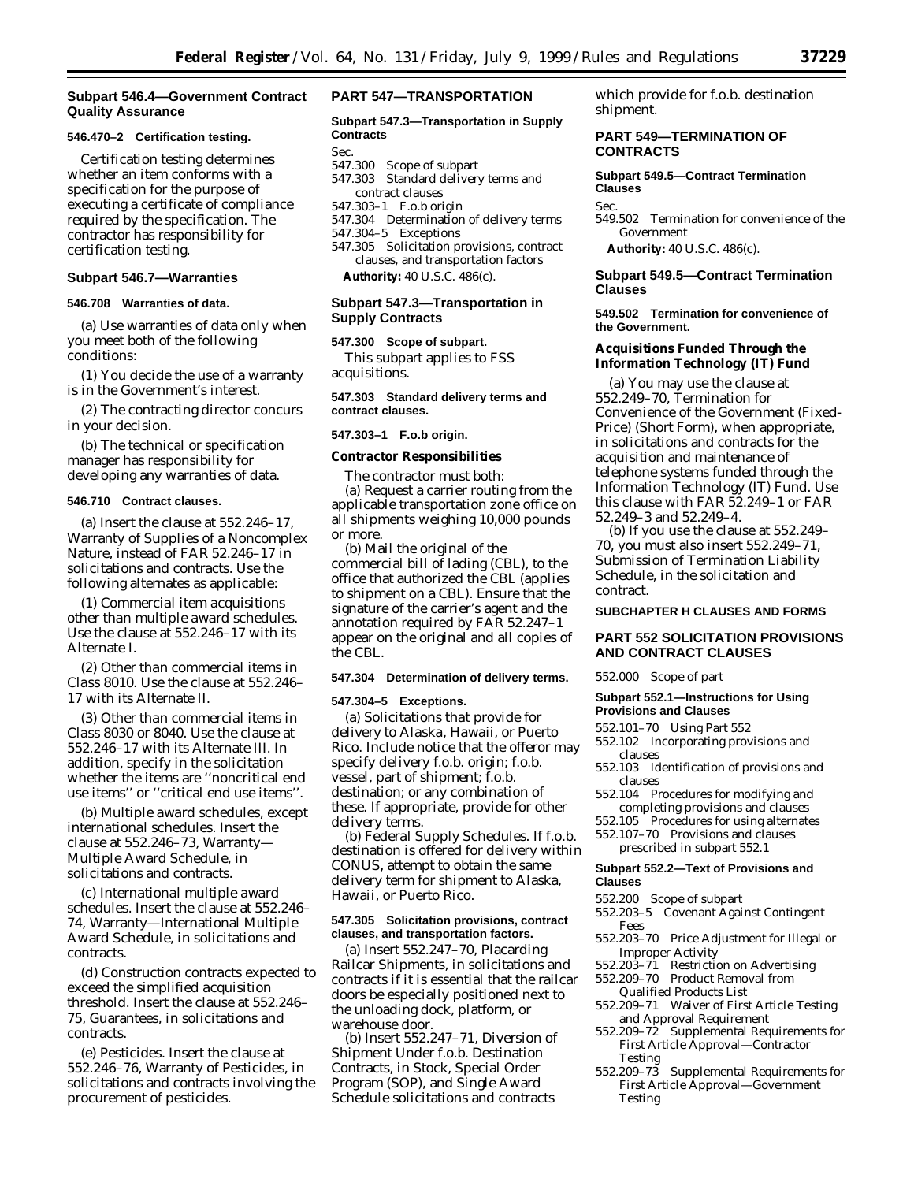### Subpart 546.4—Government Contract Quality Assurance

**546.470–2 Certification testing.**

Certification testing determines whether an item conforms with a specification for the purpose of executing a certificate of compliance required by the specification. The contractor has responsibility for certification testing.

### Subpart 546.7—Warranties

**546.708 Warranties of data.**

(a) Use warranties of data only when you meet both of the following conditions:

(1) You decide the use of a warranty is in the Government's interest.

(2) The contracting director concurs in your decision.

(b) The technical or specification manager has responsibility for developing any warranties of data.

**546.710 Contract clauses.**

(a) Insert the clause at 552.246–17, Warranty of Supplies of a Noncomplex Nature, instead of FAR 52.246–17 in solicitations and contracts. Use the following alternates as applicable:

(1) Commercial item acquisitions other than multiple award schedules. Use the clause at 552.246–17 with its Alternate I.

(2) Other than commercial items in Class 8010. Use the clause at 552.246–17 with its Alternate II.

(3) Other than commercial items in Class 8030 or 8040. Use the clause at 552.246–17 with its Alternate III. In addition, specify in the solicitation whether the items are ''noncritical end use items'' or ''critical end use items''.

(b) Multiple award schedules, except international schedules. Insert the clause at 552.246–73, Warranty—Multiple Award Schedule, in solicitations and contracts.

(c) International multiple award schedules. Insert the clause at 552.246–74, Warranty—International Multiple Award Schedule, in solicitations and contracts.

(d) Construction contracts expected to exceed the simplified acquisition threshold. Insert the clause at 552.246–75, Guarantees, in solicitations and contracts.

(e) Pesticides. Insert the clause at 552.246–76, Warranty of Pesticides, in solicitations and contracts involving the procurement of pesticides.

## PART 547—TRANSPORTATION

**Subpart 547.3—Transportation in Supply Contracts**

Sec.
547.300 Scope of subpart
547.303 Standard delivery terms and contract clauses
547.303–1 F.o.b origin
547.304 Determination of delivery terms
547.304–5 Exceptions
547.305 Solicitation provisions, contract clauses, and transportation factors

**Authority:** 40 U.S.C. 486(c).

### Subpart 547.3—Transportation in Supply Contracts

**547.300 Scope of subpart.**

This subpart applies to FSS acquisitions.

**547.303 Standard delivery terms and contract clauses.**

**547.303–1 F.o.b origin.**

***Contractor Responsibilities***

The contractor must both:

(a) Request a carrier routing from the applicable transportation zone office on all shipments weighing 10,000 pounds or more.

(b) Mail the original of the commercial bill of lading (CBL), to the office that authorized the CBL (applies to shipment on a CBL). Ensure that the signature of the carrier's agent and the annotation required by FAR 52.247–1 appear on the original and all copies of the CBL.

**547.304 Determination of delivery terms.**

**547.304–5 Exceptions.**

(a) Solicitations that provide for delivery to Alaska, Hawaii, or Puerto Rico. Include notice that the offeror may specify delivery f.o.b. origin; f.o.b. vessel, part of shipment; f.o.b. destination; or any combination of these. If appropriate, provide for other delivery terms.

(b) Federal Supply Schedules. If f.o.b. destination is offered for delivery within CONUS, attempt to obtain the same delivery term for shipment to Alaska, Hawaii, or Puerto Rico.

**547.305 Solicitation provisions, contract clauses, and transportation factors.**

(a) Insert 552.247–70, Placarding Railcar Shipments, in solicitations and contracts if it is essential that the railcar doors be especially positioned next to the unloading dock, platform, or warehouse door.

(b) Insert 552.247–71, Diversion of Shipment Under f.o.b. Destination Contracts, in Stock, Special Order Program (SOP), and Single Award Schedule solicitations and contracts which provide for f.o.b. destination shipment.

## PART 549—TERMINATION OF CONTRACTS

**Subpart 549.5—Contract Termination Clauses**

Sec.
549.502 Termination for convenience of the Government

**Authority:** 40 U.S.C. 486(c).

### Subpart 549.5—Contract Termination Clauses

**549.502 Termination for convenience of the Government.**

***Acquisitions Funded Through the Information Technology (IT) Fund***

(a) You may use the clause at 552.249–70, Termination for Convenience of the Government (Fixed-Price) (Short Form), when appropriate, in solicitations and contracts for the acquisition and maintenance of telephone systems funded through the Information Technology (IT) Fund. Use this clause with FAR 52.249–1 or FAR 52.249–3 and 52.249–4.

(b) If you use the clause at 552.249–70, you must also insert 552.249–71, Submission of Termination Liability Schedule, in the solicitation and contract.

## SUBCHAPTER H CLAUSES AND FORMS

## PART 552 SOLICITATION PROVISIONS AND CONTRACT CLAUSES

552.000 Scope of part

**Subpart 552.1—Instructions for Using Provisions and Clauses**

552.101–70 Using Part 552
552.102 Incorporating provisions and clauses
552.103 Identification of provisions and clauses
552.104 Procedures for modifying and completing provisions and clauses
552.105 Procedures for using alternates
552.107–70 Provisions and clauses prescribed in subpart 552.1

**Subpart 552.2—Text of Provisions and Clauses**

552.200 Scope of subpart
552.203–5 Covenant Against Contingent Fees
552.203–70 Price Adjustment for Illegal or Improper Activity
552.203–71 Restriction on Advertising
552.209–70 Product Removal from Qualified Products List
552.209–71 Waiver of First Article Testing and Approval Requirement
552.209–72 Supplemental Requirements for First Article Approval—Contractor Testing
552.209–73 Supplemental Requirements for First Article Approval—Government Testing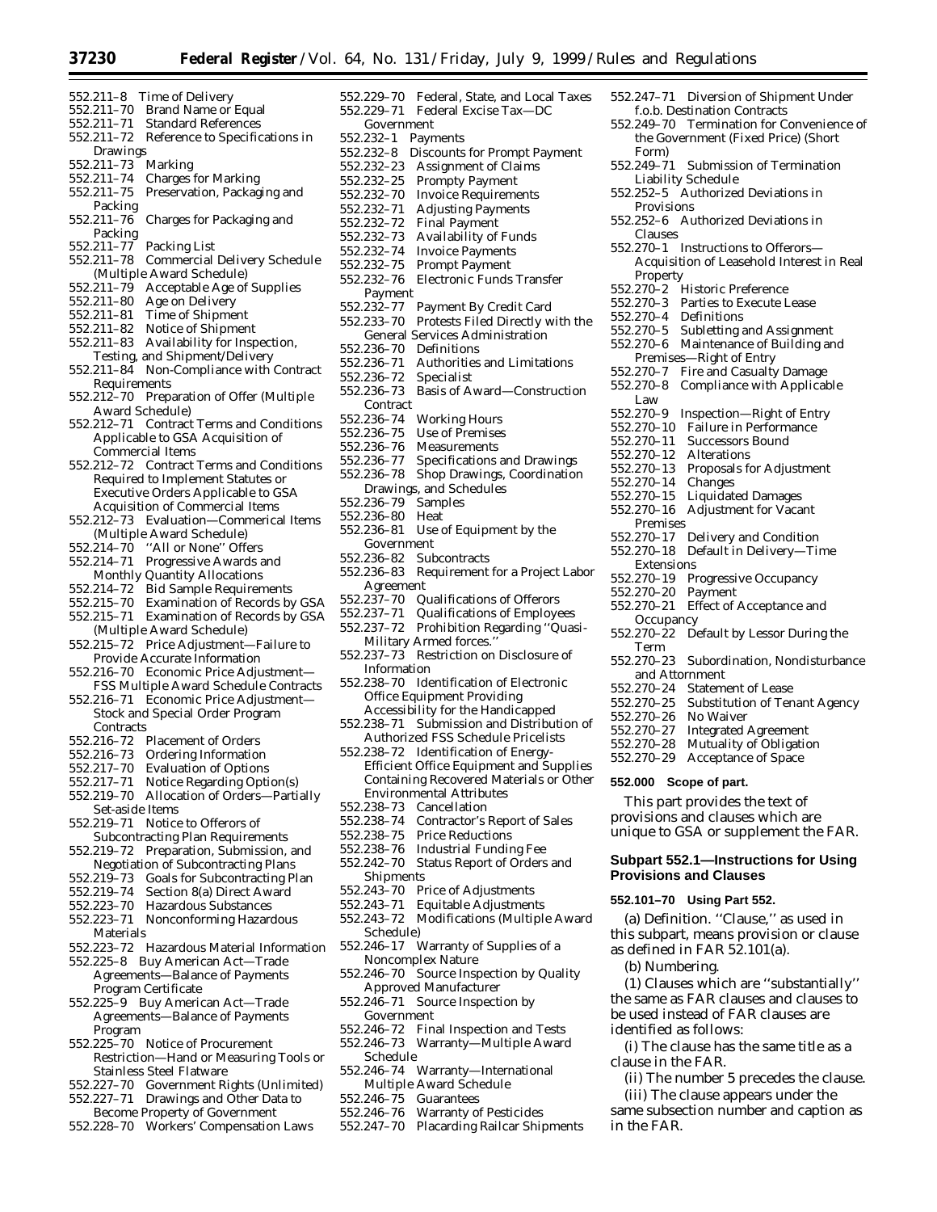552.211–8 Time of Delivery
552.211–70 Brand Name or Equal
552.211–71 Standard References
552.211–72 Reference to Specifications in Drawings
552.211–73 Marking
552.211–74 Charges for Marking
552.211–75 Preservation, Packaging and Packing
552.211–76 Charges for Packaging and Packing
552.211–77 Packing List
552.211–78 Commercial Delivery Schedule (Multiple Award Schedule)
552.211–79 Acceptable Age of Supplies
552.211–80 Age on Delivery
552.211–81 Time of Shipment
552.211–82 Notice of Shipment
552.211–83 Availability for Inspection, Testing, and Shipment/Delivery
552.211–84 Non-Compliance with Contract Requirements
552.212–70 Preparation of Offer (Multiple Award Schedule)
552.212–71 Contract Terms and Conditions Applicable to GSA Acquisition of Commercial Items
552.212–72 Contract Terms and Conditions Required to Implement Statutes or Executive Orders Applicable to GSA Acquisition of Commercial Items
552.212–73 Evaluation—Commerical Items (Multiple Award Schedule)
552.214–70 ''All or None'' Offers
552.214–71 Progressive Awards and Monthly Quantity Allocations
552.214–72 Bid Sample Requirements
552.215–70 Examination of Records by GSA
552.215–71 Examination of Records by GSA (Multiple Award Schedule)
552.215–72 Price Adjustment—Failure to Provide Accurate Information
552.216–70 Economic Price Adjustment—FSS Multiple Award Schedule Contracts
552.216–71 Economic Price Adjustment—Stock and Special Order Program Contracts
552.216–72 Placement of Orders
552.216–73 Ordering Information
552.217–70 Evaluation of Options
552.217–71 Notice Regarding Option(s)
552.219–70 Allocation of Orders—Partially Set-aside Items
552.219–71 Notice to Offerors of Subcontracting Plan Requirements
552.219–72 Preparation, Submission, and Negotiation of Subcontracting Plans
552.219–73 Goals for Subcontracting Plan
552.219–74 Section 8(a) Direct Award
552.223–70 Hazardous Substances
552.223–71 Nonconforming Hazardous Materials
552.223–72 Hazardous Material Information
552.225–8 Buy American Act—Trade Agreements—Balance of Payments Program Certificate
552.225–9 Buy American Act—Trade Agreements—Balance of Payments Program
552.225–70 Notice of Procurement Restriction—Hand or Measuring Tools or Stainless Steel Flatware
552.227–70 Government Rights (Unlimited)
552.227–71 Drawings and Other Data to Become Property of Government
552.228–70 Workers' Compensation Laws
552.229–70 Federal, State, and Local Taxes
552.229–71 Federal Excise Tax—DC Government
552.232–1 Payments
552.232–8 Discounts for Prompt Payment
552.232–23 Assignment of Claims
552.232–25 Prompty Payment
552.232–70 Invoice Requirements
552.232–71 Adjusting Payments
552.232–72 Final Payment
552.232–73 Availability of Funds
552.232–74 Invoice Payments
552.232–75 Prompt Payment
552.232–76 Electronic Funds Transfer Payment
552.232–77 Payment By Credit Card
552.233–70 Protests Filed Directly with the General Services Administration
552.236–70 Definitions
552.236–71 Authorities and Limitations
552.236–72 Specialist
552.236–73 Basis of Award—Construction Contract
552.236–74 Working Hours
552.236–75 Use of Premises
552.236–76 Measurements
552.236–77 Specifications and Drawings
552.236–78 Shop Drawings, Coordination Drawings, and Schedules
552.236–79 Samples
552.236–80 Heat
552.236–81 Use of Equipment by the Government
552.236–82 Subcontracts
552.236–83 Requirement for a Project Labor Agreement
552.237–70 Qualifications of Offerors
552.237–71 Qualifications of Employees
552.237–72 Prohibition Regarding ''Quasi-Military Armed forces.''
552.237–73 Restriction on Disclosure of Information
552.238–70 Identification of Electronic Office Equipment Providing Accessibility for the Handicapped
552.238–71 Submission and Distribution of Authorized FSS Schedule Pricelists
552.238–72 Identification of Energy-Efficient Office Equipment and Supplies Containing Recovered Materials or Other Environmental Attributes
552.238–73 Cancellation
552.238–74 Contractor's Report of Sales
552.238–75 Price Reductions
552.238–76 Industrial Funding Fee
552.242–70 Status Report of Orders and Shipments
552.243–70 Price of Adjustments
552.243–71 Equitable Adjustments
552.243–72 Modifications (Multiple Award Schedule)
552.246–17 Warranty of Supplies of a Noncomplex Nature
552.246–70 Source Inspection by Quality Approved Manufacturer
552.246–71 Source Inspection by Government
552.246–72 Final Inspection and Tests
552.246–73 Warranty—Multiple Award Schedule
552.246–74 Warranty—International Multiple Award Schedule
552.246–75 Guarantees
552.246–76 Warranty of Pesticides
552.247–70 Placarding Railcar Shipments
552.247–71 Diversion of Shipment Under f.o.b. Destination Contracts
552.249–70 Termination for Convenience of the Government (Fixed Price) (Short Form)
552.249–71 Submission of Termination Liability Schedule
552.252–5 Authorized Deviations in Provisions
552.252–6 Authorized Deviations in Clauses
552.270–1 Instructions to Offerors—Acquisition of Leasehold Interest in Real Property
552.270–2 Historic Preference
552.270–3 Parties to Execute Lease
552.270–4 Definitions
552.270–5 Subletting and Assignment
552.270–6 Maintenance of Building and Premises—Right of Entry
552.270–7 Fire and Casualty Damage
552.270–8 Compliance with Applicable Law
552.270–9 Inspection—Right of Entry
552.270–10 Failure in Performance
552.270–11 Successors Bound
552.270–12 Alterations
552.270–13 Proposals for Adjustment
552.270–14 Changes
552.270–15 Liquidated Damages
552.270–16 Adjustment for Vacant Premises
552.270–17 Delivery and Condition
552.270–18 Default in Delivery—Time Extensions
552.270–19 Progressive Occupancy
552.270–20 Payment
552.270–21 Effect of Acceptance and Occupancy
552.270–22 Default by Lessor During the Term
552.270–23 Subordination, Nondisturbance and Attornment
552.270–24 Statement of Lease
552.270–25 Substitution of Tenant Agency
552.270–26 No Waiver
552.270–27 Integrated Agreement
552.270–28 Mutuality of Obligation
552.270–29 Acceptance of Space

**552.000 Scope of part.**

This part provides the text of provisions and clauses which are unique to GSA or supplement the FAR.

## Subpart 552.1—Instructions for Using Provisions and Clauses

**552.101–70 Using Part 552.**

(a) Definition. ''Clause,'' as used in this subpart, means provision or clause as defined in FAR 52.101(a).

(b) Numbering.

(1) Clauses which are ''substantially'' the same as FAR clauses and clauses to be used instead of FAR clauses are identified as follows:

(i) The clause has the same title as a clause in the FAR.

(ii) The number 5 precedes the clause.

(iii) The clause appears under the same subsection number and caption as in the FAR.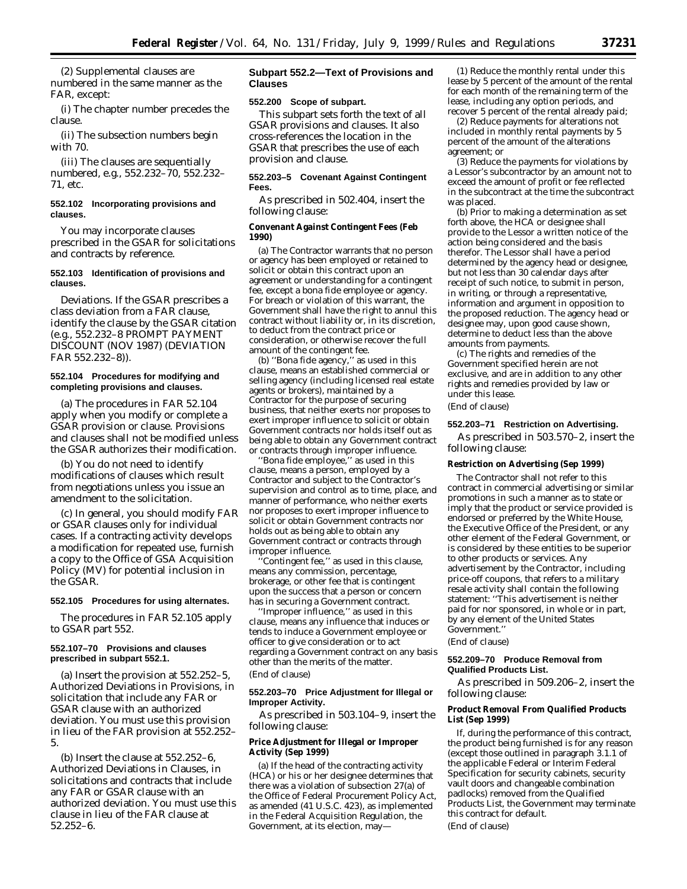(2) Supplemental clauses are numbered in the same manner as the FAR, except:

(i) The chapter number precedes the clause.

(ii) The subsection numbers begin with 70.

(iii) The clauses are sequentially numbered, e.g., 552.232–70, 552.232–71, etc.

**552.102 Incorporating provisions and clauses.**

You may incorporate clauses prescribed in the GSAR for solicitations and contracts by reference.

**552.103 Identification of provisions and clauses.**

Deviations. If the GSAR prescribes a class deviation from a FAR clause, identify the clause by the GSAR citation (e.g., 552.232–8 PROMPT PAYMENT DISCOUNT (NOV 1987) (DEVIATION FAR 552.232–8)).

**552.104 Procedures for modifying and completing provisions and clauses.**

(a) The procedures in FAR 52.104 apply when you modify or complete a GSAR provision or clause. Provisions and clauses shall not be modified unless the GSAR authorizes their modification.

(b) You do not need to identify modifications of clauses which result from negotiations unless you issue an amendment to the solicitation.

(c) In general, you should modify FAR or GSAR clauses only for individual cases. If a contracting activity develops a modification for repeated use, furnish a copy to the Office of GSA Acquisition Policy (MV) for potential inclusion in the GSAR.

**552.105 Procedures for using alternates.**

The procedures in FAR 52.105 apply to GSAR part 552.

**552.107–70 Provisions and clauses prescribed in subpart 552.1.**

(a) Insert the provision at 552.252–5, Authorized Deviations in Provisions, in solicitation that include any FAR or GSAR clause with an authorized deviation. You must use this provision in lieu of the FAR provision at 552.252–5.

(b) Insert the clause at 552.252–6, Authorized Deviations in Clauses, in solicitations and contracts that include any FAR or GSAR clause with an authorized deviation. You must use this clause in lieu of the FAR clause at 52.252–6.

## Subpart 552.2—Text of Provisions and Clauses

**552.200 Scope of subpart.**

This subpart sets forth the text of all GSAR provisions and clauses. It also cross-references the location in the GSAR that prescribes the use of each provision and clause.

**552.203–5 Covenant Against Contingent Fees.**

As prescribed in 502.404, insert the following clause:

**Convenant Against Contingent Fees (Feb 1990)**

(a) The Contractor warrants that no person or agency has been employed or retained to solicit or obtain this contract upon an agreement or understanding for a contingent fee, except a bona fide employee or agency. For breach or violation of this warrant, the Government shall have the right to annul this contract without liability or, in its discretion, to deduct from the contract price or consideration, or otherwise recover the full amount of the contingent fee.

(b) ''Bona fide agency,'' as used in this clause, means an established commercial or selling agency (including licensed real estate agents or brokers), maintained by a Contractor for the purpose of securing business, that neither exerts nor proposes to exert improper influence to solicit or obtain Government contracts nor holds itself out as being able to obtain any Government contract or contracts through improper influence.

''Bona fide employee,'' as used in this clause, means a person, employed by a Contractor and subject to the Contractor's supervision and control as to time, place, and manner of performance, who neither exerts nor proposes to exert improper influence to solicit or obtain Government contracts nor holds out as being able to obtain any Government contract or contracts through improper influence.

''Contingent fee,'' as used in this clause, means any commission, percentage, brokerage, or other fee that is contingent upon the success that a person or concern has in securing a Government contract.

''Improper influence,'' as used in this clause, means any influence that induces or tends to induce a Government employee or officer to give consideration or to act regarding a Government contract on any basis other than the merits of the matter.

(End of clause)

**552.203–70 Price Adjustment for Illegal or Improper Activity.**

As prescribed in 503.104–9, insert the following clause:

**Price Adjustment for Illegal or Improper Activity (Sep 1999)**

(a) If the head of the contracting activity (HCA) or his or her designee determines that there was a violation of subsection 27(a) of the Office of Federal Procurement Policy Act, as amended (41 U.S.C. 423), as implemented in the Federal Acquisition Regulation, the Government, at its election, may—

(1) Reduce the monthly rental under this lease by 5 percent of the amount of the rental for each month of the remaining term of the lease, including any option periods, and recover 5 percent of the rental already paid;

(2) Reduce payments for alterations not included in monthly rental payments by 5 percent of the amount of the alterations agreement; or

(3) Reduce the payments for violations by a Lessor's subcontractor by an amount not to exceed the amount of profit or fee reflected in the subcontract at the time the subcontract was placed.

(b) Prior to making a determination as set forth above, the HCA or designee shall provide to the Lessor a written notice of the action being considered and the basis therefor. The Lessor shall have a period determined by the agency head or designee, but not less than 30 calendar days after receipt of such notice, to submit in person, in writing, or through a representative, information and argument in opposition to the proposed reduction. The agency head or designee may, upon good cause shown, determine to deduct less than the above amounts from payments.

(c) The rights and remedies of the Government specified herein are not exclusive, and are in addition to any other rights and remedies provided by law or under this lease.

(End of clause)

**552.203–71 Restriction on Advertising.**

As prescribed in 503.570–2, insert the following clause:

**Restriction on Advertising (Sep 1999)**

The Contractor shall not refer to this contract in commercial advertising or similar promotions in such a manner as to state or imply that the product or service provided is endorsed or preferred by the White House, the Executive Office of the President, or any other element of the Federal Government, or is considered by these entities to be superior to other products or services. Any advertisement by the Contractor, including price-off coupons, that refers to a military resale activity shall contain the following statement: ''This advertisement is neither paid for nor sponsored, in whole or in part, by any element of the United States Government.''

(End of clause)

**552.209–70 Produce Removal from Qualified Products List.**

As prescribed in 509.206–2, insert the following clause:

**Product Removal From Qualified Products List (Sep 1999)**

If, during the performance of this contract, the product being furnished is for any reason (except those outlined in paragraph 3.1.1 of the applicable Federal or Interim Federal Specification for security cabinets, security vault doors and changeable combination padlocks) removed from the Qualified Products List, the Government may terminate this contract for default.

(End of clause)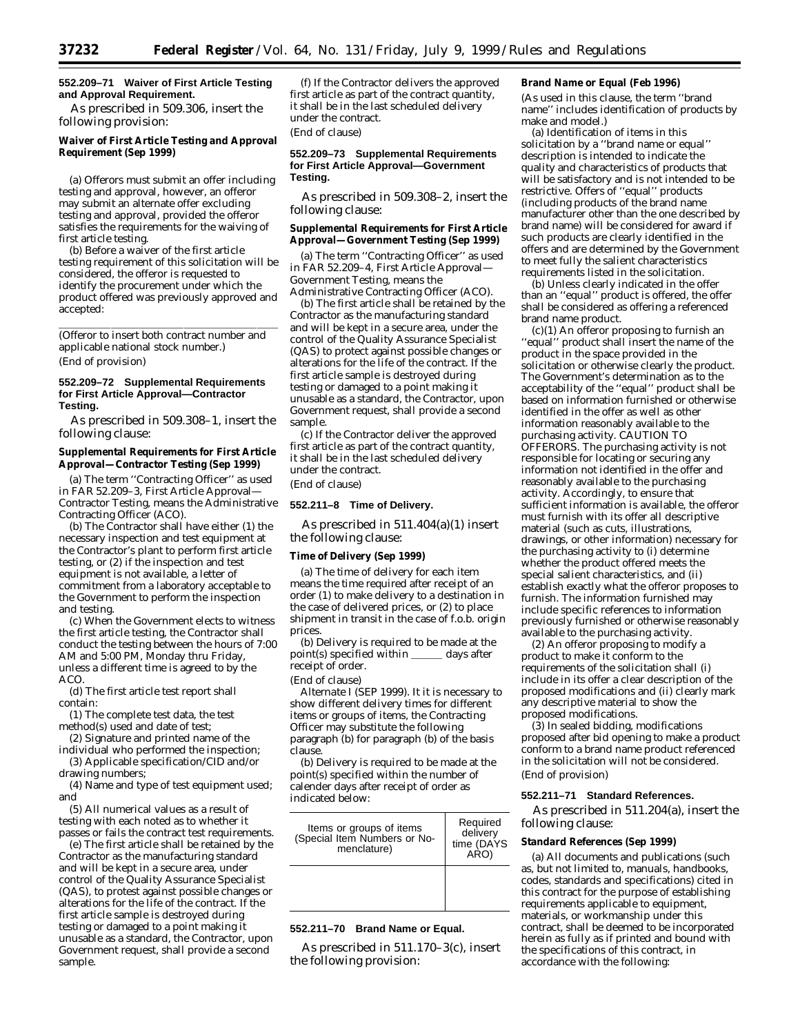**552.209–71 Waiver of First Article Testing and Approval Requirement.**

As prescribed in 509.306, insert the following provision:

**Waiver of First Article Testing and Approval Requirement (Sep 1999)**

(a) Offerors must submit an offer including testing and approval, however, an offeror may submit an alternate offer excluding testing and approval, provided the offeror satisfies the requirements for the waiving of first article testing.

(b) Before a waiver of the first article testing requirement of this solicitation will be considered, the offeror is requested to identify the procurement under which the product offered was previously approved and accepted:

\_\_\_\_\_\_\_\_\_\_\_\_\_\_\_\_\_\_\_\_\_\_\_\_\_\_\_\_\_\_\_\_\_\_\_\_\_\_\_\_

(Offeror to insert both contract number and applicable national stock number.)

(End of provision)

**552.209–72 Supplemental Requirements for First Article Approval—Contractor Testing.**

As prescribed in 509.308–1, insert the following clause:

**Supplemental Requirements for First Article Approval—Contractor Testing (Sep 1999)**

(a) The term ''Contracting Officer'' as used in FAR 52.209–3, First Article Approval—Contractor Testing, means the Administrative Contracting Officer (ACO).

(b) The Contractor shall have either (1) the necessary inspection and test equipment at the Contractor's plant to perform first article testing, or (2) if the inspection and test equipment is not available, a letter of commitment from a laboratory acceptable to the Government to perform the inspection and testing.

(c) When the Government elects to witness the first article testing, the Contractor shall conduct the testing between the hours of 7:00 AM and 5:00 PM, Monday thru Friday, unless a different time is agreed to by the ACO.

(d) The first article test report shall contain:

(1) The complete test data, the test method(s) used and date of test;

(2) Signature and printed name of the individual who performed the inspection;

(3) Applicable specification/CID and/or drawing numbers;

(4) Name and type of test equipment used; and

(5) All numerical values as a result of testing with each noted as to whether it passes or fails the contract test requirements.

(e) The first article shall be retained by the Contractor as the manufacturing standard and will be kept in a secure area, under control of the Quality Assurance Specialist (QAS), to protest against possible changes or alterations for the life of the contract. If the first article sample is destroyed during testing or damaged to a point making it unusable as a standard, the Contractor, upon Government request, shall provide a second sample.

(f) If the Contractor delivers the approved first article as part of the contract quantity, it shall be in the last scheduled delivery under the contract.

(End of clause)

**552.209–73 Supplemental Requirements for First Article Approval—Government Testing.**

As prescribed in 509.308–2, insert the following clause:

**Supplemental Requirements for First Article Approval—Government Testing (Sep 1999)**

(a) The term ''Contracting Officer'' as used in FAR 52.209–4, First Article Approval—Government Testing, means the Administrative Contracting Officer (ACO).

(b) The first article shall be retained by the Contractor as the manufacturing standard and will be kept in a secure area, under the control of the Quality Assurance Specialist (QAS) to protect against possible changes or alterations for the life of the contract. If the first article sample is destroyed during testing or damaged to a point making it unusable as a standard, the Contractor, upon Government request, shall provide a second sample.

(c) If the Contractor deliver the approved first article as part of the contract quantity, it shall be in the last scheduled delivery under the contract.

(End of clause)

**552.211–8 Time of Delivery.**

As prescribed in 511.404(a)(1) insert the following clause:

**Time of Delivery (Sep 1999)**

(a) The time of delivery for each item means the time required after receipt of an order (1) to make delivery to a destination in the case of delivered prices, or (2) to place shipment in transit in the case of f.o.b. origin prices.

(b) Delivery is required to be made at the point(s) specified within \_\_\_\_\_\_ days after receipt of order.

(End of clause)

Alternate I (SEP 1999). It it is necessary to show different delivery times for different items or groups of items, the Contracting Officer may substitute the following paragraph (b) for paragraph (b) of the basis clause.

(b) Delivery is required to be made at the point(s) specified within the number of calender days after receipt of order as indicated below:

| Items or groups of items (Special Item Numbers or Nomenclature) | Required delivery time (DAYS ARO) |
|---|---|
| | |

**552.211–70 Brand Name or Equal.**

As prescribed in 511.170–3(c), insert the following provision:

**Brand Name or Equal (Feb 1996)**

(As used in this clause, the term ''brand name'' includes identification of products by make and model.)

(a) Identification of items in this solicitation by a ''brand name or equal'' description is intended to indicate the quality and characteristics of products that will be satisfactory and is not intended to be restrictive. Offers of ''equal'' products (including products of the brand name manufacturer other than the one described by brand name) will be considered for award if such products are clearly identified in the offers and are determined by the Government to meet fully the salient characteristics requirements listed in the solicitation.

(b) Unless clearly indicated in the offer than an ''equal'' product is offered, the offer shall be considered as offering a referenced brand name product.

(c)(1) An offeror proposing to furnish an ''equal'' product shall insert the name of the product in the space provided in the solicitation or otherwise clearly the product. The Government's determination as to the acceptability of the ''equal'' product shall be based on information furnished or otherwise identified in the offer as well as other information reasonably available to the purchasing activity. CAUTION TO OFFERORS. The purchasing activity is not responsible for locating or securing any information not identified in the offer and reasonably available to the purchasing activity. Accordingly, to ensure that sufficient information is available, the offeror must furnish with its offer all descriptive material (such as cuts, illustrations, drawings, or other information) necessary for the purchasing activity to (i) determine whether the product offered meets the special salient characteristics, and (ii) establish exactly what the offeror proposes to furnish. The information furnished may include specific references to information previously furnished or otherwise reasonably available to the purchasing activity.

(2) An offeror proposing to modify a product to make it conform to the requirements of the solicitation shall (i) include in its offer a clear description of the proposed modifications and (ii) clearly mark any descriptive material to show the proposed modifications.

(3) In sealed bidding, modifications proposed after bid opening to make a product conform to a brand name product referenced in the solicitation will not be considered.

(End of provision)

**552.211–71 Standard References.**

As prescribed in 511.204(a), insert the following clause:

**Standard References (Sep 1999)**

(a) All documents and publications (such as, but not limited to, manuals, handbooks, codes, standards and specifications) cited in this contract for the purpose of establishing requirements applicable to equipment, materials, or workmanship under this contract, shall be deemed to be incorporated herein as fully as if printed and bound with the specifications of this contract, in accordance with the following: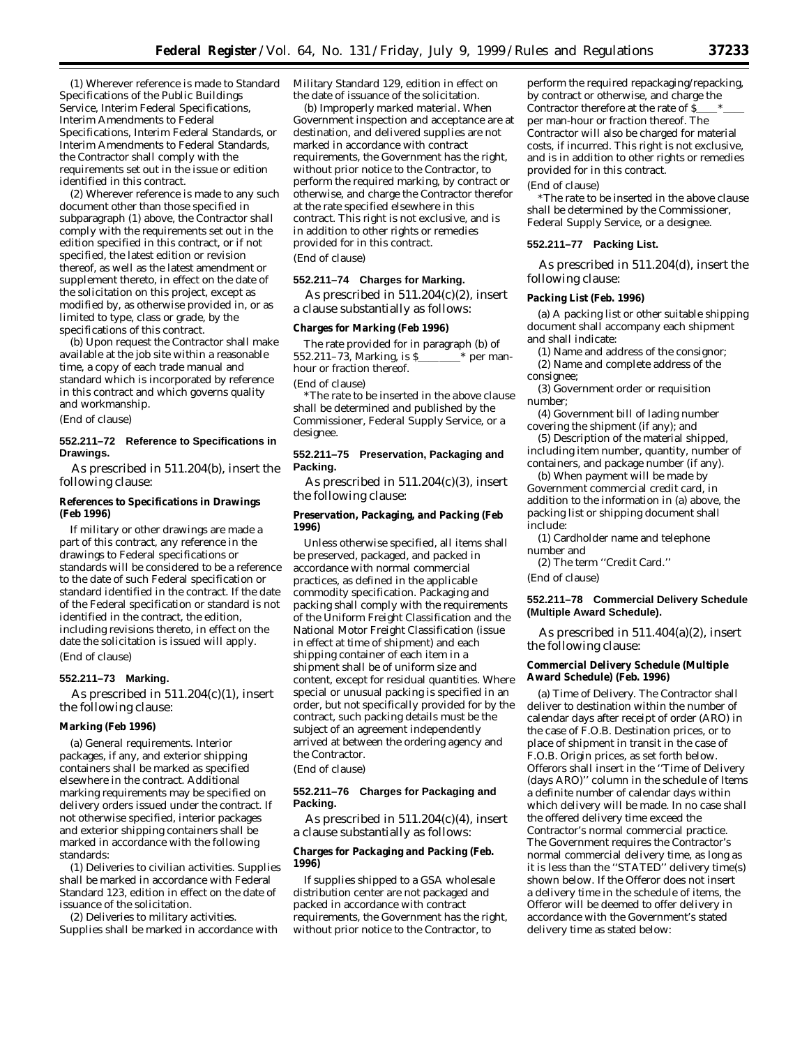(1) Wherever reference is made to Standard Specifications of the Public Buildings Service, Interim Federal Specifications, Interim Amendments to Federal Specifications, Interim Federal Standards, or Interim Amendments to Federal Standards, the Contractor shall comply with the requirements set out in the issue or edition identified in this contract.

(2) Wherever reference is made to any such document other than those specified in subparagraph (1) above, the Contractor shall comply with the requirements set out in the edition specified in this contract, or if not specified, the latest edition or revision thereof, as well as the latest amendment or supplement thereto, in effect on the date of the solicitation on this project, except as modified by, as otherwise provided in, or as limited to type, class or grade, by the specifications of this contract.

(b) Upon request the Contractor shall make available at the job site within a reasonable time, a copy of each trade manual and standard which is incorporated by reference in this contract and which governs quality and workmanship.

(End of clause)

**552.211–72 Reference to Specifications in Drawings.**

As prescribed in 511.204(b), insert the following clause:

**References to Specifications in Drawings (Feb 1996)**

If military or other drawings are made a part of this contract, any reference in the drawings to Federal specifications or standards will be considered to be a reference to the date of such Federal specification or standard identified in the contract. If the date of the Federal specification or standard is not identified in the contract, the edition, including revisions thereto, in effect on the date the solicitation is issued will apply.

(End of clause)

**552.211–73 Marking.**

As prescribed in 511.204(c)(1), insert the following clause:

**Marking (Feb 1996)**

(a) General requirements. Interior packages, if any, and exterior shipping containers shall be marked as specified elsewhere in the contract. Additional marking requirements may be specified on delivery orders issued under the contract. If not otherwise specified, interior packages and exterior shipping containers shall be marked in accordance with the following standards:

(1) Deliveries to civilian activities. Supplies shall be marked in accordance with Federal Standard 123, edition in effect on the date of issuance of the solicitation.

(2) Deliveries to military activities. Supplies shall be marked in accordance with Military Standard 129, edition in effect on the date of issuance of the solicitation.

(b) Improperly marked material. When Government inspection and acceptance are at destination, and delivered supplies are not marked in accordance with contract requirements, the Government has the right, without prior notice to the Contractor, to perform the required marking, by contract or otherwise, and charge the Contractor therefor at the rate specified elsewhere in this contract. This right is not exclusive, and is in addition to other rights or remedies provided for in this contract.

(End of clause)

**552.211–74 Charges for Marking.**

As prescribed in 511.204(c)(2), insert a clause substantially as follows:

**Charges for Marking (Feb 1996)**

The rate provided for in paragraph (b) of 552.211–73, Marking, is $________* per man-hour or fraction thereof.

(End of clause)

*The rate to be inserted in the above clause shall be determined and published by the Commissioner, Federal Supply Service, or a designee.

**552.211–75 Preservation, Packaging and Packing.**

As prescribed in 511.204(c)(3), insert the following clause:

**Preservation, Packaging, and Packing (Feb 1996)**

Unless otherwise specified, all items shall be preserved, packaged, and packed in accordance with normal commercial practices, as defined in the applicable commodity specification. Packaging and packing shall comply with the requirements of the Uniform Freight Classification and the National Motor Freight Classification (issue in effect at time of shipment) and each shipping container of each item in a shipment shall be of uniform size and content, except for residual quantities. Where special or unusual packing is specified in an order, but not specifically provided for by the contract, such packing details must be the subject of an agreement independently arrived at between the ordering agency and the Contractor.

(End of clause)

**552.211–76 Charges for Packaging and Packing.**

As prescribed in 511.204(c)(4), insert a clause substantially as follows:

**Charges for Packaging and Packing (Feb. 1996)**

If supplies shipped to a GSA wholesale distribution center are not packaged and packed in accordance with contract requirements, the Government has the right, without prior notice to the Contractor, to perform the required repackaging/repacking, by contract or otherwise, and charge the Contractor therefore at the rate of $____*____ per man-hour or fraction thereof. The Contractor will also be charged for material costs, if incurred. This right is not exclusive, and is in addition to other rights or remedies provided for in this contract.

(End of clause)

*The rate to be inserted in the above clause shall be determined by the Commissioner, Federal Supply Service, or a designee.

**552.211–77 Packing List.**

As prescribed in 511.204(d), insert the following clause:

**Packing List (Feb. 1996)**

(a) A packing list or other suitable shipping document shall accompany each shipment and shall indicate:

(1) Name and address of the consignor;

(2) Name and complete address of the consignee;

(3) Government order or requisition number;

(4) Government bill of lading number covering the shipment (if any); and

(5) Description of the material shipped, including item number, quantity, number of containers, and package number (if any).

(b) When payment will be made by Government commercial credit card, in addition to the information in (a) above, the packing list or shipping document shall include:

(1) Cardholder name and telephone number and

(2) The term ''Credit Card.''

(End of clause)

**552.211–78 Commercial Delivery Schedule (Multiple Award Schedule).**

As prescribed in 511.404(a)(2), insert the following clause:

**Commercial Delivery Schedule (Multiple Award Schedule) (Feb. 1996)**

(a) Time of Delivery. The Contractor shall deliver to destination within the number of calendar days after receipt of order (ARO) in the case of F.O.B. Destination prices, or to place of shipment in transit in the case of F.O.B. Origin prices, as set forth below. Offerors shall insert in the ''Time of Delivery (days ARO)'' column in the schedule of Items a definite number of calendar days within which delivery will be made. In no case shall the offered delivery time exceed the Contractor's normal commercial practice. The Government requires the Contractor's normal commercial delivery time, as long as it is less than the ''STATED'' delivery time(s) shown below. If the Offeror does not insert a delivery time in the schedule of items, the Offeror will be deemed to offer delivery in accordance with the Government's stated delivery time as stated below: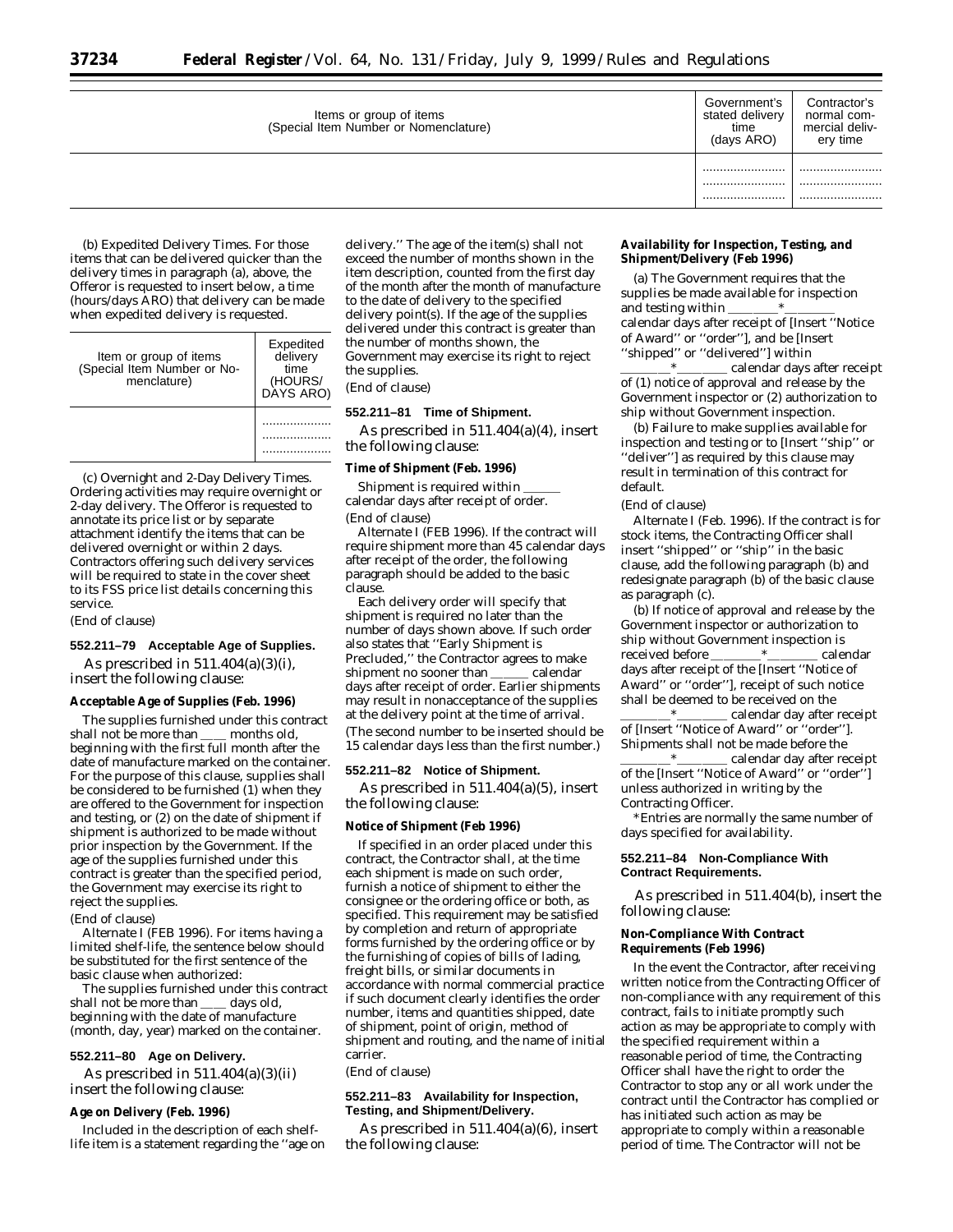| Items or group of items (Special Item Number or Nomenclature) | Government's stated delivery time (days ARO) | Contractor's normal commercial delivery time |
|---|---|---|
| | ........................ | ........................ |
| | ........................ | ........................ |
| | ........................ | ........................ |

(b) Expedited Delivery Times. For those items that can be delivered quicker than the delivery times in paragraph (a), above, the Offeror is requested to insert below, a time (hours/days ARO) that delivery can be made when expedited delivery is requested.

| Item or group of items (Special Item Number or Nomenclature) | Expedited delivery time (HOURS/DAYS ARO) |
|---|---|
| | .................... |
| | .................... |
| | .................... |

(c) Overnight and 2-Day Delivery Times. Ordering activities may require overnight or 2-day delivery. The Offeror is requested to annotate its price list or by separate attachment identify the items that can be delivered overnight or within 2 days. Contractors offering such delivery services will be required to state in the cover sheet to its FSS price list details concerning this service.

(End of clause)

**552.211–79 Acceptable Age of Supplies.**

As prescribed in 511.404(a)(3)(i), insert the following clause:

**Acceptable Age of Supplies (Feb. 1996)**

The supplies furnished under this contract shall not be more than ____ months old, beginning with the first full month after the date of manufacture marked on the container. For the purpose of this clause, supplies shall be considered to be furnished (1) when they are offered to the Government for inspection and testing, or (2) on the date of shipment if shipment is authorized to be made without prior inspection by the Government. If the age of the supplies furnished under this contract is greater than the specified period, the Government may exercise its right to reject the supplies.

(End of clause)

Alternate I (FEB 1996). For items having a limited shelf-life, the sentence below should be substituted for the first sentence of the basic clause when authorized:

The supplies furnished under this contract shall not be more than ____ days old, beginning with the date of manufacture (month, day, year) marked on the container.

**552.211–80 Age on Delivery.**

As prescribed in 511.404(a)(3)(ii) insert the following clause:

**Age on Delivery (Feb. 1996)**

Included in the description of each shelf-life item is a statement regarding the ''age on delivery.'' The age of the item(s) shall not exceed the number of months shown in the item description, counted from the first day of the month after the month of manufacture to the date of delivery to the specified delivery point(s). If the age of the supplies delivered under this contract is greater than the number of months shown, the Government may exercise its right to reject the supplies.

(End of clause)

**552.211–81 Time of Shipment.**

As prescribed in 511.404(a)(4), insert the following clause:

**Time of Shipment (Feb. 1996)**

Shipment is required within ______ calendar days after receipt of order.

(End of clause)

Alternate I (FEB 1996). If the contract will require shipment more than 45 calendar days after receipt of the order, the following paragraph should be added to the basic clause.

Each delivery order will specify that shipment is required no later than the number of days shown above. If such order also states that ''Early Shipment is Precluded,'' the Contractor agrees to make shipment no sooner than ______ calendar days after receipt of order. Earlier shipments may result in nonacceptance of the supplies at the delivery point at the time of arrival.

(The second number to be inserted should be 15 calendar days less than the first number.)

**552.211–82 Notice of Shipment.**

As prescribed in 511.404(a)(5), insert the following clause:

**Notice of Shipment (Feb 1996)**

If specified in an order placed under this contract, the Contractor shall, at the time each shipment is made on such order, furnish a notice of shipment to either the consignee or the ordering office or both, as specified. This requirement may be satisfied by completion and return of appropriate forms furnished by the ordering office or by the furnishing of copies of bills of lading, freight bills, or similar documents in accordance with normal commercial practice if such document clearly identifies the order number, items and quantities shipped, date of shipment, point of origin, method of shipment and routing, and the name of initial carrier.

(End of clause)

**552.211–83 Availability for Inspection, Testing, and Shipment/Delivery.**

As prescribed in 511.404(a)(6), insert the following clause:

**Availability for Inspection, Testing, and Shipment/Delivery (Feb 1996)**

(a) The Government requires that the supplies be made available for inspection and testing within ________*________ calendar days after receipt of [Insert ''Notice of Award'' or ''order''], and be [Insert ''shipped'' or ''delivered''] within ________*________ calendar days after receipt of (1) notice of approval and release by the Government inspector or (2) authorization to ship without Government inspection.

(b) Failure to make supplies available for inspection and testing or to [Insert ''ship'' or ''deliver''] as required by this clause may result in termination of this contract for default.

(End of clause)

Alternate I (Feb. 1996). If the contract is for stock items, the Contracting Officer shall insert ''shipped'' or ''ship'' in the basic clause, add the following paragraph (b) and redesignate paragraph (b) of the basic clause as paragraph (c).

(b) If notice of approval and release by the Government inspector or authorization to ship without Government inspection is received before ________*________ calendar days after receipt of the [Insert ''Notice of Award'' or ''order''], receipt of such notice shall be deemed to be received on the ________*________ calendar day after receipt of [Insert ''Notice of Award'' or ''order'']. Shipments shall not be made before the ________*________ calendar day after receipt of the [Insert ''Notice of Award'' or ''order''] unless authorized in writing by the Contracting Officer.

*Entries are normally the same number of days specified for availability.

**552.211–84 Non-Compliance With Contract Requirements.**

As prescribed in 511.404(b), insert the following clause:

**Non-Compliance With Contract Requirements (Feb 1996)**

In the event the Contractor, after receiving written notice from the Contracting Officer of non-compliance with any requirement of this contract, fails to initiate promptly such action as may be appropriate to comply with the specified requirement within a reasonable period of time, the Contracting Officer shall have the right to order the Contractor to stop any or all work under the contract until the Contractor has complied or has initiated such action as may be appropriate to comply within a reasonable period of time. The Contractor will not be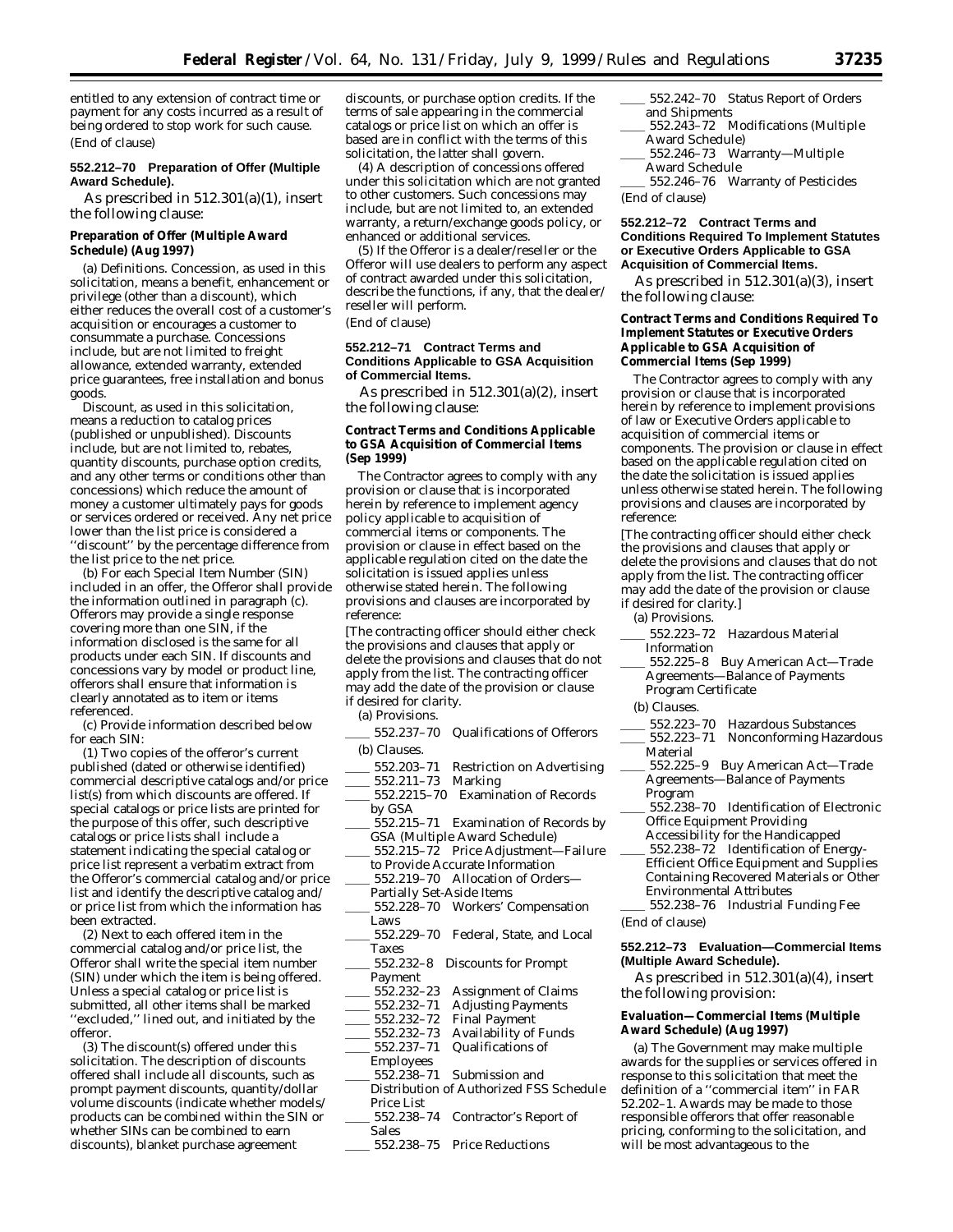entitled to any extension of contract time or payment for any costs incurred as a result of being ordered to stop work for such cause.

(End of clause)

**552.212–70 Preparation of Offer (Multiple Award Schedule).**

As prescribed in 512.301(a)(1), insert the following clause:

**Preparation of Offer (Multiple Award Schedule) (Aug 1997)**

(a) *Definitions. Concession,* as used in this solicitation, means a benefit, enhancement or privilege (other than a discount), which either reduces the overall cost of a customer's acquisition or encourages a customer to consummate a purchase. Concessions include, but are not limited to freight allowance, extended warranty, extended price guarantees, free installation and bonus goods.

*Discount,* as used in this solicitation, means a reduction to catalog prices (published or unpublished). Discounts include, but are not limited to, rebates, quantity discounts, purchase option credits, and any other terms or conditions other than concessions) which reduce the amount of money a customer ultimately pays for goods or services ordered or received. Any net price lower than the list price is considered a ''discount'' by the percentage difference from the list price to the net price.

(b) For each Special Item Number (SIN) included in an offer, the Offeror shall provide the information outlined in paragraph (c). Offerors may provide a single response covering more than one SIN, if the information disclosed is the same for all products under each SIN. If discounts and concessions vary by model or product line, offerors shall ensure that information is clearly annotated as to item or items referenced.

(c) Provide information described below for each SIN:

(1) Two copies of the offeror's current published (dated or otherwise identified) commercial descriptive catalogs and/or price list(s) from which discounts are offered. If special catalogs or price lists are printed for the purpose of this offer, such descriptive catalogs or price lists shall include a statement indicating the special catalog or price list represent a verbatim extract from the Offeror's commercial catalog and/or price list and identify the descriptive catalog and/or price list from which the information has been extracted.

(2) Next to each offered item in the commercial catalog and/or price list, the Offeror shall write the special item number (SIN) under which the item is being offered. Unless a special catalog or price list is submitted, all other items shall be marked ''excluded,'' lined out, and initiated by the offeror.

(3) The discount(s) offered under this solicitation. The description of discounts offered shall include all discounts, such as prompt payment discounts, quantity/dollar volume discounts (indicate whether models/products can be combined within the SIN or whether SINs can be combined to earn discounts), blanket purchase agreement discounts, or purchase option credits. If the terms of sale appearing in the commercial catalogs or price list on which an offer is based are in conflict with the terms of this solicitation, the latter shall govern.

(4) A description of concessions offered under this solicitation which are not granted to other customers. Such concessions may include, but are not limited to, an extended warranty, a return/exchange goods policy, or enhanced or additional services.

(5) If the Offeror is a dealer/reseller or the Offeror will use dealers to perform any aspect of contract awarded under this solicitation, describe the functions, if any, that the dealer/reseller will perform.

(End of clause)

**552.212–71 Contract Terms and Conditions Applicable to GSA Acquisition of Commercial Items.**

As prescribed in 512.301(a)(2), insert the following clause:

**Contract Terms and Conditions Applicable to GSA Acquisition of Commercial Items (Sep 1999)**

The Contractor agrees to comply with any provision or clause that is incorporated herein by reference to implement agency policy applicable to acquisition of commercial items or components. The provision or clause in effect based on the applicable regulation cited on the date the solicitation is issued applies unless otherwise stated herein. The following provisions and clauses are incorporated by reference:

[The contracting officer should either check the provisions and clauses that apply or delete the provisions and clauses that do not apply from the list. The contracting officer may add the date of the provision or clause if desired for clarity.

(a) Provisions.

____ 552.237–70 Qualifications of Offerors

(b) Clauses.

____ 552.203–71 Restriction on Advertising
____ 552.211–73 Marking
____ 552.2215–70 Examination of Records by GSA
____ 552.215–71 Examination of Records by GSA (Multiple Award Schedule)
____ 552.215–72 Price Adjustment—Failure to Provide Accurate Information
____ 552.219–70 Allocation of Orders—Partially Set-Aside Items
____ 552.228–70 Workers' Compensation Laws
____ 552.229–70 Federal, State, and Local Taxes
____ 552.232–8 Discounts for Prompt Payment
____ 552.232–23 Assignment of Claims
____ 552.232–71 Adjusting Payments
____ 552.232–72 Final Payment
____ 552.232–73 Availability of Funds
____ 552.237–71 Qualifications of Employees
____ 552.238–71 Submission and Distribution of Authorized FSS Schedule Price List
____ 552.238–74 Contractor's Report of Sales
____ 552.238–75 Price Reductions
____ 552.242–70 Status Report of Orders and Shipments
____ 552.243–72 Modifications (Multiple Award Schedule)
____ 552.246–73 Warranty—Multiple Award Schedule
____ 552.246–76 Warranty of Pesticides

(End of clause)

**552.212–72 Contract Terms and Conditions Required To Implement Statutes or Executive Orders Applicable to GSA Acquisition of Commercial Items.**

As prescribed in 512.301(a)(3), insert the following clause:

**Contract Terms and Conditions Required To Implement Statutes or Executive Orders Applicable to GSA Acquisition of Commercial Items (Sep 1999)**

The Contractor agrees to comply with any provision or clause that is incorporated herein by reference to implement provisions of law or Executive Orders applicable to acquisition of commercial items or components. The provision or clause in effect based on the applicable regulation cited on the date the solicitation is issued applies unless otherwise stated herein. The following provisions and clauses are incorporated by reference:

[The contracting officer should either check the provisions and clauses that apply or delete the provisions and clauses that do not apply from the list. The contracting officer may add the date of the provision or clause if desired for clarity.]

(a) Provisions.

____ 552.223–72 Hazardous Material Information
____ 552.225–8 Buy American Act—Trade Agreements—Balance of Payments Program Certificate

(b) Clauses.

____ 552.223–70 Hazardous Substances
____ 552.223–71 Nonconforming Hazardous Material
____ 552.225–9 Buy American Act—Trade Agreements—Balance of Payments Program
____ 552.238–70 Identification of Electronic Office Equipment Providing Accessibility for the Handicapped
____ 552.238–72 Identification of Energy-Efficient Office Equipment and Supplies Containing Recovered Materials or Other Environmental Attributes
____ 552.238–76 Industrial Funding Fee

(End of clause)

**552.212–73 Evaluation—Commercial Items (Multiple Award Schedule).**

As prescribed in 512.301(a)(4), insert the following provision:

**Evaluation—Commercial Items (Multiple Award Schedule) (Aug 1997)**

(a) The Government may make multiple awards for the supplies or services offered in response to this solicitation that meet the definition of a ''commercial item'' in FAR 52.202–1. Awards may be made to those responsible offerors that offer reasonable pricing, conforming to the solicitation, and will be most advantageous to the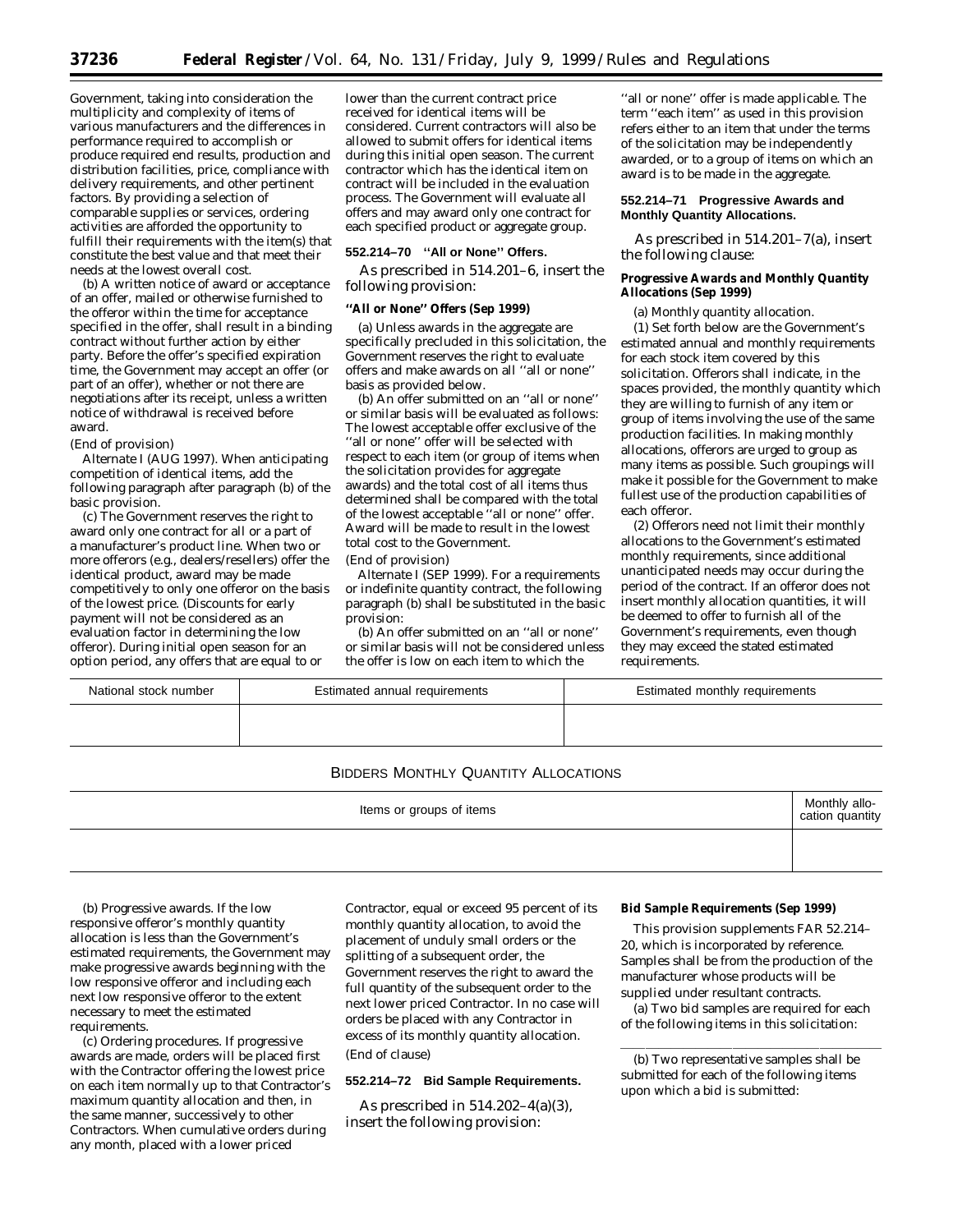Government, taking into consideration the multiplicity and complexity of items of various manufacturers and the differences in performance required to accomplish or produce required end results, production and distribution facilities, price, compliance with delivery requirements, and other pertinent factors. By providing a selection of comparable supplies or services, ordering activities are afforded the opportunity to fulfill their requirements with the item(s) that constitute the best value and that meet their needs at the lowest overall cost.

(b) A written notice of award or acceptance of an offer, mailed or otherwise furnished to the offeror within the time for acceptance specified in the offer, shall result in a binding contract without further action by either party. Before the offer's specified expiration time, the Government may accept an offer (or part of an offer), whether or not there are negotiations after its receipt, unless a written notice of withdrawal is received before award.

(End of provision)

*Alternate I* (AUG 1997). When anticipating competition of identical items, add the following paragraph after paragraph (b) of the basic provision.

(c) The Government reserves the right to award only one contract for all or a part of a manufacturer's product line. When two or more offerors (e.g., dealers/resellers) offer the identical product, award may be made competitively to only one offeror on the basis of the lowest price. (Discounts for early payment will not be considered as an evaluation factor in determining the low offeror). During initial open season for an option period, any offers that are equal to or lower than the current contract price received for identical items will be considered. Current contractors will also be allowed to submit offers for identical items during this initial open season. The current contractor which has the identical item on contract will be included in the evaluation process. The Government will evaluate all offers and may award only one contract for each specified product or aggregate group.

**552.214–70 ''All or None'' Offers.**

As prescribed in 514.201–6, insert the following provision:

**''All or None'' Offers (Sep 1999)**

(a) Unless awards in the aggregate are specifically precluded in this solicitation, the Government reserves the right to evaluate offers and make awards on all ''all or none'' basis as provided below.

(b) An offer submitted on an ''all or none'' or similar basis will be evaluated as follows: The lowest acceptable offer exclusive of the ''all or none'' offer will be selected with respect to each item (or group of items when the solicitation provides for aggregate awards) and the total cost of all items thus determined shall be compared with the total of the lowest acceptable ''all or none'' offer. Award will be made to result in the lowest total cost to the Government.

(End of provision)

*Alternate I* (SEP 1999). For a requirements or indefinite quantity contract, the following paragraph (b) shall be substituted in the basic provision:

(b) An offer submitted on an ''all or none'' or similar basis will not be considered unless the offer is low on each item to which the ''all or none'' offer is made applicable. The term ''each item'' as used in this provision refers either to an item that under the terms of the solicitation may be independently awarded, or to a group of items on which an award is to be made in the aggregate.

**552.214–71 Progressive Awards and Monthly Quantity Allocations.**

As prescribed in 514.201–7(a), insert the following clause:

**Progressive Awards and Monthly Quantity Allocations (Sep 1999)**

(a) *Monthly quantity allocation*.

(1) Set forth below are the Government's estimated annual and monthly requirements for each stock item covered by this solicitation. Offerors shall indicate, in the spaces provided, the monthly quantity which they are willing to furnish of any item or group of items involving the use of the same production facilities. In making monthly allocations, offerors are urged to group as many items as possible. Such groupings will make it possible for the Government to make fullest use of the production capabilities of each offeror.

(2) Offerors need not limit their monthly allocations to the Government's estimated monthly requirements, since additional unanticipated needs may occur during the period of the contract. If an offeror does not insert monthly allocation quantities, it will be deemed to offer to furnish all of the Government's requirements, even though they may exceed the stated estimated requirements.

| National stock number | Estimated annual requirements | Estimated monthly requirements |
|---|---|---|
| | | |

BIDDERS MONTHLY QUANTITY ALLOCATIONS

| Items or groups of items | Monthly allocation quantity |
|---|---|
| | |

(b) *Progressive awards*. If the low responsive offeror's monthly quantity allocation is less than the Government's estimated requirements, the Government may make progressive awards beginning with the low responsive offeror and including each next low responsive offeror to the extent necessary to meet the estimated requirements.

(c) *Ordering procedures*. If progressive awards are made, orders will be placed first with the Contractor offering the lowest price on each item normally up to that Contractor's maximum quantity allocation and then, in the same manner, successively to other Contractors. When cumulative orders during any month, placed with a lower priced Contractor, equal or exceed 95 percent of its monthly quantity allocation, to avoid the placement of unduly small orders or the splitting of a subsequent order, the Government reserves the right to award the full quantity of the subsequent order to the next lower priced Contractor. In no case will orders be placed with any Contractor in excess of its monthly quantity allocation.

(End of clause)

**552.214–72 Bid Sample Requirements.**

As prescribed in 514.202–4(a)(3), insert the following provision:

**Bid Sample Requirements (Sep 1999)**

This provision supplements FAR 52.214–20, which is incorporated by reference. Samples shall be from the production of the manufacturer whose products will be supplied under resultant contracts.

(a) Two bid samples are required for each of the following items in this solicitation:

______________________________________

(b) Two representative samples shall be submitted for each of the following items upon which a bid is submitted: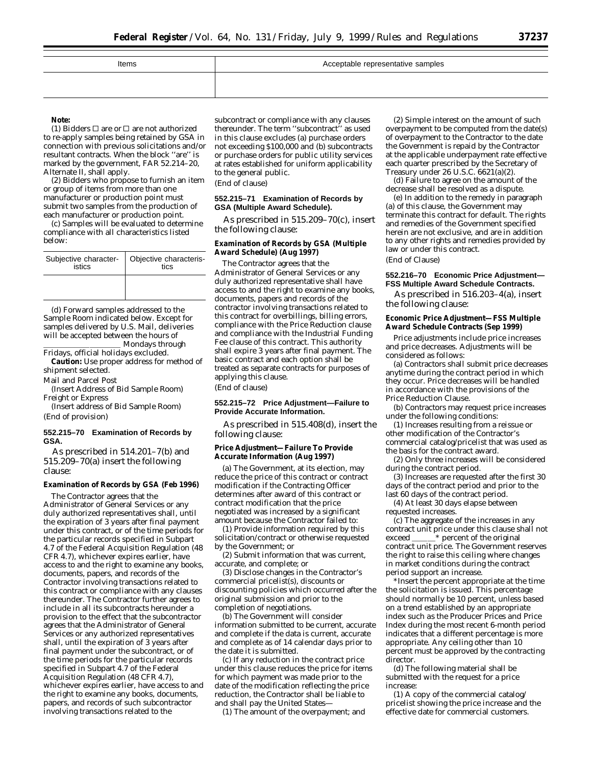| Items | Acceptable representative samples |
| --- | --- |
| | |

**Note:**

(1) Bidders ☐ are or ☐ are not authorized to re-apply samples being retained by GSA in connection with previous solicitations and/or resultant contracts. When the block ''are'' is marked by the government, FAR 52.214–20, Alternate II, shall apply.

(2) Bidders who propose to furnish an item or group of items from more than one manufacturer or production point must submit two samples from the production of each manufacturer or production point.

(c) Samples will be evaluated to determine compliance with all characteristics listed below:

| Subjective characteristics | Objective characteristics |
| --- | --- |
| | |

(d) Forward samples addressed to the Sample Room indicated below. Except for samples delivered by U.S. Mail, deliveries will be accepted between the hours of ________________ Mondays through Fridays, official holidays excluded.

**Caution:** Use proper address for method of shipment selected.

Mail and Parcel Post

(Insert Address of Bid Sample Room)

Freight or Express

(Insert address of Bid Sample Room)

(End of provision)

**552.215–70 Examination of Records by GSA.**

As prescribed in 514.201–7(b) and 515.209–70(a) insert the following clause:

**Examination of Records by GSA (Feb 1996)**

The Contractor agrees that the Administrator of General Services or any duly authorized representatives shall, until the expiration of 3 years after final payment under this contract, or of the time periods for the particular records specified in Subpart 4.7 of the Federal Acquisition Regulation (48 CFR 4.7), whichever expires earlier, have access to and the right to examine any books, documents, papers, and records of the Contractor involving transactions related to this contract or compliance with any clauses thereunder. The Contractor further agrees to include in all its subcontracts hereunder a provision to the effect that the subcontractor agrees that the Administrator of General Services or any authorized representatives shall, until the expiration of 3 years after final payment under the subcontract, or of the time periods for the particular records specified in Subpart 4.7 of the Federal Acquisition Regulation (48 CFR 4.7), whichever expires earlier, have access to and the right to examine any books, documents, papers, and records of such subcontractor involving transactions related to the subcontract or compliance with any clauses thereunder. The term ''subcontract'' as used in this clause excludes (a) purchase orders not exceeding $100,000 and (b) subcontracts or purchase orders for public utility services at rates established for uniform applicability to the general public.

(End of clause)

**552.215–71 Examination of Records by GSA (Multiple Award Schedule).**

As prescribed in 515.209–70(c), insert the following clause:

**Examination of Records by GSA (Multiple Award Schedule) (Aug 1997)**

The Contractor agrees that the Administrator of General Services or any duly authorized representative shall have access to and the right to examine any books, documents, papers and records of the contractor involving transactions related to this contract for overbillings, billing errors, compliance with the Price Reduction clause and compliance with the Industrial Funding Fee clause of this contract. This authority shall expire 3 years after final payment. The basic contract and each option shall be treated as separate contracts for purposes of applying this clause.

(End of clause)

**552.215–72 Price Adjustment—Failure to Provide Accurate Information.**

As prescribed in 515.408(d), insert the following clause:

**Price Adjustment—Failure To Provide Accurate Information (Aug 1997)**

(a) The Government, at its election, may reduce the price of this contract or contract modification if the Contracting Officer determines after award of this contract or contract modification that the price negotiated was increased by a significant amount because the Contractor failed to:

(1) Provide information required by this solicitation/contract or otherwise requested by the Government; or

(2) Submit information that was current, accurate, and complete; or

(3) Disclose changes in the Contractor's commercial pricelist(s), discounts or discounting policies which occurred after the original submission and prior to the completion of negotiations.

(b) The Government will consider information submitted to be current, accurate and complete if the data is current, accurate and complete as of 14 calendar days prior to the date it is submitted.

(c) If any reduction in the contract price under this clause reduces the price for items for which payment was made prior to the date of the modification reflecting the price reduction, the Contractor shall be liable to and shall pay the United States—

(1) The amount of the overpayment; and

(2) Simple interest on the amount of such overpayment to be computed from the date(s) of overpayment to the Contractor to the date the Government is repaid by the Contractor at the applicable underpayment rate effective each quarter prescribed by the Secretary of Treasury under 26 U.S.C. 6621(a)(2).

(d) Failure to agree on the amount of the decrease shall be resolved as a dispute.

(e) In addition to the remedy in paragraph (a) of this clause, the Government may terminate this contract for default. The rights and remedies of the Government specified herein are not exclusive, and are in addition to any other rights and remedies provided by law or under this contract.

(End of Clause)

**552.216–70 Economic Price Adjustment—FSS Multiple Award Schedule Contracts.**

As prescribed in 516.203–4(a), insert the following clause:

**Economic Price Adjustment—FSS Multiple Award Schedule Contracts (Sep 1999)**

Price adjustments include price increases and price decreases. Adjustments will be considered as follows:

(a) Contractors shall submit price decreases anytime during the contract period in which they occur. Price decreases will be handled in accordance with the provisions of the Price Reduction Clause.

(b) Contractors may request price increases under the following conditions:

(1) Increases resulting from a reissue or other modification of the Contractor's commercial catalog/pricelist that was used as the basis for the contract award.

(2) Only three increases will be considered during the contract period.

(3) Increases are requested after the first 30 days of the contract period and prior to the last 60 days of the contract period.

(4) At least 30 days elapse between requested increases.

(c) The aggregate of the increases in any contract unit price under this clause shall not exceed ______* percent of the original contract unit price. The Government reserves the right to raise this ceiling where changes in market conditions during the contract period support an increase.

*Insert the percent appropriate at the time the solicitation is issued. This percentage should normally be 10 percent, unless based on a trend established by an appropriate index such as the Producer Prices and Price Index during the most recent 6-month period indicates that a different percentage is more appropriate. Any ceiling other than 10 percent must be approved by the contracting director.

(d) The following material shall be submitted with the request for a price increase:

(1) A copy of the commercial catalog/pricelist showing the price increase and the effective date for commercial customers.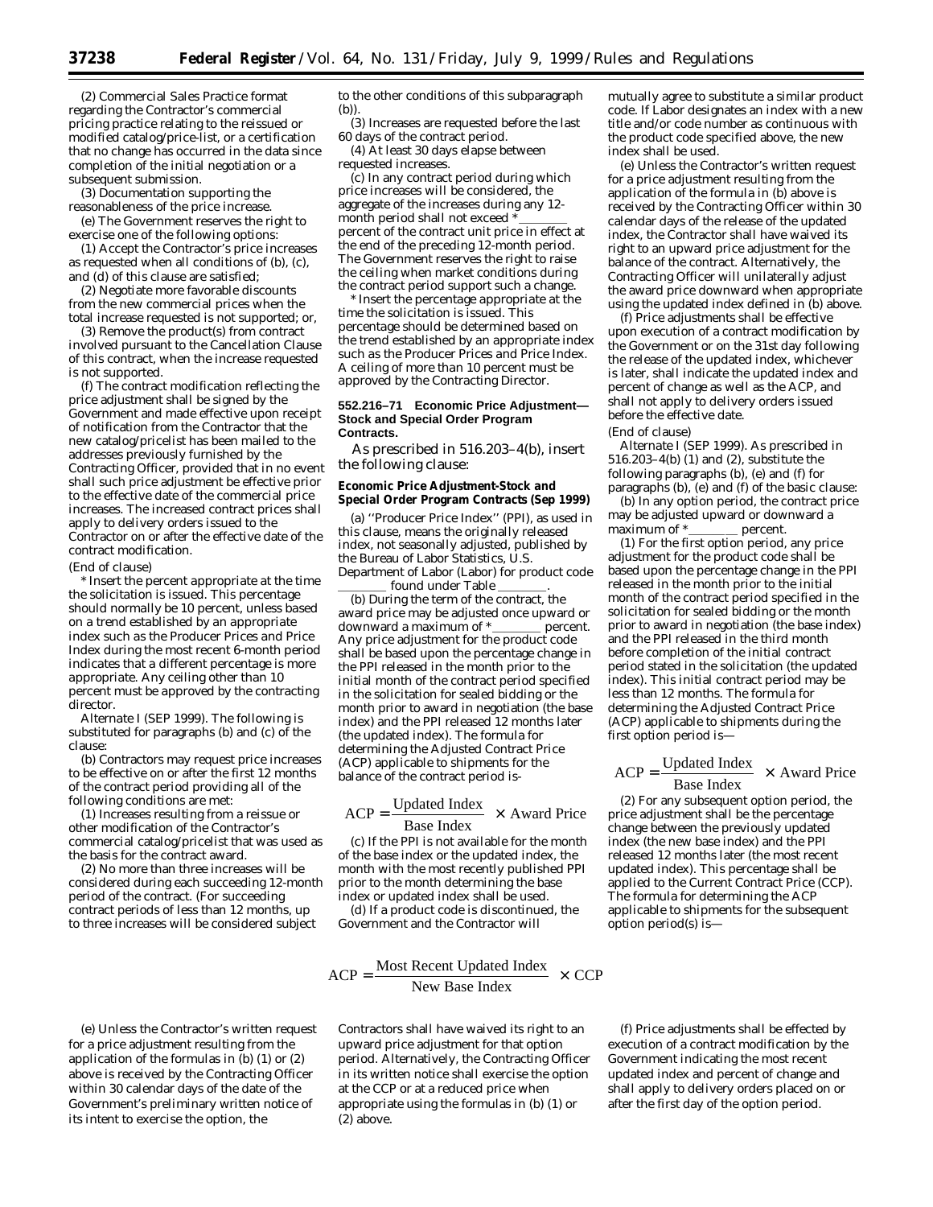(2) Commercial Sales Practice format regarding the Contractor's commercial pricing practice relating to the reissued or modified catalog/price-list, or a certification that no change has occurred in the data since completion of the initial negotiation or a subsequent submission.

(3) Documentation supporting the reasonableness of the price increase.

(e) The Government reserves the right to exercise one of the following options:

(1) Accept the Contractor's price increases as requested when all conditions of (b), (c), and (d) of this clause are satisfied;

(2) Negotiate more favorable discounts from the new commercial prices when the total increase requested is not supported; or,

(3) Remove the product(s) from contract involved pursuant to the Cancellation Clause of this contract, when the increase requested is not supported.

(f) The contract modification reflecting the price adjustment shall be signed by the Government and made effective upon receipt of notification from the Contractor that the new catalog/pricelist has been mailed to the addresses previously furnished by the Contracting Officer, provided that in no event shall such price adjustment be effective prior to the effective date of the commercial price increases. The increased contract prices shall apply to delivery orders issued to the Contractor on or after the effective date of the contract modification.

(End of clause)

\* Insert the percent appropriate at the time the solicitation is issued. This percentage should normally be 10 percent, unless based on a trend established by an appropriate index such as the Producer Prices and Price Index during the most recent 6-month period indicates that a different percentage is more appropriate. Any ceiling other than 10 percent must be approved by the contracting director.

Alternate I (SEP 1999). The following is substituted for paragraphs (b) and (c) of the clause:

(b) Contractors may request price increases to be effective on or after the first 12 months of the contract period providing all of the following conditions are met:

(1) Increases resulting from a reissue or other modification of the Contractor's commercial catalog/pricelist that was used as the basis for the contract award.

(2) No more than three increases will be considered during each succeeding 12-month period of the contract. (For succeeding contract periods of less than 12 months, up to three increases will be considered subject to the other conditions of this subparagraph (b)).

(3) Increases are requested before the last 60 days of the contract period.

(4) At least 30 days elapse between requested increases.

(c) In any contract period during which price increases will be considered, the aggregate of the increases during any 12-month period shall not exceed *________ percent of the contract unit price in effect at the end of the preceding 12-month period. The Government reserves the right to raise the ceiling when market conditions during the contract period support such a change.

\* Insert the percentage appropriate at the time the solicitation is issued. This percentage should be determined based on the trend established by an appropriate index such as the Producer Prices and Price Index. A ceiling of more than 10 percent must be approved by the Contracting Director.

### 552.216–71 Economic Price Adjustment—Stock and Special Order Program Contracts.

As prescribed in 516.203–4(b), insert the following clause:

#### Economic Price Adjustment-Stock and Special Order Program Contracts (Sep 1999)

(a) ''Producer Price Index'' (PPI), as used in this clause, means the originally released index, not seasonally adjusted, published by the Bureau of Labor Statistics, U.S. Department of Labor (Labor) for product code ________ found under Table ________.

(b) During the term of the contract, the award price may be adjusted once upward or downward a maximum of *________ percent. Any price adjustment for the product code shall be based upon the percentage change in the PPI released in the month prior to the initial month of the contract period specified in the solicitation for sealed bidding or the month prior to award in negotiation (the base index) and the PPI released 12 months later (the updated index). The formula for determining the Adjusted Contract Price (ACP) applicable to shipments for the balance of the contract period is-

$$ACP = \frac{\text{Updated Index}}{\text{Base Index}} \times \text{Award Price}$$

(c) If the PPI is not available for the month of the base index or the updated index, the month with the most recently published PPI prior to the month determining the base index or updated index shall be used.

(d) If a product code is discontinued, the Government and the Contractor will mutually agree to substitute a similar product code. If Labor designates an index with a new title and/or code number as continuous with the product code specified above, the new index shall be used.

(e) Unless the Contractor's written request for a price adjustment resulting from the application of the formula in (b) above is received by the Contracting Officer within 30 calendar days of the release of the updated index, the Contractor shall have waived its right to an upward price adjustment for the balance of the contract. Alternatively, the Contracting Officer will unilaterally adjust the award price downward when appropriate using the updated index defined in (b) above.

(f) Price adjustments shall be effective upon execution of a contract modification by the Government or on the 31st day following the release of the updated index, whichever is later, shall indicate the updated index and percent of change as well as the ACP, and shall not apply to delivery orders issued before the effective date.

(End of clause)

Alternate I (SEP 1999). As prescribed in 516.203–4(b) (1) and (2), substitute the following paragraphs (b), (e) and (f) for paragraphs (b), (e) and (f) of the basic clause:

(b) In any option period, the contract price may be adjusted upward or downward a maximum of *________ percent.

(1) For the first option period, any price adjustment for the product code shall be based upon the percentage change in the PPI released in the month prior to the initial month of the contract period specified in the solicitation for sealed bidding or the month prior to award in negotiation (the base index) and the PPI released in the third month before completion of the initial contract period stated in the solicitation (the updated index). This initial contract period may be less than 12 months. The formula for determining the Adjusted Contract Price (ACP) applicable to shipments during the first option period is—

$$ACP = \frac{\text{Updated Index}}{\text{Base Index}} \times \text{Award Price}$$

(2) For any subsequent option period, the price adjustment shall be the percentage change between the previously updated index (the new base index) and the PPI released 12 months later (the most recent updated index). This percentage shall be applied to the Current Contract Price (CCP). The formula for determining the ACP applicable to shipments for the subsequent option period(s) is—

$$ACP = \frac{\text{Most Recent Updated Index}}{\text{New Base Index}} \times CCP$$

(e) Unless the Contractor's written request for a price adjustment resulting from the application of the formulas in (b) (1) or (2) above is received by the Contracting Officer within 30 calendar days of the date of the Government's preliminary written notice of its intent to exercise the option, the Contractors shall have waived its right to an upward price adjustment for that option period. Alternatively, the Contracting Officer in its written notice shall exercise the option at the CCP or at a reduced price when appropriate using the formulas in (b) (1) or (2) above.

(f) Price adjustments shall be effected by execution of a contract modification by the Government indicating the most recent updated index and percent of change and shall apply to delivery orders placed on or after the first day of the option period.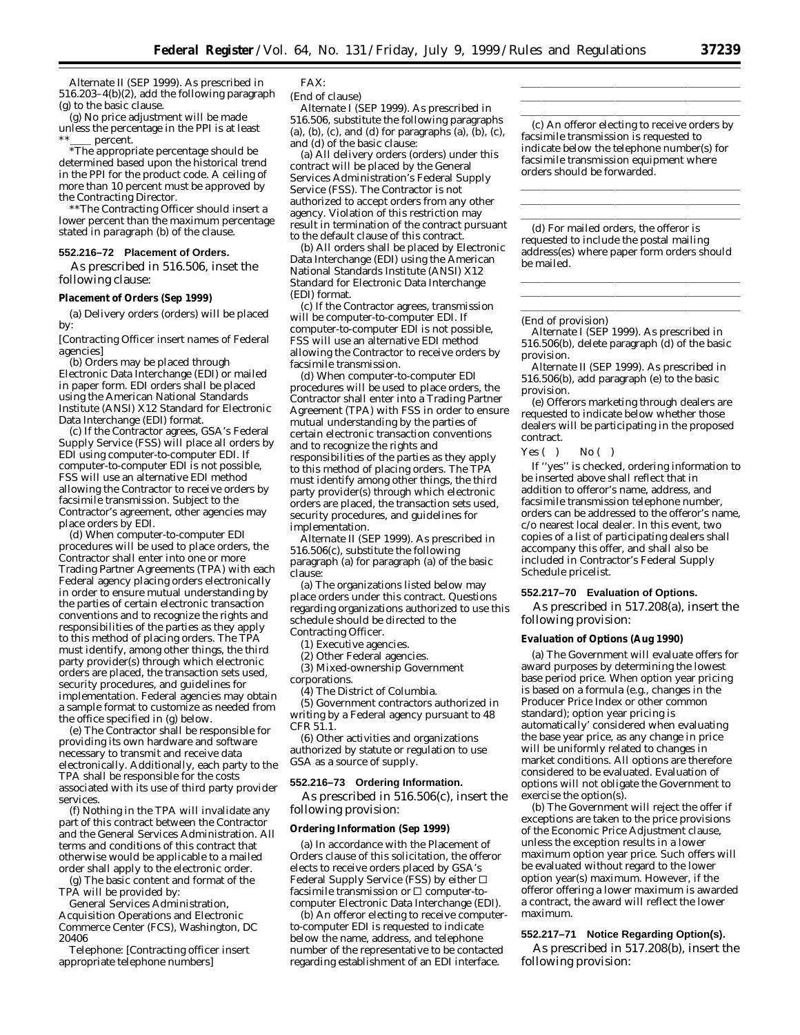Alternate II (SEP 1999). As prescribed in 516.203–4(b)(2), add the following paragraph (g) to the basic clause.

(g) No price adjustment will be made unless the percentage in the PPI is at least ** ____ percent.

*The appropriate percentage should be determined based upon the historical trend in the PPI for the product code. A ceiling of more than 10 percent must be approved by the Contracting Director.

**The Contracting Officer should insert a lower percent than the maximum percentage stated in paragraph (b) of the clause.

**552.216–72 Placement of Orders.**

As prescribed in 516.506, inset the following clause:

**Placement of Orders (Sep 1999)**

(a) Delivery orders (orders) will be placed by:

[Contracting Officer insert names of Federal agencies]

(b) Orders may be placed through Electronic Data Interchange (EDI) or mailed in paper form. EDI orders shall be placed using the American National Standards Institute (ANSI) X12 Standard for Electronic Data Interchange (EDI) format.

(c) If the Contractor agrees, GSA's Federal Supply Service (FSS) will place all orders by EDI using computer-to-computer EDI. If computer-to-computer EDI is not possible, FSS will use an alternative EDI method allowing the Contractor to receive orders by facsimile transmission. Subject to the Contractor's agreement, other agencies may place orders by EDI.

(d) When computer-to-computer EDI procedures will be used to place orders, the Contractor shall enter into one or more Trading Partner Agreements (TPA) with each Federal agency placing orders electronically in order to ensure mutual understanding by the parties of certain electronic transaction conventions and to recognize the rights and responsibilities of the parties as they apply to this method of placing orders. The TPA must identify, among other things, the third party provider(s) through which electronic orders are placed, the transaction sets used, security procedures, and guidelines for implementation. Federal agencies may obtain a sample format to customize as needed from the office specified in (g) below.

(e) The Contractor shall be responsible for providing its own hardware and software necessary to transmit and receive data electronically. Additionally, each party to the TPA shall be responsible for the costs associated with its use of third party provider services.

(f) Nothing in the TPA will invalidate any part of this contract between the Contractor and the General Services Administration. All terms and conditions of this contract that otherwise would be applicable to a mailed order shall apply to the electronic order.

(g) The basic content and format of the TPA will be provided by:

General Services Administration, Acquisition Operations and Electronic Commerce Center (FCS), Washington, DC 20406

Telephone: [Contracting officer insert appropriate telephone numbers]

FAX:

(End of clause)

Alternate I (SEP 1999). As prescribed in 516.506, substitute the following paragraphs (a), (b), (c), and (d) for paragraphs (a), (b), (c), and (d) of the basic clause:

(a) All delivery orders (orders) under this contract will be placed by the General Services Administration's Federal Supply Service (FSS). The Contractor is not authorized to accept orders from any other agency. Violation of this restriction may result in termination of the contract pursuant to the default clause of this contract.

(b) All orders shall be placed by Electronic Data Interchange (EDI) using the American National Standards Institute (ANSI) X12 Standard for Electronic Data Interchange (EDI) format.

(c) If the Contractor agrees, transmission will be computer-to-computer EDI. If computer-to-computer EDI is not possible, FSS will use an alternative EDI method allowing the Contractor to receive orders by facsimile transmission.

(d) When computer-to-computer EDI procedures will be used to place orders, the Contractor shall enter into a Trading Partner Agreement (TPA) with FSS in order to ensure mutual understanding by the parties of certain electronic transaction conventions and to recognize the rights and responsibilities of the parties as they apply to this method of placing orders. The TPA must identify among other things, the third party provider(s) through which electronic orders are placed, the transaction sets used, security procedures, and guidelines for implementation.

Alternate II (SEP 1999). As prescribed in 516.506(c), substitute the following paragraph (a) for paragraph (a) of the basic clause:

(a) The organizations listed below may place orders under this contract. Questions regarding organizations authorized to use this schedule should be directed to the Contracting Officer.

(1) Executive agencies.

(2) Other Federal agencies.

(3) Mixed-ownership Government corporations.

(4) The District of Columbia.

(5) Government contractors authorized in writing by a Federal agency pursuant to 48 CFR 51.1.

(6) Other activities and organizations authorized by statute or regulation to use GSA as a source of supply.

**552.216–73 Ordering Information.**

As prescribed in 516.506(c), insert the following provision:

**Ordering Information (Sep 1999)**

(a) In accordance with the Placement of Orders clause of this solicitation, the offeror elects to receive orders placed by GSA's Federal Supply Service (FSS) by either ☐ facsimile transmission or ☐ computer-to-computer Electronic Data Interchange (EDI).

(b) An offeror electing to receive computer-to-computer EDI is requested to indicate below the name, address, and telephone number of the representative to be contacted regarding establishment of an EDI interface.

______________________________

______________________________

______________________________

(c) An offeror electing to receive orders by facsimile transmission is requested to indicate below the telephone number(s) for facsimile transmission equipment where orders should be forwarded.

______________________________

______________________________

______________________________

(d) For mailed orders, the offeror is requested to include the postal mailing address(es) where paper form orders should be mailed.

______________________________

______________________________

______________________________

(End of provision)

Alternate I (SEP 1999). As prescribed in 516.506(b), delete paragraph (d) of the basic provision.

Alternate II (SEP 1999). As prescribed in 516.506(b), add paragraph (e) to the basic provision.

(e) Offerors marketing through dealers are requested to indicate below whether those dealers will be participating in the proposed contract.

Yes ( )   No ( )

If ''yes'' is checked, ordering information to be inserted above shall reflect that in addition to offeror's name, address, and facsimile transmission telephone number, orders can be addressed to the offeror's name, c/o nearest local dealer. In this event, two copies of a list of participating dealers shall accompany this offer, and shall also be included in Contractor's Federal Supply Schedule pricelist.

**552.217–70 Evaluation of Options.**

As prescribed in 517.208(a), insert the following provision:

**Evaluation of Options (Aug 1990)**

(a) The Government will evaluate offers for award purposes by determining the lowest base period price. When option year pricing is based on a formula (e.g., changes in the Producer Price Index or other common standard); option year pricing is automatically' considered when evaluating the base year price, as any change in price will be uniformly related to changes in market conditions. All options are therefore considered to be evaluated. Evaluation of options will not obligate the Government to exercise the option(s).

(b) The Government will reject the offer if exceptions are taken to the price provisions of the Economic Price Adjustment clause, unless the exception results in a lower maximum option year price. Such offers will be evaluated without regard to the lower option year(s) maximum. However, if the offeror offering a lower maximum is awarded a contract, the award will reflect the lower maximum.

**552.217–71 Notice Regarding Option(s).**

As prescribed in 517.208(b), insert the following provision: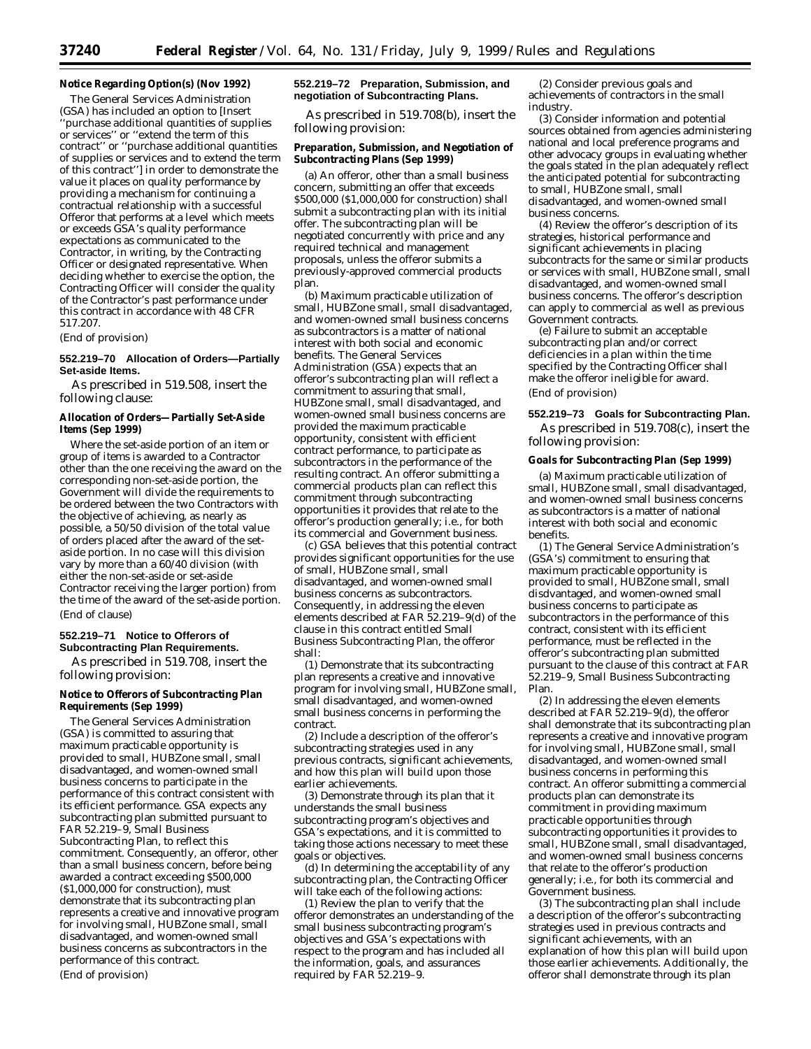**Notice Regarding Option(s) (Nov 1992)**

The General Services Administration (GSA) has included an option to [Insert ''purchase additional quantities of supplies or services'' or ''extend the term of this contract'' or ''purchase additional quantities of supplies or services and to extend the term of this contract''] in order to demonstrate the value it places on quality performance by providing a mechanism for continuing a contractual relationship with a successful Offeror that performs at a level which meets or exceeds GSA's quality performance expectations as communicated to the Contractor, in writing, by the Contracting Officer or designated representative. When deciding whether to exercise the option, the Contracting Officer will consider the quality of the Contractor's past performance under this contract in accordance with 48 CFR 517.207.

(End of provision)

**552.219–70 Allocation of Orders—Partially Set-aside Items.**

As prescribed in 519.508, insert the following clause:

**Allocation of Orders—Partially Set-Aside Items (Sep 1999)**

Where the set-aside portion of an item or group of items is awarded to a Contractor other than the one receiving the award on the corresponding non-set-aside portion, the Government will divide the requirements to be ordered between the two Contractors with the objective of achieving, as nearly as possible, a 50/50 division of the total value of orders placed after the award of the set-aside portion. In no case will this division vary by more than a 60/40 division (with either the non-set-aside or set-aside Contractor receiving the larger portion) from the time of the award of the set-aside portion.

(End of clause)

**552.219–71 Notice to Offerors of Subcontracting Plan Requirements.**

As prescribed in 519.708, insert the following provision:

**Notice to Offerors of Subcontracting Plan Requirements (Sep 1999)**

The General Services Administration (GSA) is committed to assuring that maximum practicable opportunity is provided to small, HUBZone small, small disadvantaged, and women-owned small business concerns to participate in the performance of this contract consistent with its efficient performance. GSA expects any subcontracting plan submitted pursuant to FAR 52.219–9, Small Business Subcontracting Plan, to reflect this commitment. Consequently, an offeror, other than a small business concern, before being awarded a contract exceeding $500,000 ($1,000,000 for construction), must demonstrate that its subcontracting plan represents a creative and innovative program for involving small, HUBZone small, small disadvantaged, and women-owned small business concerns as subcontractors in the performance of this contract.

(End of provision)

**552.219–72 Preparation, Submission, and negotiation of Subcontracting Plans.**

As prescribed in 519.708(b), insert the following provision:

**Preparation, Submission, and Negotiation of Subcontracting Plans (Sep 1999)**

(a) An offeror, other than a small business concern, submitting an offer that exceeds $500,000 ($1,000,000 for construction) shall submit a subcontracting plan with its initial offer. The subcontracting plan will be negotiated concurrently with price and any required technical and management proposals, unless the offeror submits a previously-approved commercial products plan.

(b) Maximum practicable utilization of small, HUBZone small, small disadvantaged, and women-owned small business concerns as subcontractors is a matter of national interest with both social and economic benefits. The General Services Administration (GSA) expects that an offeror's subcontracting plan will reflect a commitment to assuring that small, HUBZone small, small disadvantaged, and women-owned small business concerns are provided the maximum practicable opportunity, consistent with efficient contract performance, to participate as subcontractors in the performance of the resulting contract. An offeror submitting a commercial products plan can reflect this commitment through subcontracting opportunities it provides that relate to the offeror's production generally; i.e., for both its commercial and Government business.

(c) GSA believes that this potential contract provides significant opportunities for the use of small, HUBZone small, small disadvantaged, and women-owned small business concerns as subcontractors. Consequently, in addressing the eleven elements described at FAR 52.219–9(d) of the clause in this contract entitled Small Business Subcontracting Plan, the offeror shall:

(1) Demonstrate that its subcontracting plan represents a creative and innovative program for involving small, HUBZone small, small disadvantaged, and women-owned small business concerns in performing the contract.

(2) Include a description of the offeror's subcontracting strategies used in any previous contracts, significant achievements, and how this plan will build upon those earlier achievements.

(3) Demonstrate through its plan that it understands the small business subcontracting program's objectives and GSA's expectations, and it is committed to taking those actions necessary to meet these goals or objectives.

(d) In determining the acceptability of any subcontracting plan, the Contracting Officer will take each of the following actions:

(1) Review the plan to verify that the offeror demonstrates an understanding of the small business subcontracting program's objectives and GSA's expectations with respect to the program and has included all the information, goals, and assurances required by FAR 52.219–9.

(2) Consider previous goals and achievements of contractors in the small industry.

(3) Consider information and potential sources obtained from agencies administering national and local preference programs and other advocacy groups in evaluating whether the goals stated in the plan adequately reflect the anticipated potential for subcontracting to small, HUBZone small, small disadvantaged, and women-owned small business concerns.

(4) Review the offeror's description of its strategies, historical performance and significant achievements in placing subcontracts for the same or similar products or services with small, HUBZone small, small disadvantaged, and women-owned small business concerns. The offeror's description can apply to commercial as well as previous Government contracts.

(e) Failure to submit an acceptable subcontracting plan and/or correct deficiencies in a plan within the time specified by the Contracting Officer shall make the offeror ineligible for award.

(End of provision)

**552.219–73 Goals for Subcontracting Plan.**

As prescribed in 519.708(c), insert the following provision:

**Goals for Subcontracting Plan (Sep 1999)**

(a) Maximum practicable utilization of small, HUBZone small, small disadvantaged, and women-owned small business concerns as subcontractors is a matter of national interest with both social and economic benefits.

(1) The General Service Administration's (GSA's) commitment to ensuring that maximum practicable opportunity is provided to small, HUBZone small, small disdvantaged, and women-owned small business concerns to participate as subcontractors in the performance of this contract, consistent with its efficient performance, must be reflected in the offeror's subcontracting plan submitted pursuant to the clause of this contract at FAR 52.219–9, Small Business Subcontracting Plan.

(2) In addressing the eleven elements described at FAR 52.219–9(d), the offeror shall demonstrate that its subcontracting plan represents a creative and innovative program for involving small, HUBZone small, small disadvantaged, and women-owned small business concerns in performing this contract. An offeror submitting a commercial products plan can demonstrate its commitment in providing maximum practicable opportunities through subcontracting opportunities it provides to small, HUBZone small, small disadvantaged, and women-owned small business concerns that relate to the offeror's production generally; i.e., for both its commercial and Government business.

(3) The subcontracting plan shall include a description of the offeror's subcontracting strategies used in previous contracts and significant achievements, with an explanation of how this plan will build upon those earlier achievements. Additionally, the offeror shall demonstrate through its plan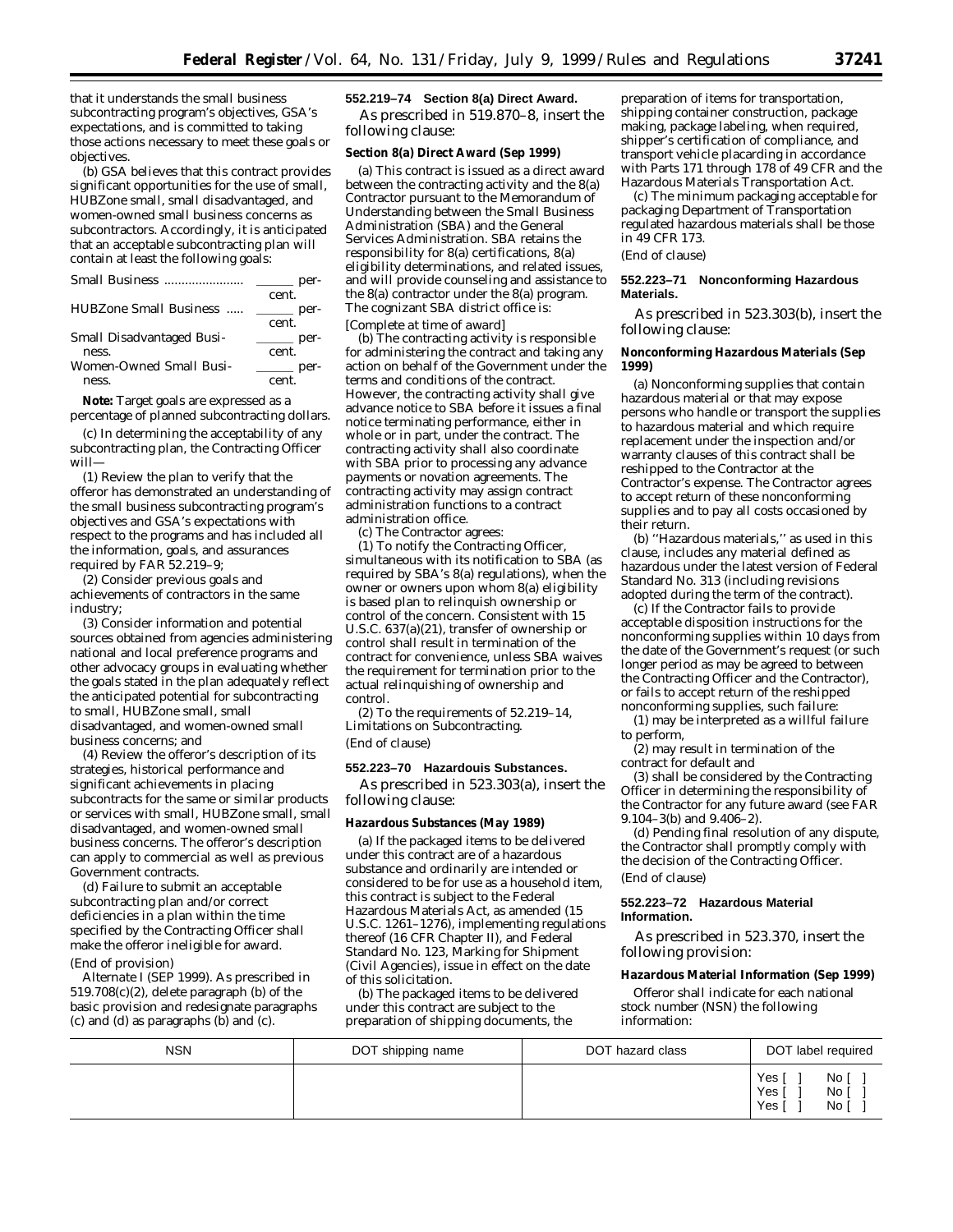that it understands the small business subcontracting program's objectives, GSA's expectations, and is committed to taking those actions necessary to meet these goals or objectives.

(b) GSA believes that this contract provides significant opportunities for the use of small, HUBZone small, small disadvantaged, and women-owned small business concerns as subcontractors. Accordingly, it is anticipated that an acceptable subcontracting plan will contain at least the following goals:

| | |
|---|---|
| Small Business ....................... | ______ percent. |
| HUBZone Small Business ..... | ______ percent. |
| Small Disadvantaged Business. | ______ percent. |
| Women-Owned Small Business. | ______ percent. |

**Note:** Target goals are expressed as a percentage of planned subcontracting dollars.

(c) In determining the acceptability of any subcontracting plan, the Contracting Officer will—

(1) Review the plan to verify that the offeror has demonstrated an understanding of the small business subcontracting program's objectives and GSA's expectations with respect to the programs and has included all the information, goals, and assurances required by FAR 52.219–9;

(2) Consider previous goals and achievements of contractors in the same industry;

(3) Consider information and potential sources obtained from agencies administering national and local preference programs and other advocacy groups in evaluating whether the goals stated in the plan adequately reflect the anticipated potential for subcontracting to small, HUBZone small, small disadvantaged, and women-owned small business concerns; and

(4) Review the offeror's description of its strategies, historical performance and significant achievements in placing subcontracts for the same or similar products or services with small, HUBZone small, small disadvantaged, and women-owned small business concerns. The offeror's description can apply to commercial as well as previous Government contracts.

(d) Failure to submit an acceptable subcontracting plan and/or correct deficiencies in a plan within the time specified by the Contracting Officer shall make the offeror ineligible for award.

(End of provision)

*Alternate I (SEP 1999).* As prescribed in 519.708(c)(2), delete paragraph (b) of the basic provision and redesignate paragraphs (c) and (d) as paragraphs (b) and (c).

**552.219–74 Section 8(a) Direct Award.**

As prescribed in 519.870–8, insert the following clause:

**Section 8(a) Direct Award (Sep 1999)**

(a) This contract is issued as a direct award between the contracting activity and the 8(a) Contractor pursuant to the Memorandum of Understanding between the Small Business Administration (SBA) and the General Services Administration. SBA retains the responsibility for 8(a) certifications, 8(a) eligibility determinations, and related issues, and will provide counseling and assistance to the 8(a) contractor under the 8(a) program. The cognizant SBA district office is:

[Complete at time of award]

(b) The contracting activity is responsible for administering the contract and taking any action on behalf of the Government under the terms and conditions of the contract. However, the contracting activity shall give advance notice to SBA before it issues a final notice terminating performance, either in whole or in part, under the contract. The contracting activity shall also coordinate with SBA prior to processing any advance payments or novation agreements. The contracting activity may assign contract administration functions to a contract administration office.

(c) The Contractor agrees:

(1) To notify the Contracting Officer, simultaneous with its notification to SBA (as required by SBA's 8(a) regulations), when the owner or owners upon whom 8(a) eligibility is based plan to relinquish ownership or control of the concern. Consistent with 15 U.S.C. 637(a)(21), transfer of ownership or control shall result in termination of the contract for convenience, unless SBA waives the requirement for termination prior to the actual relinquishing of ownership and control.

(2) To the requirements of 52.219–14, Limitations on Subcontracting.

(End of clause)

**552.223–70 Hazardouis Substances.**

As prescribed in 523.303(a), insert the following clause:

**Hazardous Substances (May 1989)**

(a) If the packaged items to be delivered under this contract are of a hazardous substance and ordinarily are intended or considered to be for use as a household item, this contract is subject to the Federal Hazardous Materials Act, as amended (15 U.S.C. 1261–1276), implementing regulations thereof (16 CFR Chapter II), and Federal Standard No. 123, Marking for Shipment (Civil Agencies), issue in effect on the date of this solicitation.

(b) The packaged items to be delivered under this contract are subject to the preparation of shipping documents, the preparation of items for transportation, shipping container construction, package making, package labeling, when required, shipper's certification of compliance, and transport vehicle placarding in accordance with Parts 171 through 178 of 49 CFR and the Hazardous Materials Transportation Act.

(c) The minimum packaging acceptable for packaging Department of Transportation regulated hazardous materials shall be those in 49 CFR 173.

(End of clause)

**552.223–71 Nonconforming Hazardous Materials.**

As prescribed in 523.303(b), insert the following clause:

**Nonconforming Hazardous Materials (Sep 1999)**

(a) Nonconforming supplies that contain hazardous material or that may expose persons who handle or transport the supplies to hazardous material and which require replacement under the inspection and/or warranty clauses of this contract shall be reshipped to the Contractor at the Contractor's expense. The Contractor agrees to accept return of these nonconforming supplies and to pay all costs occasioned by their return.

(b) ''Hazardous materials,'' as used in this clause, includes any material defined as hazardous under the latest version of Federal Standard No. 313 (including revisions adopted during the term of the contract).

(c) If the Contractor fails to provide acceptable disposition instructions for the nonconforming supplies within 10 days from the date of the Government's request (or such longer period as may be agreed to between the Contracting Officer and the Contractor), or fails to accept return of the reshipped nonconforming supplies, such failure:

(1) may be interpreted as a willful failure to perform,

(2) may result in termination of the contract for default and

(3) shall be considered by the Contracting Officer in determining the responsibility of the Contractor for any future award (see FAR 9.104–3(b) and 9.406–2).

(d) Pending final resolution of any dispute, the Contractor shall promptly comply with the decision of the Contracting Officer.

(End of clause)

**552.223–72 Hazardous Material Information.**

As prescribed in 523.370, insert the following provision:

**Hazardous Material Information (Sep 1999)**

Offeror shall indicate for each national stock number (NSN) the following information:

| NSN | DOT shipping name | DOT hazard class | DOT label required |
|---|---|---|---|
| | | | Yes [ ] No [ ]<br>Yes [ ] No [ ]<br>Yes [ ] No [ ] |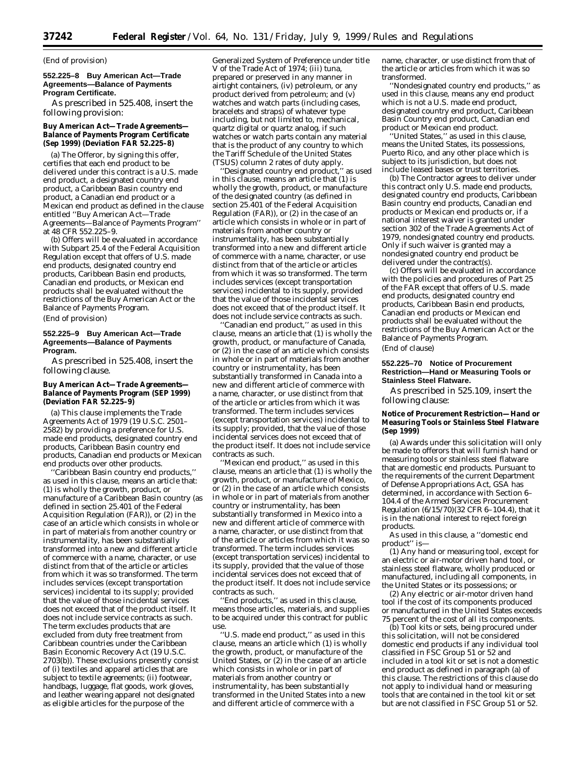(End of provision)

### 552.225–8 Buy American Act—Trade Agreements—Balance of Payments Program Certificate.

As prescribed in 525.408, insert the following provision:

**Buy American Act—Trade Agreements—Balance of Payments Program Certificate (Sep 1999) (Deviation FAR 52.225–8)**

(a) The Offeror, by signing this offer, certifies that each end product to be delivered under this contract is a U.S. made end product, a designated country end product, a Caribbean Basin country end product, a Canadian end product or a Mexican end product as defined in the clause entitled ''Buy American Act—Trade Agreements—Balance of Payments Program'' at 48 CFR 552.225–9.

(b) Offers will be evaluated in accordance with Subpart 25.4 of the Federal Acquisition Regulation except that offers of U.S. made end products, designated country end products, Caribbean Basin end products, Canadian end products, or Mexican end products shall be evaluated without the restrictions of the Buy American Act or the Balance of Payments Program.

(End of provision)

### 552.225–9 Buy American Act—Trade Agreements—Balance of Payments Program.

As prescribed in 525.408, insert the following clause.

**Buy American Act—Trade Agreements—Balance of Payments Program (SEP 1999) (Deviation FAR 52.225–9)**

(a) This clause implements the Trade Agreements Act of 1979 (19 U.S.C. 2501–2582) by providing a preference for U.S. made end products, designated country end products, Caribbean Basin country end products, Canadian end products or Mexican end products over other products.

''Caribbean Basin country end products,'' as used in this clause, means an article that: (1) is wholly the growth, product, or manufacture of a Caribbean Basin country (as defined in section 25.401 of the Federal Acquisition Regulation (FAR)), or (2) in the case of an article which consists in whole or in part of materials from another country or instrumentality, has been substantially transformed into a new and different article of commerce with a name, character, or use distinct from that of the article or articles from which it was so transformed. The term includes services (except transportation services) incidental to its supply; provided that the value of those incidental services does not exceed that of the product itself. It does not include service contracts as such. The term excludes products that are excluded from duty free treatment from Caribbean countries under the Caribbean Basin Economic Recovery Act (19 U.S.C. 2703(b)). These exclusions presently consist of (i) textiles and apparel articles that are subject to textile agreements; (ii) footwear, handbags, luggage, flat goods, work gloves, and leather wearing apparel not designated as eligible articles for the purpose of the Generalized System of Preference under title V of the Trade Act of 1974; (iii) tuna, prepared or preserved in any manner in airtight containers, (iv) petroleum, or any product derived from petroleum; and (v) watches and watch parts (including cases, bracelets and straps) of whatever type including, but not limited to, mechanical, quartz digital or quartz analog, if such watches or watch parts contain any material that is the product of any country to which the Tariff Schedule of the United States (TSUS) column 2 rates of duty apply.

''Designated country end product,'' as used in this clause, means an article that (1) is wholly the growth, product, or manufacture of the designated country (as defined in section 25.401 of the Federal Acquisition Regulation (FAR)), or (2) in the case of an article which consists in whole or in part of materials from another country or instrumentality, has been substantially transformed into a new and different article of commerce with a name, character, or use distinct from that of the article or articles from which it was so transformed. The term includes services (except transportation services) incidental to its supply, provided that the value of those incidental services does not exceed that of the product itself. It does not include service contracts as such.

''Canadian end product,'' as used in this clause, means an article that (1) is wholly the growth, product, or manufacture of Canada, or (2) in the case of an article which consists in whole or in part of materials from another country or instrumentality, has been substantially transformed in Canada into a new and different article of commerce with a name, character, or use distinct from that of the article or articles from which it was transformed. The term includes services (except transportation services) incidental to its supply; provided, that the value of those incidental services does not exceed that of the product itself. It does not include service contracts as such.

''Mexican end product,'' as used in this clause, means an article that (1) is wholly the growth, product, or manufacture of Mexico, or (2) in the case of an article which consists in whole or in part of materials from another country or instrumentality, has been substantially transformed in Mexico into a new and different article of commerce with a name, character, or use distinct from that of the article or articles from which it was so transformed. The term includes services (except transportation services) incidental to its supply, provided that the value of those incidental services does not exceed that of the product itself. It does not include service contracts as such.

''End products,'' as used in this clause, means those articles, materials, and supplies to be acquired under this contract for public use.

''U.S. made end product,'' as used in this clause, means an article which (1) is wholly the growth, product, or manufacture of the United States, or (2) in the case of an article which consists in whole or in part of materials from another country or instrumentality, has been substantially transformed in the United States into a new and different article of commerce with a name, character, or use distinct from that of the article or articles from which it was so transformed.

''Nondesignated country end products,'' as used in this clause, means any end product which is not a U.S. made end product, designated country end product, Caribbean Basin Country end product, Canadian end product or Mexican end product.

''United States,'' as used in this clause, means the United States, its possessions, Puerto Rico, and any other place which is subject to its jurisdiction, but does not include leased bases or trust territories.

(b) The Contractor agrees to deliver under this contract only U.S. made end products, designated country end products, Caribbean Basin country end products, Canadian end products or Mexican end products or, if a national interest waiver is granted under section 302 of the Trade Agreements Act of 1979, nondesignated country end products. Only if such waiver is granted may a nondesignated country end product be delivered under the contract(s).

(c) Offers will be evaluated in accordance with the policies and procedures of Part 25 of the FAR except that offers of U.S. made end products, designated country end products, Caribbean Basin end products, Canadian end products or Mexican end products shall be evaluated without the restrictions of the Buy American Act or the Balance of Payments Program.

(End of clause)

### 552.225–70 Notice of Procurement Restriction—Hand or Measuring Tools or Stainless Steel Flatware.

As prescribed in 525.109, insert the following clause:

**Notice of Procurement Restriction—Hand or Measuring Tools or Stainless Steel Flatware (Sep 1999)**

(a) Awards under this solicitation will only be made to offerors that will furnish hand or measuring tools or stainless steel flatware that are domestic end products. Pursuant to the requirements of the current Department of Defense Appropriations Act, GSA has determined, in accordance with Section 6–104.4 of the Armed Services Procurement Regulation (6/15/70)(32 CFR 6–104.4), that it is in the national interest to reject foreign products.

As used in this clause, a ''domestic end product'' is—

(1) Any hand or measuring tool, except for an electric or air-motor driven hand tool, or stainless steel flatware, wholly produced or manufactured, including all components, in the United States or its possessions; or

(2) Any electric or air-motor driven hand tool if the cost of its components produced or manufactured in the United States exceeds 75 percent of the cost of all its components.

(b) Tool kits or sets, being procured under this solicitation, will not be considered domestic end products if any individual tool classified in FSC Group 51 or 52 and included in a tool kit or set is not a domestic end product as defined in paragraph (a) of this clause. The restrictions of this clause do not apply to individual hand or measuring tools that are contained in the tool kit or set but are not classified in FSC Group 51 or 52.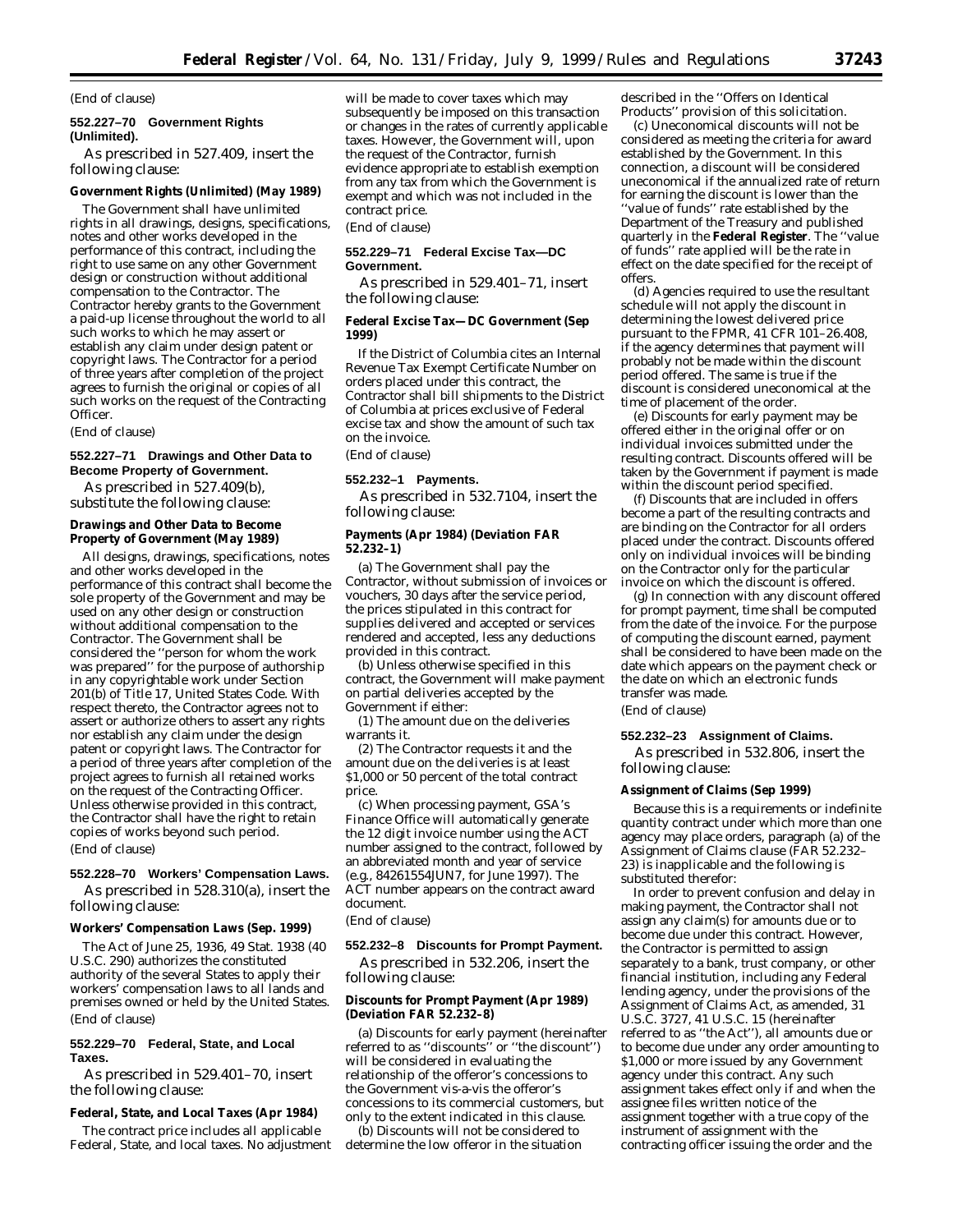(End of clause)

### 552.227–70 Government Rights (Unlimited).

As prescribed in 527.409, insert the following clause:

**Government Rights (Unlimited) (May 1989)**

The Government shall have unlimited rights in all drawings, designs, specifications, notes and other works developed in the performance of this contract, including the right to use same on any other Government design or construction without additional compensation to the Contractor. The Contractor hereby grants to the Government a paid-up license throughout the world to all such works to which he may assert or establish any claim under design patent or copyright laws. The Contractor for a period of three years after completion of the project agrees to furnish the original or copies of all such works on the request of the Contracting Officer.

(End of clause)

### 552.227–71 Drawings and Other Data to Become Property of Government.

As prescribed in 527.409(b), substitute the following clause:

**Drawings and Other Data to Become Property of Government (May 1989)**

All designs, drawings, specifications, notes and other works developed in the performance of this contract shall become the sole property of the Government and may be used on any other design or construction without additional compensation to the Contractor. The Government shall be considered the ''person for whom the work was prepared'' for the purpose of authorship in any copyrightable work under Section 201(b) of Title 17, United States Code. With respect thereto, the Contractor agrees not to assert or authorize others to assert any rights nor establish any claim under the design patent or copyright laws. The Contractor for a period of three years after completion of the project agrees to furnish all retained works on the request of the Contracting Officer. Unless otherwise provided in this contract, the Contractor shall have the right to retain copies of works beyond such period.

(End of clause)

### 552.228–70 Workers' Compensation Laws.

As prescribed in 528.310(a), insert the following clause:

**Workers' Compensation Laws (Sep. 1999)**

The Act of June 25, 1936, 49 Stat. 1938 (40 U.S.C. 290) authorizes the constituted authority of the several States to apply their workers' compensation laws to all lands and premises owned or held by the United States.

(End of clause)

### 552.229–70 Federal, State, and Local Taxes.

As prescribed in 529.401–70, insert the following clause:

**Federal, State, and Local Taxes (Apr 1984)**

The contract price includes all applicable Federal, State, and local taxes. No adjustment will be made to cover taxes which may subsequently be imposed on this transaction or changes in the rates of currently applicable taxes. However, the Government will, upon the request of the Contractor, furnish evidence appropriate to establish exemption from any tax from which the Government is exempt and which was not included in the contract price.

(End of clause)

### 552.229–71 Federal Excise Tax—DC Government.

As prescribed in 529.401–71, insert the following clause:

**Federal Excise Tax—DC Government (Sep 1999)**

If the District of Columbia cites an Internal Revenue Tax Exempt Certificate Number on orders placed under this contract, the Contractor shall bill shipments to the District of Columbia at prices exclusive of Federal excise tax and show the amount of such tax on the invoice.

(End of clause)

### 552.232–1 Payments.

As prescribed in 532.7104, insert the following clause:

**Payments (Apr 1984) (Deviation FAR 52.232–1)**

(a) The Government shall pay the Contractor, without submission of invoices or vouchers, 30 days after the service period, the prices stipulated in this contract for supplies delivered and accepted or services rendered and accepted, less any deductions provided in this contract.

(b) Unless otherwise specified in this contract, the Government will make payment on partial deliveries accepted by the Government if either:

(1) The amount due on the deliveries warrants it.

(2) The Contractor requests it and the amount due on the deliveries is at least $1,000 or 50 percent of the total contract price.

(c) When processing payment, GSA's Finance Office will automatically generate the 12 digit invoice number using the ACT number assigned to the contract, followed by an abbreviated month and year of service (e.g., 84261554JUN7, for June 1997). The ACT number appears on the contract award document.

(End of clause)

### 552.232–8 Discounts for Prompt Payment.

As prescribed in 532.206, insert the following clause:

**Discounts for Prompt Payment (Apr 1989) (Deviation FAR 52.232–8)**

(a) Discounts for early payment (hereinafter referred to as ''discounts'' or ''the discount'') will be considered in evaluating the relationship of the offeror's concessions to the Government vis-a-vis the offeror's concessions to its commercial customers, but only to the extent indicated in this clause.

(b) Discounts will not be considered to determine the low offeror in the situation described in the ''Offers on Identical Products'' provision of this solicitation.

(c) Uneconomical discounts will not be considered as meeting the criteria for award established by the Government. In this connection, a discount will be considered uneconomical if the annualized rate of return for earning the discount is lower than the ''value of funds'' rate established by the Department of the Treasury and published quarterly in the **Federal Register**. The ''value of funds'' rate applied will be the rate in effect on the date specified for the receipt of offers.

(d) Agencies required to use the resultant schedule will not apply the discount in determining the lowest delivered price pursuant to the FPMR, 41 CFR 101–26.408, if the agency determines that payment will probably not be made within the discount period offered. The same is true if the discount is considered uneconomical at the time of placement of the order.

(e) Discounts for early payment may be offered either in the original offer or on individual invoices submitted under the resulting contract. Discounts offered will be taken by the Government if payment is made within the discount period specified.

(f) Discounts that are included in offers become a part of the resulting contracts and are binding on the Contractor for all orders placed under the contract. Discounts offered only on individual invoices will be binding on the Contractor only for the particular invoice on which the discount is offered.

(g) In connection with any discount offered for prompt payment, time shall be computed from the date of the invoice. For the purpose of computing the discount earned, payment shall be considered to have been made on the date which appears on the payment check or the date on which an electronic funds transfer was made.

(End of clause)

### 552.232–23 Assignment of Claims.

As prescribed in 532.806, insert the following clause:

**Assignment of Claims (Sep 1999)**

Because this is a requirements or indefinite quantity contract under which more than one agency may place orders, paragraph (a) of the Assignment of Claims clause (FAR 52.232–23) is inapplicable and the following is substituted therefor:

In order to prevent confusion and delay in making payment, the Contractor shall not assign any claim(s) for amounts due or to become due under this contract. However, the Contractor is permitted to assign separately to a bank, trust company, or other financial institution, including any Federal lending agency, under the provisions of the Assignment of Claims Act, as amended, 31 U.S.C. 3727, 41 U.S.C. 15 (hereinafter referred to as ''the Act''), all amounts due or to become due under any order amounting to $1,000 or more issued by any Government agency under this contract. Any such assignment takes effect only if and when the assignee files written notice of the assignment together with a true copy of the instrument of assignment with the contracting officer issuing the order and the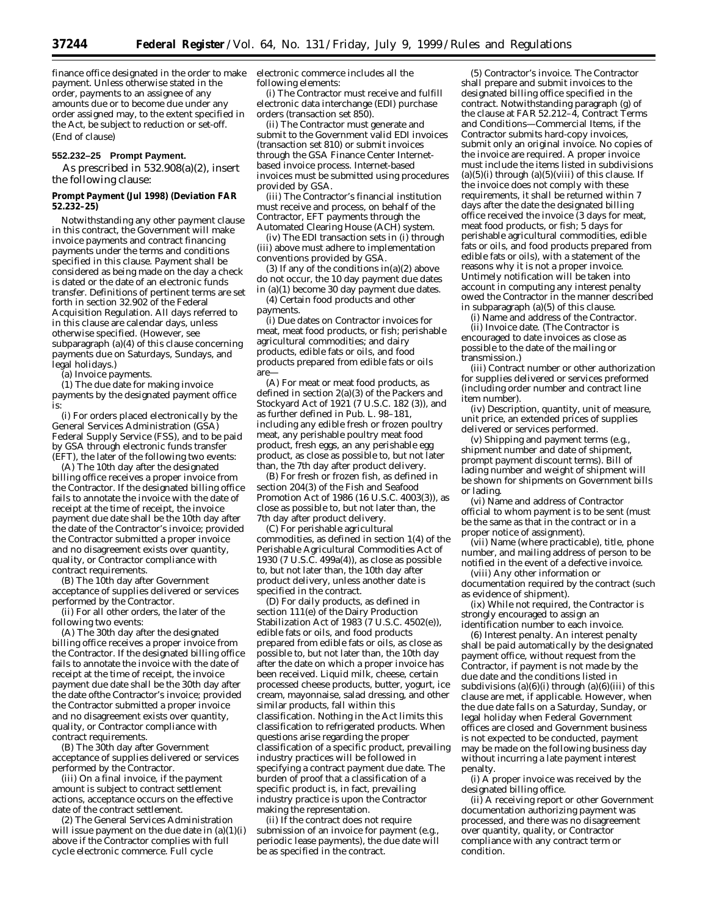finance office designated in the order to make payment. Unless otherwise stated in the order, payments to an assignee of any amounts due or to become due under any order assigned may, to the extent specified in the Act, be subject to reduction or set-off.

(End of clause)

**552.232–25 Prompt Payment.**

As prescribed in 532.908(a)(2), insert the following clause:

**Prompt Payment (Jul 1998) (Deviation FAR 52.232–25)**

Notwithstanding any other payment clause in this contract, the Government will make invoice payments and contract financing payments under the terms and conditions specified in this clause. Payment shall be considered as being made on the day a check is dated or the date of an electronic funds transfer. Definitions of pertinent terms are set forth in section 32.902 of the Federal Acquisition Regulation. All days referred to in this clause are calendar days, unless otherwise specified. (However, see subparagraph (a)(4) of this clause concerning payments due on Saturdays, Sundays, and legal holidays.)

(a) Invoice payments.

(1) The due date for making invoice payments by the designated payment office is:

(i) For orders placed electronically by the General Services Administration (GSA) Federal Supply Service (FSS), and to be paid by GSA through electronic funds transfer (EFT), the later of the following two events:

(A) The 10th day after the designated billing office receives a proper invoice from the Contractor. If the designated billing office fails to annotate the invoice with the date of receipt at the time of receipt, the invoice payment due date shall be the 10th day after the date of the Contractor's invoice; provided the Contractor submitted a proper invoice and no disagreement exists over quantity, quality, or Contractor compliance with contract requirements.

(B) The 10th day after Government acceptance of supplies delivered or services performed by the Contractor.

(ii) For all other orders, the later of the following two events:

(A) The 30th day after the designated billing office receives a proper invoice from the Contractor. If the designated billing office fails to annotate the invoice with the date of receipt at the time of receipt, the invoice payment due date shall be the 30th day after the date ofthe Contractor's invoice; provided the Contractor submitted a proper invoice and no disagreement exists over quantity, quality, or Contractor compliance with contract requirements.

(B) The 30th day after Government acceptance of supplies delivered or services performed by the Contractor.

(iii) On a final invoice, if the payment amount is subject to contract settlement actions, acceptance occurs on the effective date of the contract settlement.

(2) The General Services Administration will issue payment on the due date in (a)(1)(i) above if the Contractor complies with full cycle electronic commerce. Full cycle electronic commerce includes all the following elements:

(i) The Contractor must receive and fulfill electronic data interchange (EDI) purchase orders (transaction set 850).

(ii) The Contractor must generate and submit to the Government valid EDI invoices (transaction set 810) or submit invoices through the GSA Finance Center Internet-based invoice process. Internet-based invoices must be submitted using procedures provided by GSA.

(iii) The Contractor's financial institution must receive and process, on behalf of the Contractor, EFT payments through the Automated Clearing House (ACH) system.

(iv) The EDI transaction sets in (i) through (iii) above must adhere to implementation conventions provided by GSA.

(3) If any of the conditions in(a)(2) above do not occur, the 10 day payment due dates in (a)(1) become 30 day payment due dates.

(4) Certain food products and other payments.

(i) Due dates on Contractor invoices for meat, meat food products, or fish; perishable agricultural commodities; and dairy products, edible fats or oils, and food products prepared from edible fats or oils are—

(A) For meat or meat food products, as defined in section 2(a)(3) of the Packers and Stockyard Act of 1921 (7 U.S.C. 182 (3)), and as further defined in Pub. L. 98–181, including any edible fresh or frozen poultry meat, any perishable poultry meat food product, fresh eggs, an any perishable egg product, as close as possible to, but not later than, the 7th day after product delivery.

(B) For fresh or frozen fish, as defined in section 204(3) of the Fish and Seafood Promotion Act of 1986 (16 U.S.C. 4003(3)), as close as possible to, but not later than, the 7th day after product delivery.

(C) For perishable agricultural commodities, as defined in section 1(4) of the Perishable Agricultural Commodities Act of 1930 (7 U.S.C. 499a(4)), as close as possible to, but not later than, the 10th day after product delivery, unless another date is specified in the contract.

(D) For daily products, as defined in section 111(e) of the Dairy Production Stabilization Act of 1983 (7 U.S.C. 4502(e)), edible fats or oils, and food products prepared from edible fats or oils, as close as possible to, but not later than, the 10th day after the date on which a proper invoice has been received. Liquid milk, cheese, certain processed cheese products, butter, yogurt, ice cream, mayonnaise, salad dressing, and other similar products, fall within this classification. Nothing in the Act limits this classification to refrigerated products. When questions arise regarding the proper classification of a specific product, prevailing industry practices will be followed in specifying a contract payment due date. The burden of proof that a classification of a specific product is, in fact, prevailing industry practice is upon the Contractor making the representation.

(ii) If the contract does not require submission of an invoice for payment (e.g., periodic lease payments), the due date will be as specified in the contract.

(5) Contractor's invoice. The Contractor shall prepare and submit invoices to the designated billing office specified in the contract. Notwithstanding paragraph (g) of the clause at FAR 52.212–4, Contract Terms and Conditions—Commercial Items, if the Contractor submits hard-copy invoices, submit only an original invoice. No copies of the invoice are required. A proper invoice must include the items listed in subdivisions (a)(5)(i) through (a)(5)(viii) of this clause. If the invoice does not comply with these requirements, it shall be returned within 7 days after the date the designated billing office received the invoice (3 days for meat, meat food products, or fish; 5 days for perishable agricultural commodities, edible fats or oils, and food products prepared from edible fats or oils), with a statement of the reasons why it is not a proper invoice. Untimely notification will be taken into account in computing any interest penalty owed the Contractor in the manner described in subparagraph (a)(5) of this clause.

(i) Name and address of the Contractor.

(ii) Invoice date. (The Contractor is encouraged to date invoices as close as possible to the date of the mailing or transmission.)

(iii) Contract number or other authorization for supplies delivered or services preformed (including order number and contract line item number).

(iv) Description, quantity, unit of measure, unit price, an extended prices of supplies delivered or services performed.

(v) Shipping and payment terms (e.g., shipment number and date of shipment, prompt payment discount terms). Bill of lading number and weight of shipment will be shown for shipments on Government bills or lading.

(vi) Name and address of Contractor official to whom payment is to be sent (must be the same as that in the contract or in a proper notice of assignment).

(vii) Name (where practicable), title, phone number, and mailing address of person to be notified in the event of a defective invoice.

(viii) Any other information or documentation required by the contract (such as evidence of shipment).

(ix) While not required, the Contractor is strongly encouraged to assign an identification number to each invoice.

(6) Interest penalty. An interest penalty shall be paid automatically by the designated payment office, without request from the Contractor, if payment is not made by the due date and the conditions listed in subdivisions (a)(6)(i) through (a)(6)(iii) of this clause are met, if applicable. However, when the due date falls on a Saturday, Sunday, or legal holiday when Federal Government offices are closed and Government business is not expected to be conducted, payment may be made on the following business day without incurring a late payment interest penalty.

(i) A proper invoice was received by the designated billing office.

(ii) A receiving report or other Government documentation authorizing payment was processed, and there was no disagreement over quantity, quality, or Contractor compliance with any contract term or condition.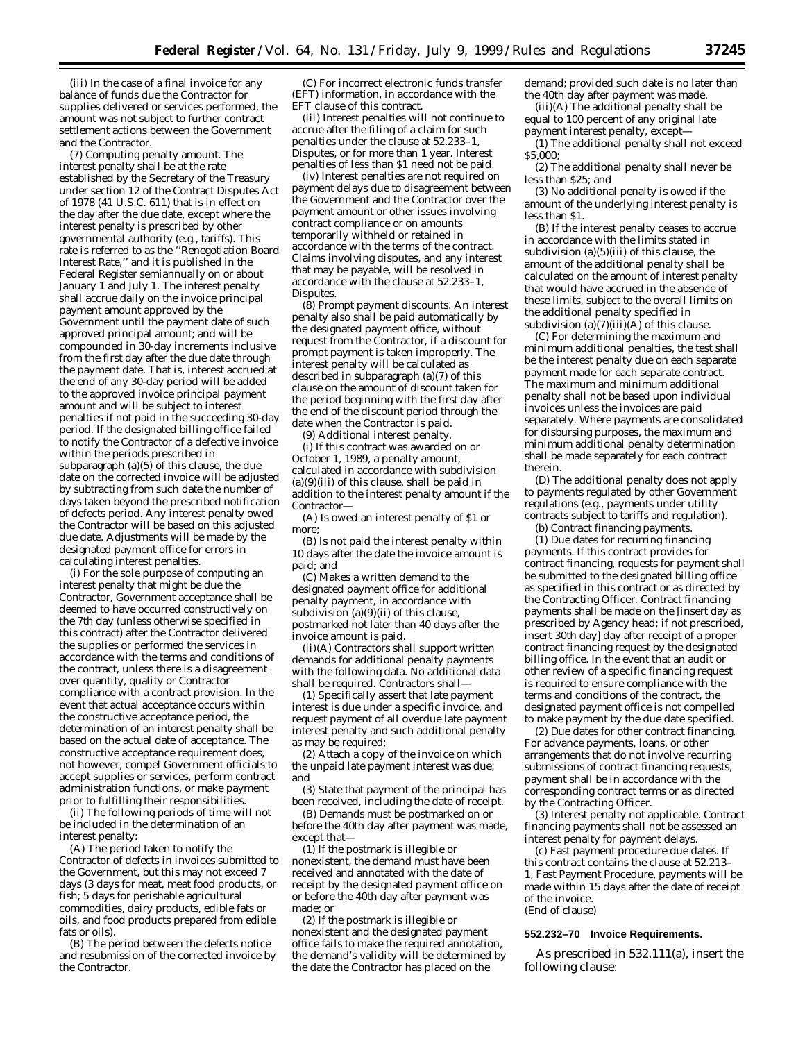(iii) In the case of a final invoice for any balance of funds due the Contractor for supplies delivered or services performed, the amount was not subject to further contract settlement actions between the Government and the Contractor.

(7) *Computing penalty amount.* The interest penalty shall be at the rate established by the Secretary of the Treasury under section 12 of the Contract Disputes Act of 1978 (41 U.S.C. 611) that is in effect on the day after the due date, except where the interest penalty is prescribed by other governmental authority (e.g., tariffs). This rate is referred to as the ''Renegotiation Board Interest Rate,'' and it is published in the Federal Register semiannually on or about January 1 and July 1. The interest penalty shall accrue daily on the invoice principal payment amount approved by the Government until the payment date of such approved principal amount; and will be compounded in 30-day increments inclusive from the first day after the due date through the payment date. That is, interest accrued at the end of any 30-day period will be added to the approved invoice principal payment amount and will be subject to interest penalties if not paid in the succeeding 30-day period. If the designated billing office failed to notify the Contractor of a defective invoice within the periods prescribed in subparagraph (a)(5) of this clause, the due date on the corrected invoice will be adjusted by subtracting from such date the number of days taken beyond the prescribed notification of defects period. Any interest penalty owed the Contractor will be based on this adjusted due date. Adjustments will be made by the designated payment office for errors in calculating interest penalties.

(i) For the sole purpose of computing an interest penalty that might be due the Contractor, Government acceptance shall be deemed to have occurred constructively on the 7th day (unless otherwise specified in this contract) after the Contractor delivered the supplies or performed the services in accordance with the terms and conditions of the contract, unless there is a disagreement over quantity, quality or Contractor compliance with a contract provision. In the event that actual acceptance occurs within the constructive acceptance period, the determination of an interest penalty shall be based on the actual date of acceptance. The constructive acceptance requirement does not, however, compel Government officials to accept supplies or services, perform contract administration functions, or make payment prior to fulfilling their responsibilities.

(ii) The following periods of time will not be included in the determination of an interest penalty:

(A) The period taken to notify the Contractor of defects in invoices submitted to the Government, but this may not exceed 7 days (3 days for meat, meat food products, or fish; 5 days for perishable agricultural commodities, dairy products, edible fats or oils, and food products prepared from edible fats or oils).

(B) The period between the defects notice and resubmission of the corrected invoice by the Contractor.

(C) For incorrect electronic funds transfer (EFT) information, in accordance with the EFT clause of this contract.

(iii) Interest penalties will not continue to accrue after the filing of a claim for such penalties under the clause at 52.233–1, Disputes, or for more than 1 year. Interest penalties of less than $1 need not be paid.

(iv) Interest penalties are not required on payment delays due to disagreement between the Government and the Contractor over the payment amount or other issues involving contract compliance or on amounts temporarily withheld or retained in accordance with the terms of the contract. Claims involving disputes, and any interest that may be payable, will be resolved in accordance with the clause at 52.233–1, Disputes.

(8) *Prompt payment discounts.* An interest penalty also shall be paid automatically by the designated payment office, without request from the Contractor, if a discount for prompt payment is taken improperly. The interest penalty will be calculated as described in subparagraph (a)(7) of this clause on the amount of discount taken for the period beginning with the first day after the end of the discount period through the date when the Contractor is paid.

(9) *Additional interest penalty.*

(i) If this contract was awarded on or October 1, 1989, a penalty amount, calculated in accordance with subdivision (a)(9)(iii) of this clause, shall be paid in addition to the interest penalty amount if the Contractor—

(A) Is owed an interest penalty of $1 or more;

(B) Is not paid the interest penalty within 10 days after the date the invoice amount is paid; and

(C) Makes a written demand to the designated payment office for additional penalty payment, in accordance with subdivision (a)(9)(ii) of this clause, postmarked not later than 40 days after the invoice amount is paid.

(ii)(A) Contractors shall support written demands for additional penalty payments with the following data. No additional data shall be required. Contractors shall—

(*1*) Specifically assert that late payment interest is due under a specific invoice, and request payment of all overdue late payment interest penalty and such additional penalty as may be required;

(*2*) Attach a copy of the invoice on which the unpaid late payment interest was due; and

(*3*) State that payment of the principal has been received, including the date of receipt.

(B) Demands must be postmarked on or before the 40th day after payment was made, except that—

(*1*) If the postmark is illegible or nonexistent, the demand must have been received and annotated with the date of receipt by the designated payment office on or before the 40th day after payment was made; or

(*2*) If the postmark is illegible or nonexistent and the designated payment office fails to make the required annotation, the demand's validity will be determined by the date the Contractor has placed on the demand; provided such date is no later than the 40th day after payment was made.

(iii)(A) The additional penalty shall be equal to 100 percent of any original late payment interest penalty, except—

(*1*) The additional penalty shall not exceed $5,000;

(*2*) The additional penalty shall never be less than $25; and

(*3*) No additional penalty is owed if the amount of the underlying interest penalty is less than $1.

(B) If the interest penalty ceases to accrue in accordance with the limits stated in subdivision (a)(5)(iii) of this clause, the amount of the additional penalty shall be calculated on the amount of interest penalty that would have accrued in the absence of these limits, subject to the overall limits on the additional penalty specified in subdivision (a)(7)(iii)(A) of this clause.

(C) For determining the maximum and minimum additional penalties, the test shall be the interest penalty due on each separate payment made for each separate contract. The maximum and minimum additional penalty shall not be based upon individual invoices unless the invoices are paid separately. Where payments are consolidated for disbursing purposes, the maximum and minimum additional penalty determination shall be made separately for each contract therein.

(D) The additional penalty does not apply to payments regulated by other Government regulations (e.g., payments under utility contracts subject to tariffs and regulation).

(b) *Contract financing payments.*

(1) *Due dates for recurring financing payments.* If this contract provides for contract financing, requests for payment shall be submitted to the designated billing office as specified in this contract or as directed by the Contracting Officer. Contract financing payments shall be made on the [insert day as prescribed by Agency head; if not prescribed, insert 30th day] day after receipt of a proper contract financing request by the designated billing office. In the event that an audit or other review of a specific financing request is required to ensure compliance with the terms and conditions of the contract, the designated payment office is not compelled to make payment by the due date specified.

(2) *Due dates for other contract financing.* For advance payments, loans, or other arrangements that do not involve recurring submissions of contract financing requests, payment shall be in accordance with the corresponding contract terms or as directed by the Contracting Officer.

(3) *Interest penalty not applicable.* Contract financing payments shall not be assessed an interest penalty for payment delays.

(c) *Fast payment procedure due dates.* If this contract contains the clause at 52.213–1, Fast Payment Procedure, payments will be made within 15 days after the date of receipt of the invoice.

(End of clause)

**552.232–70 Invoice Requirements.**

As prescribed in 532.111(a), insert the following clause: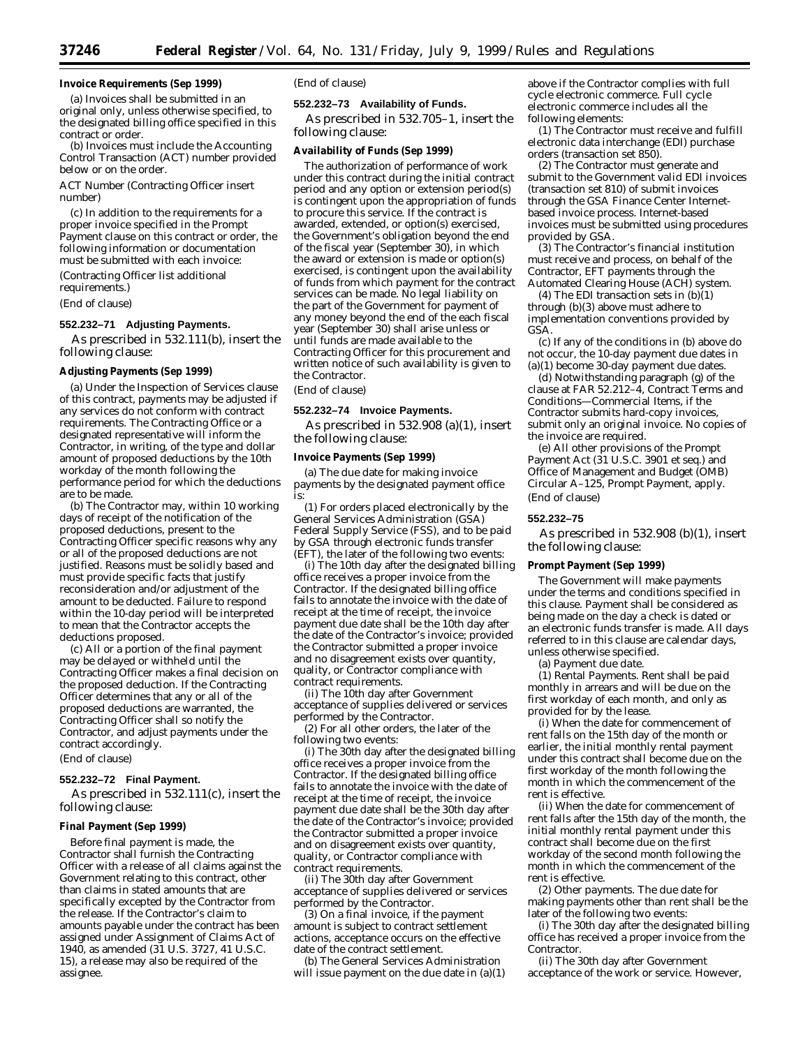**Invoice Requirements (Sep 1999)**

(a) Invoices shall be submitted in an original only, unless otherwise specified, to the designated billing office specified in this contract or order.

(b) Invoices must include the Accounting Control Transaction (ACT) number provided below or on the order.

ACT Number (Contracting Officer insert number)

(c) In addition to the requirements for a proper invoice specified in the Prompt Payment clause on this contract or order, the following information or documentation must be submitted with each invoice:

(Contracting Officer list additional requirements.)

(End of clause)

**552.232–71 Adjusting Payments.**

As prescribed in 532.111(b), insert the following clause:

**Adjusting Payments (Sep 1999)**

(a) Under the Inspection of Services clause of this contract, payments may be adjusted if any services do not conform with contract requirements. The Contracting Office or a designated representative will inform the Contractor, in writing, of the type and dollar amount of proposed deductions by the 10th workday of the month following the performance period for which the deductions are to be made.

(b) The Contractor may, within 10 working days of receipt of the notification of the proposed deductions, present to the Contracting Officer specific reasons why any or all of the proposed deductions are not justified. Reasons must be solidly based and must provide specific facts that justify reconsideration and/or adjustment of the amount to be deducted. Failure to respond within the 10-day period will be interpreted to mean that the Contractor accepts the deductions proposed.

(c) All or a portion of the final payment may be delayed or withheld until the Contracting Officer makes a final decision on the proposed deduction. If the Contracting Officer determines that any or all of the proposed deductions are warranted, the Contracting Officer shall so notify the Contractor, and adjust payments under the contract accordingly.

(End of clause)

**552.232–72 Final Payment.**

As prescribed in 532.111(c), insert the following clause:

**Final Payment (Sep 1999)**

Before final payment is made, the Contractor shall furnish the Contracting Officer with a release of all claims against the Government relating to this contract, other than claims in stated amounts that are specifically excepted by the Contractor from the release. If the Contractor's claim to amounts payable under the contract has been assigned under Assignment of Claims Act of 1940, as amended (31 U.S. 3727, 41 U.S.C. 15), a release may also be required of the assignee.

(End of clause)

**552.232–73 Availability of Funds.**

As prescribed in 532.705–1, insert the following clause:

**Availability of Funds (Sep 1999)**

The authorization of performance of work under this contract during the initial contract period and any option or extension period(s) is contingent upon the appropriation of funds to procure this service. If the contract is awarded, extended, or option(s) exercised, the Government's obligation beyond the end of the fiscal year (September 30), in which the award or extension is made or option(s) exercised, is contingent upon the availability of funds from which payment for the contract services can be made. No legal liability on the part of the Government for payment of any money beyond the end of the each fiscal year (September 30) shall arise unless or until funds are made available to the Contracting Officer for this procurement and written notice of such availability is given to the Contractor.

(End of clause)

**552.232–74 Invoice Payments.**

As prescribed in 532.908 (a)(1), insert the following clause:

**Invoice Payments (Sep 1999)**

(a) The due date for making invoice payments by the designated payment office is:

(1) For orders placed electronically by the General Services Administration (GSA) Federal Supply Service (FSS), and to be paid by GSA through electronic funds transfer (EFT), the later of the following two events:

(i) The 10th day after the designated billing office receives a proper invoice from the Contractor. If the designated billing office fails to annotate the invoice with the date of receipt at the time of receipt, the invoice payment due date shall be the 10th day after the date of the Contractor's invoice; provided the Contractor submitted a proper invoice and no disagreement exists over quantity, quality, or Contractor compliance with contract requirements.

(ii) The 10th day after Government acceptance of supplies delivered or services performed by the Contractor.

(2) For all other orders, the later of the following two events:

(i) The 30th day after the designated billing office receives a proper invoice from the Contractor. If the designated billing office fails to annotate the invoice with the date of receipt at the time of receipt, the invoice payment due date shall be the 30th day after the date of the Contractor's invoice; provided the Contractor submitted a proper invoice and on disagreement exists over quantity, quality, or Contractor compliance with contract requirements.

(ii) The 30th day after Government acceptance of supplies delivered or services performed by the Contractor.

(3) On a final invoice, if the payment amount is subject to contract settlement actions, acceptance occurs on the effective date of the contract settlement.

(b) The General Services Administration will issue payment on the due date in (a)(1) above if the Contractor complies with full cycle electronic commerce. Full cycle electronic commerce includes all the following elements:

(1) The Contractor must receive and fulfill electronic data interchange (EDI) purchase orders (transaction set 850).

(2) The Contractor must generate and submit to the Government valid EDI invoices (transaction set 810) of submit invoices through the GSA Finance Center Internet-based invoice process. Internet-based invoices must be submitted using procedures provided by GSA.

(3) The Contractor's financial institution must receive and process, on behalf of the Contractor, EFT payments through the Automated Clearing House (ACH) system.

(4) The EDI transaction sets in (b)(1) through (b)(3) above must adhere to implementation conventions provided by GSA.

(c) If any of the conditions in (b) above do not occur, the 10-day payment due dates in (a)(1) become 30-day payment due dates.

(d) Notwithstanding paragraph (g) of the clause at FAR 52.212–4, Contract Terms and Conditions—Commercial Items, if the Contractor submits hard-copy invoices, submit only an original invoice. No copies of the invoice are required.

(e) All other provisions of the Prompt Payment Act (31 U.S.C. 3901 et seq.) and Office of Management and Budget (OMB) Circular A–125, Prompt Payment, apply.

(End of clause)

**552.232–75**

As prescribed in 532.908 (b)(1), insert the following clause:

**Prompt Payment (Sep 1999)**

The Government will make payments under the terms and conditions specified in this clause. Payment shall be considered as being made on the day a check is dated or an electronic funds transfer is made. All days referred to in this clause are calendar days, unless otherwise specified.

(a) *Payment due date.*

(1) *Rental Payments.* Rent shall be paid monthly in arrears and will be due on the first workday of each month, and only as provided for by the lease.

(i) When the date for commencement of rent falls on the 15th day of the month or earlier, the initial monthly rental payment under this contract shall become due on the first workday of the month following the month in which the commencement of the rent is effective.

(ii) When the date for commencement of rent falls after the 15th day of the month, the initial monthly rental payment under this contract shall become due on the first workday of the second month following the month in which the commencement of the rent is effective.

(2) *Other payments.* The due date for making payments other than rent shall be the later of the following two events:

(i) The 30th day after the designated billing office has received a proper invoice from the Contractor.

(ii) The 30th day after Government acceptance of the work or service. However,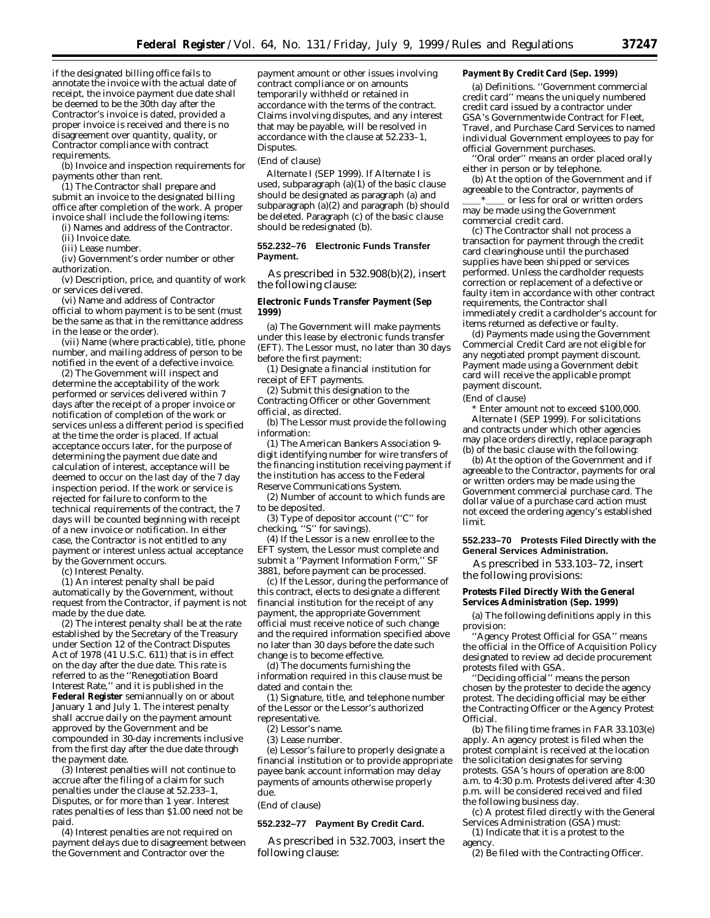if the designated billing office fails to annotate the invoice with the actual date of receipt, the invoice payment due date shall be deemed to be the 30th day after the Contractor's invoice is dated, provided a proper invoice is received and there is no disagreement over quantity, quality, or Contractor compliance with contract requirements.

(b) Invoice and inspection requirements for payments other than rent.

(1) The Contractor shall prepare and submit an invoice to the designated billing office after completion of the work. A proper invoice shall include the following items:

(i) Names and address of the Contractor.

(ii) Invoice date.

(iii) Lease number.

(iv) Government's order number or other authorization.

(v) Description, price, and quantity of work or services delivered.

(vi) Name and address of Contractor official to whom payment is to be sent (must be the same as that in the remittance address in the lease or the order).

(vii) Name (where practicable), title, phone number, and mailing address of person to be notified in the event of a defective invoice.

(2) The Government will inspect and determine the acceptability of the work performed or services delivered within 7 days after the receipt of a proper invoice or notification of completion of the work or services unless a different period is specified at the time the order is placed. If actual acceptance occurs later, for the purpose of determining the payment due date and calculation of interest, acceptance will be deemed to occur on the last day of the 7 day inspection period. If the work or service is rejected for failure to conform to the technical requirements of the contract, the 7 days will be counted beginning with receipt of a new invoice or notification. In either case, the Contractor is not entitled to any payment or interest unless actual acceptance by the Government occurs.

(c) *Interest Penalty.*

(1) An interest penalty shall be paid automatically by the Government, without request from the Contractor, if payment is not made by the due date.

(2) The interest penalty shall be at the rate established by the Secretary of the Treasury under Section 12 of the Contract Disputes Act of 1978 (41 U.S.C. 611) that is in effect on the day after the due date. This rate is referred to as the ''Renegotiation Board Interest Rate,'' and it is published in the **Federal Register** semiannually on or about January 1 and July 1. The interest penalty shall accrue daily on the payment amount approved by the Government and be compounded in 30-day increments inclusive from the first day after the due date through the payment date.

(3) Interest penalties will not continue to accrue after the filing of a claim for such penalties under the clause at 52.233–1, Disputes, or for more than 1 year. Interest rates penalties of less than $1.00 need not be paid.

(4) Interest penalties are not required on payment delays due to disagreement between the Government and Contractor over the payment amount or other issues involving contract compliance or on amounts temporarily withheld or retained in accordance with the terms of the contract. Claims involving disputes, and any interest that may be payable, will be resolved in accordance with the clause at 52.233–1, Disputes.

(End of clause)

Alternate I (SEP 1999). If Alternate I is used, subparagraph (a)(1) of the basic clause should be designated as paragraph (a) and subparagraph (a)(2) and paragraph (b) should be deleted. Paragraph (c) of the basic clause should be redesignated (b).

**552.232–76 Electronic Funds Transfer Payment.**

As prescribed in 532.908(b)(2), insert the following clause:

**Electronic Funds Transfer Payment (Sep 1999)**

(a) The Government will make payments under this lease by electronic funds transfer (EFT). The Lessor must, no later than 30 days before the first payment:

(1) Designate a financial institution for receipt of EFT payments.

(2) Submit this designation to the Contracting Officer or other Government official, as directed.

(b) The Lessor must provide the following information:

(1) The American Bankers Association 9-digit identifying number for wire transfers of the financing institution receiving payment if the institution has access to the Federal Reserve Communications System.

(2) Number of account to which funds are to be deposited.

(3) Type of depositor account (''C'' for checking, ''S'' for savings).

(4) If the Lessor is a new enrollee to the EFT system, the Lessor must complete and submit a ''Payment Information Form,'' SF 3881, before payment can be processed.

(c) If the Lessor, during the performance of this contract, elects to designate a different financial institution for the receipt of any payment, the appropriate Government official must receive notice of such change and the required information specified above no later than 30 days before the date such change is to become effective.

(d) The documents furnishing the information required in this clause must be dated and contain the:

(1) Signature, title, and telephone number of the Lessor or the Lessor's authorized representative.

(2) Lessor's name.

(3) Lease number.

(e) Lessor's failure to properly designate a financial institution or to provide appropriate payee bank account information may delay payments of amounts otherwise properly due.

(End of clause)

**552.232–77 Payment By Credit Card.**

As prescribed in 532.7003, insert the following clause:

**Payment By Credit Card (Sep. 1999)**

(a) *Definitions.* ''Government commercial credit card'' means the uniquely numbered credit card issued by a contractor under GSA's Governmentwide Contract for Fleet, Travel, and Purchase Card Services to named individual Government employees to pay for official Government purchases.

''Oral order'' means an order placed orally either in person or by telephone.

(b) At the option of the Government and if agreeable to the Contractor, payments of \_\_\_\_*\_\_\_\_ or less for oral or written orders may be made using the Government commercial credit card.

(c) The Contractor shall not process a transaction for payment through the credit card clearinghouse until the purchased supplies have been shipped or services performed. Unless the cardholder requests correction or replacement of a defective or faulty item in accordance with other contract requirements, the Contractor shall immediately credit a cardholder's account for items returned as defective or faulty.

(d) Payments made using the Government Commercial Credit Card are not eligible for any negotiated prompt payment discount. Payment made using a Government debit card will receive the applicable prompt payment discount.

(End of clause)

* Enter amount not to exceed $100,000.

Alternate I (SEP 1999). For solicitations and contracts under which other agencies may place orders directly, replace paragraph (b) of the basic clause with the following:

(b) At the option of the Government and if agreeable to the Contractor, payments for oral or written orders may be made using the Government commercial purchase card. The dollar value of a purchase card action must not exceed the ordering agency's established limit.

**552.233–70 Protests Filed Directly with the General Services Administration.**

As prescribed in 533.103–72, insert the following provisions:

**Protests Filed Directly With the General Services Administration (Sep. 1999)**

(a) The following definitions apply in this provision:

''Agency Protest Official for GSA'' means the official in the Office of Acquisition Policy designated to review ad decide procurement protests filed with GSA.

''Deciding official'' means the person chosen by the protester to decide the agency protest. The deciding official may be either the Contracting Officer or the Agency Protest Official.

(b) The filing time frames in FAR 33.103(e) apply. An agency protest is filed when the protest complaint is received at the location the solicitation designates for serving protests. GSA's hours of operation are 8:00 a.m. to 4:30 p.m. Protests delivered after 4:30 p.m. will be considered received and filed the following business day.

(c) A protest filed directly with the General Services Administration (GSA) must:

(1) Indicate that it is a protest to the agency.

(2) Be filed with the Contracting Officer.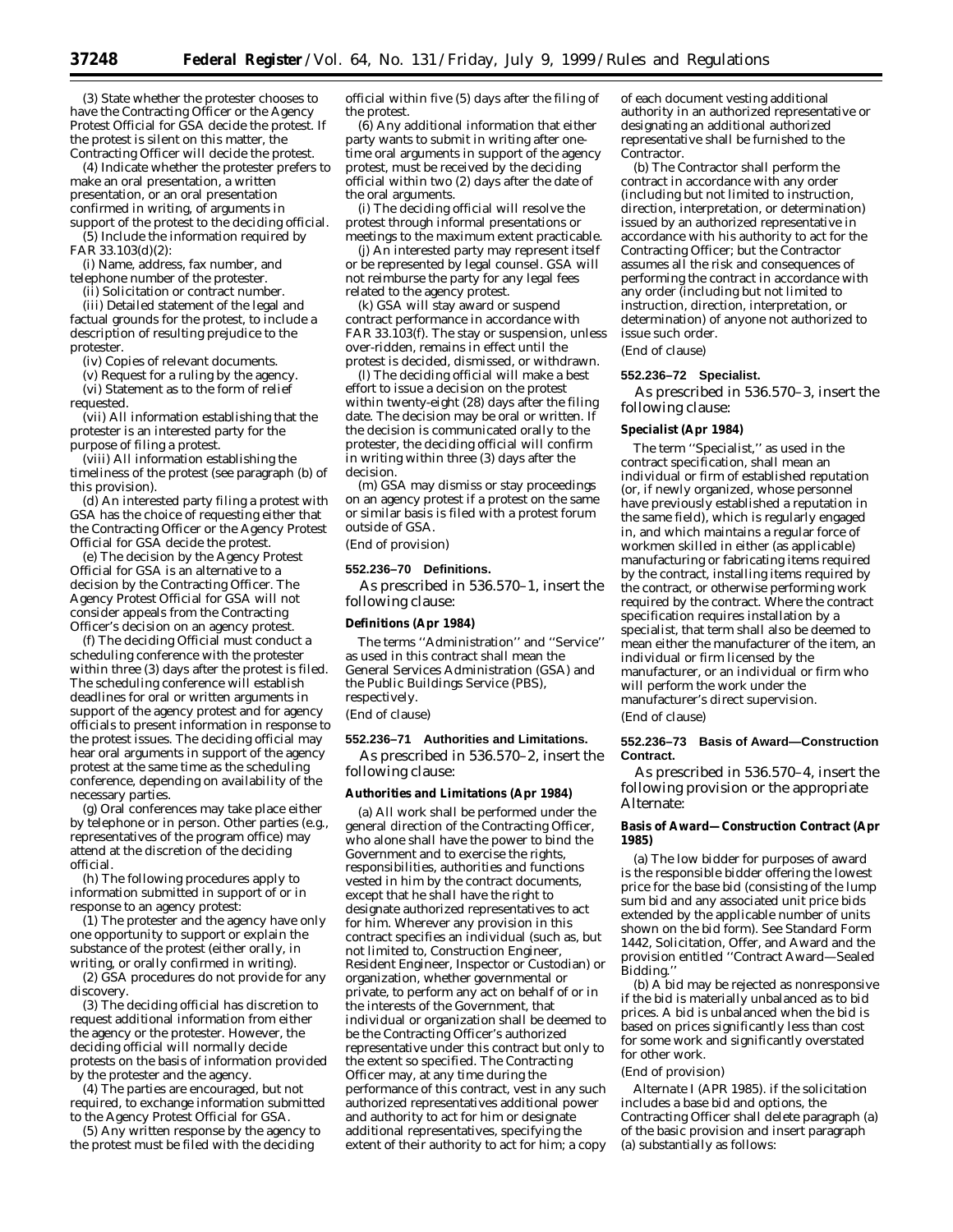(3) State whether the protester chooses to have the Contracting Officer or the Agency Protest Official for GSA decide the protest. If the protest is silent on this matter, the Contracting Officer will decide the protest.

(4) Indicate whether the protester prefers to make an oral presentation, a written presentation, or an oral presentation confirmed in writing, of arguments in support of the protest to the deciding official.

(5) Include the information required by FAR 33.103(d)(2):

(i) Name, address, fax number, and telephone number of the protester.

(ii) Solicitation or contract number.

(iii) Detailed statement of the legal and factual grounds for the protest, to include a description of resulting prejudice to the protester.

(iv) Copies of relevant documents.

(v) Request for a ruling by the agency.

(vi) Statement as to the form of relief requested.

(vii) All information establishing that the protester is an interested party for the purpose of filing a protest.

(viii) All information establishing the timeliness of the protest (see paragraph (b) of this provision).

(d) An interested party filing a protest with GSA has the choice of requesting either that the Contracting Officer or the Agency Protest Official for GSA decide the protest.

(e) The decision by the Agency Protest Official for GSA is an alternative to a decision by the Contracting Officer. The Agency Protest Official for GSA will not consider appeals from the Contracting Officer's decision on an agency protest.

(f) The deciding Official must conduct a scheduling conference with the protester within three (3) days after the protest is filed. The scheduling conference will establish deadlines for oral or written arguments in support of the agency protest and for agency officials to present information in response to the protest issues. The deciding official may hear oral arguments in support of the agency protest at the same time as the scheduling conference, depending on availability of the necessary parties.

(g) Oral conferences may take place either by telephone or in person. Other parties (e.g., representatives of the program office) may attend at the discretion of the deciding official.

(h) The following procedures apply to information submitted in support of or in response to an agency protest:

(1) The protester and the agency have only one opportunity to support or explain the substance of the protest (either orally, in writing, or orally confirmed in writing).

(2) GSA procedures do not provide for any discovery.

(3) The deciding official has discretion to request additional information from either the agency or the protester. However, the deciding official will normally decide protests on the basis of information provided by the protester and the agency.

(4) The parties are encouraged, but not required, to exchange information submitted to the Agency Protest Official for GSA.

(5) Any written response by the agency to the protest must be filed with the deciding official within five (5) days after the filing of the protest.

(6) Any additional information that either party wants to submit in writing after one-time oral arguments in support of the agency protest, must be received by the deciding official within two (2) days after the date of the oral arguments.

(i) The deciding official will resolve the protest through informal presentations or meetings to the maximum extent practicable.

(j) An interested party may represent itself or be represented by legal counsel. GSA will not reimburse the party for any legal fees related to the agency protest.

(k) GSA will stay award or suspend contract performance in accordance with FAR 33.103(f). The stay or suspension, unless over-ridden, remains in effect until the protest is decided, dismissed, or withdrawn.

(l) The deciding official will make a best effort to issue a decision on the protest within twenty-eight (28) days after the filing date. The decision may be oral or written. If the decision is communicated orally to the protester, the deciding official will confirm in writing within three (3) days after the decision.

(m) GSA may dismiss or stay proceedings on an agency protest if a protest on the same or similar basis is filed with a protest forum outside of GSA.

(End of provision)

**552.236–70 Definitions.**

As prescribed in 536.570–1, insert the following clause:

**Definitions (Apr 1984)**

The terms ''Administration'' and ''Service'' as used in this contract shall mean the General Services Administration (GSA) and the Public Buildings Service (PBS), respectively.

(End of clause)

**552.236–71 Authorities and Limitations.**

As prescribed in 536.570–2, insert the following clause:

**Authorities and Limitations (Apr 1984)**

(a) All work shall be performed under the general direction of the Contracting Officer, who alone shall have the power to bind the Government and to exercise the rights, responsibilities, authorities and functions vested in him by the contract documents, except that he shall have the right to designate authorized representatives to act for him. Wherever any provision in this contract specifies an individual (such as, but not limited to, Construction Engineer, Resident Engineer, Inspector or Custodian) or organization, whether governmental or private, to perform any act on behalf of or in the interests of the Government, that individual or organization shall be deemed to be the Contracting Officer's authorized representative under this contract but only to the extent so specified. The Contracting Officer may, at any time during the performance of this contract, vest in any such authorized representatives additional power and authority to act for him or designate additional representatives, specifying the extent of their authority to act for him; a copy of each document vesting additional authority in an authorized representative or designating an additional authorized representative shall be furnished to the Contractor.

(b) The Contractor shall perform the contract in accordance with any order (including but not limited to instruction, direction, interpretation, or determination) issued by an authorized representative in accordance with his authority to act for the Contracting Officer; but the Contractor assumes all the risk and consequences of performing the contract in accordance with any order (including but not limited to instruction, direction, interpretation, or determination) of anyone not authorized to issue such order.

(End of clause)

**552.236–72 Specialist.**

As prescribed in 536.570–3, insert the following clause:

**Specialist (Apr 1984)**

The term ''Specialist,'' as used in the contract specification, shall mean an individual or firm of established reputation (or, if newly organized, whose personnel have previously established a reputation in the same field), which is regularly engaged in, and which maintains a regular force of workmen skilled in either (as applicable) manufacturing or fabricating items required by the contract, installing items required by the contract, or otherwise performing work required by the contract. Where the contract specification requires installation by a specialist, that term shall also be deemed to mean either the manufacturer of the item, an individual or firm licensed by the manufacturer, or an individual or firm who will perform the work under the manufacturer's direct supervision.

(End of clause)

**552.236–73 Basis of Award—Construction Contract.**

As prescribed in 536.570–4, insert the following provision or the appropriate Alternate:

**Basis of Award—Construction Contract (Apr 1985)**

(a) The low bidder for purposes of award is the responsible bidder offering the lowest price for the base bid (consisting of the lump sum bid and any associated unit price bids extended by the applicable number of units shown on the bid form). See Standard Form 1442, Solicitation, Offer, and Award and the provision entitled ''Contract Award—Sealed Bidding.''

(b) A bid may be rejected as nonresponsive if the bid is materially unbalanced as to bid prices. A bid is unbalanced when the bid is based on prices significantly less than cost for some work and significantly overstated for other work.

(End of provision)

*Alternate I* (APR 1985). if the solicitation includes a base bid and options, the Contracting Officer shall delete paragraph (a) of the basic provision and insert paragraph (a) substantially as follows: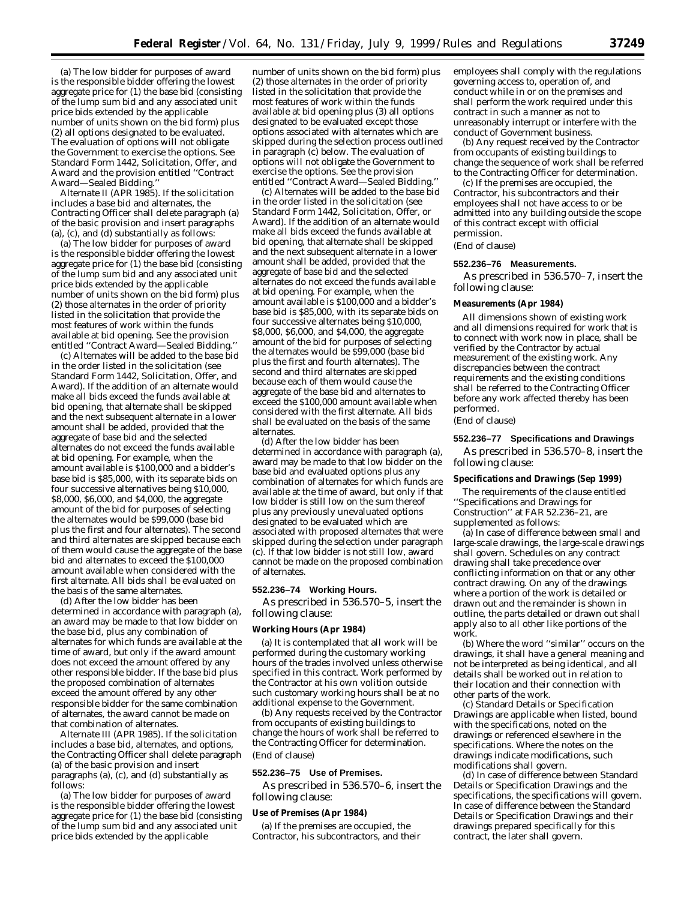(a) The low bidder for purposes of award is the responsible bidder offering the lowest aggregate price for (1) the base bid (consisting of the lump sum bid and any associated unit price bids extended by the applicable number of units shown on the bid form) plus (2) all options designated to be evaluated. The evaluation of options will not obligate the Government to exercise the options. See Standard Form 1442, Solicitation, Offer, and Award and the provision entitled ''Contract Award—Sealed Bidding.''

*Alternate II* (APR 1985). If the solicitation includes a base bid and alternates, the Contracting Officer shall delete paragraph (a) of the basic provision and insert paragraphs (a), (c), and (d) substantially as follows:

(a) The low bidder for purposes of award is the responsible bidder offering the lowest aggregate price for (1) the base bid (consisting of the lump sum bid and any associated unit price bids extended by the applicable number of units shown on the bid form) plus (2) those alternates in the order of priority listed in the solicitation that provide the most features of work within the funds available at bid opening. See the provision entitled ''Contract Award—Sealed Bidding.''

(c) Alternates will be added to the base bid in the order listed in the solicitation (see Standard Form 1442, Solicitation, Offer, and Award). If the addition of an alternate would make all bids exceed the funds available at bid opening, that alternate shall be skipped and the next subsequent alternate in a lower amount shall be added, provided that the aggregate of base bid and the selected alternates do not exceed the funds available at bid opening. For example, when the amount available is $100,000 and a bidder's base bid is $85,000, with its separate bids on four successive alternatives being $10,000, $8,000, $6,000, and $4,000, the aggregate amount of the bid for purposes of selecting the alternates would be $99,000 (base bid plus the first and four alternates). The second and third alternates are skipped because each of them would cause the aggregate of the base bid and alternates to exceed the $100,000 amount available when considered with the first alternate. All bids shall be evaluated on the basis of the same alternates.

(d) After the low bidder has been determined in accordance with paragraph (a), an award may be made to that low bidder on the base bid, plus any combination of alternates for which funds are available at the time of award, but only if the award amount does not exceed the amount offered by any other responsible bidder. If the base bid plus the proposed combination of alternates exceed the amount offered by any other responsible bidder for the same combination of alternates, the award cannot be made on that combination of alternates.

*Alternate III* (APR 1985). If the solicitation includes a base bid, alternates, and options, the Contracting Officer shall delete paragraph (a) of the basic provision and insert paragraphs (a), (c), and (d) substantially as follows:

(a) The low bidder for purposes of award is the responsible bidder offering the lowest aggregate price for (1) the base bid (consisting of the lump sum bid and any associated unit price bids extended by the applicable number of units shown on the bid form) plus (2) those alternates in the order of priority listed in the solicitation that provide the most features of work within the funds available at bid opening plus (3) all options designated to be evaluated except those options associated with alternates which are skipped during the selection process outlined in paragraph (c) below. The evaluation of options will not obligate the Government to exercise the options. See the provision entitled ''Contract Award—Sealed Bidding.''

(c) Alternates will be added to the base bid in the order listed in the solicitation (see Standard Form 1442, Solicitation, Offer, or Award). If the addition of an alternate would make all bids exceed the funds available at bid opening, that alternate shall be skipped and the next subsequent alternate in a lower amount shall be added, provided that the aggregate of base bid and the selected alternates do not exceed the funds available at bid opening. For example, when the amount available is $100,000 and a bidder's base bid is $85,000, with its separate bids on four successive alternates being $10,000, $8,000, $6,000, and $4,000, the aggregate amount of the bid for purposes of selecting the alternates would be $99,000 (base bid plus the first and fourth alternates). The second and third alternates are skipped because each of them would cause the aggregate of the base bid and alternates to exceed the $100,000 amount available when considered with the first alternate. All bids shall be evaluated on the basis of the same alternates.

(d) After the low bidder has been determined in accordance with paragraph (a), award may be made to that low bidder on the base bid and evaluated options plus any combination of alternates for which funds are available at the time of award, but only if that low bidder is still low on the sum thereof plus any previously unevaluated options designated to be evaluated which are associated with proposed alternates that were skipped during the selection under paragraph (c). If that low bidder is not still low, award cannot be made on the proposed combination of alternates.

**552.236–74 Working Hours.**

As prescribed in 536.570–5, insert the following clause:

**Working Hours (Apr 1984)**

(a) It is contemplated that all work will be performed during the customary working hours of the trades involved unless otherwise specified in this contract. Work performed by the Contractor at his own volition outside such customary working hours shall be at no additional expense to the Government.

(b) Any requests received by the Contractor from occupants of existing buildings to change the hours of work shall be referred to the Contracting Officer for determination.

(End of clause)

**552.236–75 Use of Premises.**

As prescribed in 536.570–6, insert the following clause:

**Use of Premises (Apr 1984)**

(a) If the premises are occupied, the Contractor, his subcontractors, and their employees shall comply with the regulations governing access to, operation of, and conduct while in or on the premises and shall perform the work required under this contract in such a manner as not to unreasonably interrupt or interfere with the conduct of Government business.

(b) Any request received by the Contractor from occupants of existing buildings to change the sequence of work shall be referred to the Contracting Officer for determination.

(c) If the premises are occupied, the Contractor, his subcontractors and their employees shall not have access to or be admitted into any building outside the scope of this contract except with official permission.

(End of clause)

**552.236–76 Measurements.**

As prescribed in 536.570–7, insert the following clause:

**Measurements (Apr 1984)**

All dimensions shown of existing work and all dimensions required for work that is to connect with work now in place, shall be verified by the Contractor by actual measurement of the existing work. Any discrepancies between the contract requirements and the existing conditions shall be referred to the Contracting Officer before any work affected thereby has been performed.

(End of clause)

**552.236–77 Specifications and Drawings**

As prescribed in 536.570–8, insert the following clause:

**Specifications and Drawings (Sep 1999)**

The requirements of the clause entitled ''Specifications and Drawings for Construction'' at FAR 52.236–21, are supplemented as follows:

(a) In case of difference between small and large-scale drawings, the large-scale drawings shall govern. Schedules on any contract drawing shall take precedence over conflicting information on that or any other contract drawing. On any of the drawings where a portion of the work is detailed or drawn out and the remainder is shown in outline, the parts detailed or drawn out shall apply also to all other like portions of the work.

(b) Where the word ''similar'' occurs on the drawings, it shall have a general meaning and not be interpreted as being identical, and all details shall be worked out in relation to their location and their connection with other parts of the work.

(c) Standard Details or Specification Drawings are applicable when listed, bound with the specifications, noted on the drawings or referenced elsewhere in the specifications. Where the notes on the drawings indicate modifications, such modifications shall govern.

(d) In case of difference between Standard Details or Specification Drawings and the specifications, the specifications will govern. In case of difference between the Standard Details or Specification Drawings and their drawings prepared specifically for this contract, the later shall govern.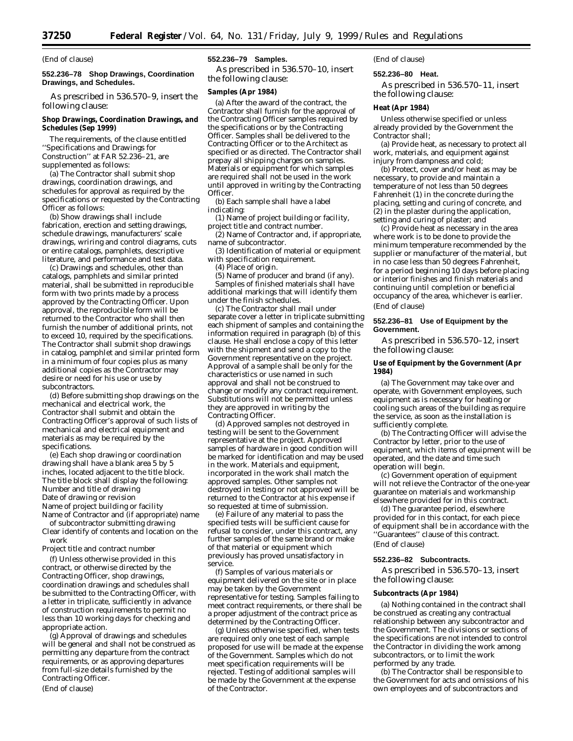(End of clause)

### 552.236–78 Shop Drawings, Coordination Drawings, and Schedules.

As prescribed in 536.570–9, insert the following clause:

**Shop Drawings, Coordination Drawings, and Schedules (Sep 1999)**

The requirements, of the clause entitled ''Specifications and Drawings for Construction'' at FAR 52.236–21, are supplemented as follows:

(a) The Contractor shall submit shop drawings, coordination drawings, and schedules for approval as required by the specifications or requested by the Contracting Officer as follows:

(b) Show drawings shall include fabrication, erection and setting drawings, schedule drawings, manufacturers' scale drawings, wriring and control diagrams, cuts or entire catalogs, pamphlets, descriptive literature, and performance and test data.

(c) Drawings and schedules, other than catalogs, pamphlets and similar printed material, shall be submitted in reproducible form with two prints made by a process approved by the Contracting Officer. Upon approval, the reproducible form will be returned to the Contractor who shall then furnish the number of additional prints, not to exceed 10, required by the specifications. The Contractor shall submit shop drawings in catalog, pamphlet and similar printed form in a minimum of four copies plus as many additional copies as the Contractor may desire or need for his use or use by subcontractors.

(d) Before submitting shop drawings on the mechanical and electrical work, the Contractor shall submit and obtain the Contracting Officer's approval of such lists of mechanical and electrical equipment and materials as may be required by the specifications.

(e) Each shop drawing or coordination drawing shall have a blank area 5 by 5 inches, located adjacent to the title block. The title block shall display the following:
Number and title of drawing
Date of drawing or revision
Name of project building or facility
Name of Contractor and (if appropriate) name of subcontractor submitting drawing
Clear identify of contents and location on the work
Project title and contract number

(f) Unless otherwise provided in this contract, or otherwise directed by the Contracting Officer, shop drawings, coordination drawings and schedules shall be submitted to the Contracting Officer, with a letter in triplicate, sufficiently in advance of construction requirements to permit no less than 10 working days for checking and appropriate action.

(g) Approval of drawings and schedules will be general and shall not be construed as permitting any departure from the contract requirements, or as approving departures from full-size details furnished by the Contracting Officer.

(End of clause)

### 552.236–79 Samples.

As prescribed in 536.570–10, insert the following clause:

**Samples (Apr 1984)**

(a) After the award of the contract, the Contractor shall furnish for the approval of the Contracting Officer samples required by the specifications or by the Contracting Officer. Samples shall be delivered to the Contracting Officer or to the Architect as specified or as directed. The Contractor shall prepay all shipping charges on samples. Materials or equipment for which samples are required shall not be used in the work until approved in writing by the Contracting Officer.

(b) Each sample shall have a label indicating:

(1) Name of project building or facility, project title and contract number.

(2) Name of Contractor and, if appropriate, name of subcontractor.

(3) Identification of material or equipment with specification requirement.

(4) Place of origin.

(5) Name of producer and brand (if any).

Samples of finished materials shall have additional markings that will identify them under the finish schedules.

(c) The Contractor shall mail under separate cover a letter in triplicate submitting each shipment of samples and containing the information required in paragraph (b) of this clause. He shall enclose a copy of this letter with the shipment and send a copy to the Government representative on the project. Approval of a sample shall be only for the characteristics or use named in such approval and shall not be construed to change or modify any contract requirement. Substitutions will not be permitted unless they are approved in writing by the Contracting Officer.

(d) Approved samples not destroyed in testing will be sent to the Government representative at the project. Approved samples of hardware in good condition will be marked for identification and may be used in the work. Materials and equipment, incorporated in the work shall match the approved samples. Other samples not destroyed in testing or not approved will be returned to the Contractor at his expense if so requested at time of submission.

(e) Failure of any material to pass the specified tests will be sufficient cause for refusal to consider, under this contract, any further samples of the same brand or make of that material or equipment which previously has proved unsatisfactory in service.

(f) Samples of various materials or equipment delivered on the site or in place may be taken by the Government representative for testing. Samples failing to meet contract requirements, or there shall be a proper adjustment of the contract price as determined by the Contracting Officer.

(g) Unless otherwise specified, when tests are required only one test of each sample proposed for use will be made at the expense of the Government. Samples which do not meet specification requirements will be rejected. Testing of additional samples will be made by the Government at the expense of the Contractor.

(End of clause)

### 552.236–80 Heat.

As prescribed in 536.570–11, insert the following clause:

**Heat (Apr 1984)**

Unless otherwise specified or unless already provided by the Government the Contractor shall;

(a) Provide heat, as necessary to protect all work, materials, and equipment against injury from dampness and cold;

(b) Protect, cover and/or heat as may be necessary, to provide and maintain a temperature of not less than 50 degrees Fahrenheit (1) in the concrete during the placing, setting and curing of concrete, and (2) in the plaster during the application, setting and curing of plaster; and

(c) Provide heat as necessary in the area where work is to be done to provide the minimum temperature recommended by the supplier or manufacturer of the material, but in no case less than 50 degrees Fahrenheit, for a period beginning 10 days before placing or interior finishes and finish materials and continuing until completion or beneficial occupancy of the area, whichever is earlier.

(End of clause)

### 552.236–81 Use of Equipment by the Government.

As prescribed in 536.570–12, insert the following clause:

**Use of Equipment by the Government (Apr 1984)**

(a) The Government may take over and operate, with Government employees, such equipment as is necessary for heating or cooling such areas of the building as require the service, as soon as the installation is sufficiently complete.

(b) The Contracting Officer will advise the Contractor by letter, prior to the use of equipment, which items of equipment will be operated, and the date and time such operation will begin.

(c) Government operation of equipment will not relieve the Contractor of the one-year guarantee on materials and workmanship elsewhere provided for in this contract.

(d) The guarantee period, elsewhere provided for in this contact, for each piece of equipment shall be in accordance with the ''Guarantees'' clause of this contract.

(End of clause)

### 552.236–82 Subcontracts.

As prescribed in 536.570–13, insert the following clause:

**Subcontracts (Apr 1984)**

(a) Nothing contained in the contract shall be construed as creating any contractual relationship between any subcontractor and the Government. The divisions or sections of the specifications are not intended to control the Contractor in dividing the work among subcontractors, or to limit the work performed by any trade.

(b) The Contractor shall be responsible to the Government for acts and omissions of his own employees and of subcontractors and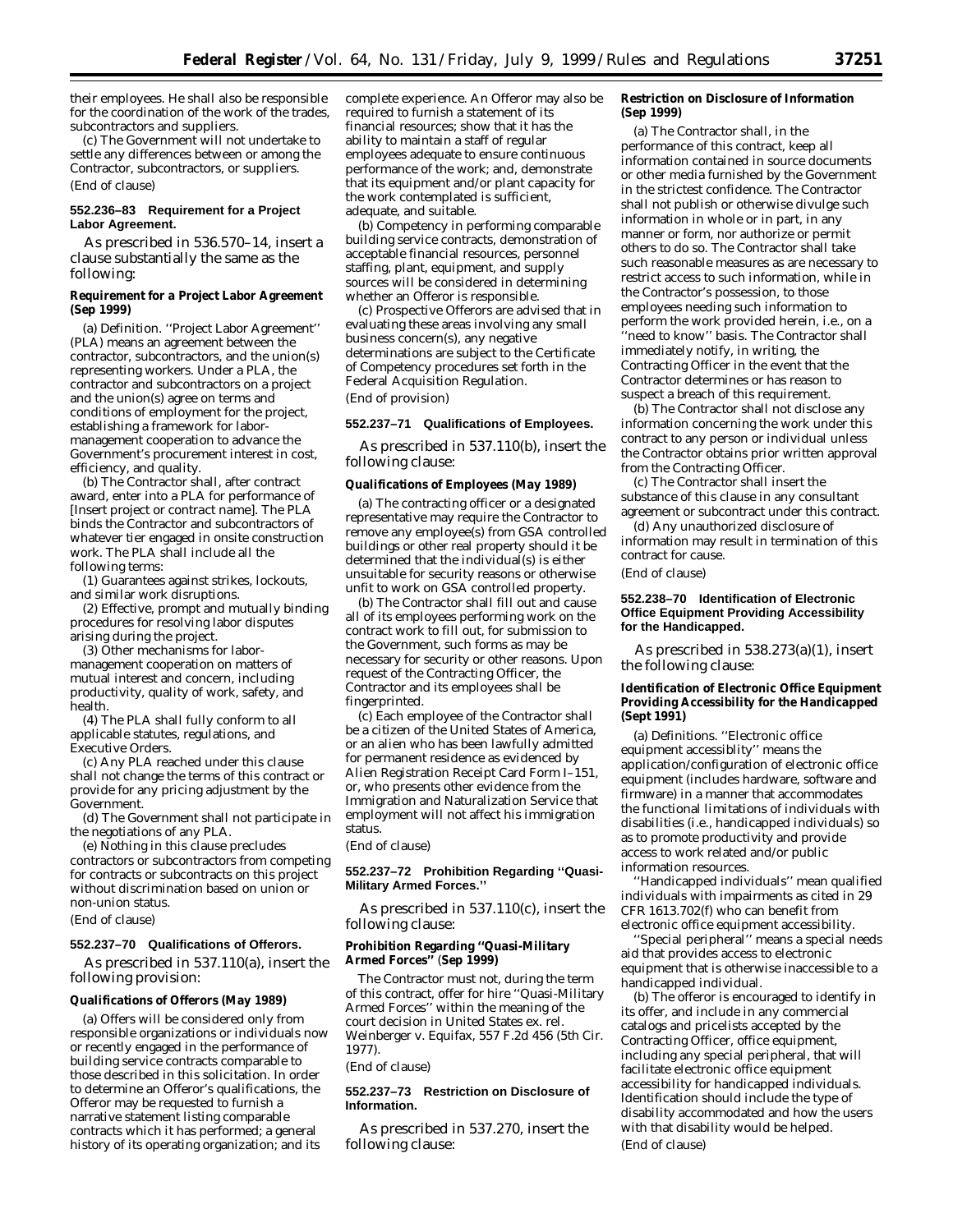their employees. He shall also be responsible for the coordination of the work of the trades, subcontractors and suppliers.

(c) The Government will not undertake to settle any differences between or among the Contractor, subcontractors, or suppliers.

(End of clause)

### 552.236–83 Requirement for a Project Labor Agreement.

As prescribed in 536.570–14, insert a clause substantially the same as the following:

**Requirement for a Project Labor Agreement (Sep 1999)**

(a) Definition. ''Project Labor Agreement'' (PLA) means an agreement between the contractor, subcontractors, and the union(s) representing workers. Under a PLA, the contractor and subcontractors on a project and the union(s) agree on terms and conditions of employment for the project, establishing a framework for labor-management cooperation to advance the Government's procurement interest in cost, efficiency, and quality.

(b) The Contractor shall, after contract award, enter into a PLA for performance of [Insert project or contract name]. The PLA binds the Contractor and subcontractors of whatever tier engaged in onsite construction work. The PLA shall include all the following terms:

(1) Guarantees against strikes, lockouts, and similar work disruptions.

(2) Effective, prompt and mutually binding procedures for resolving labor disputes arising during the project.

(3) Other mechanisms for labor-management cooperation on matters of mutual interest and concern, including productivity, quality of work, safety, and health.

(4) The PLA shall fully conform to all applicable statutes, regulations, and Executive Orders.

(c) Any PLA reached under this clause shall not change the terms of this contract or provide for any pricing adjustment by the Government.

(d) The Government shall not participate in the negotiations of any PLA.

(e) Nothing in this clause precludes contractors or subcontractors from competing for contracts or subcontracts on this project without discrimination based on union or non-union status.

(End of clause)

### 552.237–70 Qualifications of Offerors.

As prescribed in 537.110(a), insert the following provision:

**Qualifications of Offerors (May 1989)**

(a) Offers will be considered only from responsible organizations or individuals now or recently engaged in the performance of building service contracts comparable to those described in this solicitation. In order to determine an Offeror's qualifications, the Offeror may be requested to furnish a narrative statement listing comparable contracts which it has performed; a general history of its operating organization; and its complete experience. An Offeror may also be required to furnish a statement of its financial resources; show that it has the ability to maintain a staff of regular employees adequate to ensure continuous performance of the work; and, demonstrate that its equipment and/or plant capacity for the work contemplated is sufficient, adequate, and suitable.

(b) Competency in performing comparable building service contracts, demonstration of acceptable financial resources, personnel staffing, plant, equipment, and supply sources will be considered in determining whether an Offeror is responsible.

(c) Prospective Offerors are advised that in evaluating these areas involving any small business concern(s), any negative determinations are subject to the Certificate of Competency procedures set forth in the Federal Acquisition Regulation.

(End of provision)

### 552.237–71 Qualifications of Employees.

As prescribed in 537.110(b), insert the following clause:

**Qualifications of Employees (May 1989)**

(a) The contracting officer or a designated representative may require the Contractor to remove any employee(s) from GSA controlled buildings or other real property should it be determined that the individual(s) is either unsuitable for security reasons or otherwise unfit to work on GSA controlled property.

(b) The Contractor shall fill out and cause all of its employees performing work on the contract work to fill out, for submission to the Government, such forms as may be necessary for security or other reasons. Upon request of the Contracting Officer, the Contractor and its employees shall be fingerprinted.

(c) Each employee of the Contractor shall be a citizen of the United States of America, or an alien who has been lawfully admitted for permanent residence as evidenced by Alien Registration Receipt Card Form I–151, or, who presents other evidence from the Immigration and Naturalization Service that employment will not affect his immigration status.

(End of clause)

### 552.237–72 Prohibition Regarding ''Quasi-Military Armed Forces.''

As prescribed in 537.110(c), insert the following clause:

**Prohibition Regarding ''Quasi-Military Armed Forces'' (Sep 1999)**

The Contractor must not, during the term of this contract, offer for hire ''Quasi-Military Armed Forces'' within the meaning of the court decision in United States ex. rel. Weinberger v. Equifax, 557 F.2d 456 (5th Cir. 1977).

(End of clause)

### 552.237–73 Restriction on Disclosure of Information.

As prescribed in 537.270, insert the following clause:

**Restriction on Disclosure of Information (Sep 1999)**

(a) The Contractor shall, in the performance of this contract, keep all information contained in source documents or other media furnished by the Government in the strictest confidence. The Contractor shall not publish or otherwise divulge such information in whole or in part, in any manner or form, nor authorize or permit others to do so. The Contractor shall take such reasonable measures as are necessary to restrict access to such information, while in the Contractor's possession, to those employees needing such information to perform the work provided herein, i.e., on a ''need to know'' basis. The Contractor shall immediately notify, in writing, the Contracting Officer in the event that the Contractor determines or has reason to suspect a breach of this requirement.

(b) The Contractor shall not disclose any information concerning the work under this contract to any person or individual unless the Contractor obtains prior written approval from the Contracting Officer.

(c) The Contractor shall insert the substance of this clause in any consultant agreement or subcontract under this contract.

(d) Any unauthorized disclosure of information may result in termination of this contract for cause.

(End of clause)

### 552.238–70 Identification of Electronic Office Equipment Providing Accessibility for the Handicapped.

As prescribed in 538.273(a)(1), insert the following clause:

**Identification of Electronic Office Equipment Providing Accessibility for the Handicapped (Sept 1991)**

(a) Definitions. ''Electronic office equipment accessiblity'' means the application/configuration of electronic office equipment (includes hardware, software and firmware) in a manner that accommodates the functional limitations of individuals with disabilities (i.e., handicapped individuals) so as to promote productivity and provide access to work related and/or public information resources.

''Handicapped individuals'' mean qualified individuals with impairments as cited in 29 CFR 1613.702(f) who can benefit from electronic office equipment accessibility.

''Special peripheral'' means a special needs aid that provides access to electronic equipment that is otherwise inaccessible to a handicapped individual.

(b) The offeror is encouraged to identify in its offer, and include in any commercial catalogs and pricelists accepted by the Contracting Officer, office equipment, including any special peripheral, that will facilitate electronic office equipment accessibility for handicapped individuals. Identification should include the type of disability accommodated and how the users with that disability would be helped.

(End of clause)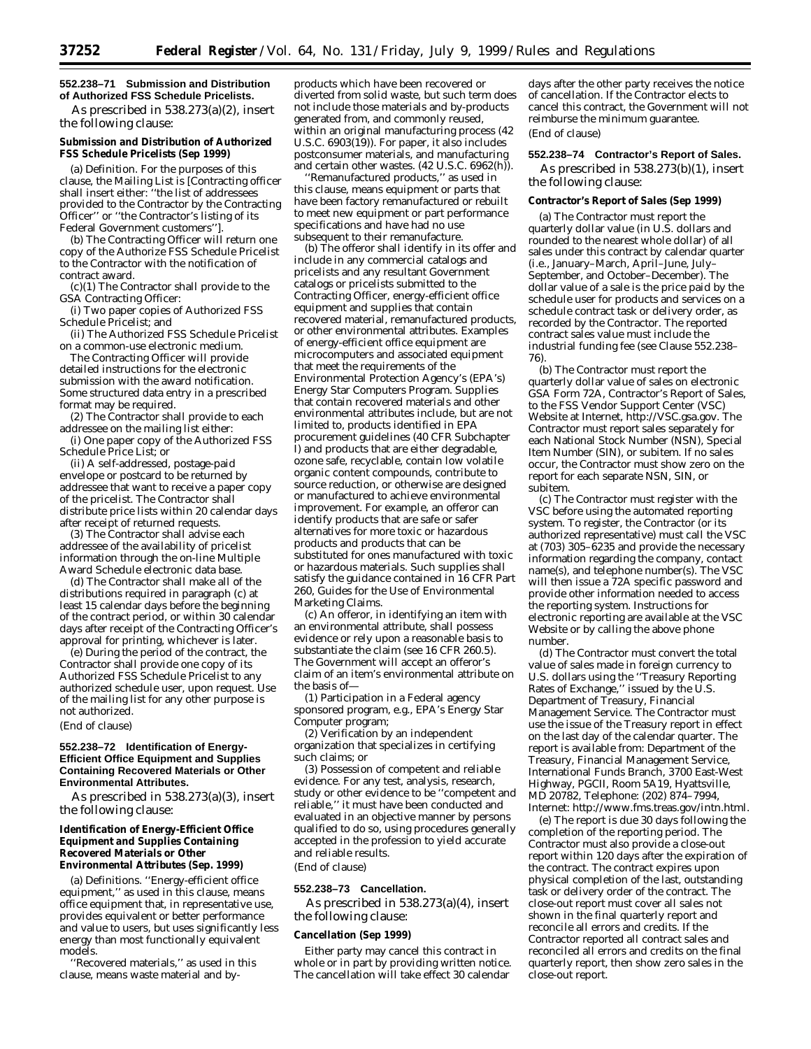**552.238–71 Submission and Distribution of Authorized FSS Schedule Pricelists.**

As prescribed in 538.273(a)(2), insert the following clause:

**Submission and Distribution of Authorized FSS Schedule Pricelists (Sep 1999)**

(a) Definition. For the purposes of this clause, the Mailing List is [Contracting officer shall insert either: ''the list of addressees provided to the Contractor by the Contracting Officer'' or ''the Contractor's listing of its Federal Government customers''].

(b) The Contracting Officer will return one copy of the Authorize FSS Schedule Pricelist to the Contractor with the notification of contract award.

(c)(1) The Contractor shall provide to the GSA Contracting Officer:

(i) Two paper copies of Authorized FSS Schedule Pricelist; and

(ii) The Authorized FSS Schedule Pricelist on a common-use electronic medium.

The Contracting Officer will provide detailed instructions for the electronic submission with the award notification. Some structured data entry in a prescribed format may be required.

(2) The Contractor shall provide to each addressee on the mailing list either:

(i) One paper copy of the Authorized FSS Schedule Price List; or

(ii) A self-addressed, postage-paid envelope or postcard to be returned by addressee that want to receive a paper copy of the pricelist. The Contractor shall distribute price lists within 20 calendar days after receipt of returned requests.

(3) The Contractor shall advise each addressee of the availability of pricelist information through the on-line Multiple Award Schedule electronic data base.

(d) The Contractor shall make all of the distributions required in paragraph (c) at least 15 calendar days before the beginning of the contract period, or within 30 calendar days after receipt of the Contracting Officer's approval for printing, whichever is later.

(e) During the period of the contract, the Contractor shall provide one copy of its Authorized FSS Schedule Pricelist to any authorized schedule user, upon request. Use of the mailing list for any other purpose is not authorized.

(End of clause)

**552.238–72 Identification of Energy-Efficient Office Equipment and Supplies Containing Recovered Materials or Other Environmental Attributes.**

As prescribed in 538.273(a)(3), insert the following clause:

**Identification of Energy-Efficient Office Equipment and Supplies Containing Recovered Materials or Other Environmental Attributes (Sep. 1999)**

(a) Definitions. ''Energy-efficient office equipment,'' as used in this clause, means office equipment that, in representative use, provides equivalent or better performance and value to users, but uses significantly less energy than most functionally equivalent models.

''Recovered materials,'' as used in this clause, means waste material and by-products which have been recovered or diverted from solid waste, but such term does not include those materials and by-products generated from, and commonly reused, within an original manufacturing process (42 U.S.C. 6903(19)). For paper, it also includes postconsumer materials, and manufacturing and certain other wastes. (42 U.S.C. 6962(h)).

''Remanufactured products,'' as used in this clause, means equipment or parts that have been factory remanufactured or rebuilt to meet new equipment or part performance specifications and have had no use subsequent to their remanufacture.

(b) The offeror shall identify in its offer and include in any commercial catalogs and pricelists and any resultant Government catalogs or pricelists submitted to the Contracting Officer, energy-efficient office equipment and supplies that contain recovered material, remanufactured products, or other environmental attributes. Examples of energy-efficient office equipment are microcomputers and associated equipment that meet the requirements of the Environmental Protection Agency's (EPA's) Energy Star Computers Program. Supplies that contain recovered materials and other environmental attributes include, but are not limited to, products identified in EPA procurement guidelines (40 CFR Subchapter I) and products that are either degradable, ozone safe, recyclable, contain low volatile organic content compounds, contribute to source reduction, or otherwise are designed or manufactured to achieve environmental improvement. For example, an offeror can identify products that are safe or safer alternatives for more toxic or hazardous products and products that can be substituted for ones manufactured with toxic or hazardous materials. Such supplies shall satisfy the guidance contained in 16 CFR Part 260, Guides for the Use of Environmental Marketing Claims.

(c) An offeror, in identifying an item with an environmental attribute, shall possess evidence or rely upon a reasonable basis to substantiate the claim (see 16 CFR 260.5). The Government will accept an offeror's claim of an item's environmental attribute on the basis of—

(1) Participation in a Federal agency sponsored program, e.g., EPA's Energy Star Computer program;

(2) Verification by an independent organization that specializes in certifying such claims; or

(3) Possession of competent and reliable evidence. For any test, analysis, research, study or other evidence to be ''competent and reliable,'' it must have been conducted and evaluated in an objective manner by persons qualified to do so, using procedures generally accepted in the profession to yield accurate and reliable results.

(End of clause)

**552.238–73 Cancellation.**

As prescribed in 538.273(a)(4), insert the following clause:

**Cancellation (Sep 1999)**

Either party may cancel this contract in whole or in part by providing written notice. The cancellation will take effect 30 calendar days after the other party receives the notice of cancellation. If the Contractor elects to cancel this contract, the Government will not reimburse the minimum guarantee.

(End of clause)

**552.238–74 Contractor's Report of Sales.**

As prescribed in 538.273(b)(1), insert the following clause:

**Contractor's Report of Sales (Sep 1999)**

(a) The Contractor must report the quarterly dollar value (in U.S. dollars and rounded to the nearest whole dollar) of all sales under this contract by calendar quarter (i.e., January–March, April–June, July–September, and October–December). The dollar value of a sale is the price paid by the schedule user for products and services on a schedule contract task or delivery order, as recorded by the Contractor. The reported contract sales value must include the industrial funding fee (see Clause 552.238–76).

(b) The Contractor must report the quarterly dollar value of sales on electronic GSA Form 72A, Contractor's Report of Sales, to the FSS Vendor Support Center (VSC) Website at Internet, http://VSC.gsa.gov. The Contractor must report sales separately for each National Stock Number (NSN), Special Item Number (SIN), or subitem. If no sales occur, the Contractor must show zero on the report for each separate NSN, SIN, or subitem.

(c) The Contractor must register with the VSC before using the automated reporting system. To register, the Contractor (or its authorized representative) must call the VSC at (703) 305–6235 and provide the necessary information regarding the company, contact name(s), and telephone number(s). The VSC will then issue a 72A specific password and provide other information needed to access the reporting system. Instructions for electronic reporting are available at the VSC Website or by calling the above phone number.

(d) The Contractor must convert the total value of sales made in foreign currency to U.S. dollars using the ''Treasury Reporting Rates of Exchange,'' issued by the U.S. Department of Treasury, Financial Management Service. The Contractor must use the issue of the Treasury report in effect on the last day of the calendar quarter. The report is available from: Department of the Treasury, Financial Management Service, International Funds Branch, 3700 East-West Highway, PGCII, Room 5A19, Hyattsville, MD 20782, Telephone: (202) 874–7994, Internet: http://www.fms.treas.gov/intn.html.

(e) The report is due 30 days following the completion of the reporting period. The Contractor must also provide a close-out report within 120 days after the expiration of the contract. The contract expires upon physical completion of the last, outstanding task or delivery order of the contract. The close-out report must cover all sales not shown in the final quarterly report and reconcile all errors and credits. If the Contractor reported all contract sales and reconciled all errors and credits on the final quarterly report, then show zero sales in the close-out report.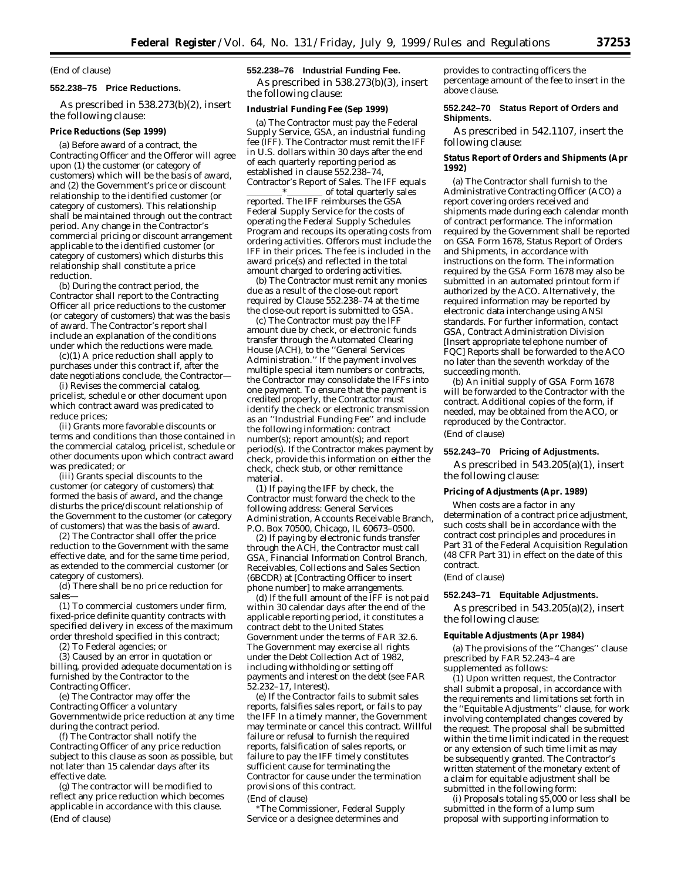(End of clause)

**552.238–75 Price Reductions.**

As prescribed in 538.273(b)(2), insert the following clause:

**Price Reductions (Sep 1999)**

(a) Before award of a contract, the Contracting Officer and the Offeror will agree upon (1) the customer (or category of customers) which will be the basis of award, and (2) the Government's price or discount relationship to the identified customer (or category of customers). This relationship shall be maintained through out the contract period. Any change in the Contractor's commercial pricing or discount arrangement applicable to the identified customer (or category of customers) which disturbs this relationship shall constitute a price reduction.

(b) During the contract period, the Contractor shall report to the Contracting Officer all price reductions to the customer (or category of customers) that was the basis of award. The Contractor's report shall include an explanation of the conditions under which the reductions were made.

(c)(1) A price reduction shall apply to purchases under this contract if, after the date negotiations conclude, the Contractor—

(i) Revises the commercial catalog, pricelist, schedule or other document upon which contract award was predicated to reduce prices;

(ii) Grants more favorable discounts or terms and conditions than those contained in the commercial catalog, pricelist, schedule or other documents upon which contract award was predicated; or

(iii) Grants special discounts to the customer (or category of customers) that formed the basis of award, and the change disturbs the price/discount relationship of the Government to the customer (or category of customers) that was the basis of award.

(2) The Contractor shall offer the price reduction to the Government with the same effective date, and for the same time period, as extended to the commercial customer (or category of customers).

(d) There shall be no price reduction for sales—

(1) To commercial customers under firm, fixed-price definite quantity contracts with specified delivery in excess of the maximum order threshold specified in this contract;

(2) To Federal agencies; or

(3) Caused by an error in quotation or billing, provided adequate documentation is furnished by the Contractor to the Contracting Officer.

(e) The Contractor may offer the Contracting Officer a voluntary Governmentwide price reduction at any time during the contract period.

(f) The Contractor shall notify the Contracting Officer of any price reduction subject to this clause as soon as possible, but not later than 15 calendar days after its effective date.

(g) The contractor will be modified to reflect any price reduction which becomes applicable in accordance with this clause.

(End of clause)

**552.238–76 Industrial Funding Fee.**

As prescribed in 538.273(b)(3), insert the following clause:

**Industrial Funding Fee (Sep 1999)**

(a) The Contractor must pay the Federal Supply Service, GSA, an industrial funding fee (IFF). The Contractor must remit the IFF in U.S. dollars within 30 days after the end of each quarterly reporting period as established in clause 552.238–74, Contractor's Report of Sales. The IFF equals \_\_\_\_\_\_\_\_*\_\_\_\_\_\_\_\_ of total quarterly sales reported. The IFF reimburses the GSA Federal Supply Service for the costs of operating the Federal Supply Schedules Program and recoups its operating costs from ordering activities. Offerors must include the IFF in their prices. The fee is included in the award price(s) and reflected in the total amount charged to ordering activities.

(b) The Contractor must remit any monies due as a result of the close-out report required by Clause 552.238–74 at the time the close-out report is submitted to GSA.

(c) The Contractor must pay the IFF amount due by check, or electronic funds transfer through the Automated Clearing House (ACH), to the "General Services Administration." If the payment involves multiple special item numbers or contracts, the Contractor may consolidate the IFFs into one payment. To ensure that the payment is credited properly, the Contractor must identify the check or electronic transmission as an "Industrial Funding Fee" and include the following information: contract number(s); report amount(s); and report period(s). If the Contractor makes payment by check, provide this information on either the check, check stub, or other remittance material.

(1) If paying the IFF by check, the Contractor must forward the check to the following address: General Services Administration, Accounts Receivable Branch, P.O. Box 70500, Chicago, IL 60673–0500.

(2) If paying by electronic funds transfer through the ACH, the Contractor must call GSA, Financial Information Control Branch, Receivables, Collections and Sales Section (6BCDR) at [Contracting Officer to insert phone number] to make arrangements.

(d) If the full amount of the IFF is not paid within 30 calendar days after the end of the applicable reporting period, it constitutes a contract debt to the United States Government under the terms of FAR 32.6. The Government may exercise all rights under the Debt Collection Act of 1982, including withholding or setting off payments and interest on the debt (see FAR 52.232–17, Interest).

(e) If the Contractor fails to submit sales reports, falsifies sales report, or fails to pay the IFF In a timely manner, the Government may terminate or cancel this contract. Willful failure or refusal to furnish the required reports, falsification of sales reports, or failure to pay the IFF timely constitutes sufficient cause for terminating the Contractor for cause under the termination provisions of this contract.

(End of clause)

*The Commissioner, Federal Supply Service or a designee determines and provides to contracting officers the percentage amount of the fee to insert in the above clause.

**552.242–70 Status Report of Orders and Shipments.**

As prescribed in 542.1107, insert the following clause:

**Status Report of Orders and Shipments (Apr 1992)**

(a) The Contractor shall furnish to the Administrative Contracting Officer (ACO) a report covering orders received and shipments made during each calendar month of contract performance. The information required by the Government shall be reported on GSA Form 1678, Status Report of Orders and Shipments, in accordance with instructions on the form. The information required by the GSA Form 1678 may also be submitted in an automated printout form if authorized by the ACO. Alternatively, the required information may be reported by electronic data interchange using ANSI standards. For further information, contact GSA, Contract Administration Division [Insert appropriate telephone number of FQC] Reports shall be forwarded to the ACO no later than the seventh workday of the succeeding month.

(b) An initial supply of GSA Form 1678 will be forwarded to the Contractor with the contract. Additional copies of the form, if needed, may be obtained from the ACO, or reproduced by the Contractor.

(End of clause)

**552.243–70 Pricing of Adjustments.**

As prescribed in 543.205(a)(1), insert the following clause:

**Pricing of Adjustments (Apr. 1989)**

When costs are a factor in any determination of a contract price adjustment, such costs shall be in accordance with the contract cost principles and procedures in Part 31 of the Federal Acquisition Regulation (48 CFR Part 31) in effect on the date of this contract.

(End of clause)

**552.243–71 Equitable Adjustments.**

As prescribed in 543.205(a)(2), insert the following clause:

**Equitable Adjustments (Apr 1984)**

(a) The provisions of the "Changes" clause prescribed by FAR 52.243–4 are supplemented as follows:

(1) Upon written request, the Contractor shall submit a proposal, in accordance with the requirements and limitations set forth in the "Equitable Adjustments" clause, for work involving contemplated changes covered by the request. The proposal shall be submitted within the time limit indicated in the request or any extension of such time limit as may be subsequently granted. The Contractor's written statement of the monetary extent of a claim for equitable adjustment shall be submitted in the following form:

(i) Proposals totaling $5,000 or less shall be submitted in the form of a lump sum proposal with supporting information to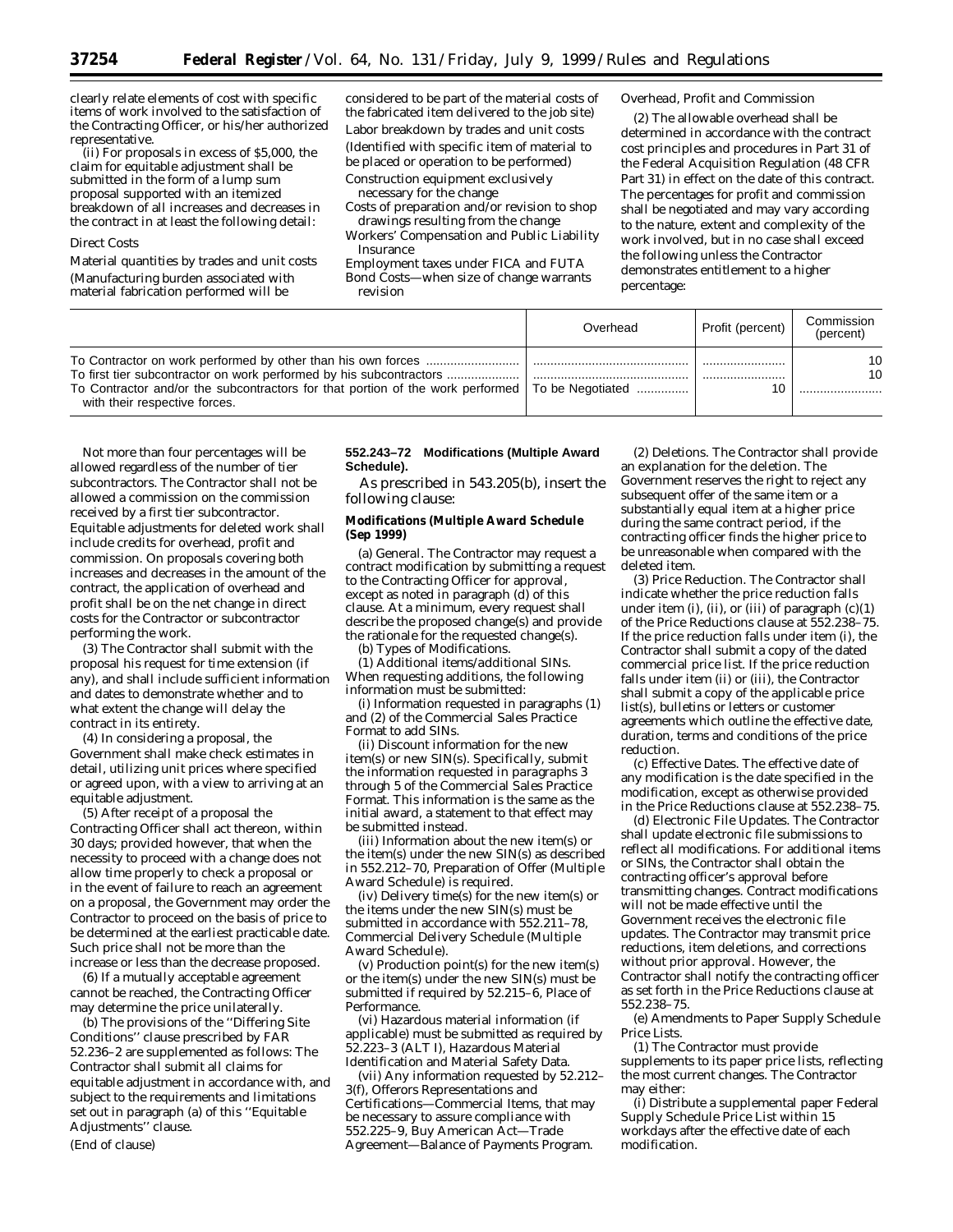clearly relate elements of cost with specific items of work involved to the satisfaction of the Contracting Officer, or his/her authorized representative.

(ii) For proposals in excess of $5,000, the claim for equitable adjustment shall be submitted in the form of a lump sum proposal supported with an itemized breakdown of all increases and decreases in the contract in at least the following detail:

Direct Costs

Material quantities by trades and unit costs (Manufacturing burden associated with material fabrication performed will be considered to be part of the material costs of the fabricated item delivered to the job site)

Labor breakdown by trades and unit costs (Identified with specific item of material to be placed or operation to be performed)

Construction equipment exclusively necessary for the change

Costs of preparation and/or revision to shop drawings resulting from the change

Workers' Compensation and Public Liability Insurance

Employment taxes under FICA and FUTA

Bond Costs—when size of change warrants revision

Overhead, Profit and Commission

(2) The allowable overhead shall be determined in accordance with the contract cost principles and procedures in Part 31 of the Federal Acquisition Regulation (48 CFR Part 31) in effect on the date of this contract. The percentages for profit and commission shall be negotiated and may vary according to the nature, extent and complexity of the work involved, but in no case shall exceed the following unless the Contractor demonstrates entitlement to a higher percentage:

| | Overhead | Profit (percent) | Commission (percent) |
|---|---|---|---|
| To Contractor on work performed by other than his own forces | | | 10 |
| To first tier subcontractor on work performed by his subcontractors | | | 10 |
| To Contractor and/or the subcontractors for that portion of the work performed with their respective forces. | To be Negotiated | 10 | |

Not more than four percentages will be allowed regardless of the number of tier subcontractors. The Contractor shall not be allowed a commission on the commission received by a first tier subcontractor. Equitable adjustments for deleted work shall include credits for overhead, profit and commission. On proposals covering both increases and decreases in the amount of the contract, the application of overhead and profit shall be on the net change in direct costs for the Contractor or subcontractor performing the work.

(3) The Contractor shall submit with the proposal his request for time extension (if any), and shall include sufficient information and dates to demonstrate whether and to what extent the change will delay the contract in its entirety.

(4) In considering a proposal, the Government shall make check estimates in detail, utilizing unit prices where specified or agreed upon, with a view to arriving at an equitable adjustment.

(5) After receipt of a proposal the Contracting Officer shall act thereon, within 30 days; provided however, that when the necessity to proceed with a change does not allow time properly to check a proposal or in the event of failure to reach an agreement on a proposal, the Government may order the Contractor to proceed on the basis of price to be determined at the earliest practicable date. Such price shall not be more than the increase or less than the decrease proposed.

(6) If a mutually acceptable agreement cannot be reached, the Contracting Officer may determine the price unilaterally.

(b) The provisions of the "Differing Site Conditions" clause prescribed by FAR 52.236–2 are supplemented as follows: The Contractor shall submit all claims for equitable adjustment in accordance with, and subject to the requirements and limitations set out in paragraph (a) of this "Equitable Adjustments" clause.

(End of clause)

**552.243–72 Modifications (Multiple Award Schedule).**

As prescribed in 543.205(b), insert the following clause:

**Modifications (Multiple Award Schedule (Sep 1999)**

(a) General. The Contractor may request a contract modification by submitting a request to the Contracting Officer for approval, except as noted in paragraph (d) of this clause. At a minimum, every request shall describe the proposed change(s) and provide the rationale for the requested change(s).

(b) Types of Modifications.

(1) Additional items/additional SINs. When requesting additions, the following information must be submitted:

(i) Information requested in paragraphs (1) and (2) of the Commercial Sales Practice Format to add SINs.

(ii) Discount information for the new item(s) or new SIN(s). Specifically, submit the information requested in paragraphs 3 through 5 of the Commercial Sales Practice Format. This information is the same as the initial award, a statement to that effect may be submitted instead.

(iii) Information about the new item(s) or the item(s) under the new SIN(s) as described in 552.212–70, Preparation of Offer (Multiple Award Schedule) is required.

(iv) Delivery time(s) for the new item(s) or the items under the new SIN(s) must be submitted in accordance with 552.211–78, Commercial Delivery Schedule (Multiple Award Schedule).

(v) Production point(s) for the new item(s) or the item(s) under the new SIN(s) must be submitted if required by 52.215–6, Place of Performance.

(vi) Hazardous material information (if applicable) must be submitted as required by 52.223–3 (ALT I), Hazardous Material Identification and Material Safety Data.

(vii) Any information requested by 52.212–3(f), Offerors Representations and Certifications—Commercial Items, that may be necessary to assure compliance with 552.225–9, Buy American Act—Trade Agreement—Balance of Payments Program.

(2) Deletions. The Contractor shall provide an explanation for the deletion. The Government reserves the right to reject any subsequent offer of the same item or a substantially equal item at a higher price during the same contract period, if the contracting officer finds the higher price to be unreasonable when compared with the deleted item.

(3) Price Reduction. The Contractor shall indicate whether the price reduction falls under item (i), (ii), or (iii) of paragraph (c)(1) of the Price Reductions clause at 552.238–75. If the price reduction falls under item (i), the Contractor shall submit a copy of the dated commercial price list. If the price reduction falls under item (ii) or (iii), the Contractor shall submit a copy of the applicable price list(s), bulletins or letters or customer agreements which outline the effective date, duration, terms and conditions of the price reduction.

(c) Effective Dates. The effective date of any modification is the date specified in the modification, except as otherwise provided in the Price Reductions clause at 552.238–75.

(d) Electronic File Updates. The Contractor shall update electronic file submissions to reflect all modifications. For additional items or SINs, the Contractor shall obtain the contracting officer's approval before transmitting changes. Contract modifications will not be made effective until the Government receives the electronic file updates. The Contractor may transmit price reductions, item deletions, and corrections without prior approval. However, the Contractor shall notify the contracting officer as set forth in the Price Reductions clause at 552.238–75.

(e) Amendments to Paper Supply Schedule Price Lists.

(1) The Contractor must provide supplements to its paper price lists, reflecting the most current changes. The Contractor may either:

(i) Distribute a supplemental paper Federal Supply Schedule Price List within 15 workdays after the effective date of each modification.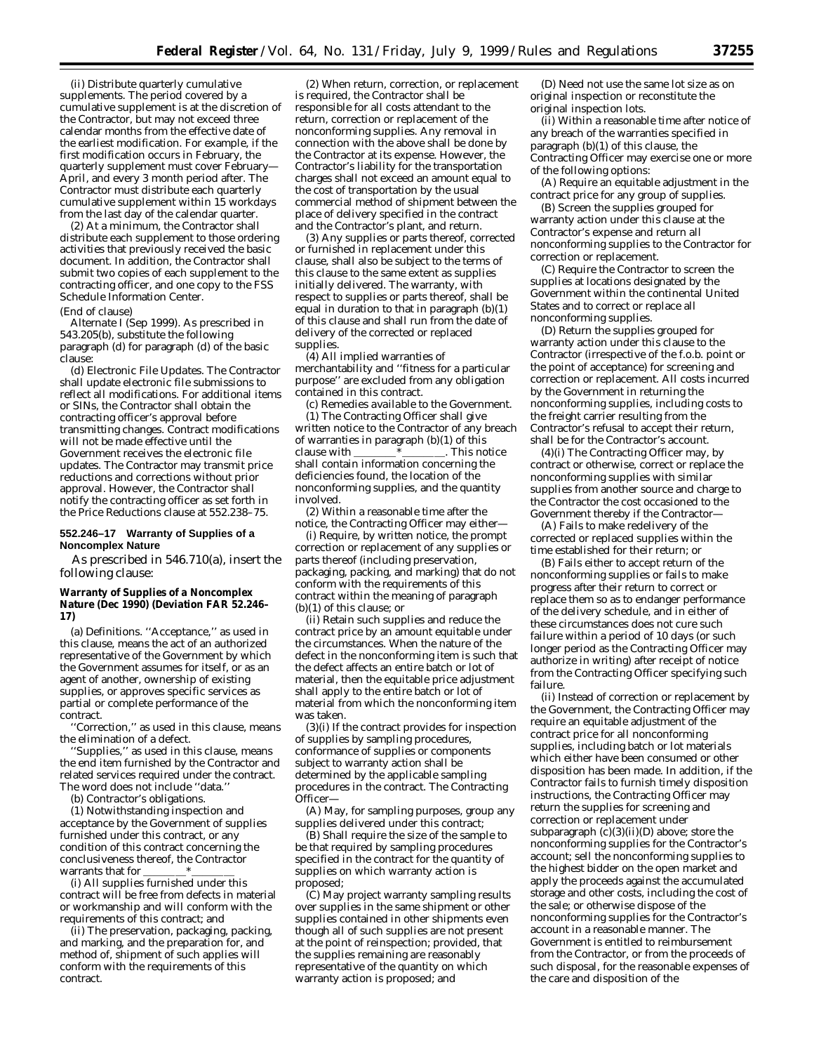(ii) Distribute quarterly cumulative supplements. The period covered by a cumulative supplement is at the discretion of the Contractor, but may not exceed three calendar months from the effective date of the earliest modification. For example, if the first modification occurs in February, the quarterly supplement must cover February—April, and every 3 month period after. The Contractor must distribute each quarterly cumulative supplement within 15 workdays from the last day of the calendar quarter.

(2) At a minimum, the Contractor shall distribute each supplement to those ordering activities that previously received the basic document. In addition, the Contractor shall submit two copies of each supplement to the contracting officer, and one copy to the FSS Schedule Information Center.

(End of clause)

*Alternate I (Sep 1999).* As prescribed in 543.205(b), substitute the following paragraph (d) for paragraph (d) of the basic clause:

(d) *Electronic File Updates.* The Contractor shall update electronic file submissions to reflect all modifications. For additional items or SINs, the Contractor shall obtain the contracting officer's approval before transmitting changes. Contract modifications will not be made effective until the Government receives the electronic file updates. The Contractor may transmit price reductions and corrections without prior approval. However, the Contractor shall notify the contracting officer as set forth in the Price Reductions clause at 552.238–75.

### 552.246–17 Warranty of Supplies of a Noncomplex Nature

As prescribed in 546.710(a), insert the following clause:

**Warranty of Supplies of a Noncomplex Nature (Dec 1990) (Deviation FAR 52.246–17)**

(a) *Definitions.* ''Acceptance,'' as used in this clause, means the act of an authorized representative of the Government by which the Government assumes for itself, or as an agent of another, ownership of existing supplies, or approves specific services as partial or complete performance of the contract.

''Correction,'' as used in this clause, means the elimination of a defect.

''Supplies,'' as used in this clause, means the end item furnished by the Contractor and related services required under the contract. The word does not include ''data.''

(b) *Contractor's obligations.*

(1) Notwithstanding inspection and acceptance by the Government of supplies furnished under this contract, or any condition of this contract concerning the conclusiveness thereof, the Contractor warrants that for ________*________

(i) All supplies furnished under this contract will be free from defects in material or workmanship and will conform with the requirements of this contract; and

(ii) The preservation, packaging, packing, and marking, and the preparation for, and method of, shipment of such applies will conform with the requirements of this contract.

(2) When return, correction, or replacement is required, the Contractor shall be responsible for all costs attendant to the return, correction or replacement of the nonconforming supplies. Any removal in connection with the above shall be done by the Contractor at its expense. However, the Contractor's liability for the transportation charges shall not exceed an amount equal to the cost of transportation by the usual commercial method of shipment between the place of delivery specified in the contract and the Contractor's plant, and return.

(3) Any supplies or parts thereof, corrected or furnished in replacement under this clause, shall also be subject to the terms of this clause to the same extent as supplies initially delivered. The warranty, with respect to supplies or parts thereof, shall be equal in duration to that in paragraph (b)(1) of this clause and shall run from the date of delivery of the corrected or replaced supplies.

(4) All implied warranties of merchantability and ''fitness for a particular purpose'' are excluded from any obligation contained in this contract.

(c) *Remedies available to the Government.*

(1) The Contracting Officer shall give written notice to the Contractor of any breach of warranties in paragraph (b)(1) of this clause with ________*________. This notice shall contain information concerning the deficiencies found, the location of the nonconforming supplies, and the quantity involved.

(2) Within a reasonable time after the notice, the Contracting Officer may either—

(i) Require, by written notice, the prompt correction or replacement of any supplies or parts thereof (including preservation, packaging, packing, and marking) that do not conform with the requirements of this contract within the meaning of paragraph (b)(1) of this clause; or

(ii) Retain such supplies and reduce the contract price by an amount equitable under the circumstances. When the nature of the defect in the nonconforming item is such that the defect affects an entire batch or lot of material, then the equitable price adjustment shall apply to the entire batch or lot of material from which the nonconforming item was taken.

(3)(i) If the contract provides for inspection of supplies by sampling procedures, conformance of supplies or components subject to warranty action shall be determined by the applicable sampling procedures in the contract. The Contracting Officer—

(A) May, for sampling purposes, group any supplies delivered under this contract;

(B) Shall require the size of the sample to be that required by sampling procedures specified in the contract for the quantity of supplies on which warranty action is proposed;

(C) May project warranty sampling results over supplies in the same shipment or other supplies contained in other shipments even though all of such supplies are not present at the point of reinspection; provided, that the supplies remaining are reasonably representative of the quantity on which warranty action is proposed; and

(D) Need not use the same lot size as on original inspection or reconstitute the original inspection lots.

(ii) Within a reasonable time after notice of any breach of the warranties specified in paragraph (b)(1) of this clause, the Contracting Officer may exercise one or more of the following options:

(A) Require an equitable adjustment in the contract price for any group of supplies.

(B) Screen the supplies grouped for warranty action under this clause at the Contractor's expense and return all nonconforming supplies to the Contractor for correction or replacement.

(C) Require the Contractor to screen the supplies at locations designated by the Government within the continental United States and to correct or replace all nonconforming supplies.

(D) Return the supplies grouped for warranty action under this clause to the Contractor (irrespective of the f.o.b. point or the point of acceptance) for screening and correction or replacement. All costs incurred by the Government in returning the nonconforming supplies, including costs to the freight carrier resulting from the Contractor's refusal to accept their return, shall be for the Contractor's account.

(4)(i) The Contracting Officer may, by contract or otherwise, correct or replace the nonconforming supplies with similar supplies from another source and charge to the Contractor the cost occasioned to the Government thereby if the Contractor—

(A) Fails to make redelivery of the corrected or replaced supplies within the time established for their return; or

(B) Fails either to accept return of the nonconforming supplies or fails to make progress after their return to correct or replace them so as to endanger performance of the delivery schedule, and in either of these circumstances does not cure such failure within a period of 10 days (or such longer period as the Contracting Officer may authorize in writing) after receipt of notice from the Contracting Officer specifying such failure.

(ii) Instead of correction or replacement by the Government, the Contracting Officer may require an equitable adjustment of the contract price for all nonconforming supplies, including batch or lot materials which either have been consumed or other disposition has been made. In addition, if the Contractor fails to furnish timely disposition instructions, the Contracting Officer may return the supplies for screening and correction or replacement under subparagraph (c)(3)(ii)(D) above; store the nonconforming supplies for the Contractor's account; sell the nonconforming supplies to the highest bidder on the open market and apply the proceeds against the accumulated storage and other costs, including the cost of the sale; or otherwise dispose of the nonconforming supplies for the Contractor's account in a reasonable manner. The Government is entitled to reimbursement from the Contractor, or from the proceeds of such disposal, for the reasonable expenses of the care and disposition of the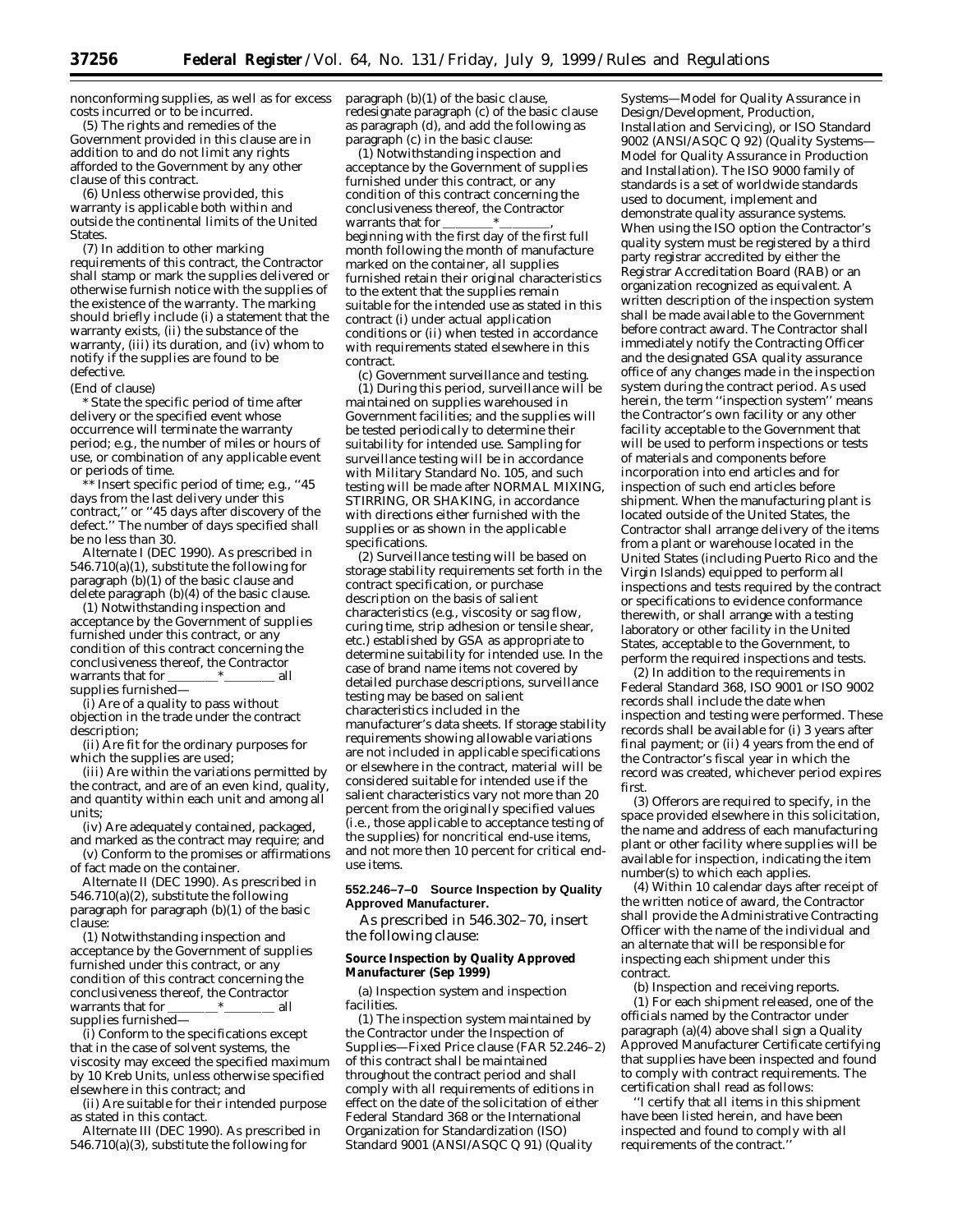nonconforming supplies, as well as for excess costs incurred or to be incurred.

(5) The rights and remedies of the Government provided in this clause are in addition to and do not limit any rights afforded to the Government by any other clause of this contract.

(6) Unless otherwise provided, this warranty is applicable both within and outside the continental limits of the United States.

(7) In addition to other marking requirements of this contract, the Contractor shall stamp or mark the supplies delivered or otherwise furnish notice with the supplies of the existence of the warranty. The marking should briefly include (i) a statement that the warranty exists, (ii) the substance of the warranty, (iii) its duration, and (iv) whom to notify if the supplies are found to be defective.

(End of clause)

* State the specific period of time after delivery or the specified event whose occurrence will terminate the warranty period; e.g., the number of miles or hours of use, or combination of any applicable event or periods of time.

** Insert specific period of time; e.g., ''45 days from the last delivery under this contract,'' or ''45 days after discovery of the defect.'' The number of days specified shall be no less than 30.

*Alternate I* (DEC 1990). As prescribed in 546.710(a)(1), substitute the following for paragraph (b)(1) of the basic clause and delete paragraph (b)(4) of the basic clause.

(1) Notwithstanding inspection and acceptance by the Government of supplies furnished under this contract, or any condition of this contract concerning the conclusiveness thereof, the Contractor warrants that for \_\_\_\_\_\_\_\_*\_\_\_\_\_\_\_\_ all supplies furnished—

(i) Are of a quality to pass without objection in the trade under the contract description;

(ii) Are fit for the ordinary purposes for which the supplies are used;

(iii) Are within the variations permitted by the contract, and are of an even kind, quality, and quantity within each unit and among all units;

(iv) Are adequately contained, packaged, and marked as the contract may require; and

(v) Conform to the promises or affirmations of fact made on the container.

*Alternate II* (DEC 1990). As prescribed in 546.710(a)(2), substitute the following paragraph for paragraph (b)(1) of the basic clause:

(1) Notwithstanding inspection and acceptance by the Government of supplies furnished under this contract, or any condition of this contract concerning the conclusiveness thereof, the Contractor warrants that for \_\_\_\_\_\_\_\_*\_\_\_\_\_\_\_\_ all supplies furnished—

(i) Conform to the specifications except that in the case of solvent systems, the viscosity may exceed the specified maximum by 10 Kreb Units, unless otherwise specified elsewhere in this contract; and

(ii) Are suitable for their intended purpose as stated in this contact.

*Alternate III* (DEC 1990). As prescribed in 546.710(a)(3), substitute the following for paragraph (b)(1) of the basic clause, redesignate paragraph (c) of the basic clause as paragraph (d), and add the following as paragraph (c) in the basic clause:

(1) Notwithstanding inspection and acceptance by the Government of supplies furnished under this contract, or any condition of this contract concerning the conclusiveness thereof, the Contractor warrants that for \_\_\_\_\_\_\_\_*\_\_\_\_\_\_\_\_, beginning with the first day of the first full month following the month of manufacture marked on the container, all supplies furnished retain their original characteristics to the extent that the supplies remain suitable for the intended use as stated in this contract (i) under actual application conditions or (ii) when tested in accordance with requirements stated elsewhere in this contract.

(c) *Government surveillance and testing.*

(1) During this period, surveillance will be maintained on supplies warehoused in Government facilities; and the supplies will be tested periodically to determine their suitability for intended use. Sampling for surveillance testing will be in accordance with Military Standard No. 105, and such testing will be made after NORMAL MIXING, STIRRING, OR SHAKING, in accordance with directions either furnished with the supplies or as shown in the applicable specifications.

(2) Surveillance testing will be based on storage stability requirements set forth in the contract specification, or purchase description on the basis of salient characteristics (e.g., viscosity or sag flow, curing time, strip adhesion or tensile shear, etc.) established by GSA as appropriate to determine suitability for intended use. In the case of brand name items not covered by detailed purchase descriptions, surveillance testing may be based on salient characteristics included in the manufacturer's data sheets. If storage stability requirements showing allowable variations are not included in applicable specifications or elsewhere in the contract, material will be considered suitable for intended use if the salient characteristics vary not more than 20 percent from the originally specified values (i.e., those applicable to acceptance testing of the supplies) for noncritical end-use items, and not more then 10 percent for critical end-use items.

**552.246–7–0 Source Inspection by Quality Approved Manufacturer.**

As prescribed in 546.302–70, insert the following clause:

**Source Inspection by Quality Approved Manufacturer (Sep 1999)**

(a) *Inspection system and inspection facilities.*

(1) The inspection system maintained by the Contractor under the Inspection of Supplies—Fixed Price clause (FAR 52.246–2) of this contract shall be maintained throughout the contract period and shall comply with all requirements of editions in effect on the date of the solicitation of either Federal Standard 368 or the International Organization for Standardization (ISO) Standard 9001 (ANSI/ASQC Q 91) (Quality Systems—Model for Quality Assurance in Design/Development, Production, Installation and Servicing), or ISO Standard 9002 (ANSI/ASQC Q 92) (Quality Systems—Model for Quality Assurance in Production and Installation). The ISO 9000 family of standards is a set of worldwide standards used to document, implement and demonstrate quality assurance systems. When using the ISO option the Contractor's quality system must be registered by a third party registrar accredited by either the Registrar Accreditation Board (RAB) or an organization recognized as equivalent. A written description of the inspection system shall be made available to the Government before contract award. The Contractor shall immediately notify the Contracting Officer and the designated GSA quality assurance office of any changes made in the inspection system during the contract period. As used herein, the term ''inspection system'' means the Contractor's own facility or any other facility acceptable to the Government that will be used to perform inspections or tests of materials and components before incorporation into end articles and for inspection of such end articles before shipment. When the manufacturing plant is located outside of the United States, the Contractor shall arrange delivery of the items from a plant or warehouse located in the United States (including Puerto Rico and the Virgin Islands) equipped to perform all inspections and tests required by the contract or specifications to evidence conformance therewith, or shall arrange with a testing laboratory or other facility in the United States, acceptable to the Government, to perform the required inspections and tests.

(2) In addition to the requirements in Federal Standard 368, ISO 9001 or ISO 9002 records shall include the date when inspection and testing were performed. These records shall be available for (i) 3 years after final payment; or (ii) 4 years from the end of the Contractor's fiscal year in which the record was created, whichever period expires first.

(3) Offerors are required to specify, in the space provided elsewhere in this solicitation, the name and address of each manufacturing plant or other facility where supplies will be available for inspection, indicating the item number(s) to which each applies.

(4) Within 10 calendar days after receipt of the written notice of award, the Contractor shall provide the Administrative Contracting Officer with the name of the individual and an alternate that will be responsible for inspecting each shipment under this contract.

(b) *Inspection and receiving reports.*

(1) For each shipment released, one of the officials named by the Contractor under paragraph (a)(4) above shall sign a Quality Approved Manufacturer Certificate certifying that supplies have been inspected and found to comply with contract requirements. The certification shall read as follows:

''I certify that all items in this shipment have been listed herein, and have been inspected and found to comply with all requirements of the contract.''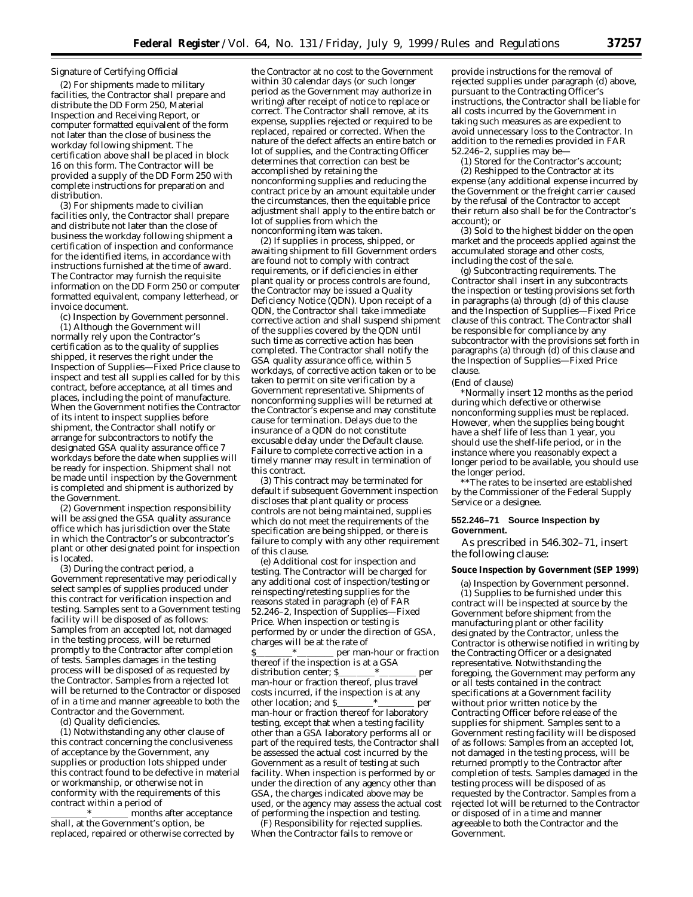Signature of Certifying Official

(2) For shipments made to military facilities, the Contractor shall prepare and distribute the DD Form 250, Material Inspection and Receiving Report, or computer formatted equivalent of the form not later than the close of business the workday following shipment. The certification above shall be placed in block 16 on this form. The Contractor will be provided a supply of the DD Form 250 with complete instructions for preparation and distribution.

(3) For shipments made to civilian facilities only, the Contractor shall prepare and distribute not later than the close of business the workday following shipment a certification of inspection and conformance for the identified items, in accordance with instructions furnished at the time of award. The Contractor may furnish the requisite information on the DD Form 250 or computer formatted equivalent, company letterhead, or invoice document.

(c) *Inspection by Government personnel.*

(1) Although the Government will normally rely upon the Contractor's certification as to the quality of supplies shipped, it reserves the right under the Inspection of Supplies—Fixed Price clause to inspect and test all supplies called for by this contract, before acceptance, at all times and places, including the point of manufacture. When the Government notifies the Contractor of its intent to inspect supplies before shipment, the Contractor shall notify or arrange for subcontractors to notify the designated GSA quality assurance office 7 workdays before the date when supplies will be ready for inspection. Shipment shall not be made until inspection by the Government is completed and shipment is authorized by the Government.

(2) Government inspection responsibility will be assigned the GSA quality assurance office which has jurisdiction over the State in which the Contractor's or subcontractor's plant or other designated point for inspection is located.

(3) During the contract period, a Government representative may periodically select samples of supplies produced under this contract for verification inspection and testing. Samples sent to a Government testing facility will be disposed of as follows: Samples from an accepted lot, not damaged in the testing process, will be returned promptly to the Contractor after completion of tests. Samples damages in the testing process will be disposed of as requested by the Contractor. Samples from a rejected lot will be returned to the Contractor or disposed of in a time and manner agreeable to both the Contractor and the Government.

(d) *Quality deficiencies.*

(1) Notwithstanding any other clause of this contract concerning the conclusiveness of acceptance by the Government, any supplies or production lots shipped under this contract found to be defective in material or workmanship, or otherwise not in conformity with the requirements of this contract within a period of ________*________ months after acceptance shall, at the Government's option, be replaced, repaired or otherwise corrected by the Contractor at no cost to the Government within 30 calendar days (or such longer period as the Government may authorize in writing) after receipt of notice to replace or correct. The Contractor shall remove, at its expense, supplies rejected or required to be replaced, repaired or corrected. When the nature of the defect affects an entire batch or lot of supplies, and the Contracting Officer determines that correction can best be accomplished by retaining the nonconforming supplies and reducing the contract price by an amount equitable under the circumstances, then the equitable price adjustment shall apply to the entire batch or lot of supplies from which the nonconforming item was taken.

(2) If supplies in process, shipped, or awaiting shipment to fill Government orders are found not to comply with contract requirements, or if deficiencies in either plant quality or process controls are found, the Contractor may be issued a Quality Deficiency Notice (QDN). Upon receipt of a QDN, the Contractor shall take immediate corrective action and shall suspend shipment of the supplies covered by the QDN until such time as corrective action has been completed. The Contractor shall notify the GSA quality assurance office, within 5 workdays, of corrective action taken or to be taken to permit on site verification by a Government representative. Shipments of nonconforming supplies will be returned at the Contractor's expense and may constitute cause for termination. Delays due to the insurance of a QDN do not constitute excusable delay under the Default clause. Failure to complete corrective action in a timely manner may result in termination of this contract.

(3) This contract may be terminated for default if subsequent Government inspection discloses that plant quality or process controls are not being maintained, supplies which do not meet the requirements of the specification are being shipped, or there is failure to comply with any other requirement of this clause.

(e) *Additional cost for inspection and testing.* The Contractor will be charged for any additional cost of inspection/testing or reinspecting/retesting supplies for the reasons stated in paragraph (e) of FAR 52.246–2, Inspection of Supplies—Fixed Price. When inspection or testing is performed by or under the direction of GSA, charges will be at the rate of $________*________ per man-hour or fraction thereof if the inspection is at a GSA distribution center; $________*________ per man-hour or fraction thereof, plus travel costs incurred, if the inspection is at any other location; and $________*________ per man-hour or fraction thereof for laboratory testing, except that when a testing facility other than a GSA laboratory performs all or part of the required tests, the Contractor shall be assessed the actual cost incurred by the Government as a result of testing at such facility. When inspection is performed by or under the direction of any agency other than GSA, the charges indicated above may be used, or the agency may assess the actual cost of performing the inspection and testing.

(F) *Responsibility for rejected supplies.* When the Contractor fails to remove or provide instructions for the removal of rejected supplies under paragraph (d) above, pursuant to the Contracting Officer's instructions, the Contractor shall be liable for all costs incurred by the Government in taking such measures as are expedient to avoid unnecessary loss to the Contractor. In addition to the remedies provided in FAR 52.246–2, supplies may be—

(1) Stored for the Contractor's account;

(2) Reshipped to the Contractor at its expense (any additional expense incurred by the Government or the freight carrier caused by the refusal of the Contractor to accept their return also shall be for the Contractor's account); or

(3) Sold to the highest bidder on the open market and the proceeds applied against the accumulated storage and other costs, including the cost of the sale.

(g) *Subcontracting requirements.* The Contractor shall insert in any subcontracts the inspection or testing provisions set forth in paragraphs (a) through (d) of this clause and the Inspection of Supplies—Fixed Price clause of this contract. The Contractor shall be responsible for compliance by any subcontractor with the provisions set forth in paragraphs (a) through (d) of this clause and the Inspection of Supplies—Fixed Price clause.

(End of clause)

*Normally insert 12 months as the period during which defective or otherwise nonconforming supplies must be replaced. However, when the supplies being bought have a shelf life of less than 1 year, you should use the shelf-life period, or in the instance where you reasonably expect a longer period to be available, you should use the longer period.

**The rates to be inserted are established by the Commissioner of the Federal Supply Service or a designee.

### 552.246–71 Source Inspection by Government.

As prescribed in 546.302–71, insert the following clause:

**Souce Inspection by Government (SEP 1999)**

(a) *Inspection by Government personnel.*

(1) Supplies to be furnished under this contract will be inspected at source by the Government before shipment from the manufacturing plant or other facility designated by the Contractor, unless the Contractor is otherwise notified in writing by the Contracting Officer or a designated representative. Notwithstanding the foregoing, the Government may perform any or all tests contained in the contract specifications at a Government facility without prior written notice by the Contracting Officer before release of the supplies for shipment. Samples sent to a Government resting facility will be disposed of as follows: Samples from an accepted lot, not damaged in the testing process, will be returned promptly to the Contractor after completion of tests. Samples damaged in the testing process will be disposed of as requested by the Contractor. Samples from a rejected lot will be returned to the Contractor or disposed of in a time and manner agreeable to both the Contractor and the Government.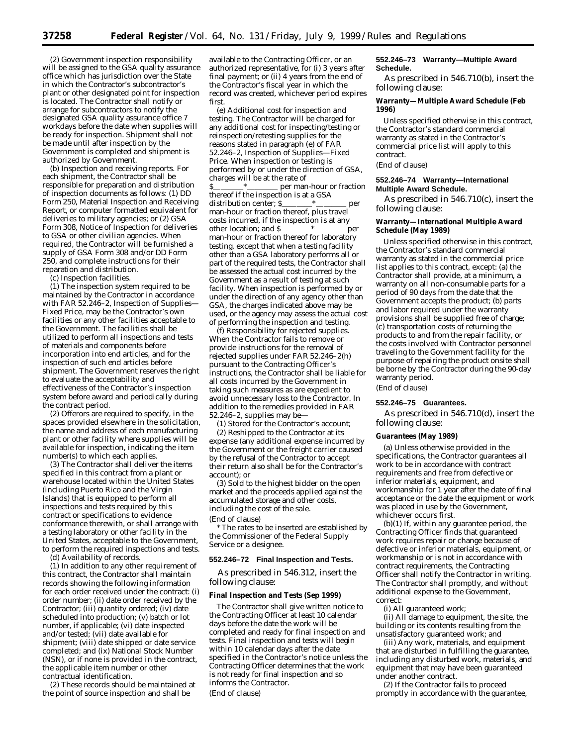(2) Government inspection responsibility will be assigned to the GSA quality assurance office which has jurisdiction over the State in which the Contractor's subcontractor's plant or other designated point for inspection is located. The Contractor shall notify or arrange for subcontractors to notify the designated GSA quality assurance office 7 workdays before the date when supplies will be ready for inspection. Shipment shall not be made until after inspection by the Government is completed and shipment is authorized by Government.

(b) *Inspection and receiving reports.* For each shipment, the Contractor shall be responsible for preparation and distribution of inspection documents as follows: (1) DD Form 250, Material Inspection and Receiving Report, or computer formatted equivalent for deliveries to military agencies; or (2) GSA Form 308, Notice of Inspection for deliveries to GSA or other civilian agencies. When required, the Contractor will be furnished a supply of GSA Form 308 and/or DD Form 250, and complete instructions for their reparation and distribution.

(c) *Inspection facilities.*

(1) The inspection system required to be maintained by the Contractor in accordance with FAR 52.246–2, Inspection of Supplies—Fixed Price, may be the Contractor's own facilities or any other facilities acceptable to the Government. The facilities shall be utilized to perform all inspections and tests of materials and components before incorporation into end articles, and for the inspection of such end articles before shipment. The Government reserves the right to evaluate the acceptability and effectiveness of the Contractor's inspection system before award and periodically during the contract period.

(2) Offerors are required to specify, in the spaces provided elsewhere in the solicitation, the name and address of each manufacturing plant or other facility where supplies will be available for inspection, indicating the item number(s) to which each applies.

(3) The Contractor shall deliver the items specified in this contract from a plant or warehouse located within the United States (including Puerto Rico and the Virgin Islands) that is equipped to perform all inspections and tests required by this contract or specifications to evidence conformance therewith, or shall arrange with a testing laboratory or other facility in the United States, acceptable to the Government, to perform the required inspections and tests.

(d) *Availability of records.*

(1) In addition to any other requirement of this contract, the Contractor shall maintain records showing the following information for each order received under the contract: (i) order number; (ii) date order received by the Contractor; (iii) quantity ordered; (iv) date scheduled into production; (v) batch or lot number, if applicable; (vi) date inspected and/or tested; (vii) date available for shipment; (viii) date shipped or date service completed; and (ix) National Stock Number (NSN), or if none is provided in the contract, the applicable item number or other contractual identification.

(2) These records should be maintained at the point of source inspection and shall be available to the Contracting Officer, or an authorized representative, for (i) 3 years after final payment; or (ii) 4 years from the end of the Contractor's fiscal year in which the record was created, whichever period expires first.

(e) *Additional cost for inspection and testing.* The Contractor will be charged for any additional cost for inspecting/testing or reinspection/retesting supplies for the reasons stated in paragraph (e) of FAR 52.246–2, Inspection of Supplies—Fixed Price. When inspection or testing is performed by or under the direction of GSA, charges will be at the rate of $________*________ per man-hour or fraction thereof if the inspection is at a GSA distribution center; $________*________ per man-hour or fraction thereof, plus travel costs incurred, if the inspection is at any other location; and $________*________ per man-hour or fraction thereof for laboratory testing, except that when a testing facility other than a GSA laboratory performs all or part of the required tests, the Contractor shall be assessed the actual cost incurred by the Government as a result of testing at such facility. When inspection is performed by or under the direction of any agency other than GSA, the charges indicated above may be used, or the agency may assess the actual cost of performing the inspection and testing.

(f) *Responsibility for rejected supplies.* When the Contractor fails to remove or provide instructions for the removal of rejected supplies under FAR 52.246–2(h) pursuant to the Contracting Officer's instructions, the Contractor shall be liable for all costs incurred by the Government in taking such measures as are expedient to avoid unnecessary loss to the Contractor. In addition to the remedies provided in FAR 52.246–2, supplies may be—

(1) Stored for the Contractor's account;

(2) Reshipped to the Contractor at its expense (any additional expense incurred by the Government or the freight carrier caused by the refusal of the Contractor to accept their return also shall be for the Contractor's account); or

(3) Sold to the highest bidder on the open market and the proceeds applied against the accumulated storage and other costs, including the cost of the sale.

(End of clause)

* The rates to be inserted are established by the Commissioner of the Federal Supply Service or a designee.

**552.246–72 Final Inspection and Tests.**

As prescribed in 546.312, insert the following clause:

**Final Inspection and Tests (Sep 1999)**

The Contractor shall give written notice to the Contracting Officer at least 10 calendar days before the date the work will be completed and ready for final inspection and tests. Final inspection and tests will begin within 10 calendar days after the date specified in the Contractor's notice unless the Contracting Officer determines that the work is not ready for final inspection and so informs the Contractor.

(End of clause)

**552.246–73 Warranty—Multiple Award Schedule.**

As prescribed in 546.710(b), insert the following clause:

**Warranty—Multiple Award Schedule (Feb 1996)**

Unless specified otherwise in this contract, the Contractor's standard commercial warranty as stated in the Contractor's commercial price list will apply to this contract.

(End of clause)

**552.246–74 Warranty—International Multiple Award Schedule.**

As prescribed in 546.710(c), insert the following clause:

**Warranty—International Multiple Award Schedule (May 1989)**

Unless specified otherwise in this contract, the Contractor's standard commercial warranty as stated in the commercial price list applies to this contract, except: (a) the Contractor shall provide, at a minimum, a warranty on all non-consumable parts for a period of 90 days from the date that the Government accepts the product; (b) parts and labor required under the warranty provisions shall be supplied free of charge; (c) transportation costs of returning the products to and from the repair facility, or the costs involved with Contractor personnel traveling to the Government facility for the purpose of repairing the product onsite shall be borne by the Contractor during the 90-day warranty period.

(End of clause)

**552.246–75 Guarantees.**

As prescribed in 546.710(d), insert the following clause:

**Guarantees (May 1989)**

(a) Unless otherwise provided in the specifications, the Contractor guarantees all work to be in accordance with contract requirements and free from defective or inferior materials, equipment, and workmanship for 1 year after the date of final acceptance or the date the equipment or work was placed in use by the Government, whichever occurs first.

(b)(1) If, within any guarantee period, the Contracting Officer finds that guaranteed work requires repair or change because of defective or inferior materials, equipment, or workmanship or is not in accordance with contract requirements, the Contracting Officer shall notify the Contractor in writing. The Contractor shall promptly, and without additional expense to the Government, correct:

(i) All guaranteed work;

(ii) All damage to equipment, the site, the building or its contents resulting from the unsatisfactory guaranteed work; and

(iii) Any work, materials, and equipment that are disturbed in fulfilling the guarantee, including any disturbed work, materials, and equipment that may have been guaranteed under another contract.

(2) If the Contractor fails to proceed promptly in accordance with the guarantee,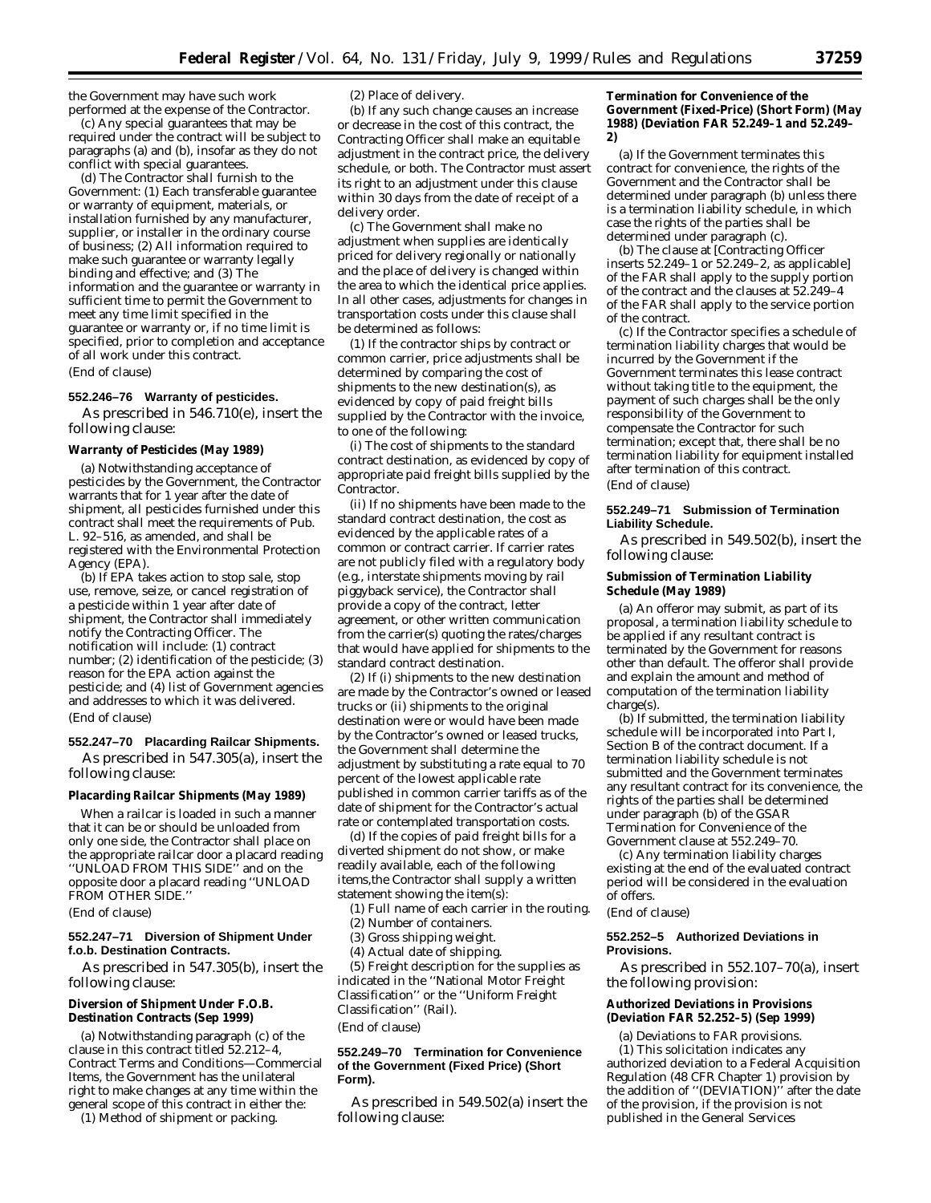the Government may have such work performed at the expense of the Contractor.

(c) Any special guarantees that may be required under the contract will be subject to paragraphs (a) and (b), insofar as they do not conflict with special guarantees.

(d) The Contractor shall furnish to the Government: (1) Each transferable guarantee or warranty of equipment, materials, or installation furnished by any manufacturer, supplier, or installer in the ordinary course of business; (2) All information required to make such guarantee or warranty legally binding and effective; and (3) The information and the guarantee or warranty in sufficient time to permit the Government to meet any time limit specified in the guarantee or warranty or, if no time limit is specified, prior to completion and acceptance of all work under this contract.

(End of clause)

**552.246–76 Warranty of pesticides.**

As prescribed in 546.710(e), insert the following clause:

**Warranty of Pesticides (May 1989)**

(a) Notwithstanding acceptance of pesticides by the Government, the Contractor warrants that for 1 year after the date of shipment, all pesticides furnished under this contract shall meet the requirements of Pub. L. 92–516, as amended, and shall be registered with the Environmental Protection Agency (EPA).

(b) If EPA takes action to stop sale, stop use, remove, seize, or cancel registration of a pesticide within 1 year after date of shipment, the Contractor shall immediately notify the Contracting Officer. The notification will include: (1) contract number; (2) identification of the pesticide; (3) reason for the EPA action against the pesticide; and (4) list of Government agencies and addresses to which it was delivered.

(End of clause)

**552.247–70 Placarding Railcar Shipments.**

As prescribed in 547.305(a), insert the following clause:

**Placarding Railcar Shipments (May 1989)**

When a railcar is loaded in such a manner that it can be or should be unloaded from only one side, the Contractor shall place on the appropriate railcar door a placard reading ''UNLOAD FROM THIS SIDE'' and on the opposite door a placard reading ''UNLOAD FROM OTHER SIDE.''

(End of clause)

**552.247–71 Diversion of Shipment Under f.o.b. Destination Contracts.**

As prescribed in 547.305(b), insert the following clause:

**Diversion of Shipment Under F.O.B. Destination Contracts (Sep 1999)**

(a) Notwithstanding paragraph (c) of the clause in this contract titled 52.212–4, Contract Terms and Conditions—Commercial Items, the Government has the unilateral right to make changes at any time within the general scope of this contract in either the:

(1) Method of shipment or packing.

(2) Place of delivery.

(b) If any such change causes an increase or decrease in the cost of this contract, the Contracting Officer shall make an equitable adjustment in the contract price, the delivery schedule, or both. The Contractor must assert its right to an adjustment under this clause within 30 days from the date of receipt of a delivery order.

(c) The Government shall make no adjustment when supplies are identically priced for delivery regionally or nationally and the place of delivery is changed within the area to which the identical price applies. In all other cases, adjustments for changes in transportation costs under this clause shall be determined as follows:

(1) If the contractor ships by contract or common carrier, price adjustments shall be determined by comparing the cost of shipments to the new destination(s), as evidenced by copy of paid freight bills supplied by the Contractor with the invoice, to one of the following:

(i) The cost of shipments to the standard contract destination, as evidenced by copy of appropriate paid freight bills supplied by the Contractor.

(ii) If no shipments have been made to the standard contract destination, the cost as evidenced by the applicable rates of a common or contract carrier. If carrier rates are not publicly filed with a regulatory body (e.g., interstate shipments moving by rail piggyback service), the Contractor shall provide a copy of the contract, letter agreement, or other written communication from the carrier(s) quoting the rates/charges that would have applied for shipments to the standard contract destination.

(2) If (i) shipments to the new destination are made by the Contractor's owned or leased trucks or (ii) shipments to the original destination were or would have been made by the Contractor's owned or leased trucks, the Government shall determine the adjustment by substituting a rate equal to 70 percent of the lowest applicable rate published in common carrier tariffs as of the date of shipment for the Contractor's actual rate or contemplated transportation costs.

(d) If the copies of paid freight bills for a diverted shipment do not show, or make readily available, each of the following items,the Contractor shall supply a written statement showing the item(s):

(1) Full name of each carrier in the routing.

(2) Number of containers.

(3) Gross shipping weight.

(4) Actual date of shipping.

(5) Freight description for the supplies as indicated in the ''National Motor Freight Classification'' or the ''Uniform Freight Classification'' (Rail).

(End of clause)

**552.249–70 Termination for Convenience of the Government (Fixed Price) (Short Form).**

As prescribed in 549.502(a) insert the following clause:

**Termination for Convenience of the Government (Fixed-Price) (Short Form) (May 1988) (Deviation FAR 52.249–1 and 52.249–2)**

(a) If the Government terminates this contract for convenience, the rights of the Government and the Contractor shall be determined under paragraph (b) unless there is a termination liability schedule, in which case the rights of the parties shall be determined under paragraph (c).

(b) The clause at [Contracting Officer inserts 52.249–1 or 52.249–2, as applicable] of the FAR shall apply to the supply portion of the contract and the clauses at 52.249–4 of the FAR shall apply to the service portion of the contract.

(c) If the Contractor specifies a schedule of termination liability charges that would be incurred by the Government if the Government terminates this lease contract without taking title to the equipment, the payment of such charges shall be the only responsibility of the Government to compensate the Contractor for such termination; except that, there shall be no termination liability for equipment installed after termination of this contract.

(End of clause)

**552.249–71 Submission of Termination Liability Schedule.**

As prescribed in 549.502(b), insert the following clause:

**Submission of Termination Liability Schedule (May 1989)**

(a) An offeror may submit, as part of its proposal, a termination liability schedule to be applied if any resultant contract is terminated by the Government for reasons other than default. The offeror shall provide and explain the amount and method of computation of the termination liability charge(s).

(b) If submitted, the termination liability schedule will be incorporated into Part I, Section B of the contract document. If a termination liability schedule is not submitted and the Government terminates any resultant contract for its convenience, the rights of the parties shall be determined under paragraph (b) of the GSAR Termination for Convenience of the Government clause at 552.249–70.

(c) Any termination liability charges existing at the end of the evaluated contract period will be considered in the evaluation of offers.

(End of clause)

**552.252–5 Authorized Deviations in Provisions.**

As prescribed in 552.107–70(a), insert the following provision:

**Authorized Deviations in Provisions (Deviation FAR 52.252–5) (Sep 1999)**

(a) Deviations to FAR provisions.

(1) This solicitation indicates any authorized deviation to a Federal Acquisition Regulation (48 CFR Chapter 1) provision by the addition of ''(DEVIATION)'' after the date of the provision, if the provision is not published in the General Services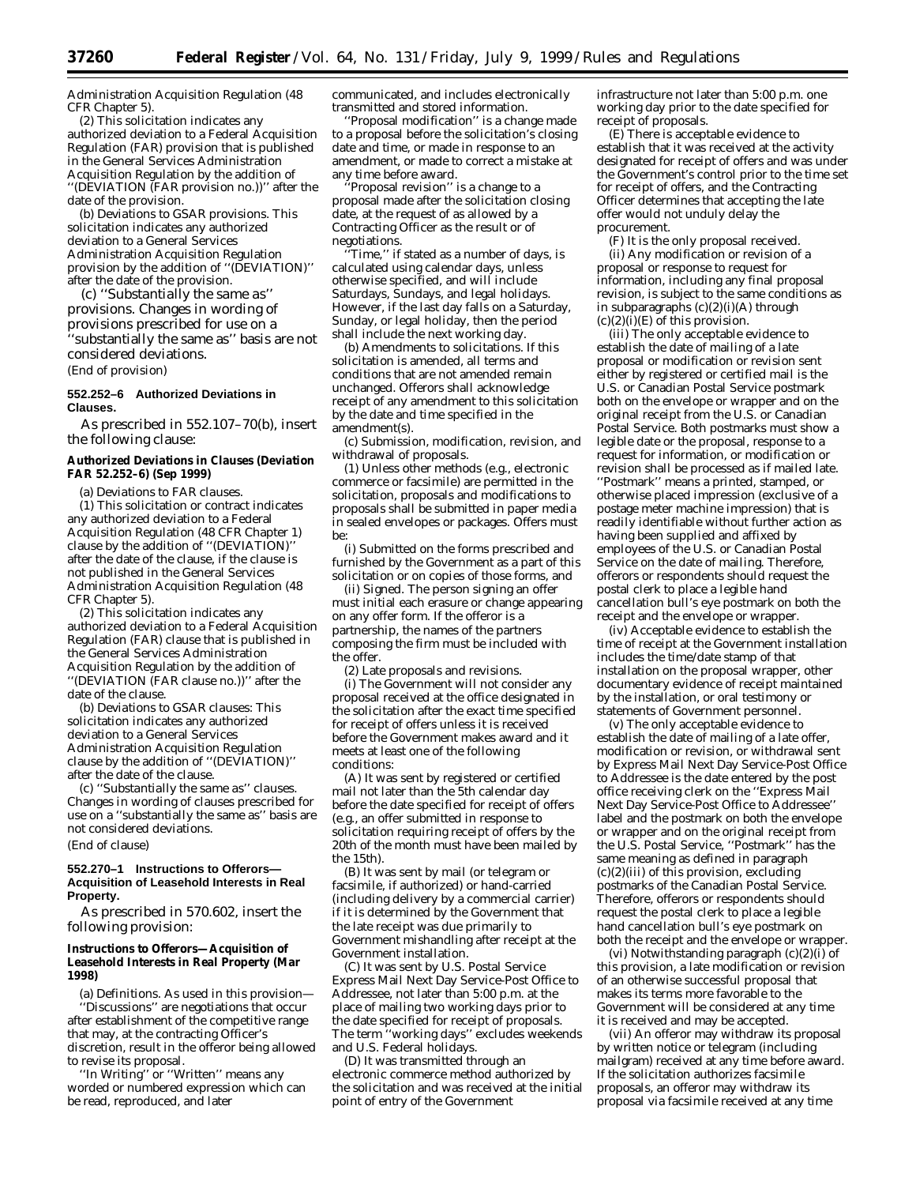Administration Acquisition Regulation (48 CFR Chapter 5).

(2) This solicitation indicates any authorized deviation to a Federal Acquisition Regulation (FAR) provision that is published in the General Services Administration Acquisition Regulation by the addition of ''(DEVIATION (FAR provision no.))'' after the date of the provision.

(b) *Deviations to GSAR provisions.* This solicitation indicates any authorized deviation to a General Services Administration Acquisition Regulation provision by the addition of ''(DEVIATION)'' after the date of the provision.

(c) *''Substantially the same as'' provisions.* Changes in wording of provisions prescribed for use on a ''substantially the same as'' basis are not considered deviations.

(End of provision)

**552.252–6 Authorized Deviations in Clauses.**

As prescribed in 552.107–70(b), insert the following clause:

**Authorized Deviations in Clauses (Deviation FAR 52.252–6) (Sep 1999)**

(a) *Deviations to FAR clauses.*

(1) This solicitation or contract indicates any authorized deviation to a Federal Acquisition Regulation (48 CFR Chapter 1) clause by the addition of ''(DEVIATION)'' after the date of the clause, if the clause is not published in the General Services Administration Acquisition Regulation (48 CFR Chapter 5).

(2) This solicitation indicates any authorized deviation to a Federal Acquisition Regulation (FAR) clause that is published in the General Services Administration Acquisition Regulation by the addition of ''(DEVIATION (FAR clause no.))'' after the date of the clause.

(b) *Deviations to GSAR clauses:* This solicitation indicates any authorized deviation to a General Services Administration Acquisition Regulation clause by the addition of ''(DEVIATION)'' after the date of the clause.

(c) *''Substantially the same as'' clauses.* Changes in wording of clauses prescribed for use on a ''substantially the same as'' basis are not considered deviations.

(End of clause)

**552.270–1 Instructions to Offerors—Acquisition of Leasehold Interests in Real Property.**

As prescribed in 570.602, insert the following provision:

**Instructions to Offerors—Acquisition of Leasehold Interests in Real Property (Mar 1998)**

(a) *Definitions.* As used in this provision—

''Discussions'' are negotiations that occur after establishment of the competitive range that may, at the contracting Officer's discretion, result in the offeror being allowed to revise its proposal.

''In Writing'' or ''Written'' means any worded or numbered expression which can be read, reproduced, and later communicated, and includes electronically transmitted and stored information.

''Proposal modification'' is a change made to a proposal before the solicitation's closing date and time, or made in response to an amendment, or made to correct a mistake at any time before award.

''Proposal revision'' is a change to a proposal made after the solicitation closing date, at the request of as allowed by a Contracting Officer as the result or of negotiations.

''Time,'' if stated as a number of days, is calculated using calendar days, unless otherwise specified, and will include Saturdays, Sundays, and legal holidays. However, if the last day falls on a Saturday, Sunday, or legal holiday, then the period shall include the next working day.

(b) *Amendments to solicitations.* If this solicitation is amended, all terms and conditions that are not amended remain unchanged. Offerors shall acknowledge receipt of any amendment to this solicitation by the date and time specified in the amendment(s).

(c) *Submission, modification, revision, and withdrawal of proposals.*

(1) Unless other methods (e.g., electronic commerce or facsimile) are permitted in the solicitation, proposals and modifications to proposals shall be submitted in paper media in sealed envelopes or packages. Offers must be:

(i) Submitted on the forms prescribed and furnished by the Government as a part of this solicitation or on copies of those forms, and

(ii) Signed. The person signing an offer must initial each erasure or change appearing on any offer form. If the offeror is a partnership, the names of the partners composing the firm must be included with the offer.

(2) Late proposals and revisions.

(i) The Government will not consider any proposal received at the office designated in the solicitation after the exact time specified for receipt of offers unless it is received before the Government makes award and it meets at least one of the following conditions:

(A) It was sent by registered or certified mail not later than the 5th calendar day before the date specified for receipt of offers (e.g., an offer submitted in response to solicitation requiring receipt of offers by the 20th of the month must have been mailed by the 15th).

(B) It was sent by mail (or telegram or facsimile, if authorized) or hand-carried (including delivery by a commercial carrier) if it is determined by the Government that the late receipt was due primarily to Government mishandling after receipt at the Government installation.

(C) It was sent by U.S. Postal Service Express Mail Next Day Service-Post Office to Addressee, not later than 5:00 p.m. at the place of mailing two working days prior to the date specified for receipt of proposals. The term ''working days'' excludes weekends and U.S. Federal holidays.

(D) It was transmitted through an electronic commerce method authorized by the solicitation and was received at the initial point of entry of the Government infrastructure not later than 5:00 p.m. one working day prior to the date specified for receipt of proposals.

(E) There is acceptable evidence to establish that it was received at the activity designated for receipt of offers and was under the Government's control prior to the time set for receipt of offers, and the Contracting Officer determines that accepting the late offer would not unduly delay the procurement.

(F) It is the only proposal received.

(ii) Any modification or revision of a proposal or response to request for information, including any final proposal revision, is subject to the same conditions as in subparagraphs (c)(2)(i)(A) through (c)(2)(i)(E) of this provision.

(iii) The only acceptable evidence to establish the date of mailing of a late proposal or modification or revision sent either by registered or certified mail is the U.S. or Canadian Postal Service postmark both on the envelope or wrapper and on the original receipt from the U.S. or Canadian Postal Service. Both postmarks must show a legible date or the proposal, response to a request for information, or modification or revision shall be processed as if mailed late. ''Postmark'' means a printed, stamped, or otherwise placed impression (exclusive of a postage meter machine impression) that is readily identifiable without further action as having been supplied and affixed by employees of the U.S. or Canadian Postal Service on the date of mailing. Therefore, offerors or respondents should request the postal clerk to place a legible hand cancellation bull's eye postmark on both the receipt and the envelope or wrapper.

(iv) Acceptable evidence to establish the time of receipt at the Government installation includes the time/date stamp of that installation on the proposal wrapper, other documentary evidence of receipt maintained by the installation, or oral testimony or statements of Government personnel.

(v) The only acceptable evidence to establish the date of mailing of a late offer, modification or revision, or withdrawal sent by Express Mail Next Day Service-Post Office to Addressee is the date entered by the post office receiving clerk on the ''Express Mail Next Day Service-Post Office to Addressee'' label and the postmark on both the envelope or wrapper and on the original receipt from the U.S. Postal Service. ''Postmark'' has the same meaning as defined in paragraph (c)(2)(iii) of this provision, excluding postmarks of the Canadian Postal Service. Therefore, offerors or respondents should request the postal clerk to place a legible hand cancellation bull's eye postmark on both the receipt and the envelope or wrapper.

(vi) Notwithstanding paragraph (c)(2)(i) of this provision, a late modification or revision of an otherwise successful proposal that makes its terms more favorable to the Government will be considered at any time it is received and may be accepted.

(vii) An offeror may withdraw its proposal by written notice or telegram (including mailgram) received at any time before award. If the solicitation authorizes facsimile proposals, an offeror may withdraw its proposal via facsimile received at any time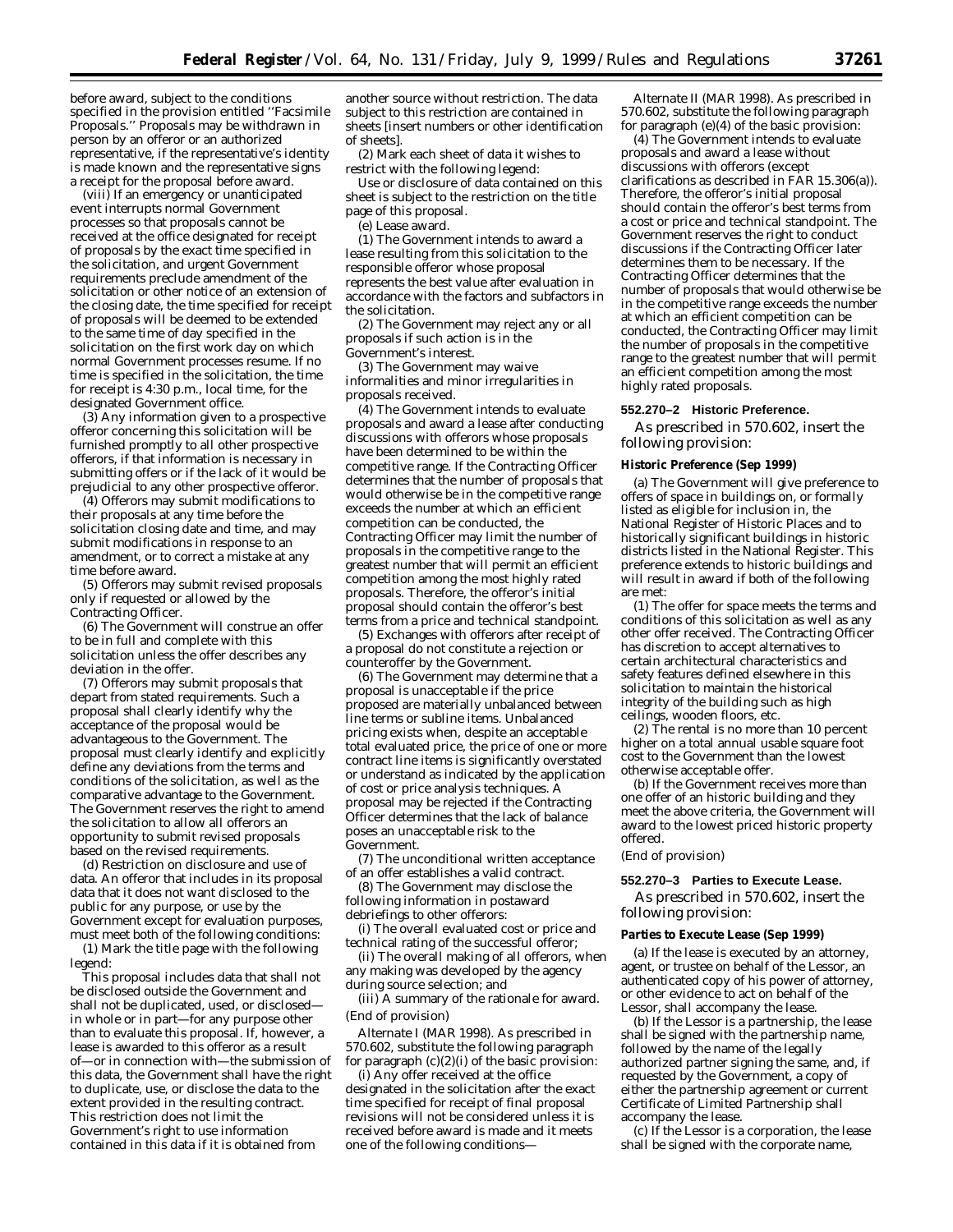before award, subject to the conditions specified in the provision entitled ''Facsimile Proposals.'' Proposals may be withdrawn in person by an offeror or an authorized representative, if the representative's identity is made known and the representative signs a receipt for the proposal before award.

(viii) If an emergency or unanticipated event interrupts normal Government processes so that proposals cannot be received at the office designated for receipt of proposals by the exact time specified in the solicitation, and urgent Government requirements preclude amendment of the solicitation or other notice of an extension of the closing date, the time specified for receipt of proposals will be deemed to be extended to the same time of day specified in the solicitation on the first work day on which normal Government processes resume. If no time is specified in the solicitation, the time for receipt is 4:30 p.m., local time, for the designated Government office.

(3) Any information given to a prospective offeror concerning this solicitation will be furnished promptly to all other prospective offerors, if that information is necessary in submitting offers or if the lack of it would be prejudicial to any other prospective offeror.

(4) Offerors may submit modifications to their proposals at any time before the solicitation closing date and time, and may submit modifications in response to an amendment, or to correct a mistake at any time before award.

(5) Offerors may submit revised proposals only if requested or allowed by the Contracting Officer.

(6) The Government will construe an offer to be in full and complete with this solicitation unless the offer describes any deviation in the offer.

(7) Offerors may submit proposals that depart from stated requirements. Such a proposal shall clearly identify why the acceptance of the proposal would be advantageous to the Government. The proposal must clearly identify and explicitly define any deviations from the terms and conditions of the solicitation, as well as the comparative advantage to the Government. The Government reserves the right to amend the solicitation to allow all offerors an opportunity to submit revised proposals based on the revised requirements.

(d) Restriction on disclosure and use of data. An offeror that includes in its proposal data that it does not want disclosed to the public for any purpose, or use by the Government except for evaluation purposes, must meet both of the following conditions:

(1) Mark the title page with the following legend:

This proposal includes data that shall not be disclosed outside the Government and shall not be duplicated, used, or disclosed—in whole or in part—for any purpose other than to evaluate this proposal. If, however, a lease is awarded to this offeror as a result of—or in connection with—the submission of this data, the Government shall have the right to duplicate, use, or disclose the data to the extent provided in the resulting contract. This restriction does not limit the Government's right to use information contained in this data if it is obtained from another source without restriction. The data subject to this restriction are contained in sheets [insert numbers or other identification of sheets].

(2) Mark each sheet of data it wishes to restrict with the following legend:

Use or disclosure of data contained on this sheet is subject to the restriction on the title page of this proposal.

(e) Lease award.

(1) The Government intends to award a lease resulting from this solicitation to the responsible offeror whose proposal represents the best value after evaluation in accordance with the factors and subfactors in the solicitation.

(2) The Government may reject any or all proposals if such action is in the Government's interest.

(3) The Government may waive informalities and minor irregularities in proposals received.

(4) The Government intends to evaluate proposals and award a lease after conducting discussions with offerors whose proposals have been determined to be within the competitive range. If the Contracting Officer determines that the number of proposals that would otherwise be in the competitive range exceeds the number at which an efficient competition can be conducted, the Contracting Officer may limit the number of proposals in the competitive range to the greatest number that will permit an efficient competition among the most highly rated proposals. Therefore, the offeror's initial proposal should contain the offeror's best terms from a price and technical standpoint.

(5) Exchanges with offerors after receipt of a proposal do not constitute a rejection or counteroffer by the Government.

(6) The Government may determine that a proposal is unacceptable if the price proposed are materially unbalanced between line terms or subline items. Unbalanced pricing exists when, despite an acceptable total evaluated price, the price of one or more contract line items is significantly overstated or understand as indicated by the application of cost or price analysis techniques. A proposal may be rejected if the Contracting Officer determines that the lack of balance poses an unacceptable risk to the Government.

(7) The unconditional written acceptance of an offer establishes a valid contract.

(8) The Government may disclose the following information in postaward debriefings to other offerors:

(i) The overall evaluated cost or price and technical rating of the successful offeror;

(ii) The overall making of all offerors, when any making was developed by the agency during source selection; and

(iii) A summary of the rationale for award.

(End of provision)

*Alternate I* (MAR 1998). As prescribed in 570.602, substitute the following paragraph for paragraph (c)(2)(i) of the basic provision:

(i) Any offer received at the office designated in the solicitation after the exact time specified for receipt of final proposal revisions will not be considered unless it is received before award is made and it meets one of the following conditions—

*Alternate II* (MAR 1998). As prescribed in 570.602, substitute the following paragraph for paragraph (e)(4) of the basic provision:

(4) The Government intends to evaluate proposals and award a lease without discussions with offerors (except clarifications as described in FAR 15.306(a)). Therefore, the offeror's initial proposal should contain the offeror's best terms from a cost or price and technical standpoint. The Government reserves the right to conduct discussions if the Contracting Officer later determines them to be necessary. If the Contracting Officer determines that the number of proposals that would otherwise be in the competitive range exceeds the number at which an efficient competition can be conducted, the Contracting Officer may limit the number of proposals in the competitive range to the greatest number that will permit an efficient competition among the most highly rated proposals.

**552.270–2 Historic Preference.**

As prescribed in 570.602, insert the following provision:

**Historic Preference (Sep 1999)**

(a) The Government will give preference to offers of space in buildings on, or formally listed as eligible for inclusion in, the National Register of Historic Places and to historically significant buildings in historic districts listed in the National Register. This preference extends to historic buildings and will result in award if both of the following are met:

(1) The offer for space meets the terms and conditions of this solicitation as well as any other offer received. The Contracting Officer has discretion to accept alternatives to certain architectural characteristics and safety features defined elsewhere in this solicitation to maintain the historical integrity of the building such as high ceilings, wooden floors, etc.

(2) The rental is no more than 10 percent higher on a total annual usable square foot cost to the Government than the lowest otherwise acceptable offer.

(b) If the Government receives more than one offer of an historic building and they meet the above criteria, the Government will award to the lowest priced historic property offered.

(End of provision)

**552.270–3 Parties to Execute Lease.**

As prescribed in 570.602, insert the following provision:

**Parties to Execute Lease (Sep 1999)**

(a) If the lease is executed by an attorney, agent, or trustee on behalf of the Lessor, an authenticated copy of his power of attorney, or other evidence to act on behalf of the Lessor, shall accompany the lease.

(b) If the Lessor is a partnership, the lease shall be signed with the partnership name, followed by the name of the legally authorized partner signing the same, and, if requested by the Government, a copy of either the partnership agreement or current Certificate of Limited Partnership shall accompany the lease.

(c) If the Lessor is a corporation, the lease shall be signed with the corporate name,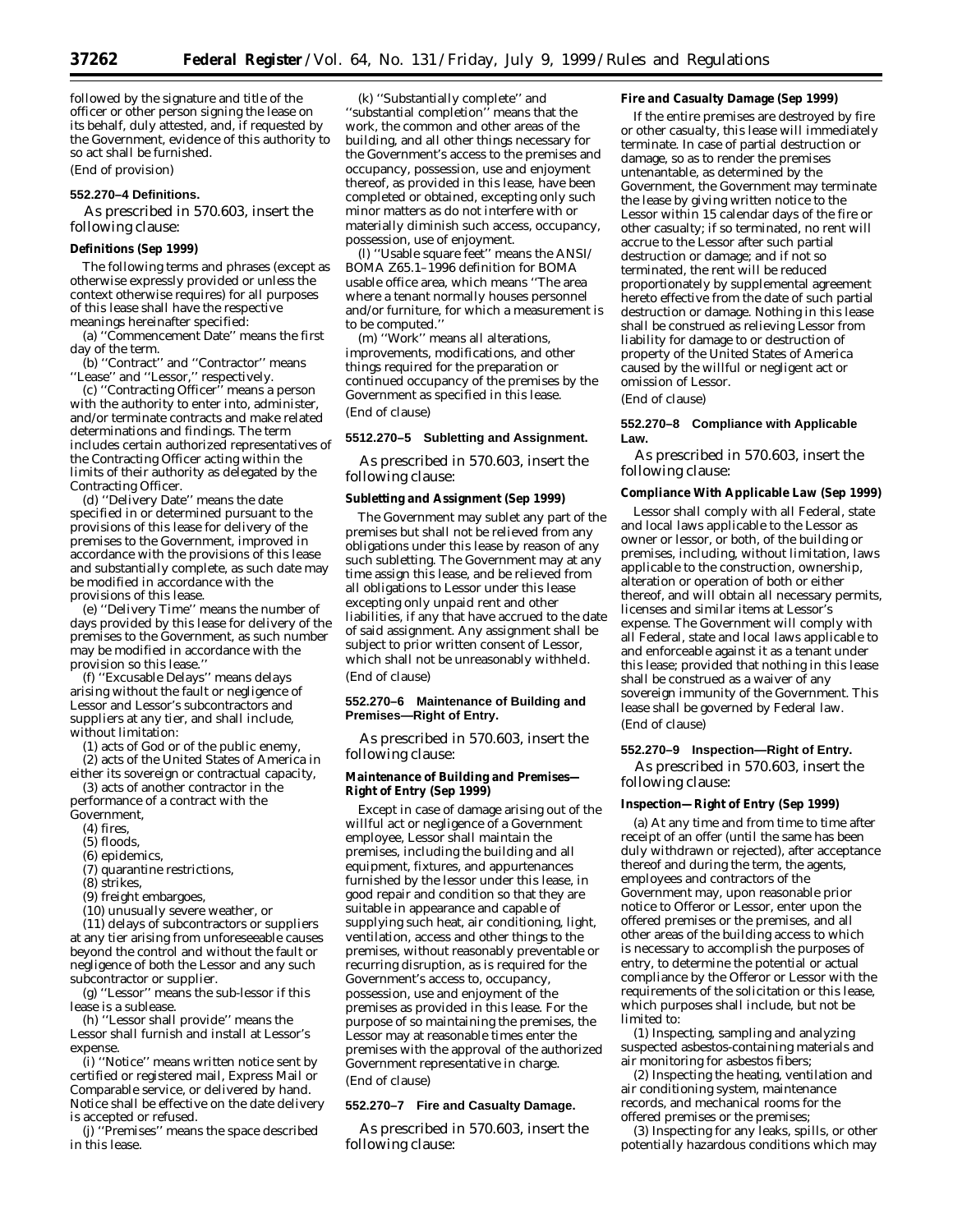followed by the signature and title of the officer or other person signing the lease on its behalf, duly attested, and, if requested by the Government, evidence of this authority to so act shall be furnished.

(End of provision)

**552.270–4 Definitions.**

As prescribed in 570.603, insert the following clause:

**Definitions (Sep 1999)**

The following terms and phrases (except as otherwise expressly provided or unless the context otherwise requires) for all purposes of this lease shall have the respective meanings hereinafter specified:

(a) ''Commencement Date'' means the first day of the term.

(b) ''Contract'' and ''Contractor'' means ''Lease'' and ''Lessor,'' respectively.

(c) ''Contracting Officer'' means a person with the authority to enter into, administer, and/or terminate contracts and make related determinations and findings. The term includes certain authorized representatives of the Contracting Officer acting within the limits of their authority as delegated by the Contracting Officer.

(d) ''Delivery Date'' means the date specified in or determined pursuant to the provisions of this lease for delivery of the premises to the Government, improved in accordance with the provisions of this lease and substantially complete, as such date may be modified in accordance with the provisions of this lease.

(e) ''Delivery Time'' means the number of days provided by this lease for delivery of the premises to the Government, as such number may be modified in accordance with the provision so this lease.''

(f) ''Excusable Delays'' means delays arising without the fault or negligence of Lessor and Lessor's subcontractors and suppliers at any tier, and shall include, without limitation:

(1) acts of God or of the public enemy,

(2) acts of the United States of America in either its sovereign or contractual capacity,

(3) acts of another contractor in the performance of a contract with the Government,

(4) fires,

(5) floods,

(6) epidemics,

(7) quarantine restrictions,

(8) strikes,

(9) freight embargoes,

(10) unusually severe weather, or

(11) delays of subcontractors or suppliers at any tier arising from unforeseeable causes beyond the control and without the fault or negligence of both the Lessor and any such subcontractor or supplier.

(g) ''Lessor'' means the sub-lessor if this lease is a sublease.

(h) ''Lessor shall provide'' means the Lessor shall furnish and install at Lessor's expense.

(i) ''Notice'' means written notice sent by certified or registered mail, Express Mail or Comparable service, or delivered by hand. Notice shall be effective on the date delivery is accepted or refused.

(j) ''Premises'' means the space described in this lease.

(k) ''Substantially complete'' and ''substantial completion'' means that the work, the common and other areas of the building, and all other things necessary for the Government's access to the premises and occupancy, possession, use and enjoyment thereof, as provided in this lease, have been completed or obtained, excepting only such minor matters as do not interfere with or materially diminish such access, occupancy, possession, use of enjoyment.

(l) ''Usable square feet'' means the ANSI/BOMA Z65.1–1996 definition for BOMA usable office area, which means ''The area where a tenant normally houses personnel and/or furniture, for which a measurement is to be computed.''

(m) ''Work'' means all alterations, improvements, modifications, and other things required for the preparation or continued occupancy of the premises by the Government as specified in this lease.

(End of clause)

**5512.270–5 Subletting and Assignment.**

As prescribed in 570.603, insert the following clause:

**Subletting and Assignment (Sep 1999)**

The Government may sublet any part of the premises but shall not be relieved from any obligations under this lease by reason of any such subletting. The Government may at any time assign this lease, and be relieved from all obligations to Lessor under this lease excepting only unpaid rent and other liabilities, if any that have accrued to the date of said assignment. Any assignment shall be subject to prior written consent of Lessor, which shall not be unreasonably withheld.

(End of clause)

**552.270–6 Maintenance of Building and Premises—Right of Entry.**

As prescribed in 570.603, insert the following clause:

**Maintenance of Building and Premises—Right of Entry (Sep 1999)**

Except in case of damage arising out of the willful act or negligence of a Government employee, Lessor shall maintain the premises, including the building and all equipment, fixtures, and appurtenances furnished by the lessor under this lease, in good repair and condition so that they are suitable in appearance and capable of supplying such heat, air conditioning, light, ventilation, access and other things to the premises, without reasonably preventable or recurring disruption, as is required for the Government's access to, occupancy, possession, use and enjoyment of the premises as provided in this lease. For the purpose of so maintaining the premises, the Lessor may at reasonable times enter the premises with the approval of the authorized Government representative in charge.

(End of clause)

**552.270–7 Fire and Casualty Damage.**

As prescribed in 570.603, insert the following clause:

**Fire and Casualty Damage (Sep 1999)**

If the entire premises are destroyed by fire or other casualty, this lease will immediately terminate. In case of partial destruction or damage, so as to render the premises untenantable, as determined by the Government, the Government may terminate the lease by giving written notice to the Lessor within 15 calendar days of the fire or other casualty; if so terminated, no rent will accrue to the Lessor after such partial destruction or damage; and if not so terminated, the rent will be reduced proportionately by supplemental agreement hereto effective from the date of such partial destruction or damage. Nothing in this lease shall be construed as relieving Lessor from liability for damage to or destruction of property of the United States of America caused by the willful or negligent act or omission of Lessor.

(End of clause)

**552.270–8 Compliance with Applicable Law.**

As prescribed in 570.603, insert the following clause:

**Compliance With Applicable Law (Sep 1999)**

Lessor shall comply with all Federal, state and local laws applicable to the Lessor as owner or lessor, or both, of the building or premises, including, without limitation, laws applicable to the construction, ownership, alteration or operation of both or either thereof, and will obtain all necessary permits, licenses and similar items at Lessor's expense. The Government will comply with all Federal, state and local laws applicable to and enforceable against it as a tenant under this lease; provided that nothing in this lease shall be construed as a waiver of any sovereign immunity of the Government. This lease shall be governed by Federal law.

(End of clause)

**552.270–9 Inspection—Right of Entry.**

As prescribed in 570.603, insert the following clause:

**Inspection—Right of Entry (Sep 1999)**

(a) At any time and from time to time after receipt of an offer (until the same has been duly withdrawn or rejected), after acceptance thereof and during the term, the agents, employees and contractors of the Government may, upon reasonable prior notice to Offeror or Lessor, enter upon the offered premises or the premises, and all other areas of the building access to which is necessary to accomplish the purposes of entry, to determine the potential or actual compliance by the Offeror or Lessor with the requirements of the solicitation or this lease, which purposes shall include, but not be limited to:

(1) Inspecting, sampling and analyzing suspected asbestos-containing materials and air monitoring for asbestos fibers;

(2) Inspecting the heating, ventilation and air conditioning system, maintenance records, and mechanical rooms for the offered premises or the premises;

(3) Inspecting for any leaks, spills, or other potentially hazardous conditions which may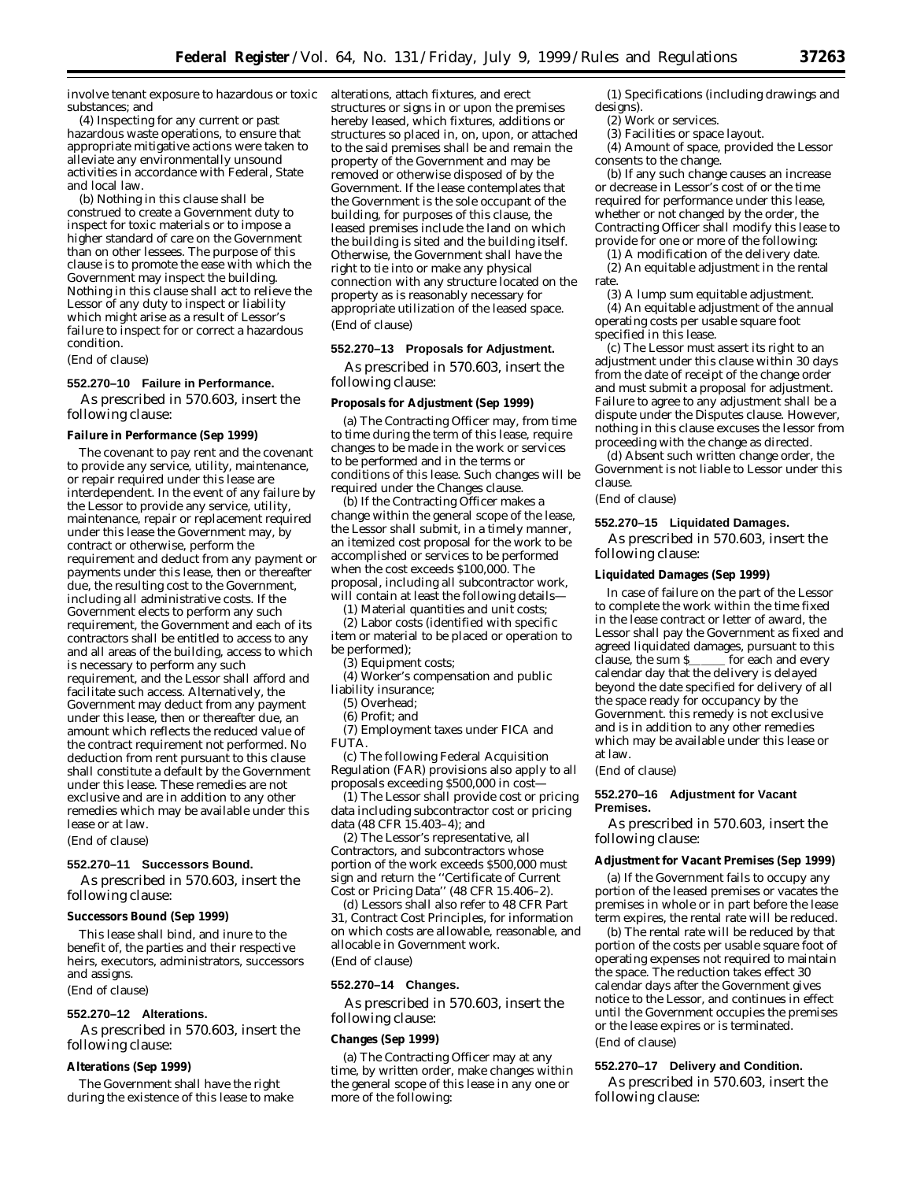involve tenant exposure to hazardous or toxic substances; and

(4) Inspecting for any current or past hazardous waste operations, to ensure that appropriate mitigative actions were taken to alleviate any environmentally unsound activities in accordance with Federal, State and local law.

(b) Nothing in this clause shall be construed to create a Government duty to inspect for toxic materials or to impose a higher standard of care on the Government than on other lessees. The purpose of this clause is to promote the ease with which the Government may inspect the building. Nothing in this clause shall act to relieve the Lessor of any duty to inspect or liability which might arise as a result of Lessor's failure to inspect for or correct a hazardous condition.

(End of clause)

### 552.270–10 Failure in Performance.

As prescribed in 570.603, insert the following clause:

**Failure in Performance (Sep 1999)**

The covenant to pay rent and the covenant to provide any service, utility, maintenance, or repair required under this lease are interdependent. In the event of any failure by the Lessor to provide any service, utility, maintenance, repair or replacement required under this lease the Government may, by contract or otherwise, perform the requirement and deduct from any payment or payments under this lease, then or thereafter due, the resulting cost to the Government, including all administrative costs. If the Government elects to perform any such requirement, the Government and each of its contractors shall be entitled to access to any and all areas of the building, access to which is necessary to perform any such requirement, and the Lessor shall afford and facilitate such access. Alternatively, the Government may deduct from any payment under this lease, then or thereafter due, an amount which reflects the reduced value of the contract requirement not performed. No deduction from rent pursuant to this clause shall constitute a default by the Government under this lease. These remedies are not exclusive and are in addition to any other remedies which may be available under this lease or at law.

(End of clause)

### 552.270–11 Successors Bound.

As prescribed in 570.603, insert the following clause:

**Successors Bound (Sep 1999)**

This lease shall bind, and inure to the benefit of, the parties and their respective heirs, executors, administrators, successors and assigns.

(End of clause)

### 552.270–12 Alterations.

As prescribed in 570.603, insert the following clause:

**Alterations (Sep 1999)**

The Government shall have the right during the existence of this lease to make alterations, attach fixtures, and erect structures or signs in or upon the premises hereby leased, which fixtures, additions or structures so placed in, on, upon, or attached to the said premises shall be and remain the property of the Government and may be removed or otherwise disposed of by the Government. If the lease contemplates that the Government is the sole occupant of the building, for purposes of this clause, the leased premises include the land on which the building is sited and the building itself. Otherwise, the Government shall have the right to tie into or make any physical connection with any structure located on the property as is reasonably necessary for appropriate utilization of the leased space.

(End of clause)

### 552.270–13 Proposals for Adjustment.

As prescribed in 570.603, insert the following clause:

**Proposals for Adjustment (Sep 1999)**

(a) The Contracting Officer may, from time to time during the term of this lease, require changes to be made in the work or services to be performed and in the terms or conditions of this lease. Such changes will be required under the Changes clause.

(b) If the Contracting Officer makes a change within the general scope of the lease, the Lessor shall submit, in a timely manner, an itemized cost proposal for the work to be accomplished or services to be performed when the cost exceeds $100,000. The proposal, including all subcontractor work, will contain at least the following details—

(1) Material quantities and unit costs;

(2) Labor costs (identified with specific item or material to be placed or operation to be performed);

(3) Equipment costs;

(4) Worker's compensation and public liability insurance;

(5) Overhead;

(6) Profit; and

(7) Employment taxes under FICA and FUTA.

(c) The following Federal Acquisition Regulation (FAR) provisions also apply to all proposals exceeding $500,000 in cost—

(1) The Lessor shall provide cost or pricing data including subcontractor cost or pricing data (48 CFR 15.403–4); and

(2) The Lessor's representative, all Contractors, and subcontractors whose portion of the work exceeds $500,000 must sign and return the ''Certificate of Current Cost or Pricing Data'' (48 CFR 15.406–2).

(d) Lessors shall also refer to 48 CFR Part 31, Contract Cost Principles, for information on which costs are allowable, reasonable, and allocable in Government work.

(End of clause)

### 552.270–14 Changes.

As prescribed in 570.603, insert the following clause:

**Changes (Sep 1999)**

(a) The Contracting Officer may at any time, by written order, make changes within the general scope of this lease in any one or more of the following:

(1) Specifications (including drawings and designs).

(2) Work or services.

(3) Facilities or space layout.

(4) Amount of space, provided the Lessor consents to the change.

(b) If any such change causes an increase or decrease in Lessor's cost of or the time required for performance under this lease, whether or not changed by the order, the Contracting Officer shall modify this lease to provide for one or more of the following:

(1) A modification of the delivery date.

(2) An equitable adjustment in the rental rate.

(3) A lump sum equitable adjustment.

(4) An equitable adjustment of the annual operating costs per usable square foot specified in this lease.

(c) The Lessor must assert its right to an adjustment under this clause within 30 days from the date of receipt of the change order and must submit a proposal for adjustment. Failure to agree to any adjustment shall be a dispute under the Disputes clause. However, nothing in this clause excuses the lessor from proceeding with the change as directed.

(d) Absent such written change order, the Government is not liable to Lessor under this clause.

(End of clause)

### 552.270–15 Liquidated Damages.

As prescribed in 570.603, insert the following clause:

**Liquidated Damages (Sep 1999)**

In case of failure on the part of the Lessor to complete the work within the time fixed in the lease contract or letter of award, the Lessor shall pay the Government as fixed and agreed liquidated damages, pursuant to this clause, the sum $______ for each and every calendar day that the delivery is delayed beyond the date specified for delivery of all the space ready for occupancy by the Government. this remedy is not exclusive and is in addition to any other remedies which may be available under this lease or at law.

(End of clause)

### 552.270–16 Adjustment for Vacant Premises.

As prescribed in 570.603, insert the following clause:

**Adjustment for Vacant Premises (Sep 1999)**

(a) If the Government fails to occupy any portion of the leased premises or vacates the premises in whole or in part before the lease term expires, the rental rate will be reduced.

(b) The rental rate will be reduced by that portion of the costs per usable square foot of operating expenses not required to maintain the space. The reduction takes effect 30 calendar days after the Government gives notice to the Lessor, and continues in effect until the Government occupies the premises or the lease expires or is terminated.

(End of clause)

### 552.270–17 Delivery and Condition.

As prescribed in 570.603, insert the following clause: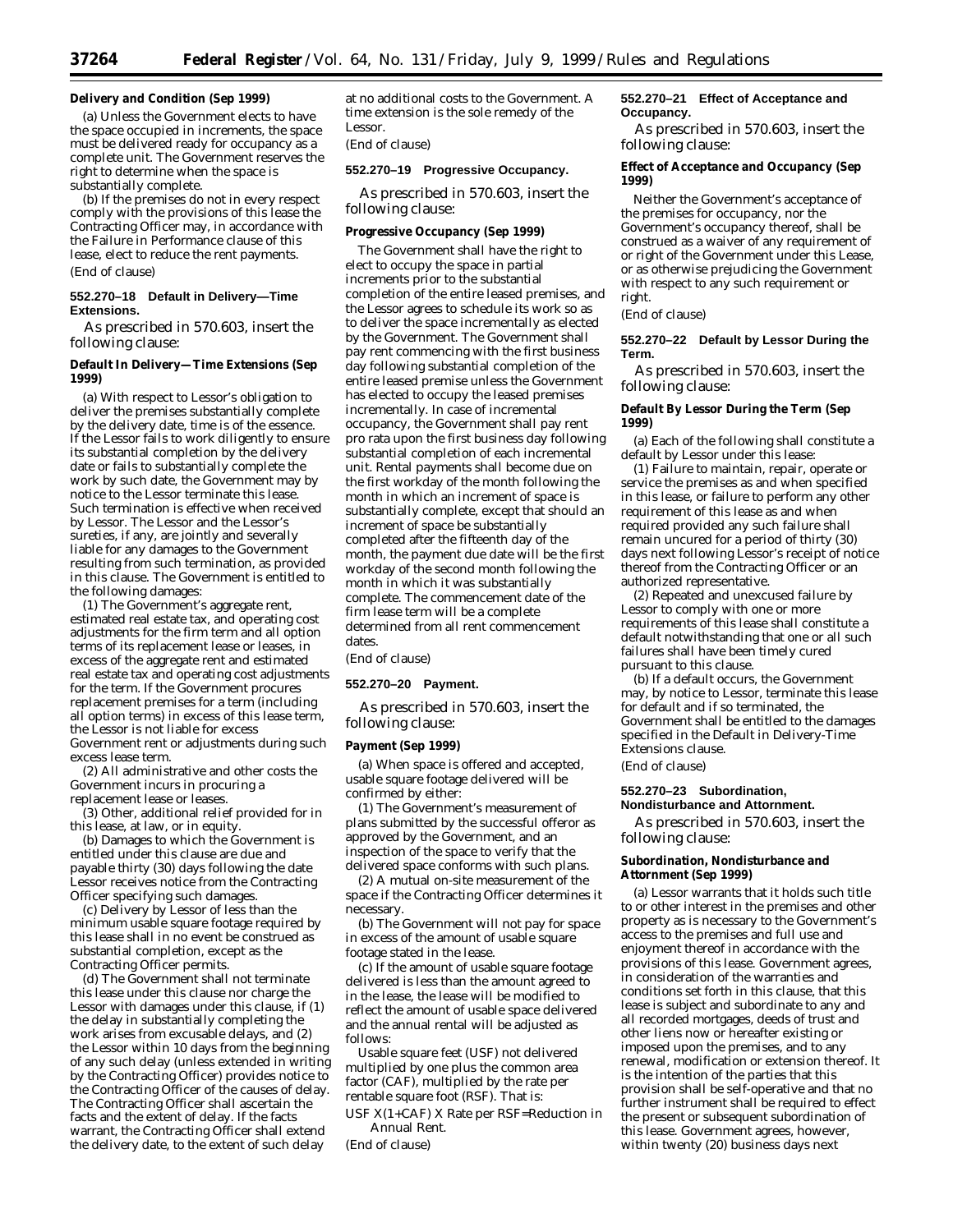**Delivery and Condition (Sep 1999)**

(a) Unless the Government elects to have the space occupied in increments, the space must be delivered ready for occupancy as a complete unit. The Government reserves the right to determine when the space is substantially complete.

(b) If the premises do not in every respect comply with the provisions of this lease the Contracting Officer may, in accordance with the Failure in Performance clause of this lease, elect to reduce the rent payments.

(End of clause)

### 552.270–18 Default in Delivery—Time Extensions.

As prescribed in 570.603, insert the following clause:

**Default In Delivery—Time Extensions (Sep 1999)**

(a) With respect to Lessor's obligation to deliver the premises substantially complete by the delivery date, time is of the essence. If the Lessor fails to work diligently to ensure its substantial completion by the delivery date or fails to substantially complete the work by such date, the Government may by notice to the Lessor terminate this lease. Such termination is effective when received by Lessor. The Lessor and the Lessor's sureties, if any, are jointly and severally liable for any damages to the Government resulting from such termination, as provided in this clause. The Government is entitled to the following damages:

(1) The Government's aggregate rent, estimated real estate tax, and operating cost adjustments for the firm term and all option terms of its replacement lease or leases, in excess of the aggregate rent and estimated real estate tax and operating cost adjustments for the term. If the Government procures replacement premises for a term (including all option terms) in excess of this lease term, the Lessor is not liable for excess Government rent or adjustments during such excess lease term.

(2) All administrative and other costs the Government incurs in procuring a replacement lease or leases.

(3) Other, additional relief provided for in this lease, at law, or in equity.

(b) Damages to which the Government is entitled under this clause are due and payable thirty (30) days following the date Lessor receives notice from the Contracting Officer specifying such damages.

(c) Delivery by Lessor of less than the minimum usable square footage required by this lease shall in no event be construed as substantial completion, except as the Contracting Officer permits.

(d) The Government shall not terminate this lease under this clause nor charge the Lessor with damages under this clause, if (1) the delay in substantially completing the work arises from excusable delays, and (2) the Lessor within 10 days from the beginning of any such delay (unless extended in writing by the Contracting Officer) provides notice to the Contracting Officer of the causes of delay. The Contracting Officer shall ascertain the facts and the extent of delay. If the facts warrant, the Contracting Officer shall extend the delivery date, to the extent of such delay at no additional costs to the Government. A time extension is the sole remedy of the Lessor.

(End of clause)

### 552.270–19 Progressive Occupancy.

As prescribed in 570.603, insert the following clause:

**Progressive Occupancy (Sep 1999)**

The Government shall have the right to elect to occupy the space in partial increments prior to the substantial completion of the entire leased premises, and the Lessor agrees to schedule its work so as to deliver the space incrementally as elected by the Government. The Government shall pay rent commencing with the first business day following substantial completion of the entire leased premise unless the Government has elected to occupy the leased premises incrementally. In case of incremental occupancy, the Government shall pay rent pro rata upon the first business day following substantial completion of each incremental unit. Rental payments shall become due on the first workday of the month following the month in which an increment of space is substantially complete, except that should an increment of space be substantially completed after the fifteenth day of the month, the payment due date will be the first workday of the second month following the month in which it was substantially complete. The commencement date of the firm lease term will be a complete determined from all rent commencement dates.

(End of clause)

### 552.270–20 Payment.

As prescribed in 570.603, insert the following clause:

**Payment (Sep 1999)**

(a) When space is offered and accepted, usable square footage delivered will be confirmed by either:

(1) The Government's measurement of plans submitted by the successful offeror as approved by the Government, and an inspection of the space to verify that the delivered space conforms with such plans.

(2) A mutual on-site measurement of the space if the Contracting Officer determines it necessary.

(b) The Government will not pay for space in excess of the amount of usable square footage stated in the lease.

(c) If the amount of usable square footage delivered is less than the amount agreed to in the lease, the lease will be modified to reflect the amount of usable space delivered and the annual rental will be adjusted as follows:

Usable square feet (USF) not delivered multiplied by one plus the common area factor (CAF), multiplied by the rate per rentable square foot (RSF). That is:

USF X(1+CAF) X Rate per RSF=Reduction in Annual Rent.

(End of clause)

### 552.270–21 Effect of Acceptance and Occupancy.

As prescribed in 570.603, insert the following clause:

**Effect of Acceptance and Occupancy (Sep 1999)**

Neither the Government's acceptance of the premises for occupancy, nor the Government's occupancy thereof, shall be construed as a waiver of any requirement of or right of the Government under this Lease, or as otherwise prejudicing the Government with respect to any such requirement or right.

(End of clause)

### 552.270–22 Default by Lessor During the Term.

As prescribed in 570.603, insert the following clause:

**Default By Lessor During the Term (Sep 1999)**

(a) Each of the following shall constitute a default by Lessor under this lease:

(1) Failure to maintain, repair, operate or service the premises as and when specified in this lease, or failure to perform any other requirement of this lease as and when required provided any such failure shall remain uncured for a period of thirty (30) days next following Lessor's receipt of notice thereof from the Contracting Officer or an authorized representative.

(2) Repeated and unexcused failure by Lessor to comply with one or more requirements of this lease shall constitute a default notwithstanding that one or all such failures shall have been timely cured pursuant to this clause.

(b) If a default occurs, the Government may, by notice to Lessor, terminate this lease for default and if so terminated, the Government shall be entitled to the damages specified in the Default in Delivery-Time Extensions clause.

(End of clause)

### 552.270–23 Subordination, Nondisturbance and Attornment.

As prescribed in 570.603, insert the following clause:

**Subordination, Nondisturbance and Attornment (Sep 1999)**

(a) Lessor warrants that it holds such title to or other interest in the premises and other property as is necessary to the Government's access to the premises and full use and enjoyment thereof in accordance with the provisions of this lease. Government agrees, in consideration of the warranties and conditions set forth in this clause, that this lease is subject and subordinate to any and all recorded mortgages, deeds of trust and other liens now or hereafter existing or imposed upon the premises, and to any renewal, modification or extension thereof. It is the intention of the parties that this provision shall be self-operative and that no further instrument shall be required to effect the present or subsequent subordination of this lease. Government agrees, however, within twenty (20) business days next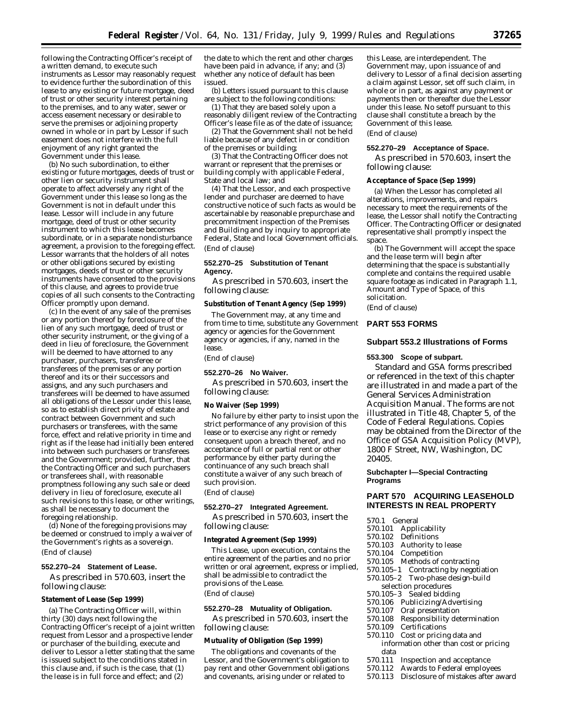following the Contracting Officer's receipt of a written demand, to execute such instruments as Lessor may reasonably request to evidence further the subordination of this lease to any existing or future mortgage, deed of trust or other security interest pertaining to the premises, and to any water, sewer or access easement necessary or desirable to serve the premises or adjoining property owned in whole or in part by Lessor if such easement does not interfere with the full enjoyment of any right granted the Government under this lease.

(b) No such subordination, to either existing or future mortgages, deeds of trust or other lien or security instrument shall operate to affect adversely any right of the Government under this lease so long as the Government is not in default under this lease. Lessor will include in any future mortgage, deed of trust or other security instrument to which this lease becomes subordinate, or in a separate nondisturbance agreement, a provision to the foregoing effect. Lessor warrants that the holders of all notes or other obligations secured by existing mortgages, deeds of trust or other security instruments have consented to the provisions of this clause, and agrees to provide true copies of all such consents to the Contracting Officer promptly upon demand.

(c) In the event of any sale of the premises or any portion thereof by foreclosure of the lien of any such mortgage, deed of trust or other security instrument, or the giving of a deed in lieu of foreclosure, the Government will be deemed to have attorned to any purchaser, purchasers, transferee or transferees of the premises or any portion thereof and its or their successors and assigns, and any such purchasers and transferees will be deemed to have assumed all obligations of the Lessor under this lease, so as to establish direct privity of estate and contract between Government and such purchasers or transferees, with the same force, effect and relative priority in time and right as if the lease had initially been entered into between such purchasers or transferees and the Government; provided, further, that the Contracting Officer and such purchasers or transferees shall, with reasonable promptness following any such sale or deed delivery in lieu of foreclosure, execute all such revisions to this lease, or other writings, as shall be necessary to document the foregoing relationship.

(d) None of the foregoing provisions may be deemed or construed to imply a waiver of the Government's rights as a sovereign.

(End of clause)

### 552.270–24 Statement of Lease.

As prescribed in 570.603, insert the following clause:

**Statement of Lease (Sep 1999)**

(a) The Contracting Officer will, within thirty (30) days next following the Contracting Officer's receipt of a joint written request from Lessor and a prospective lender or purchaser of the building, execute and deliver to Lessor a letter stating that the same is issued subject to the conditions stated in this clause and, if such is the case, that (1) the lease is in full force and effect; and (2) the date to which the rent and other charges have been paid in advance, if any; and (3) whether any notice of default has been issued.

(b) Letters issued pursuant to this clause are subject to the following conditions:

(1) That they are based solely upon a reasonably diligent review of the Contracting Officer's lease file as of the date of issuance;

(2) That the Government shall not be held liable because of any defect in or condition of the premises or building;

(3) That the Contracting Officer does not warrant or represent that the premises or building comply with applicable Federal, State and local law; and

(4) That the Lessor, and each prospective lender and purchaser are deemed to have constructive notice of such facts as would be ascertainable by reasonable prepurchase and precommitment inspection of the Premises and Building and by inquiry to appropriate Federal, State and local Government officials.

(End of clause)

### 552.270–25 Substitution of Tenant Agency.

As prescribed in 570.603, insert the following clause:

**Substitution of Tenant Agency (Sep 1999)**

The Government may, at any time and from time to time, substitute any Government agency or agencies for the Government agency or agencies, if any, named in the lease.

(End of clause)

### 552.270–26 No Waiver.

As prescribed in 570.603, insert the following clause:

**No Waiver (Sep 1999)**

No failure by either party to insist upon the strict performance of any provision of this lease or to exercise any right or remedy consequent upon a breach thereof, and no acceptance of full or partial rent or other performance by either party during the continuance of any such breach shall constitute a waiver of any such breach of such provision.

(End of clause)

### 552.270–27 Integrated Agreement.

As prescribed in 570.603, insert the following clause:

**Integrated Agreement (Sep 1999)**

This Lease, upon execution, contains the entire agreement of the parties and no prior written or oral agreement, express or implied, shall be admissible to contradict the provisions of the Lease.

(End of clause)

### 552.270–28 Mutuality of Obligation.

As prescribed in 570.603, insert the following clause:

**Mutuality of Obligation (Sep 1999)**

The obligations and covenants of the Lessor, and the Government's obligation to pay rent and other Government obligations and covenants, arising under or related to this Lease, are interdependent. The Government may, upon issuance of and delivery to Lessor of a final decision asserting a claim against Lessor, set off such claim, in whole or in part, as against any payment or payments then or thereafter due the Lessor under this lease. No setoff pursuant to this clause shall constitute a breach by the Government of this lease.

(End of clause)

### 552.270–29 Acceptance of Space.

As prescribed in 570.603, insert the following clause:

**Acceptance of Space (Sep 1999)**

(a) When the Lessor has completed all alterations, improvements, and repairs necessary to meet the requirements of the lease, the Lessor shall notify the Contracting Officer. The Contracting Officer or designated representative shall promptly inspect the space.

(b) The Government will accept the space and the lease term will begin after determining that the space is substantially complete and contains the required usable square footage as indicated in Paragraph 1.1, Amount and Type of Space, of this solicitation.

(End of clause)

## PART 553 FORMS

### Subpart 553.2 Illustrations of Forms

### 553.300 Scope of subpart.

Standard and GSA forms prescribed or referenced in the text of this chapter are illustrated in and made a part of the General Services Administration Acquisition Manual. The forms are not illustrated in Title 48, Chapter 5, of the Code of Federal Regulations. Copies may be obtained from the Director of the Office of GSA Acquisition Policy (MVP), 1800 F Street, NW, Washington, DC 20405.

## Subchapter I—Special Contracting Programs

## PART 570 ACQUIRING LEASEHOLD INTERESTS IN REAL PROPERTY

570.1 General
570.101 Applicability
570.102 Definitions
570.103 Authority to lease
570.104 Competition
570.105 Methods of contracting
570.105–1 Contracting by negotiation
570.105–2 Two-phase design-build selection procedures
570.105–3 Sealed bidding
570.106 Publicizing/Advertising
570.107 Oral presentation
570.108 Responsibility determination
570.109 Certifications
570.110 Cost or pricing data and information other than cost or pricing data
570.111 Inspection and acceptance
570.112 Awards to Federal employees
570.113 Disclosure of mistakes after award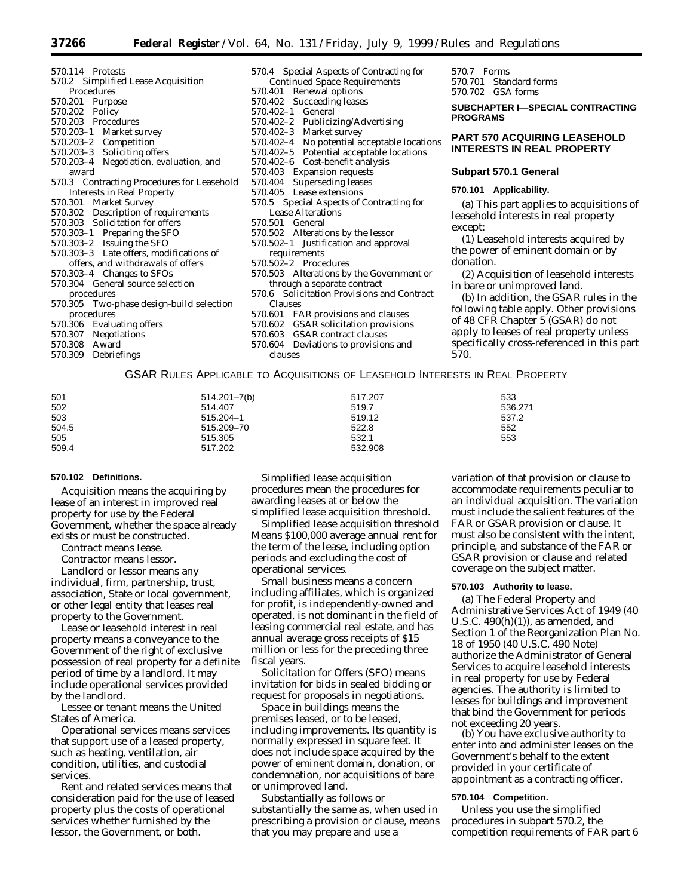570.114 Protests
570.2 Simplified Lease Acquisition Procedures
570.201 Purpose
570.202 Policy
570.203 Procedures
570.203–1 Market survey
570.203–2 Competition
570.203–3 Soliciting offers
570.203–4 Negotiation, evaluation, and award
570.3 Contracting Procedures for Leasehold Interests in Real Property
570.301 Market Survey
570.302 Description of requirements
570.303 Solicitation for offers
570.303–1 Preparing the SFO
570.303–2 Issuing the SFO
570.303–3 Late offers, modifications of offers, and withdrawals of offers
570.303–4 Changes to SFOs
570.304 General source selection procedures
570.305 Two-phase design-build selection procedures
570.306 Evaluating offers
570.307 Negotiations
570.308 Award
570.309 Debriefings
570.4 Special Aspects of Contracting for Continued Space Requirements
570.401 Renewal options
570.402 Succeeding leases
570.402–1 General
570.402–2 Publicizing/Advertising
570.402–3 Market survey
570.402–4 No potential acceptable locations
570.402–5 Potential acceptable locations
570.402–6 Cost-benefit analysis
570.403 Expansion requests
570.404 Superseding leases
570.405 Lease extensions
570.5 Special Aspects of Contracting for Lease Alterations
570.501 General
570.502 Alterations by the lessor
570.502–1 Justification and approval requirements
570.502–2 Procedures
570.503 Alterations by the Government or through a separate contract
570.6 Solicitation Provisions and Contract Clauses
570.601 FAR provisions and clauses
570.602 GSAR solicitation provisions
570.603 GSAR contract clauses
570.604 Deviations to provisions and clauses
570.7 Forms
570.701 Standard forms
570.702 GSA forms

**SUBCHAPTER I—SPECIAL CONTRACTING PROGRAMS**

## PART 570 ACQUIRING LEASEHOLD INTERESTS IN REAL PROPERTY

### Subpart 570.1 General

**570.101 Applicability.**

(a) This part applies to acquisitions of leasehold interests in real property except:

(1) Leasehold interests acquired by the power of eminent domain or by donation.

(2) Acquisition of leasehold interests in bare or unimproved land.

(b) In addition, the GSAR rules in the following table apply. Other provisions of 48 CFR Chapter 5 (GSAR) do not apply to leases of real property unless specifically cross-referenced in this part 570.

GSAR RULES APPLICABLE TO ACQUISITIONS OF LEASEHOLD INTERESTS IN REAL PROPERTY

| | | | |
|---|---|---|---|
| 501 | 514.201–7(b) | 517.207 | 533 |
| 502 | 514.407 | 519.7 | 536.271 |
| 503 | 515.204–1 | 519.12 | 537.2 |
| 504.5 | 515.209–70 | 522.8 | 552 |
| 505 | 515.305 | 532.1 | 553 |
| 509.4 | 517.202 | 532.908 | |

**570.102 Definitions.**

*Acquisition* means the acquiring by lease of an interest in improved real property for use by the Federal Government, whether the space already exists or must be constructed.

*Contract* means lease.

*Contractor* means lessor.

*Landlord* or *lessor* means any individual, firm, partnership, trust, association, State or local government, or other legal entity that leases real property to the Government.

*Lease* or *leasehold interest in real property* means a conveyance to the Government of the right of exclusive possession of real property for a definite period of time by a landlord. It may include operational services provided by the landlord.

*Lessee* or *tenant* means the United States of America.

*Operational services* means services that support use of a leased property, such as heating, ventilation, air condition, utilities, and custodial services.

*Rent and related services* means that consideration paid for the use of leased property plus the costs of operational services whether furnished by the lessor, the Government, or both.

*Simplified lease acquisition procedures* mean the procedures for awarding leases at or below the simplified lease acquisition threshold.

*Simplified lease acquisition threshold* Means $100,000 average annual rent for the term of the lease, including option periods and excluding the cost of operational services.

*Small business* means a concern including affiliates, which is organized for profit, is independently-owned and operated, is not dominant in the field of leasing commercial real estate, and has annual average gross receipts of $15 million or less for the preceding three fiscal years.

*Solicitation for Offers (SFO)* means invitation for bids in sealed bidding or request for proposals in negotiations.

*Space in buildings* means the premises leased, or to be leased, including improvements. Its quantity is normally expressed in square feet. It does not include space acquired by the power of eminent domain, donation, or condemnation, nor acquisitions of bare or unimproved land.

*Substantially as follows* or *substantially the same as*, when used in prescribing a provision or clause, means that you may prepare and use a variation of that provision or clause to accommodate requirements peculiar to an individual acquisition. The variation must include the salient features of the FAR or GSAR provision or clause. It must also be consistent with the intent, principle, and substance of the FAR or GSAR provision or clause and related coverage on the subject matter.

**570.103 Authority to lease.**

(a) The Federal Property and Administrative Services Act of 1949 (40 U.S.C. 490(h)(1)), as amended, and Section 1 of the Reorganization Plan No. 18 of 1950 (40 U.S.C. 490 Note) authorize the Administrator of General Services to acquire leasehold interests in real property for use by Federal agencies. The authority is limited to leases for buildings and improvement that bind the Government for periods not exceeding 20 years.

(b) You have exclusive authority to enter into and administer leases on the Government's behalf to the extent provided in your certificate of appointment as a contracting officer.

**570.104 Competition.**

Unless you use the simplified procedures in subpart 570.2, the competition requirements of FAR part 6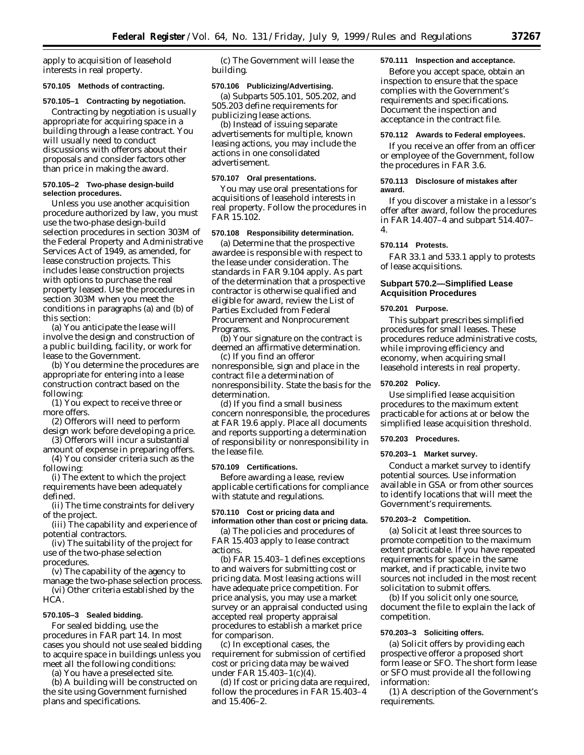apply to acquisition of leasehold interests in real property.

**570.105 Methods of contracting.**

**570.105–1 Contracting by negotiation.**

Contracting by negotiation is usually appropriate for acquiring space in a building through a lease contract. You will usually need to conduct discussions with offerors about their proposals and consider factors other than price in making the award.

**570.105–2 Two-phase design-build selection procedures.**

Unless you use another acquisition procedure authorized by law, you must use the two-phase design-build selection procedures in section 303M of the Federal Property and Administrative Services Act of 1949, as amended, for lease construction projects. This includes lease construction projects with options to purchase the real property leased. Use the procedures in section 303M when you meet the conditions in paragraphs (a) and (b) of this section:

(a) You anticipate the lease will involve the design and construction of a public building, facility, or work for lease to the Government.

(b) You determine the procedures are appropriate for entering into a lease construction contract based on the following:

(1) You expect to receive three or more offers.

(2) Offerors will need to perform design work before developing a price.

(3) Offerors will incur a substantial amount of expense in preparing offers.

(4) You consider criteria such as the following:

(i) The extent to which the project requirements have been adequately defined.

(ii) The time constraints for delivery of the project.

(iii) The capability and experience of potential contractors.

(iv) The suitability of the project for use of the two-phase selection procedures.

(v) The capability of the agency to manage the two-phase selection process.

(vi) Other criteria established by the HCA.

**570.105–3 Sealed bidding.**

For sealed bidding, use the procedures in FAR part 14. In most cases you should not use sealed bidding to acquire space in buildings unless you meet all the following conditions:

(a) You have a preselected site.

(b) A building will be constructed on the site using Government furnished plans and specifications.

(c) The Government will lease the building.

**570.106 Publicizing/Advertising.**

(a) Subparts 505.101, 505.202, and 505.203 define requirements for publicizing lease actions.

(b) Instead of issuing separate advertisements for multiple, known leasing actions, you may include the actions in one consolidated advertisement.

**570.107 Oral presentations.**

You may use oral presentations for acquisitions of leasehold interests in real property. Follow the procedures in FAR 15.102.

**570.108 Responsibility determination.**

(a) Determine that the prospective awardee is responsible with respect to the lease under consideration. The standards in FAR 9.104 apply. As part of the determination that a prospective contractor is otherwise qualified and eligible for award, review the List of Parties Excluded from Federal Procurement and Nonprocurement Programs.

(b) Your signature on the contract is deemed an affirmative determination.

(c) If you find an offeror nonresponsible, sign and place in the contract file a determination of nonresponsibility. State the basis for the determination.

(d) If you find a small business concern nonresponsible, the procedures at FAR 19.6 apply. Place all documents and reports supporting a determination of responsibility or nonresponsibility in the lease file.

**570.109 Certifications.**

Before awarding a lease, review applicable certifications for compliance with statute and regulations.

**570.110 Cost or pricing data and information other than cost or pricing data.**

(a) The policies and procedures of FAR 15.403 apply to lease contract actions.

(b) FAR 15.403–1 defines exceptions to and waivers for submitting cost or pricing data. Most leasing actions will have adequate price competition. For price analysis, you may use a market survey or an appraisal conducted using accepted real property appraisal procedures to establish a market price for comparison.

(c) In exceptional cases, the requirement for submission of certified cost or pricing data may be waived under FAR 15.403–1(c)(4).

(d) If cost or pricing data are required, follow the procedures in FAR 15.403–4 and 15.406–2.

**570.111 Inspection and acceptance.**

Before you accept space, obtain an inspection to ensure that the space complies with the Government's requirements and specifications. Document the inspection and acceptance in the contract file.

**570.112 Awards to Federal employees.**

If you receive an offer from an officer or employee of the Government, follow the procedures in FAR 3.6.

**570.113 Disclosure of mistakes after award.**

If you discover a mistake in a lessor's offer after award, follow the procedures in FAR 14.407–4 and subpart 514.407–4.

**570.114 Protests.**

FAR 33.1 and 533.1 apply to protests of lease acquisitions.

## Subpart 570.2—Simplified Lease Acquisition Procedures

**570.201 Purpose.**

This subpart prescribes simplified procedures for small leases. These procedures reduce administrative costs, while improving efficiency and economy, when acquiring small leasehold interests in real property.

**570.202 Policy.**

Use simplified lease acquisition procedures to the maximum extent practicable for actions at or below the simplified lease acquisition threshold.

**570.203 Procedures.**

**570.203–1 Market survey.**

Conduct a market survey to identify potential sources. Use information available in GSA or from other sources to identify locations that will meet the Government's requirements.

**570.203–2 Competition.**

(a) Solicit at least three sources to promote competition to the maximum extent practicable. If you have repeated requirements for space in the same market, and if practicable, invite two sources not included in the most recent solicitation to submit offers.

(b) If you solicit only one source, document the file to explain the lack of competition.

**570.203–3 Soliciting offers.**

(a) Solicit offers by providing each prospective offeror a proposed short form lease or SFO. The short form lease or SFO must provide all the following information:

(1) A description of the Government's requirements.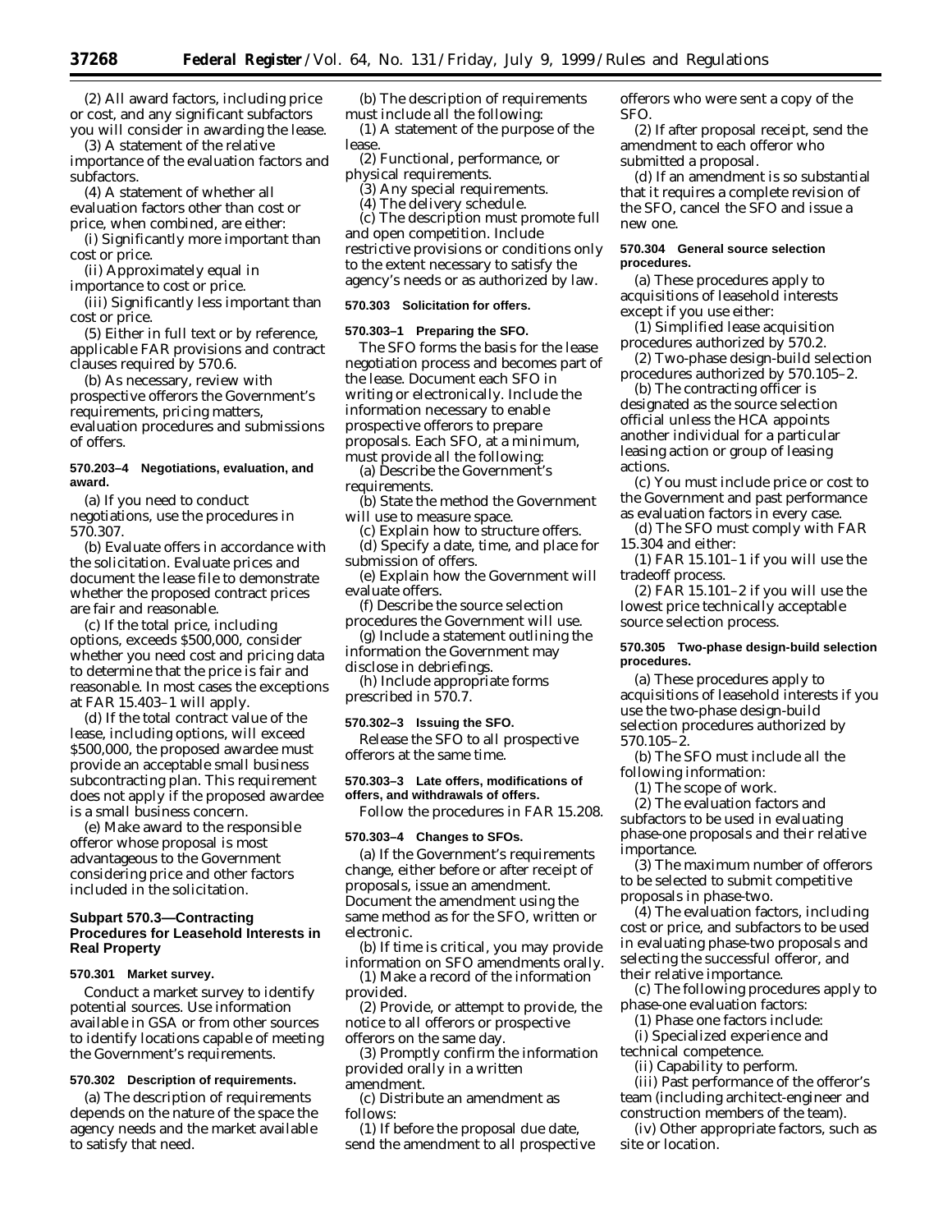(2) All award factors, including price or cost, and any significant subfactors you will consider in awarding the lease.

(3) A statement of the relative importance of the evaluation factors and subfactors.

(4) A statement of whether all evaluation factors other than cost or price, when combined, are either:

(i) Significantly more important than cost or price.

(ii) Approximately equal in importance to cost or price.

(iii) Significantly less important than cost or price.

(5) Either in full text or by reference, applicable FAR provisions and contract clauses required by 570.6.

(b) As necessary, review with prospective offerors the Government's requirements, pricing matters, evaluation procedures and submissions of offers.

**570.203–4 Negotiations, evaluation, and award.**

(a) If you need to conduct negotiations, use the procedures in 570.307.

(b) Evaluate offers in accordance with the solicitation. Evaluate prices and document the lease file to demonstrate whether the proposed contract prices are fair and reasonable.

(c) If the total price, including options, exceeds $500,000, consider whether you need cost and pricing data to determine that the price is fair and reasonable. In most cases the exceptions at FAR 15.403–1 will apply.

(d) If the total contract value of the lease, including options, will exceed $500,000, the proposed awardee must provide an acceptable small business subcontracting plan. This requirement does not apply if the proposed awardee is a small business concern.

(e) Make award to the responsible offeror whose proposal is most advantageous to the Government considering price and other factors included in the solicitation.

## Subpart 570.3—Contracting Procedures for Leasehold Interests in Real Property

**570.301 Market survey.**

Conduct a market survey to identify potential sources. Use information available in GSA or from other sources to identify locations capable of meeting the Government's requirements.

**570.302 Description of requirements.**

(a) The description of requirements depends on the nature of the space the agency needs and the market available to satisfy that need.

(b) The description of requirements must include all the following:

(1) A statement of the purpose of the lease.

(2) Functional, performance, or physical requirements.

(3) Any special requirements.

(4) The delivery schedule.

(c) The description must promote full and open competition. Include restrictive provisions or conditions only to the extent necessary to satisfy the agency's needs or as authorized by law.

**570.303 Solicitation for offers.**

**570.303–1 Preparing the SFO.**

The SFO forms the basis for the lease negotiation process and becomes part of the lease. Document each SFO in writing or electronically. Include the information necessary to enable prospective offerors to prepare proposals. Each SFO, at a minimum, must provide all the following:

(a) Describe the Government's requirements.

(b) State the method the Government will use to measure space.

(c) Explain how to structure offers.

(d) Specify a date, time, and place for submission of offers.

(e) Explain how the Government will evaluate offers.

(f) Describe the source selection procedures the Government will use.

(g) Include a statement outlining the information the Government may disclose in debriefings.

(h) Include appropriate forms prescribed in 570.7.

**570.302–3 Issuing the SFO.**

Release the SFO to all prospective offerors at the same time.

**570.303–3 Late offers, modifications of offers, and withdrawals of offers.**

Follow the procedures in FAR 15.208.

**570.303–4 Changes to SFOs.**

(a) If the Government's requirements change, either before or after receipt of proposals, issue an amendment. Document the amendment using the same method as for the SFO, written or electronic.

(b) If time is critical, you may provide information on SFO amendments orally.

(1) Make a record of the information provided.

(2) Provide, or attempt to provide, the notice to all offerors or prospective offerors on the same day.

(3) Promptly confirm the information provided orally in a written amendment.

(c) Distribute an amendment as follows:

(1) If before the proposal due date, send the amendment to all prospective offerors who were sent a copy of the SFO.

(2) If after proposal receipt, send the amendment to each offeror who submitted a proposal.

(d) If an amendment is so substantial that it requires a complete revision of the SFO, cancel the SFO and issue a new one.

**570.304 General source selection procedures.**

(a) These procedures apply to acquisitions of leasehold interests except if you use either:

(1) Simplified lease acquisition procedures authorized by 570.2.

(2) Two-phase design-build selection procedures authorized by 570.105–2.

(b) The contracting officer is designated as the source selection official unless the HCA appoints another individual for a particular leasing action or group of leasing actions.

(c) You must include price or cost to the Government and past performance as evaluation factors in every case.

(d) The SFO must comply with FAR 15.304 and either:

(1) FAR 15.101–1 if you will use the tradeoff process.

(2) FAR 15.101–2 if you will use the lowest price technically acceptable source selection process.

**570.305 Two-phase design-build selection procedures.**

(a) These procedures apply to acquisitions of leasehold interests if you use the two-phase design-build selection procedures authorized by 570.105–2.

(b) The SFO must include all the following information:

(1) The scope of work.

(2) The evaluation factors and subfactors to be used in evaluating phase-one proposals and their relative importance.

(3) The maximum number of offerors to be selected to submit competitive proposals in phase-two.

(4) The evaluation factors, including cost or price, and subfactors to be used in evaluating phase-two proposals and selecting the successful offeror, and their relative importance.

(c) The following procedures apply to phase-one evaluation factors:

(1) Phase one factors include:

(i) Specialized experience and technical competence.

(ii) Capability to perform.

(iii) Past performance of the offeror's team (including architect-engineer and construction members of the team).

(iv) Other appropriate factors, such as site or location.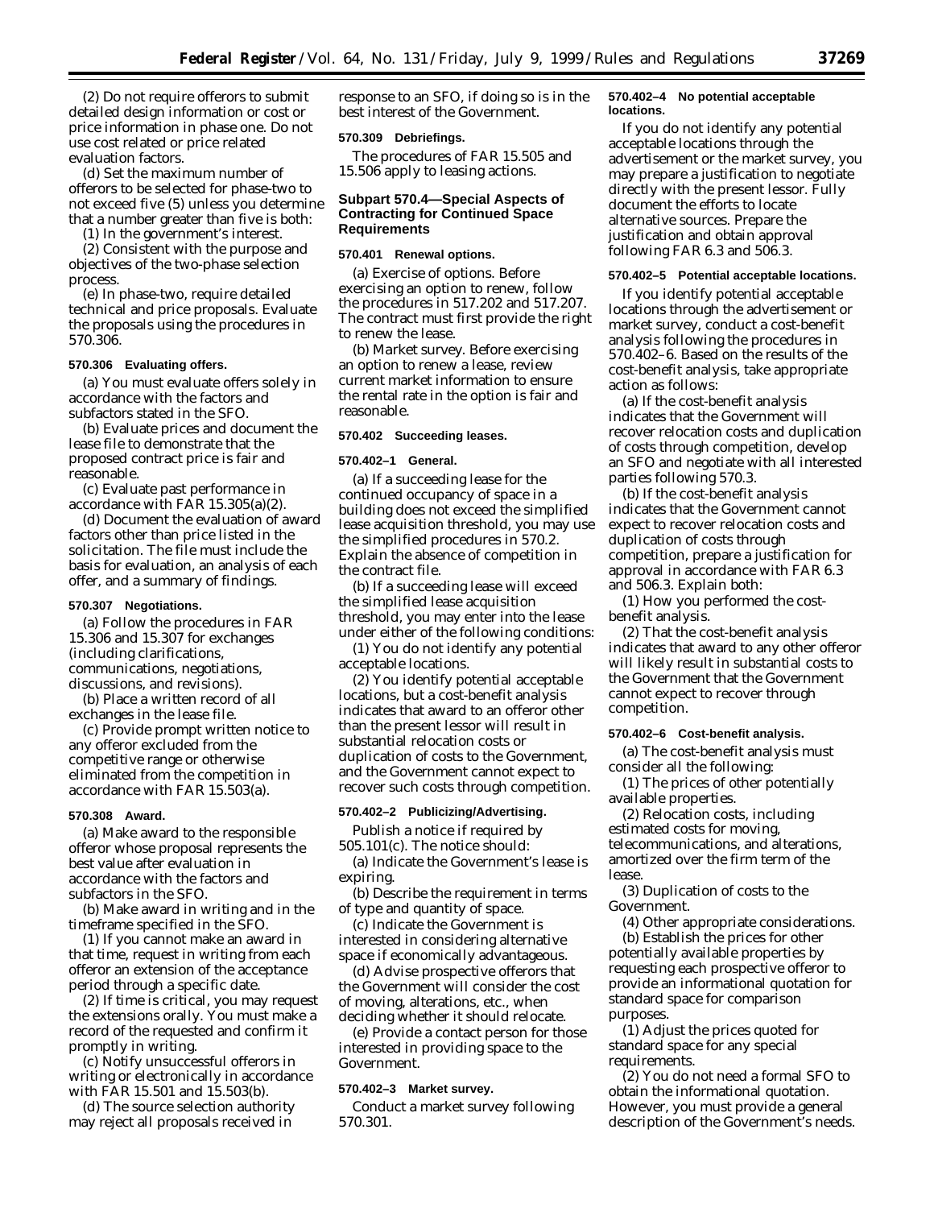(2) Do not require offerors to submit detailed design information or cost or price information in phase one. Do not use cost related or price related evaluation factors.

(d) Set the maximum number of offerors to be selected for phase-two to not exceed five (5) unless you determine that a number greater than five is both:

(1) In the government's interest.

(2) Consistent with the purpose and objectives of the two-phase selection process.

(e) In phase-two, require detailed technical and price proposals. Evaluate the proposals using the procedures in 570.306.

**570.306 Evaluating offers.**

(a) You must evaluate offers solely in accordance with the factors and subfactors stated in the SFO.

(b) Evaluate prices and document the lease file to demonstrate that the proposed contract price is fair and reasonable.

(c) Evaluate past performance in accordance with FAR 15.305(a)(2).

(d) Document the evaluation of award factors other than price listed in the solicitation. The file must include the basis for evaluation, an analysis of each offer, and a summary of findings.

**570.307 Negotiations.**

(a) Follow the procedures in FAR 15.306 and 15.307 for exchanges (including clarifications, communications, negotiations, discussions, and revisions).

(b) Place a written record of all exchanges in the lease file.

(c) Provide prompt written notice to any offeror excluded from the competitive range or otherwise eliminated from the competition in accordance with FAR 15.503(a).

**570.308 Award.**

(a) Make award to the responsible offeror whose proposal represents the best value after evaluation in accordance with the factors and subfactors in the SFO.

(b) Make award in writing and in the timeframe specified in the SFO.

(1) If you cannot make an award in that time, request in writing from each offeror an extension of the acceptance period through a specific date.

(2) If time is critical, you may request the extensions orally. You must make a record of the requested and confirm it promptly in writing.

(c) Notify unsuccessful offerors in writing or electronically in accordance with FAR 15.501 and 15.503(b).

(d) The source selection authority may reject all proposals received in response to an SFO, if doing so is in the best interest of the Government.

**570.309 Debriefings.**

The procedures of FAR 15.505 and 15.506 apply to leasing actions.

## Subpart 570.4—Special Aspects of Contracting for Continued Space Requirements

**570.401 Renewal options.**

(a) *Exercise of options.* Before exercising an option to renew, follow the procedures in 517.202 and 517.207. The contract must first provide the right to renew the lease.

(b) *Market survey.* Before exercising an option to renew a lease, review current market information to ensure the rental rate in the option is fair and reasonable.

**570.402 Succeeding leases.**

**570.402–1 General.**

(a) If a succeeding lease for the continued occupancy of space in a building does not exceed the simplified lease acquisition threshold, you may use the simplified procedures in 570.2. Explain the absence of competition in the contract file.

(b) If a succeeding lease will exceed the simplified lease acquisition threshold, you may enter into the lease under either of the following conditions:

(1) You do not identify any potential acceptable locations.

(2) You identify potential acceptable locations, but a cost-benefit analysis indicates that award to an offeror other than the present lessor will result in substantial relocation costs or duplication of costs to the Government, and the Government cannot expect to recover such costs through competition.

**570.402–2 Publicizing/Advertising.**

Publish a notice if required by 505.101(c). The notice should:

(a) Indicate the Government's lease is expiring.

(b) Describe the requirement in terms of type and quantity of space.

(c) Indicate the Government is interested in considering alternative space if economically advantageous.

(d) Advise prospective offerors that the Government will consider the cost of moving, alterations, etc., when deciding whether it should relocate.

(e) Provide a contact person for those interested in providing space to the Government.

**570.402–3 Market survey.**

Conduct a market survey following 570.301.

**570.402–4 No potential acceptable locations.**

If you do not identify any potential acceptable locations through the advertisement or the market survey, you may prepare a justification to negotiate directly with the present lessor. Fully document the efforts to locate alternative sources. Prepare the justification and obtain approval following FAR 6.3 and 506.3.

**570.402–5 Potential acceptable locations.**

If you identify potential acceptable locations through the advertisement or market survey, conduct a cost-benefit analysis following the procedures in 570.402–6. Based on the results of the cost-benefit analysis, take appropriate action as follows:

(a) If the cost-benefit analysis indicates that the Government will recover relocation costs and duplication of costs through competition, develop an SFO and negotiate with all interested parties following 570.3.

(b) If the cost-benefit analysis indicates that the Government cannot expect to recover relocation costs and duplication of costs through competition, prepare a justification for approval in accordance with FAR 6.3 and 506.3. Explain both:

(1) How you performed the cost-benefit analysis.

(2) That the cost-benefit analysis indicates that award to any other offeror will likely result in substantial costs to the Government that the Government cannot expect to recover through competition.

**570.402–6 Cost-benefit analysis.**

(a) The cost-benefit analysis must consider all the following:

(1) The prices of other potentially available properties.

(2) Relocation costs, including estimated costs for moving, telecommunications, and alterations, amortized over the firm term of the lease.

(3) Duplication of costs to the Government.

(4) Other appropriate considerations.

(b) Establish the prices for other potentially available properties by requesting each prospective offeror to provide an informational quotation for standard space for comparison purposes.

(1) Adjust the prices quoted for standard space for any special requirements.

(2) You do not need a formal SFO to obtain the informational quotation. However, you must provide a general description of the Government's needs.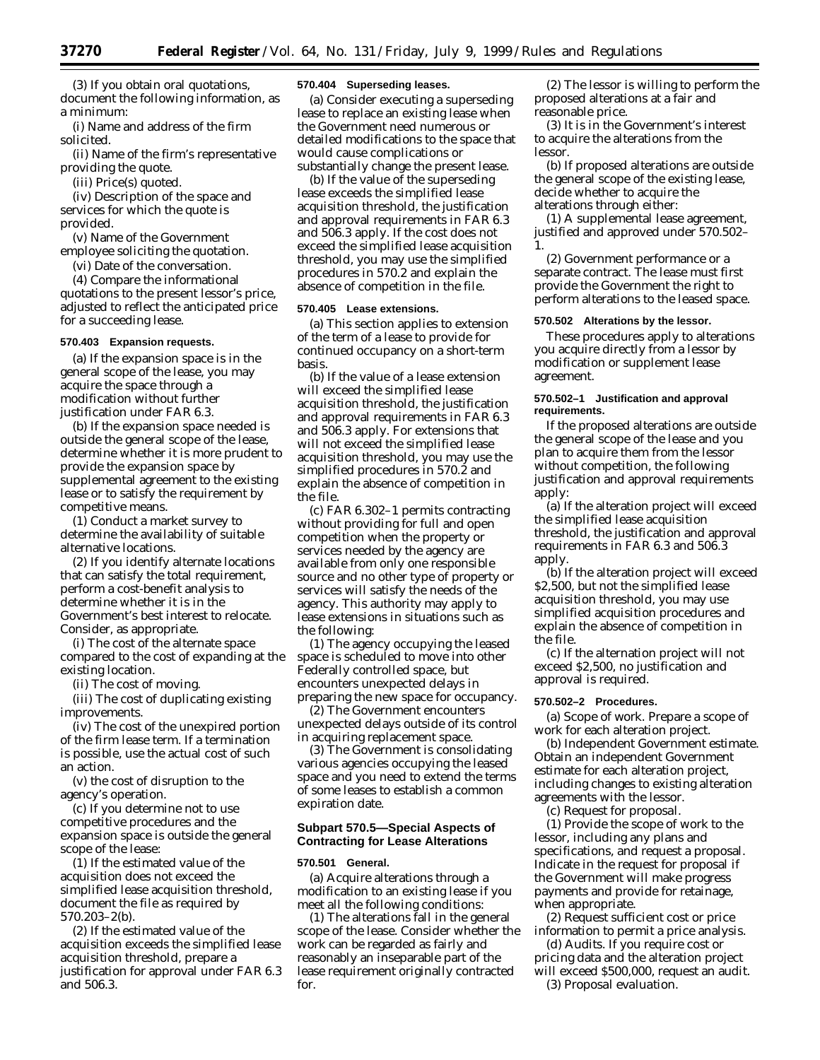(3) If you obtain oral quotations, document the following information, as a minimum:

(i) Name and address of the firm solicited.

(ii) Name of the firm's representative providing the quote.

(iii) Price(s) quoted.

(iv) Description of the space and services for which the quote is provided.

(v) Name of the Government employee soliciting the quotation.

(vi) Date of the conversation.

(4) Compare the informational quotations to the present lessor's price, adjusted to reflect the anticipated price for a succeeding lease.

**570.403 Expansion requests.**

(a) If the expansion space is in the general scope of the lease, you may acquire the space through a modification without further justification under FAR 6.3.

(b) If the expansion space needed is outside the general scope of the lease, determine whether it is more prudent to provide the expansion space by supplemental agreement to the existing lease or to satisfy the requirement by competitive means.

(1) Conduct a market survey to determine the availability of suitable alternative locations.

(2) If you identify alternate locations that can satisfy the total requirement, perform a cost-benefit analysis to determine whether it is in the Government's best interest to relocate. Consider, as appropriate.

(i) The cost of the alternate space compared to the cost of expanding at the existing location.

(ii) The cost of moving.

(iii) The cost of duplicating existing improvements.

(iv) The cost of the unexpired portion of the firm lease term. If a termination is possible, use the actual cost of such an action.

(v) the cost of disruption to the agency's operation.

(c) If you determine not to use competitive procedures and the expansion space is outside the general scope of the lease:

(1) If the estimated value of the acquisition does not exceed the simplified lease acquisition threshold, document the file as required by 570.203–2(b).

(2) If the estimated value of the acquisition exceeds the simplified lease acquisition threshold, prepare a justification for approval under FAR 6.3 and 506.3.

**570.404 Superseding leases.**

(a) Consider executing a superseding lease to replace an existing lease when the Government need numerous or detailed modifications to the space that would cause complications or substantially change the present lease.

(b) If the value of the superseding lease exceeds the simplified lease acquisition threshold, the justification and approval requirements in FAR 6.3 and 506.3 apply. If the cost does not exceed the simplified lease acquisition threshold, you may use the simplified procedures in 570.2 and explain the absence of competition in the file.

**570.405 Lease extensions.**

(a) This section applies to extension of the term of a lease to provide for continued occupancy on a short-term basis.

(b) If the value of a lease extension will exceed the simplified lease acquisition threshold, the justification and approval requirements in FAR 6.3 and 506.3 apply. For extensions that will not exceed the simplified lease acquisition threshold, you may use the simplified procedures in 570.2 and explain the absence of competition in the file.

(c) FAR 6.302–1 permits contracting without providing for full and open competition when the property or services needed by the agency are available from only one responsible source and no other type of property or services will satisfy the needs of the agency. This authority may apply to lease extensions in situations such as the following:

(1) The agency occupying the leased space is scheduled to move into other Federally controlled space, but encounters unexpected delays in preparing the new space for occupancy.

(2) The Government encounters unexpected delays outside of its control in acquiring replacement space.

(3) The Government is consolidating various agencies occupying the leased space and you need to extend the terms of some leases to establish a common expiration date.

## Subpart 570.5—Special Aspects of Contracting for Lease Alterations

**570.501 General.**

(a) Acquire alterations through a modification to an existing lease if you meet all the following conditions:

(1) The alterations fall in the general scope of the lease. Consider whether the work can be regarded as fairly and reasonably an inseparable part of the lease requirement originally contracted for.

(2) The lessor is willing to perform the proposed alterations at a fair and reasonable price.

(3) It is in the Government's interest to acquire the alterations from the lessor.

(b) If proposed alterations are outside the general scope of the existing lease, decide whether to acquire the alterations through either:

(1) A supplemental lease agreement, justified and approved under 570.502–1.

(2) Government performance or a separate contract. The lease must first provide the Government the right to perform alterations to the leased space.

**570.502 Alterations by the lessor.**

These procedures apply to alterations you acquire directly from a lessor by modification or supplement lease agreement.

**570.502–1 Justification and approval requirements.**

If the proposed alterations are outside the general scope of the lease and you plan to acquire them from the lessor without competition, the following justification and approval requirements apply:

(a) If the alteration project will exceed the simplified lease acquisition threshold, the justification and approval requirements in FAR 6.3 and 506.3 apply.

(b) If the alteration project will exceed $2,500, but not the simplified lease acquisition threshold, you may use simplified acquisition procedures and explain the absence of competition in the file.

(c) If the alternation project will not exceed $2,500, no justification and approval is required.

**570.502–2 Procedures.**

(a) *Scope of work.* Prepare a scope of work for each alteration project.

(b) *Independent Government estimate.* Obtain an independent Government estimate for each alteration project, including changes to existing alteration agreements with the lessor.

(c) *Request for proposal.*

(1) Provide the scope of work to the lessor, including any plans and specifications, and request a proposal. Indicate in the request for proposal if the Government will make progress payments and provide for retainage, when appropriate.

(2) Request sufficient cost or price information to permit a price analysis.

(d) *Audits.* If you require cost or pricing data and the alteration project will exceed $500,000, request an audit.

(3) *Proposal evaluation.*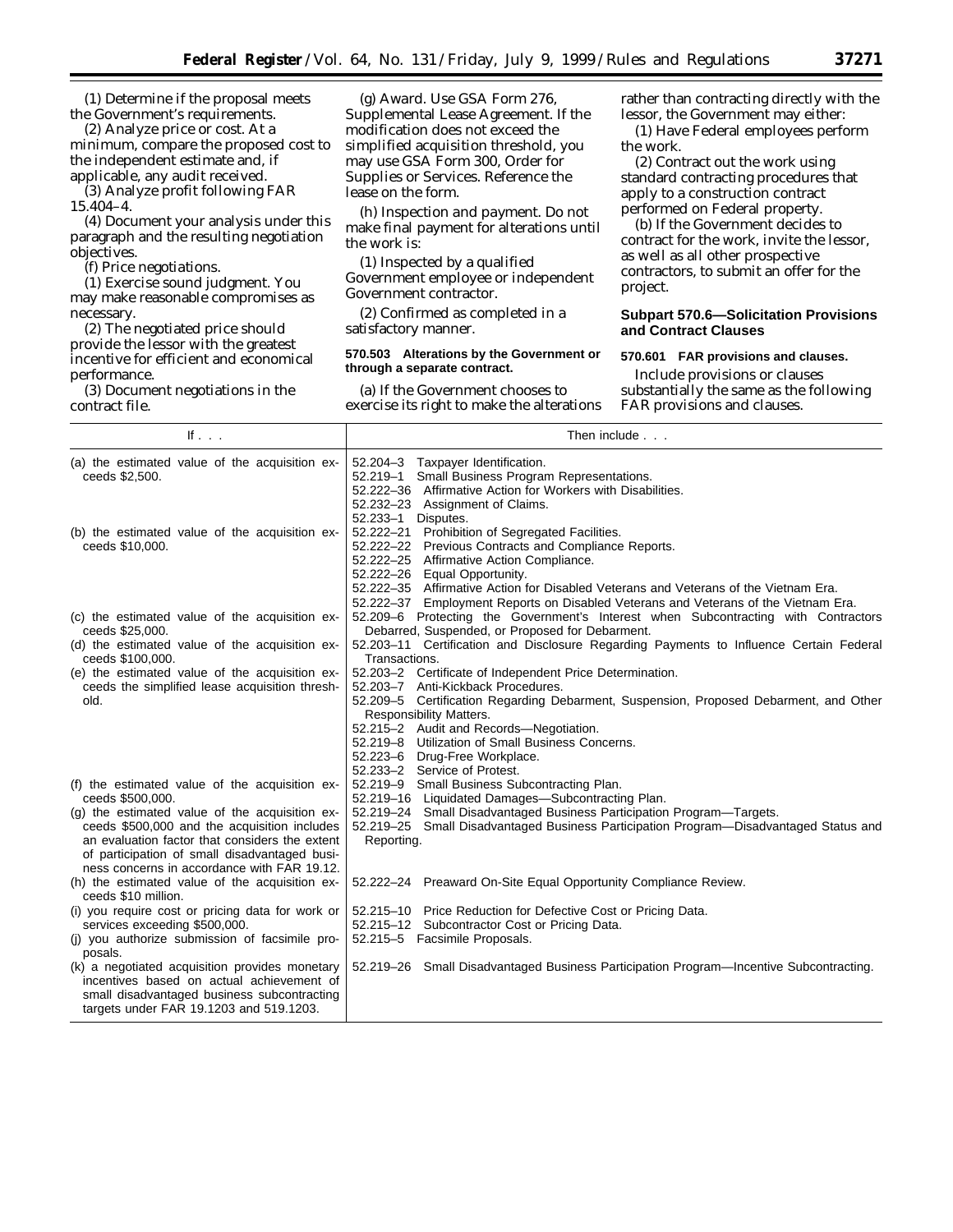(1) Determine if the proposal meets the Government's requirements.

(2) Analyze price or cost. At a minimum, compare the proposed cost to the independent estimate and, if applicable, any audit received.

(3) Analyze profit following FAR 15.404–4.

(4) Document your analysis under this paragraph and the resulting negotiation objectives.

(f) Price negotiations.

(1) Exercise sound judgment. You may make reasonable compromises as necessary.

(2) The negotiated price should provide the lessor with the greatest incentive for efficient and economical performance.

(3) Document negotiations in the contract file.

(g) Award. Use GSA Form 276, Supplemental Lease Agreement. If the modification does not exceed the simplified acquisition threshold, you may use GSA Form 300, Order for Supplies or Services. Reference the lease on the form.

(h) Inspection and payment. Do not make final payment for alterations until the work is:

(1) Inspected by a qualified Government employee or independent Government contractor.

(2) Confirmed as completed in a satisfactory manner.

**570.503 Alterations by the Government or through a separate contract.**

(a) If the Government chooses to exercise its right to make the alterations rather than contracting directly with the lessor, the Government may either:

(1) Have Federal employees perform the work.

(2) Contract out the work using standard contracting procedures that apply to a construction contract performed on Federal property.

(b) If the Government decides to contract for the work, invite the lessor, as well as all other prospective contractors, to submit an offer for the project.

## Subpart 570.6—Solicitation Provisions and Contract Clauses

**570.601 FAR provisions and clauses.**

Include provisions or clauses substantially the same as the following FAR provisions and clauses.

| If . . . | Then include . . . |
|---|---|
| (a) the estimated value of the acquisition exceeds $2,500. | 52.204–3 Taxpayer Identification.<br>52.219–1 Small Business Program Representations.<br>52.222–36 Affirmative Action for Workers with Disabilities.<br>52.232–23 Assignment of Claims.<br>52.233–1 Disputes. |
| (b) the estimated value of the acquisition exceeds $10,000. | 52.222–21 Prohibition of Segregated Facilities.<br>52.222–22 Previous Contracts and Compliance Reports.<br>52.222–25 Affirmative Action Compliance.<br>52.222–26 Equal Opportunity.<br>52.222–35 Affirmative Action for Disabled Veterans and Veterans of the Vietnam Era.<br>52.222–37 Employment Reports on Disabled Veterans and Veterans of the Vietnam Era. |
| (c) the estimated value of the acquisition exceeds $25,000. | 52.209–6 Protecting the Government's Interest when Subcontracting with Contractors Debarred, Suspended, or Proposed for Debarment. |
| (d) the estimated value of the acquisition exceeds $100,000. | 52.203–11 Certification and Disclosure Regarding Payments to Influence Certain Federal Transactions. |
| (e) the estimated value of the acquisition exceeds the simplified lease acquisition threshold. | 52.203–2 Certificate of Independent Price Determination.<br>52.203–7 Anti-Kickback Procedures.<br>52.209–5 Certification Regarding Debarment, Suspension, Proposed Debarment, and Other Responsibility Matters.<br>52.215–2 Audit and Records—Negotiation.<br>52.219–8 Utilization of Small Business Concerns.<br>52.223–6 Drug-Free Workplace.<br>52.233–2 Service of Protest. |
| (f) the estimated value of the acquisition exceeds $500,000. | 52.219–9 Small Business Subcontracting Plan.<br>52.219–16 Liquidated Damages—Subcontracting Plan. |
| (g) the estimated value of the acquisition exceeds $500,000 and the acquisition includes an evaluation factor that considers the extent of participation of small disadvantaged business concerns in accordance with FAR 19.12. | 52.219–24 Small Disadvantaged Business Participation Program—Targets.<br>52.219–25 Small Disadvantaged Business Participation Program—Disadvantaged Status and Reporting. |
| (h) the estimated value of the acquisition exceeds $10 million. | 52.222–24 Preaward On-Site Equal Opportunity Compliance Review. |
| (i) you require cost or pricing data for work or services exceeding $500,000. | 52.215–10 Price Reduction for Defective Cost or Pricing Data.<br>52.215–12 Subcontractor Cost or Pricing Data. |
| (j) you authorize submission of facsimile proposals. | 52.215–5 Facsimile Proposals. |
| (k) a negotiated acquisition provides monetary incentives based on actual achievement of small disadvantaged business subcontracting targets under FAR 19.1203 and 519.1203. | 52.219–26 Small Disadvantaged Business Participation Program—Incentive Subcontracting. |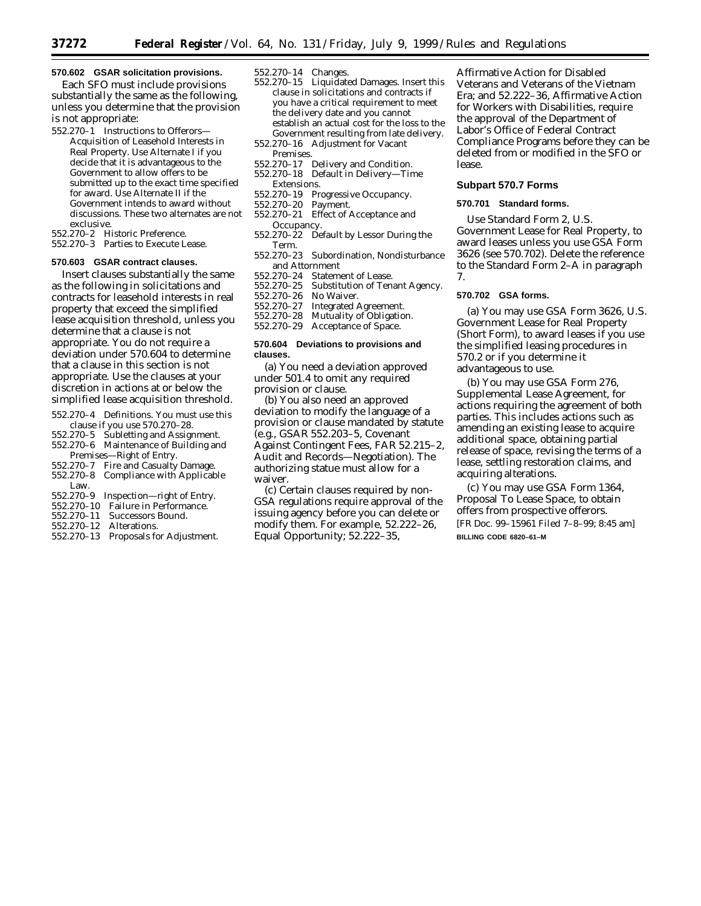**570.602 GSAR solicitation provisions.**

Each SFO must include provisions substantially the same as the following, unless you determine that the provision is not appropriate:

552.270–1 Instructions to Offerors—Acquisition of Leasehold Interests in Real Property. Use Alternate I if you decide that it is advantageous to the Government to allow offers to be submitted up to the exact time specified for award. Use Alternate II if the Government intends to award without discussions. These two alternates are not exclusive.
552.270–2 Historic Preference.
552.270–3 Parties to Execute Lease.

**570.603 GSAR contract clauses.**

Insert clauses substantially the same as the following in solicitations and contracts for leasehold interests in real property that exceed the simplified lease acquisition threshold, unless you determine that a clause is not appropriate. You do not require a deviation under 570.604 to determine that a clause in this section is not appropriate. Use the clauses at your discretion in actions at or below the simplified lease acquisition threshold.

552.270–4 Definitions. You must use this clause if you use 570.270–28.
552.270–5 Subletting and Assignment.
552.270–6 Maintenance of Building and Premises—Right of Entry.
552.270–7 Fire and Casualty Damage.
552.270–8 Compliance with Applicable Law.
552.270–9 Inspection—right of Entry.
552.270–10 Failure in Performance.
552.270–11 Successors Bound.
552.270–12 Alterations.
552.270–13 Proposals for Adjustment.
552.270–14 Changes.
552.270–15 Liquidated Damages. Insert this clause in solicitations and contracts if you have a critical requirement to meet the delivery date and you cannot establish an actual cost for the loss to the Government resulting from late delivery.
552.270–16 Adjustment for Vacant Premises.
552.270–17 Delivery and Condition.
552.270–18 Default in Delivery—Time Extensions.
552.270–19 Progressive Occupancy.
552.270–20 Payment.
552.270–21 Effect of Acceptance and Occupancy.
552.270–22 Default by Lessor During the Term.
552.270–23 Subordination, Nondisturbance and Attornment
552.270–24 Statement of Lease.
552.270–25 Substitution of Tenant Agency.
552.270–26 No Waiver.
552.270–27 Integrated Agreement.
552.270–28 Mutuality of Obligation.
552.270–29 Acceptance of Space.

**570.604 Deviations to provisions and clauses.**

(a) You need a deviation approved under 501.4 to omit any required provision or clause.

(b) You also need an approved deviation to modify the language of a provision or clause mandated by statute (e.g., GSAR 552.203–5, Covenant Against Contingent Fees, FAR 52.215–2, Audit and Records—Negotiation). The authorizing statue must allow for a waiver.

(c) Certain clauses required by non-GSA regulations require approval of the issuing agency before you can delete or modify them. For example, 52.222–26, Equal Opportunity; 52.222–35, Affirmative Action for Disabled Veterans and Veterans of the Vietnam Era; and 52.222–36, Affirmative Action for Workers with Disabilities, require the approval of the Department of Labor's Office of Federal Contract Compliance Programs before they can be deleted from or modified in the SFO or lease.

## Subpart 570.7 Forms

**570.701 Standard forms.**

Use Standard Form 2, U.S. Government Lease for Real Property, to award leases unless you use GSA Form 3626 (see 570.702). Delete the reference to the Standard Form 2–A in paragraph 7.

**570.702 GSA forms.**

(a) You may use GSA Form 3626, U.S. Government Lease for Real Property (Short Form), to award leases if you use the simplified leasing procedures in 570.2 or if you determine it advantageous to use.

(b) You may use GSA Form 276, Supplemental Lease Agreement, for actions requiring the agreement of both parties. This includes actions such as amending an existing lease to acquire additional space, obtaining partial release of space, revising the terms of a lease, settling restoration claims, and acquiring alterations.

(c) You may use GSA Form 1364, Proposal To Lease Space, to obtain offers from prospective offerors.

[FR Doc. 99–15961 Filed 7–8–99; 8:45 am]

BILLING CODE 6820–61–M